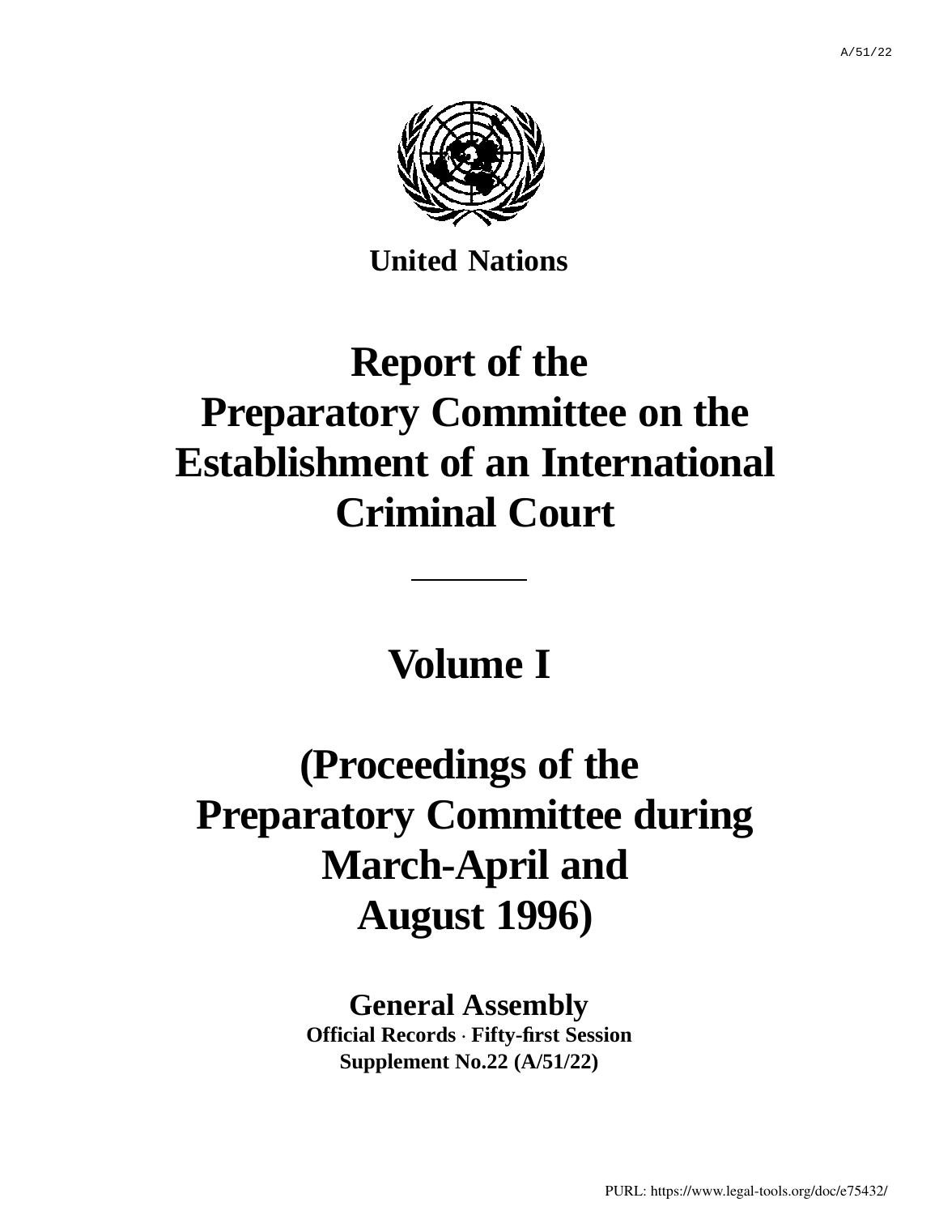A/51/22

**United Nations**

# Report of the Preparatory Committee on the Establishment of an International Criminal Court

---

## Volume I

## (Proceedings of the Preparatory Committee during March-April and August 1996)

**General Assembly**

**Official Records · Fifty-first Session**

**Supplement No.22 (A/51/22)**

PURL: https://www.legal-tools.org/doc/e75432/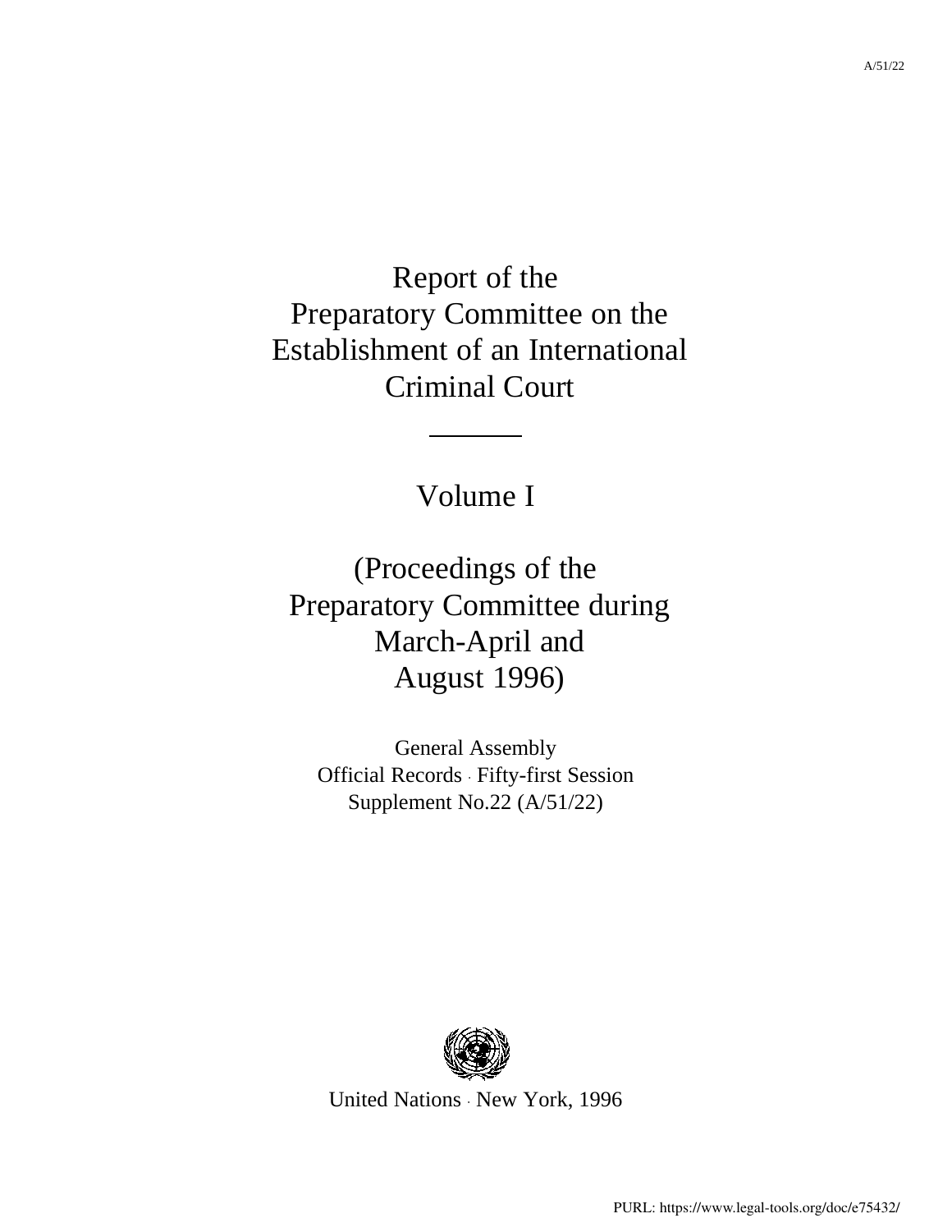# Report of the Preparatory Committee on the Establishment of an International Criminal Court

## Volume I

## (Proceedings of the Preparatory Committee during March-April and August 1996)

General Assembly
Official Records · Fifty-first Session
Supplement No.22 (A/51/22)

United Nations · New York, 1996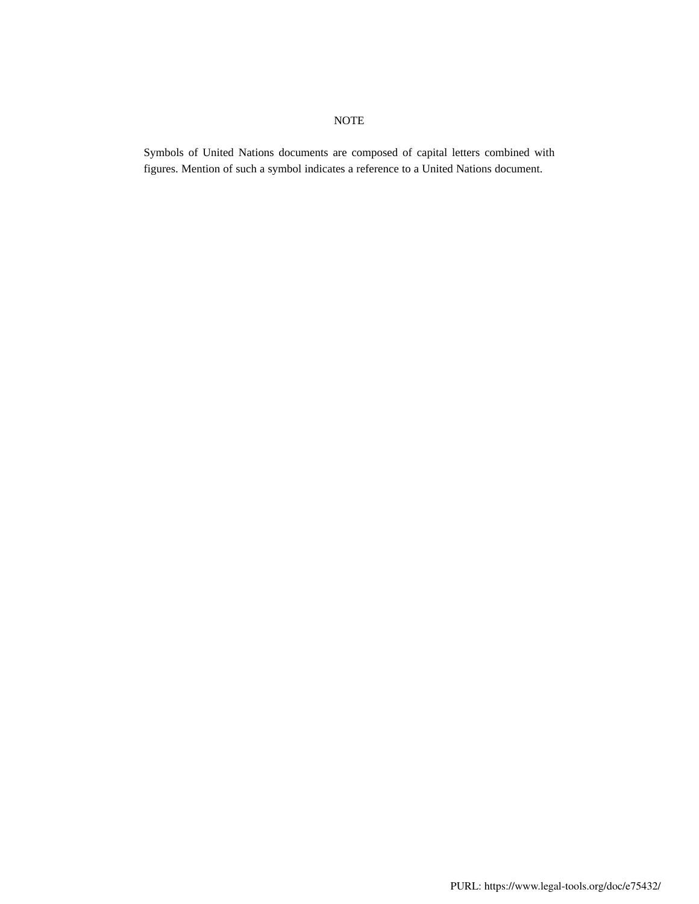NOTE

Symbols of United Nations documents are composed of capital letters combined with figures. Mention of such a symbol indicates a reference to a United Nations document.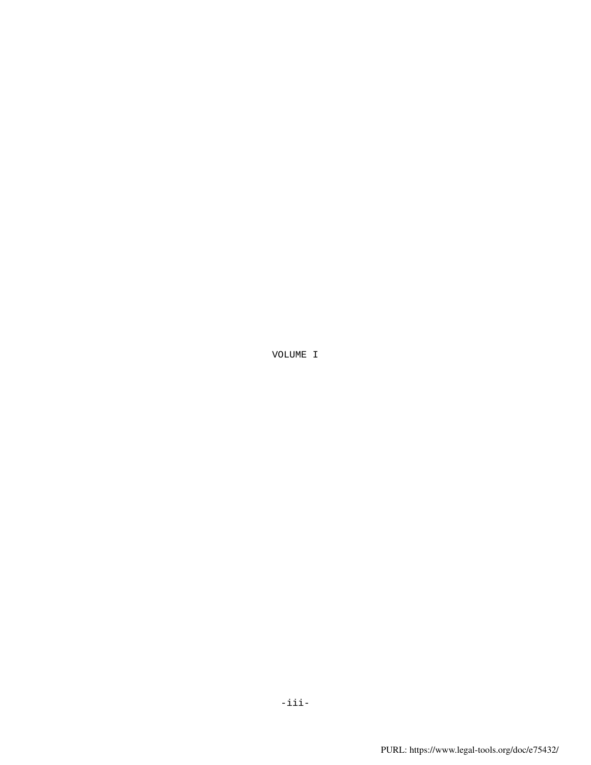VOLUME I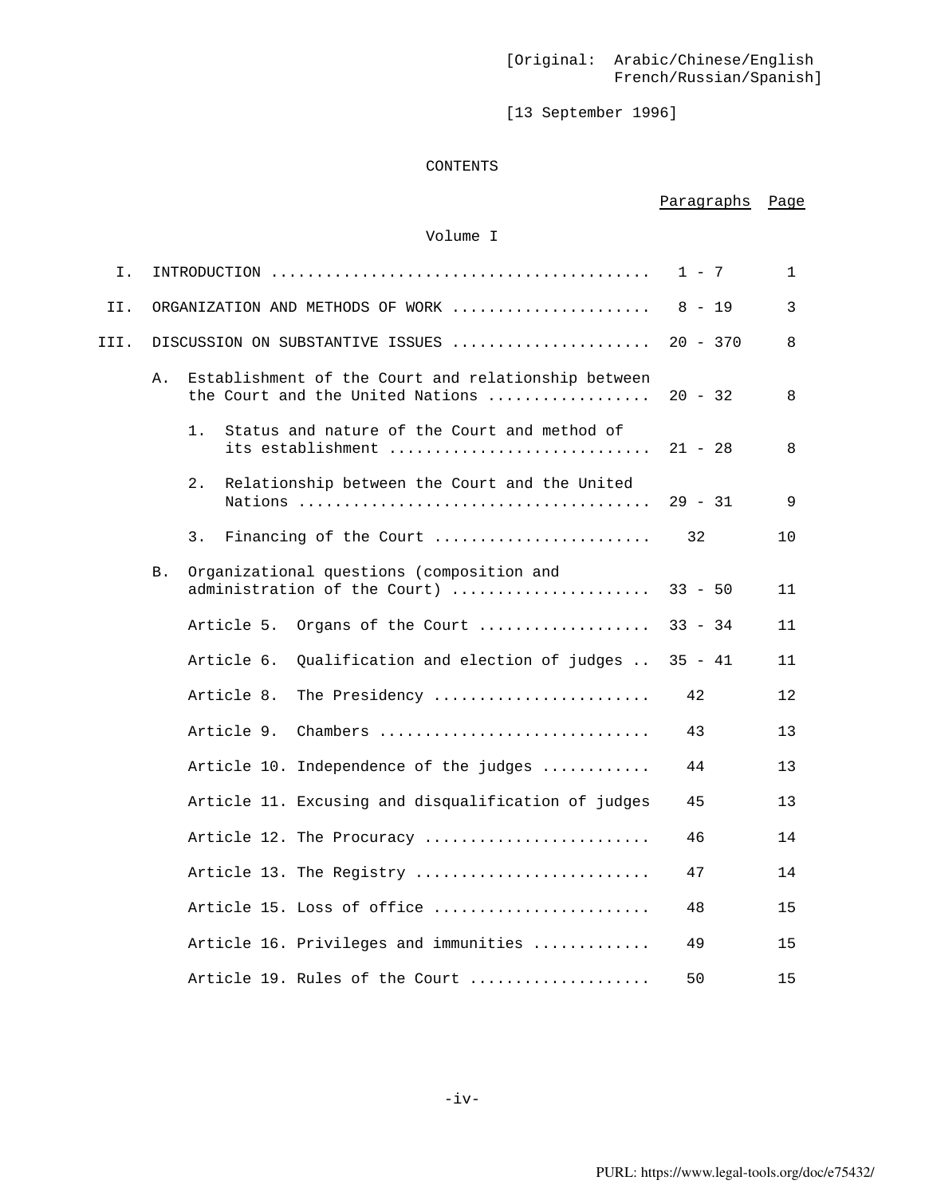[Original: Arabic/Chinese/English French/Russian/Spanish]

[13 September 1996]

CONTENTS

| | | Paragraphs | Page |
|---|---|---|---|
| | **Volume I** | | |
| I. | INTRODUCTION | 1 - 7 | 1 |
| II. | ORGANIZATION AND METHODS OF WORK | 8 - 19 | 3 |
| III. | DISCUSSION ON SUBSTANTIVE ISSUES | 20 - 370 | 8 |
| | A. Establishment of the Court and relationship between the Court and the United Nations | 20 - 32 | 8 |
| | 1. Status and nature of the Court and method of its establishment | 21 - 28 | 8 |
| | 2. Relationship between the Court and the United Nations | 29 - 31 | 9 |
| | 3. Financing of the Court | 32 | 10 |
| | B. Organizational questions (composition and administration of the Court) | 33 - 50 | 11 |
| | Article 5. Organs of the Court | 33 - 34 | 11 |
| | Article 6. Qualification and election of judges | 35 - 41 | 11 |
| | Article 8. The Presidency | 42 | 12 |
| | Article 9. Chambers | 43 | 13 |
| | Article 10. Independence of the judges | 44 | 13 |
| | Article 11. Excusing and disqualification of judges | 45 | 13 |
| | Article 12. The Procuracy | 46 | 14 |
| | Article 13. The Registry | 47 | 14 |
| | Article 15. Loss of office | 48 | 15 |
| | Article 16. Privileges and immunities | 49 | 15 |
| | Article 19. Rules of the Court | 50 | 15 |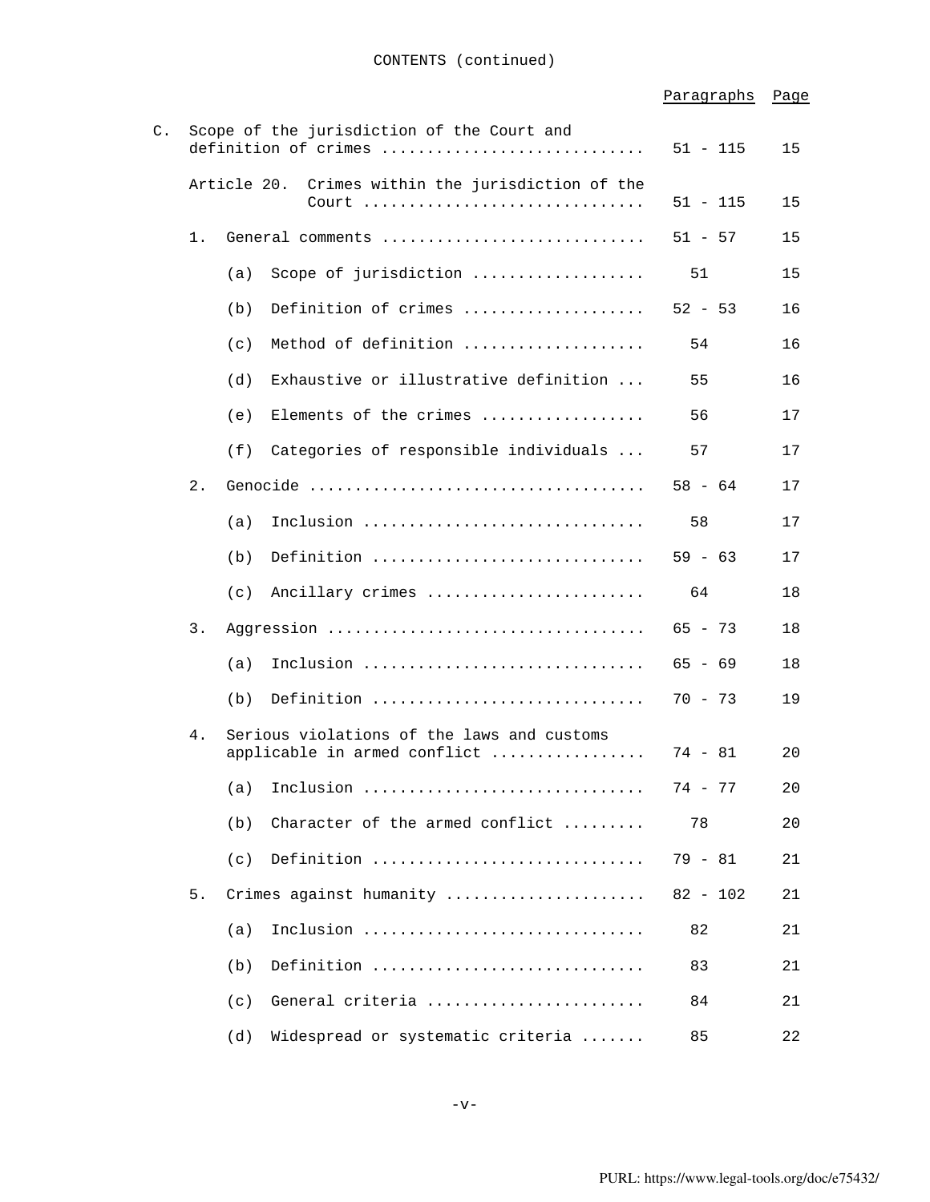CONTENTS (continued)

| | Paragraphs | Page |
|---|---|---|
| C. Scope of the jurisdiction of the Court and definition of crimes | 51 - 115 | 15 |
| Article 20. Crimes within the jurisdiction of the Court | 51 - 115 | 15 |
| 1. General comments | 51 - 57 | 15 |
| (a) Scope of jurisdiction | 51 | 15 |
| (b) Definition of crimes | 52 - 53 | 16 |
| (c) Method of definition | 54 | 16 |
| (d) Exhaustive or illustrative definition | 55 | 16 |
| (e) Elements of the crimes | 56 | 17 |
| (f) Categories of responsible individuals | 57 | 17 |
| 2. Genocide | 58 - 64 | 17 |
| (a) Inclusion | 58 | 17 |
| (b) Definition | 59 - 63 | 17 |
| (c) Ancillary crimes | 64 | 18 |
| 3. Aggression | 65 - 73 | 18 |
| (a) Inclusion | 65 - 69 | 18 |
| (b) Definition | 70 - 73 | 19 |
| 4. Serious violations of the laws and customs applicable in armed conflict | 74 - 81 | 20 |
| (a) Inclusion | 74 - 77 | 20 |
| (b) Character of the armed conflict | 78 | 20 |
| (c) Definition | 79 - 81 | 21 |
| 5. Crimes against humanity | 82 - 102 | 21 |
| (a) Inclusion | 82 | 21 |
| (b) Definition | 83 | 21 |
| (c) General criteria | 84 | 21 |
| (d) Widespread or systematic criteria | 85 | 22 |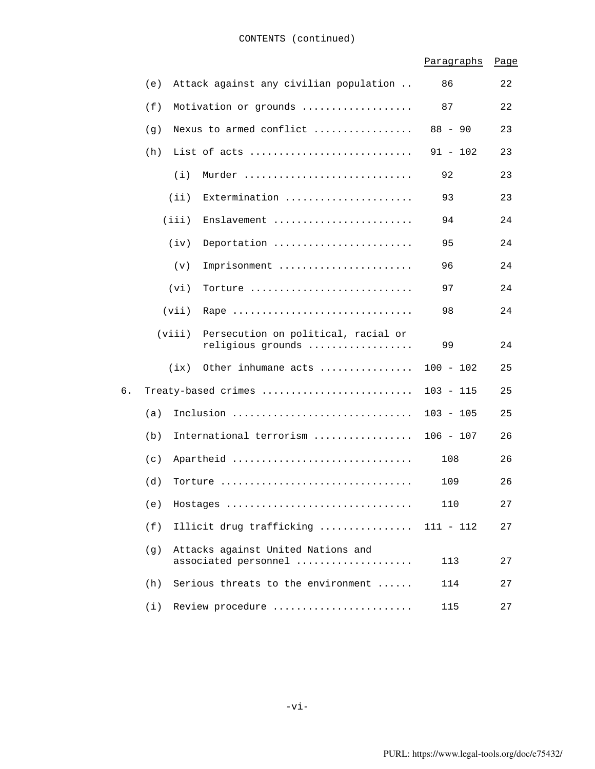CONTENTS (continued)

| | | Paragraphs | Page |
|---|---|---|---|
| (e) | Attack against any civilian population .. | 86 | 22 |
| (f) | Motivation or grounds .................. | 87 | 22 |
| (g) | Nexus to armed conflict ................ | 88 - 90 | 23 |
| (h) | List of acts ........................... | 91 - 102 | 23 |
| (i) | Murder ............................ | 92 | 23 |
| (ii) | Extermination ..................... | 93 | 23 |
| (iii) | Enslavement ....................... | 94 | 24 |
| (iv) | Deportation ....................... | 95 | 24 |
| (v) | Imprisonment ...................... | 96 | 24 |
| (vi) | Torture ........................... | 97 | 24 |
| (vii) | Rape .............................. | 98 | 24 |
| (viii) | Persecution on political, racial or religious grounds ................. | 99 | 24 |
| (ix) | Other inhumane acts ............... | 100 - 102 | 25 |
| 6. | Treaty-based crimes ......................... | 103 - 115 | 25 |
| (a) | Inclusion .............................. | 103 - 105 | 25 |
| (b) | International terrorism ................ | 106 - 107 | 26 |
| (c) | Apartheid .............................. | 108 | 26 |
| (d) | Torture ................................ | 109 | 26 |
| (e) | Hostages ............................... | 110 | 27 |
| (f) | Illicit drug trafficking ............... | 111 - 112 | 27 |
| (g) | Attacks against United Nations and associated personnel ................... | 113 | 27 |
| (h) | Serious threats to the environment ...... | 114 | 27 |
| (i) | Review procedure ....................... | 115 | 27 |

PURL: https://www.legal-tools.org/doc/e75432/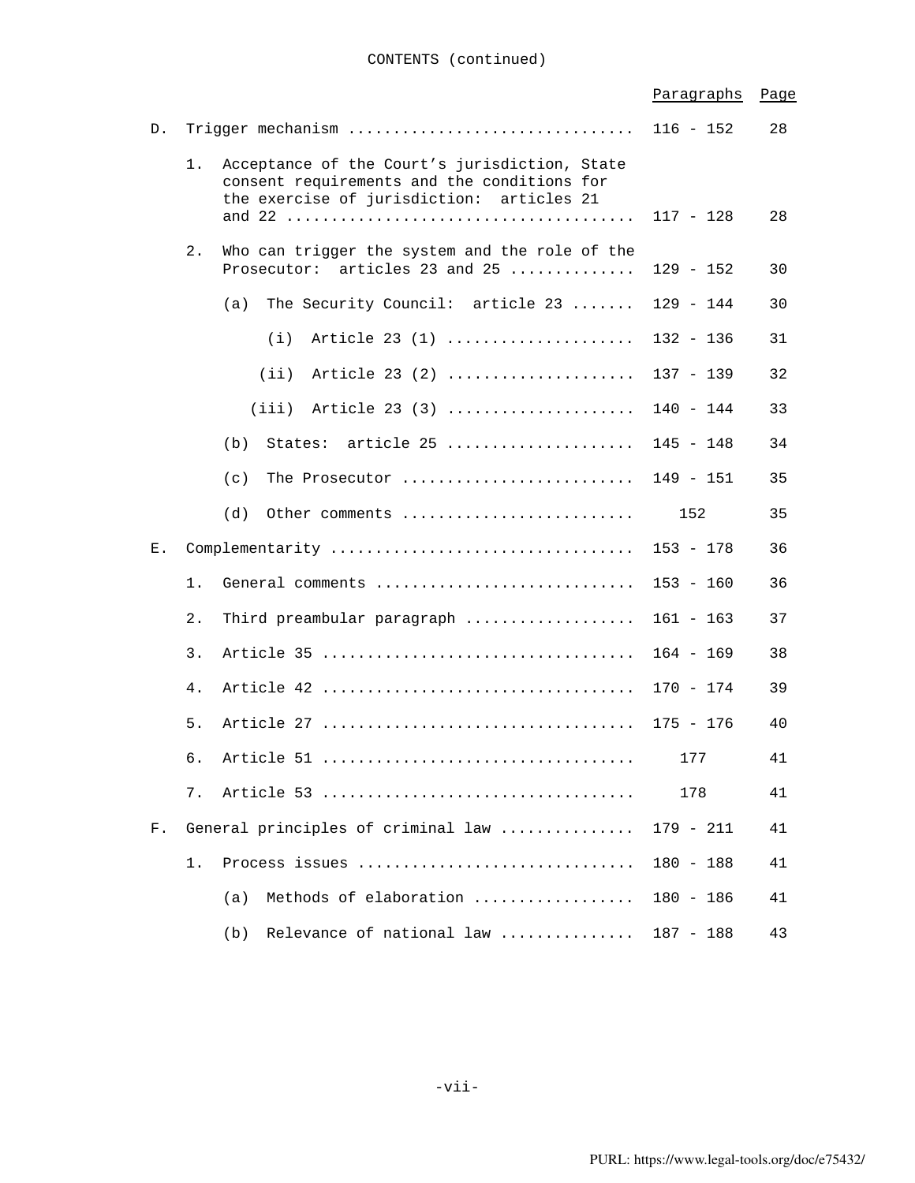CONTENTS (continued)

| | Paragraphs | Page |
|---|---|---|
| D. Trigger mechanism | 116 - 152 | 28 |
| 1. Acceptance of the Court's jurisdiction, State consent requirements and the conditions for the exercise of jurisdiction: articles 21 and 22 | 117 - 128 | 28 |
| 2. Who can trigger the system and the role of the Prosecutor: articles 23 and 25 | 129 - 152 | 30 |
| (a) The Security Council: article 23 | 129 - 144 | 30 |
| (i) Article 23 (1) | 132 - 136 | 31 |
| (ii) Article 23 (2) | 137 - 139 | 32 |
| (iii) Article 23 (3) | 140 - 144 | 33 |
| (b) States: article 25 | 145 - 148 | 34 |
| (c) The Prosecutor | 149 - 151 | 35 |
| (d) Other comments | 152 | 35 |
| E. Complementarity | 153 - 178 | 36 |
| 1. General comments | 153 - 160 | 36 |
| 2. Third preambular paragraph | 161 - 163 | 37 |
| 3. Article 35 | 164 - 169 | 38 |
| 4. Article 42 | 170 - 174 | 39 |
| 5. Article 27 | 175 - 176 | 40 |
| 6. Article 51 | 177 | 41 |
| 7. Article 53 | 178 | 41 |
| F. General principles of criminal law | 179 - 211 | 41 |
| 1. Process issues | 180 - 188 | 41 |
| (a) Methods of elaboration | 180 - 186 | 41 |
| (b) Relevance of national law | 187 - 188 | 43 |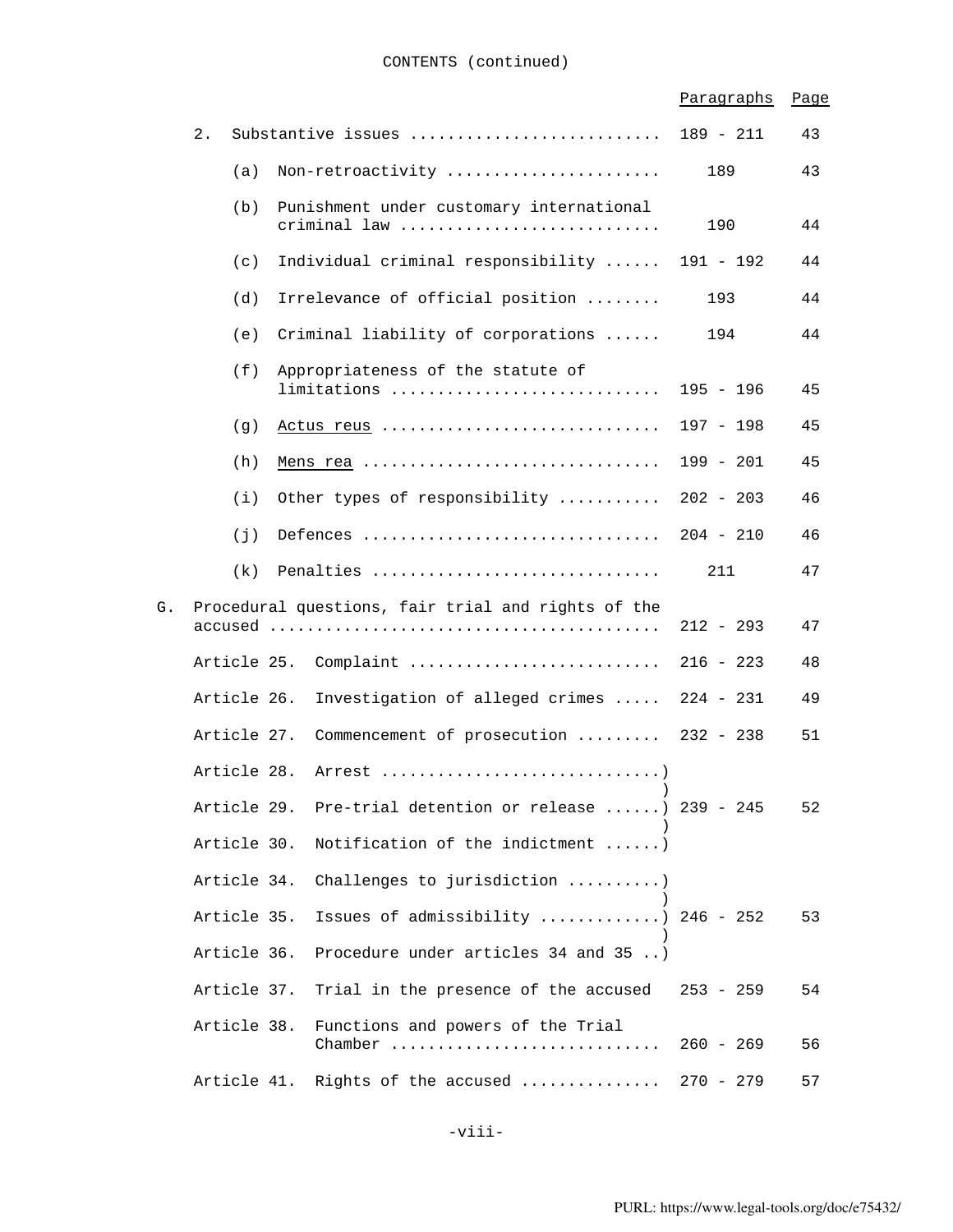CONTENTS (continued)

| | Paragraphs | Page |
|---|---|---|
| 2. Substantive issues | 189 - 211 | 43 |
| (a) Non-retroactivity | 189 | 43 |
| (b) Punishment under customary international criminal law | 190 | 44 |
| (c) Individual criminal responsibility | 191 - 192 | 44 |
| (d) Irrelevance of official position | 193 | 44 |
| (e) Criminal liability of corporations | 194 | 44 |
| (f) Appropriateness of the statute of limitations | 195 - 196 | 45 |
| (g) _Actus reus_ | 197 - 198 | 45 |
| (h) _Mens rea_ | 199 - 201 | 45 |
| (i) Other types of responsibility | 202 - 203 | 46 |
| (j) Defences | 204 - 210 | 46 |
| (k) Penalties | 211 | 47 |
| G. Procedural questions, fair trial and rights of the accused | 212 - 293 | 47 |
| Article 25. Complaint | 216 - 223 | 48 |
| Article 26. Investigation of alleged crimes | 224 - 231 | 49 |
| Article 27. Commencement of prosecution | 232 - 238 | 51 |
| Article 28. Arrest; Article 29. Pre-trial detention or release; Article 30. Notification of the indictment | 239 - 245 | 52 |
| Article 34. Challenges to jurisdiction; Article 35. Issues of admissibility; Article 36. Procedure under articles 34 and 35 | 246 - 252 | 53 |
| Article 37. Trial in the presence of the accused | 253 - 259 | 54 |
| Article 38. Functions and powers of the Trial Chamber | 260 - 269 | 56 |
| Article 41. Rights of the accused | 270 - 279 | 57 |

PURL: https://www.legal-tools.org/doc/e75432/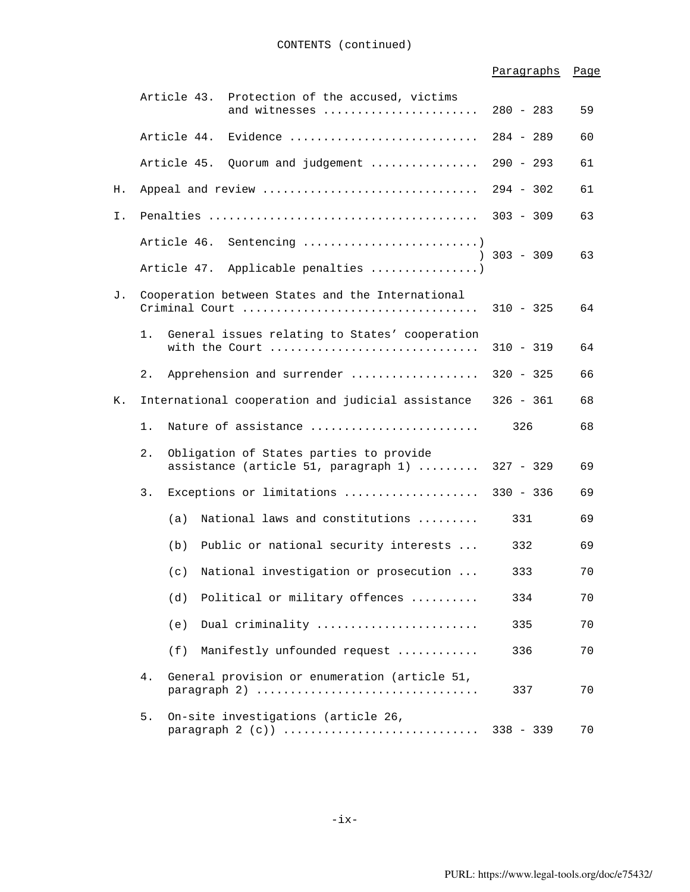CONTENTS (continued)

| | | Paragraphs | Page |
|---|---|---|---|
| | Article 43. Protection of the accused, victims and witnesses | 280 - 283 | 59 |
| | Article 44. Evidence | 284 - 289 | 60 |
| | Article 45. Quorum and judgement | 290 - 293 | 61 |
| H. | Appeal and review | 294 - 302 | 61 |
| I. | Penalties | 303 - 309 | 63 |
| | Article 46. Sentencing<br>Article 47. Applicable penalties | 303 - 309 | 63 |
| J. | Cooperation between States and the International Criminal Court | 310 - 325 | 64 |
| | 1. General issues relating to States' cooperation with the Court | 310 - 319 | 64 |
| | 2. Apprehension and surrender | 320 - 325 | 66 |
| K. | International cooperation and judicial assistance | 326 - 361 | 68 |
| | 1. Nature of assistance | 326 | 68 |
| | 2. Obligation of States parties to provide assistance (article 51, paragraph 1) | 327 - 329 | 69 |
| | 3. Exceptions or limitations | 330 - 336 | 69 |
| | (a) National laws and constitutions | 331 | 69 |
| | (b) Public or national security interests | 332 | 69 |
| | (c) National investigation or prosecution | 333 | 70 |
| | (d) Political or military offences | 334 | 70 |
| | (e) Dual criminality | 335 | 70 |
| | (f) Manifestly unfounded request | 336 | 70 |
| | 4. General provision or enumeration (article 51, paragraph 2) | 337 | 70 |
| | 5. On-site investigations (article 26, paragraph 2 (c)) | 338 - 339 | 70 |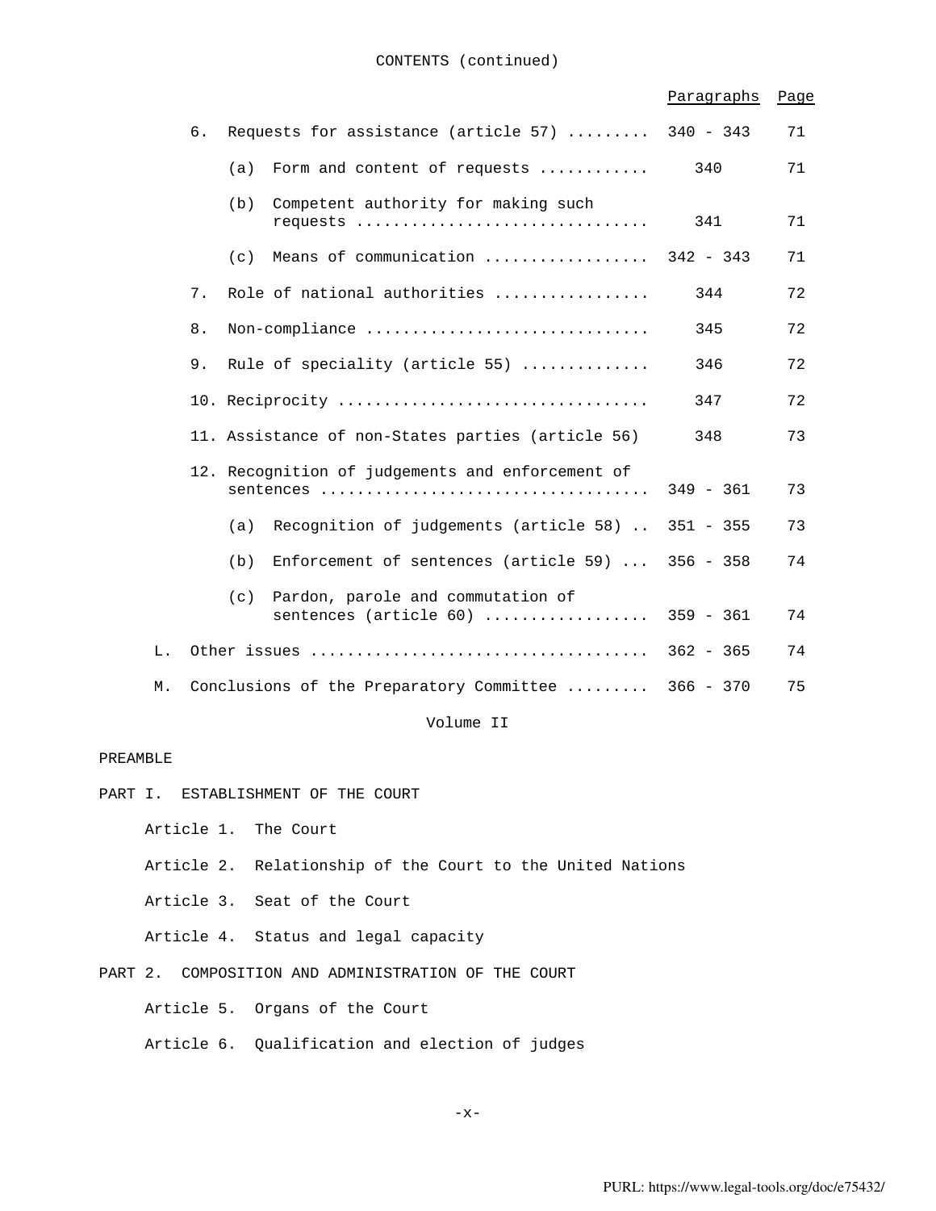CONTENTS (continued)

| | Paragraphs | Page |
|---|---|---|
| 6. Requests for assistance (article 57) | 340 - 343 | 71 |
| (a) Form and content of requests | 340 | 71 |
| (b) Competent authority for making such requests | 341 | 71 |
| (c) Means of communication | 342 - 343 | 71 |
| 7. Role of national authorities | 344 | 72 |
| 8. Non-compliance | 345 | 72 |
| 9. Rule of speciality (article 55) | 346 | 72 |
| 10. Reciprocity | 347 | 72 |
| 11. Assistance of non-States parties (article 56) | 348 | 73 |
| 12. Recognition of judgements and enforcement of sentences | 349 - 361 | 73 |
| (a) Recognition of judgements (article 58) | 351 - 355 | 73 |
| (b) Enforcement of sentences (article 59) | 356 - 358 | 74 |
| (c) Pardon, parole and commutation of sentences (article 60) | 359 - 361 | 74 |
| L. Other issues | 362 - 365 | 74 |
| M. Conclusions of the Preparatory Committee | 366 - 370 | 75 |

Volume II

PREAMBLE

PART I. ESTABLISHMENT OF THE COURT

Article 1. The Court

Article 2. Relationship of the Court to the United Nations

Article 3. Seat of the Court

Article 4. Status and legal capacity

PART 2. COMPOSITION AND ADMINISTRATION OF THE COURT

Article 5. Organs of the Court

Article 6. Qualification and election of judges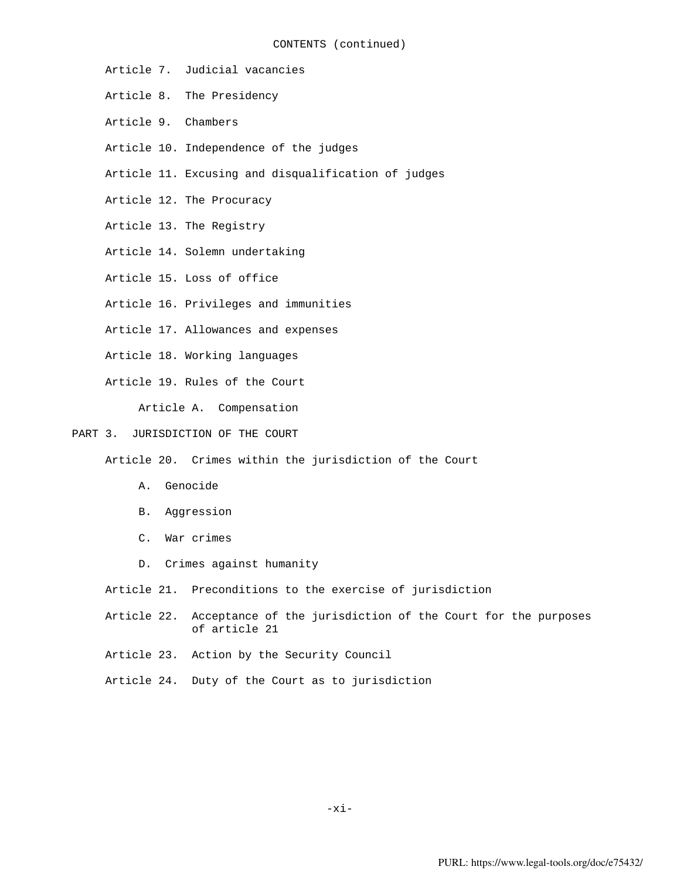CONTENTS (continued)

- Article 7. Judicial vacancies
- Article 8. The Presidency
- Article 9. Chambers
- Article 10. Independence of the judges
- Article 11. Excusing and disqualification of judges
- Article 12. The Procuracy
- Article 13. The Registry
- Article 14. Solemn undertaking
- Article 15. Loss of office
- Article 16. Privileges and immunities
- Article 17. Allowances and expenses
- Article 18. Working languages
- Article 19. Rules of the Court
    - Article A. Compensation

PART 3. JURISDICTION OF THE COURT

- Article 20. Crimes within the jurisdiction of the Court
    - A. Genocide
    - B. Aggression
    - C. War crimes
    - D. Crimes against humanity
- Article 21. Preconditions to the exercise of jurisdiction
- Article 22. Acceptance of the jurisdiction of the Court for the purposes of article 21
- Article 23. Action by the Security Council
- Article 24. Duty of the Court as to jurisdiction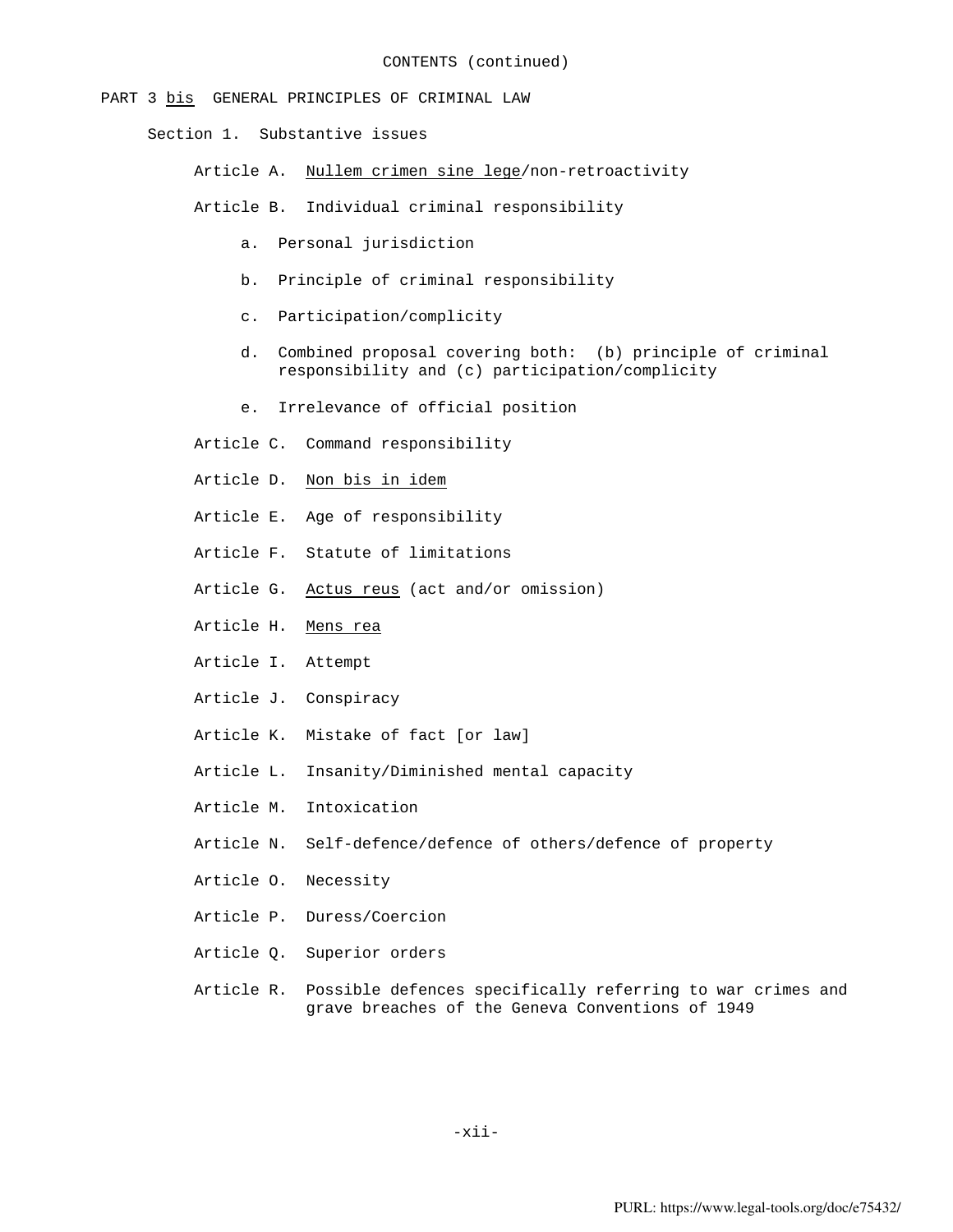CONTENTS (continued)

PART 3 *bis* GENERAL PRINCIPLES OF CRIMINAL LAW

Section 1. Substantive issues

Article A. *Nullem crimen sine lege*/non-retroactivity

Article B. Individual criminal responsibility

- a. Personal jurisdiction
- b. Principle of criminal responsibility
- c. Participation/complicity
- d. Combined proposal covering both: (b) principle of criminal responsibility and (c) participation/complicity
- e. Irrelevance of official position

Article C. Command responsibility

Article D. *Non bis in idem*

Article E. Age of responsibility

Article F. Statute of limitations

Article G. *Actus reus* (act and/or omission)

Article H. *Mens rea*

Article I. Attempt

Article J. Conspiracy

Article K. Mistake of fact [or law]

Article L. Insanity/Diminished mental capacity

Article M. Intoxication

Article N. Self-defence/defence of others/defence of property

Article O. Necessity

Article P. Duress/Coercion

Article Q. Superior orders

Article R. Possible defences specifically referring to war crimes and grave breaches of the Geneva Conventions of 1949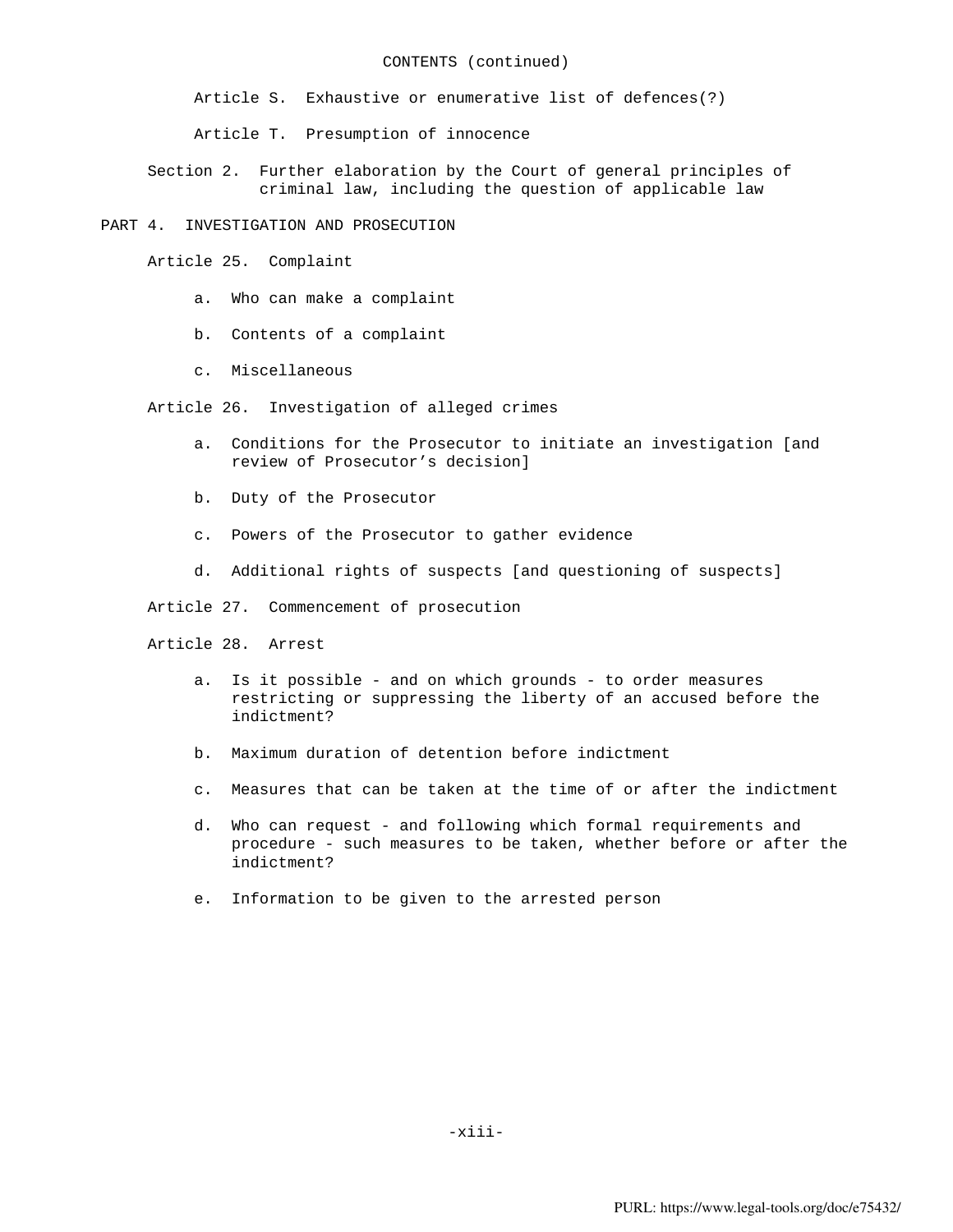CONTENTS (continued)

Article S. Exhaustive or enumerative list of defences(?)

Article T. Presumption of innocence

Section 2. Further elaboration by the Court of general principles of criminal law, including the question of applicable law

PART 4. INVESTIGATION AND PROSECUTION

Article 25. Complaint

a. Who can make a complaint

b. Contents of a complaint

c. Miscellaneous

Article 26. Investigation of alleged crimes

a. Conditions for the Prosecutor to initiate an investigation [and review of Prosecutor's decision]

b. Duty of the Prosecutor

c. Powers of the Prosecutor to gather evidence

d. Additional rights of suspects [and questioning of suspects]

Article 27. Commencement of prosecution

Article 28. Arrest

a. Is it possible - and on which grounds - to order measures restricting or suppressing the liberty of an accused before the indictment?

b. Maximum duration of detention before indictment

c. Measures that can be taken at the time of or after the indictment

d. Who can request - and following which formal requirements and procedure - such measures to be taken, whether before or after the indictment?

e. Information to be given to the arrested person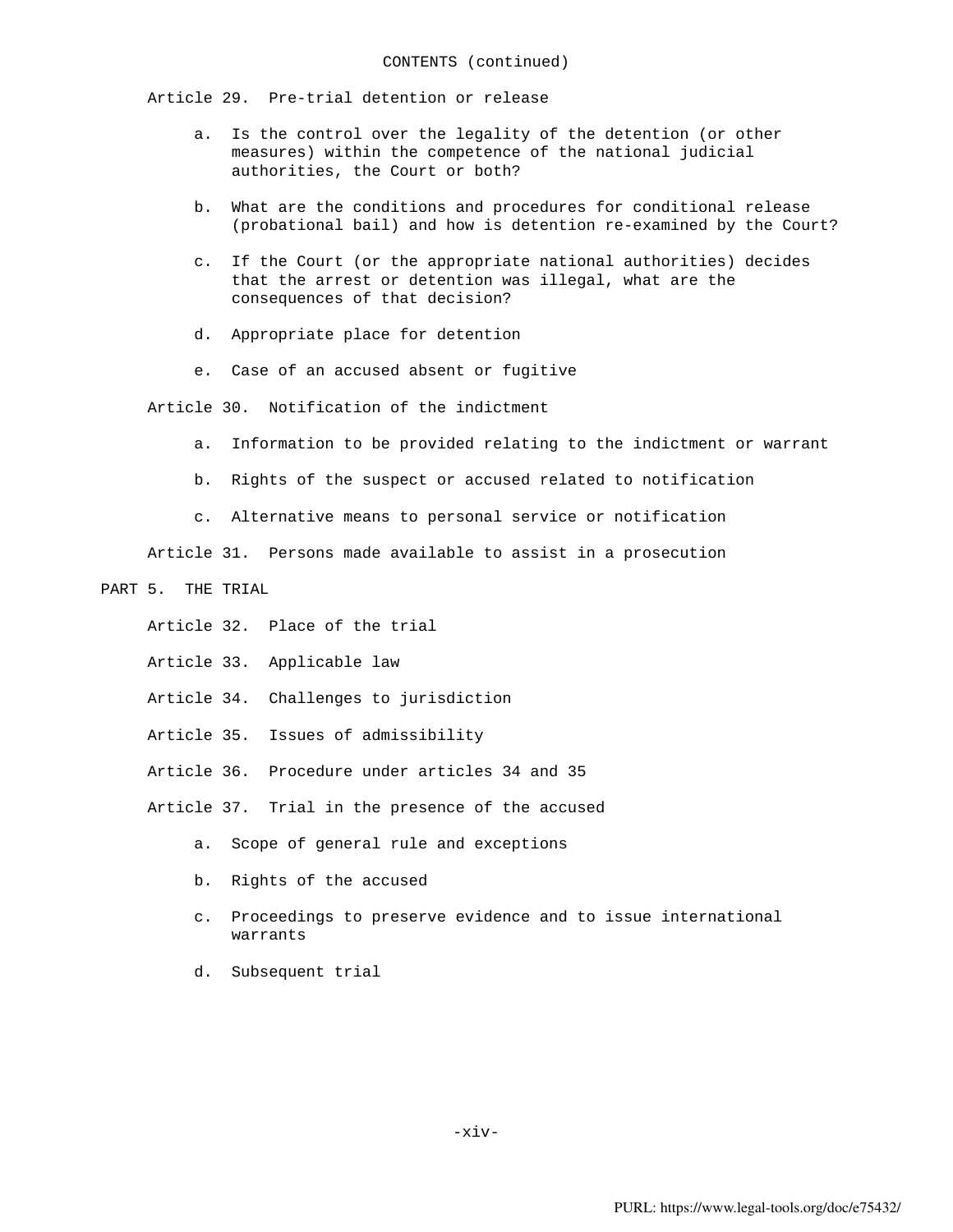CONTENTS (continued)

Article 29. Pre-trial detention or release

- a. Is the control over the legality of the detention (or other measures) within the competence of the national judicial authorities, the Court or both?
- b. What are the conditions and procedures for conditional release (probational bail) and how is detention re-examined by the Court?
- c. If the Court (or the appropriate national authorities) decides that the arrest or detention was illegal, what are the consequences of that decision?
- d. Appropriate place for detention
- e. Case of an accused absent or fugitive

Article 30. Notification of the indictment

- a. Information to be provided relating to the indictment or warrant
- b. Rights of the suspect or accused related to notification
- c. Alternative means to personal service or notification

Article 31. Persons made available to assist in a prosecution

PART 5. THE TRIAL

Article 32. Place of the trial

Article 33. Applicable law

Article 34. Challenges to jurisdiction

Article 35. Issues of admissibility

Article 36. Procedure under articles 34 and 35

Article 37. Trial in the presence of the accused

- a. Scope of general rule and exceptions
- b. Rights of the accused
- c. Proceedings to preserve evidence and to issue international warrants
- d. Subsequent trial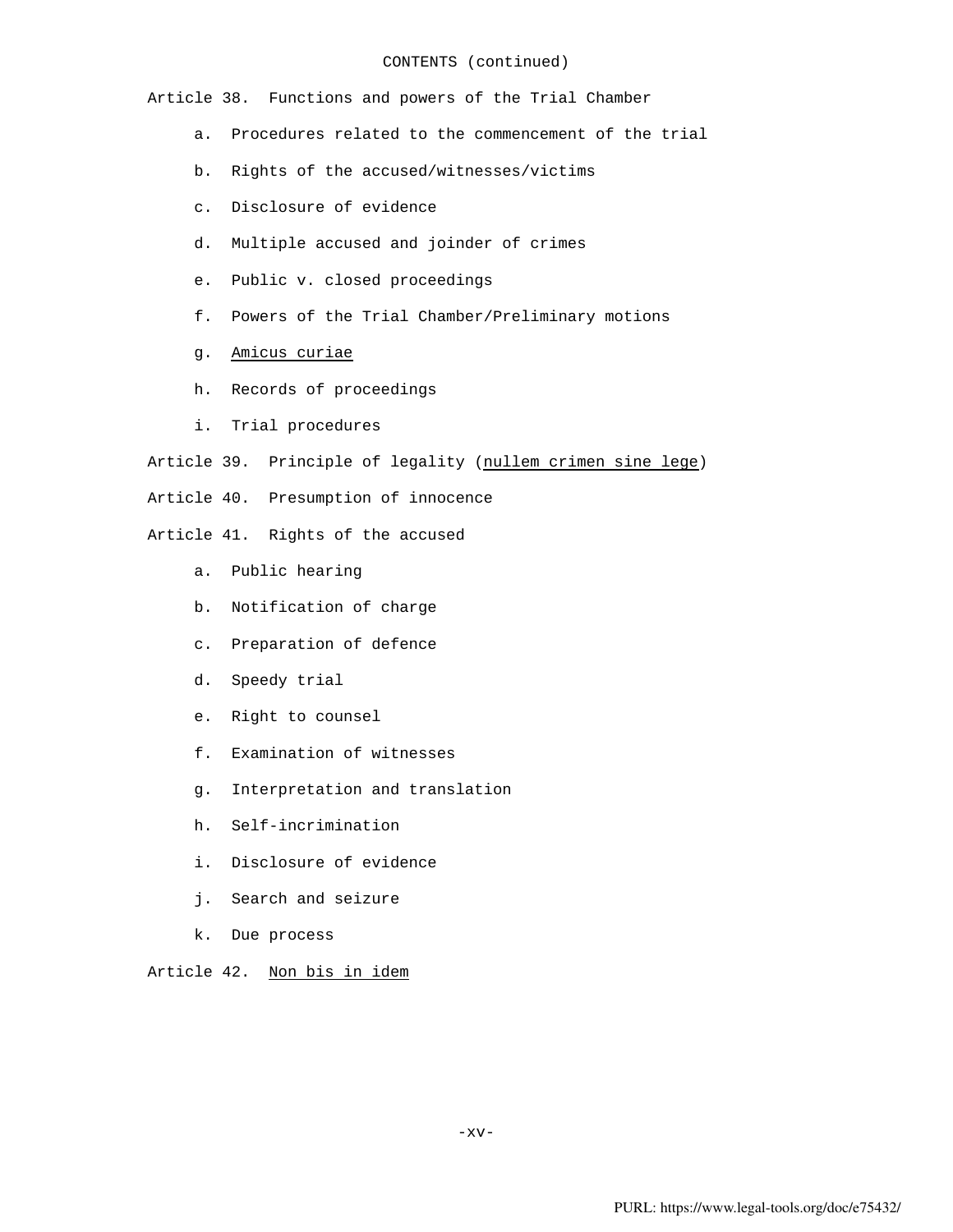CONTENTS (continued)

Article 38. Functions and powers of the Trial Chamber

a. Procedures related to the commencement of the trial

b. Rights of the accused/witnesses/victims

c. Disclosure of evidence

d. Multiple accused and joinder of crimes

e. Public v. closed proceedings

f. Powers of the Trial Chamber/Preliminary motions

g. Amicus curiae

h. Records of proceedings

i. Trial procedures

Article 39. Principle of legality (nullem crimen sine lege)

Article 40. Presumption of innocence

Article 41. Rights of the accused

a. Public hearing

b. Notification of charge

c. Preparation of defence

d. Speedy trial

e. Right to counsel

f. Examination of witnesses

g. Interpretation and translation

h. Self-incrimination

i. Disclosure of evidence

j. Search and seizure

k. Due process

Article 42. Non bis in idem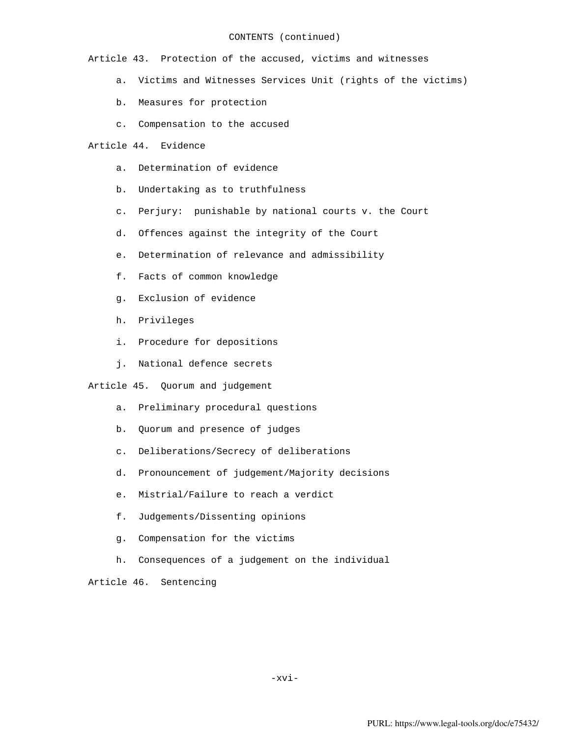CONTENTS (continued)

Article 43. Protection of the accused, victims and witnesses

- a. Victims and Witnesses Services Unit (rights of the victims)
- b. Measures for protection
- c. Compensation to the accused

Article 44. Evidence

- a. Determination of evidence
- b. Undertaking as to truthfulness
- c. Perjury: punishable by national courts v. the Court
- d. Offences against the integrity of the Court
- e. Determination of relevance and admissibility
- f. Facts of common knowledge
- g. Exclusion of evidence
- h. Privileges
- i. Procedure for depositions
- j. National defence secrets

Article 45. Quorum and judgement

- a. Preliminary procedural questions
- b. Quorum and presence of judges
- c. Deliberations/Secrecy of deliberations
- d. Pronouncement of judgement/Majority decisions
- e. Mistrial/Failure to reach a verdict
- f. Judgements/Dissenting opinions
- g. Compensation for the victims
- h. Consequences of a judgement on the individual

Article 46. Sentencing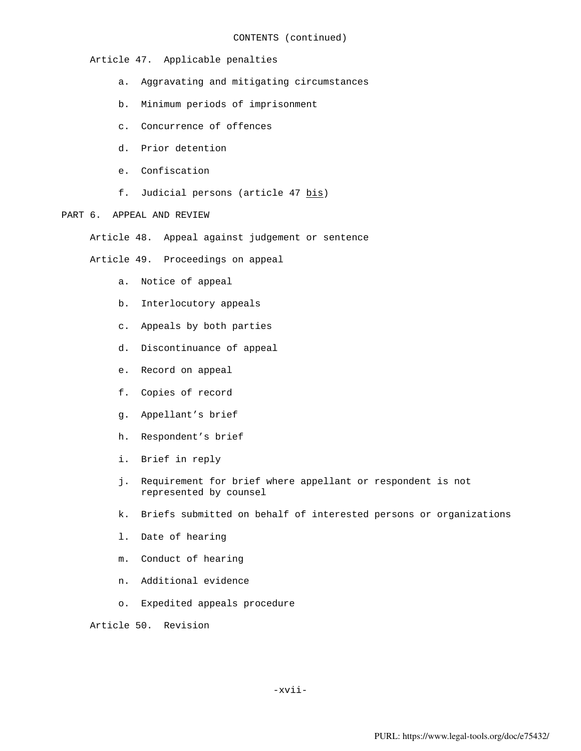CONTENTS (continued)

Article 47. Applicable penalties

- a. Aggravating and mitigating circumstances
- b. Minimum periods of imprisonment
- c. Concurrence of offences
- d. Prior detention
- e. Confiscation
- f. Judicial persons (article 47 _bis_)

PART 6. APPEAL AND REVIEW

Article 48. Appeal against judgement or sentence

Article 49. Proceedings on appeal

- a. Notice of appeal
- b. Interlocutory appeals
- c. Appeals by both parties
- d. Discontinuance of appeal
- e. Record on appeal
- f. Copies of record
- g. Appellant’s brief
- h. Respondent’s brief
- i. Brief in reply
- j. Requirement for brief where appellant or respondent is not represented by counsel
- k. Briefs submitted on behalf of interested persons or organizations
- l. Date of hearing
- m. Conduct of hearing
- n. Additional evidence
- o. Expedited appeals procedure

Article 50. Revision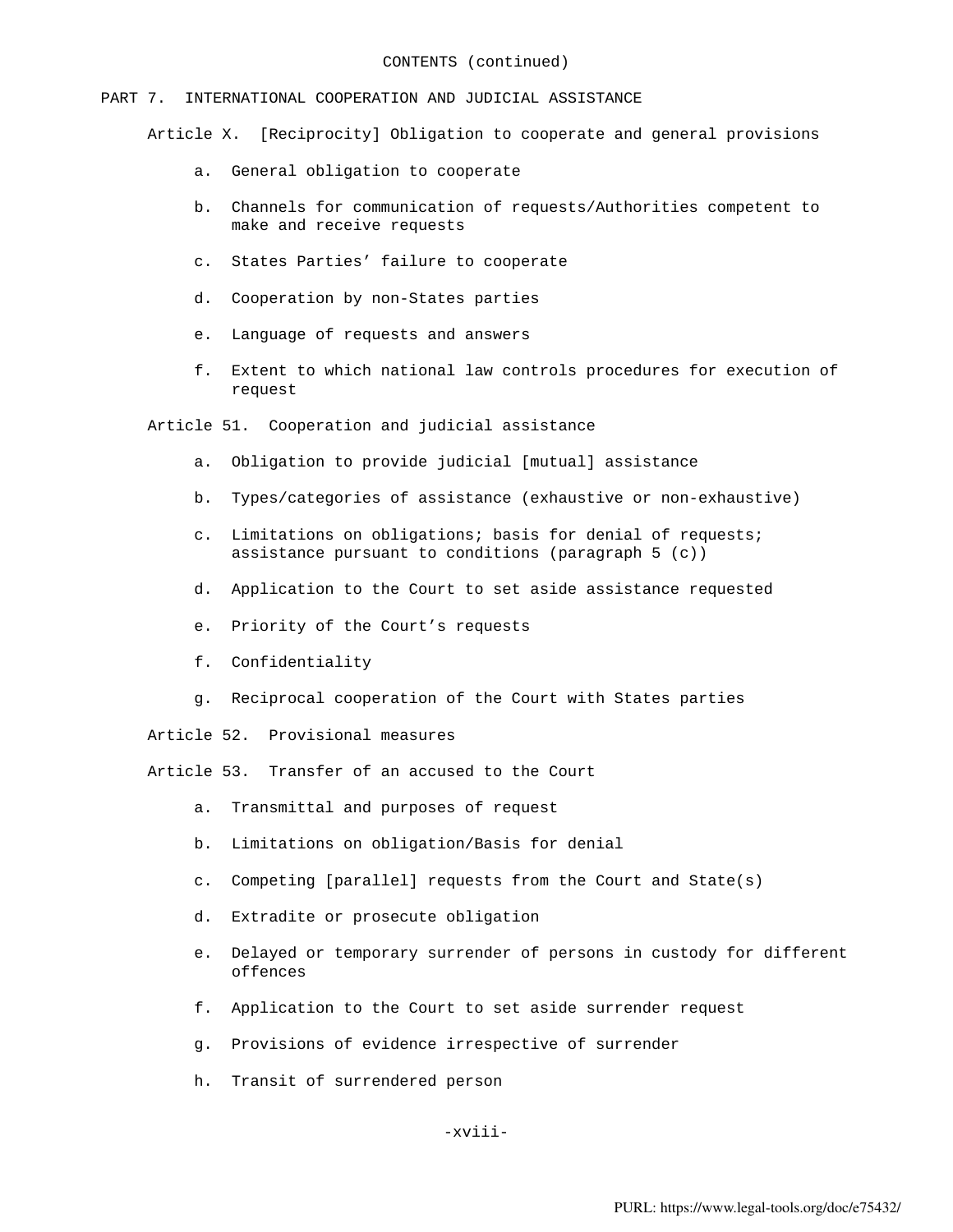CONTENTS (continued)

PART 7. INTERNATIONAL COOPERATION AND JUDICIAL ASSISTANCE

Article X. [Reciprocity] Obligation to cooperate and general provisions

- a. General obligation to cooperate
- b. Channels for communication of requests/Authorities competent to make and receive requests
- c. States Parties' failure to cooperate
- d. Cooperation by non-States parties
- e. Language of requests and answers
- f. Extent to which national law controls procedures for execution of request

Article 51. Cooperation and judicial assistance

- a. Obligation to provide judicial [mutual] assistance
- b. Types/categories of assistance (exhaustive or non-exhaustive)
- c. Limitations on obligations; basis for denial of requests; assistance pursuant to conditions (paragraph 5 (c))
- d. Application to the Court to set aside assistance requested
- e. Priority of the Court's requests
- f. Confidentiality
- g. Reciprocal cooperation of the Court with States parties

Article 52. Provisional measures

Article 53. Transfer of an accused to the Court

- a. Transmittal and purposes of request
- b. Limitations on obligation/Basis for denial
- c. Competing [parallel] requests from the Court and State(s)
- d. Extradite or prosecute obligation
- e. Delayed or temporary surrender of persons in custody for different offences
- f. Application to the Court to set aside surrender request
- g. Provisions of evidence irrespective of surrender
- h. Transit of surrendered person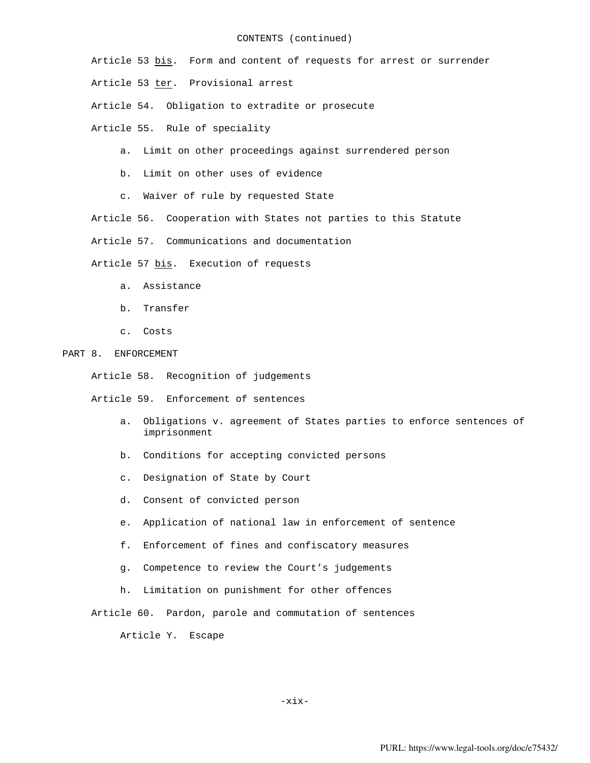CONTENTS (continued)

Article 53 _bis_. Form and content of requests for arrest or surrender

Article 53 _ter_. Provisional arrest

Article 54. Obligation to extradite or prosecute

Article 55. Rule of speciality

- a. Limit on other proceedings against surrendered person
- b. Limit on other uses of evidence
- c. Waiver of rule by requested State

Article 56. Cooperation with States not parties to this Statute

Article 57. Communications and documentation

Article 57 _bis_. Execution of requests

- a. Assistance
- b. Transfer
- c. Costs

PART 8. ENFORCEMENT

Article 58. Recognition of judgements

Article 59. Enforcement of sentences

- a. Obligations v. agreement of States parties to enforce sentences of imprisonment
- b. Conditions for accepting convicted persons
- c. Designation of State by Court
- d. Consent of convicted person
- e. Application of national law in enforcement of sentence
- f. Enforcement of fines and confiscatory measures
- g. Competence to review the Court's judgements
- h. Limitation on punishment for other offences

Article 60. Pardon, parole and commutation of sentences

Article Y. Escape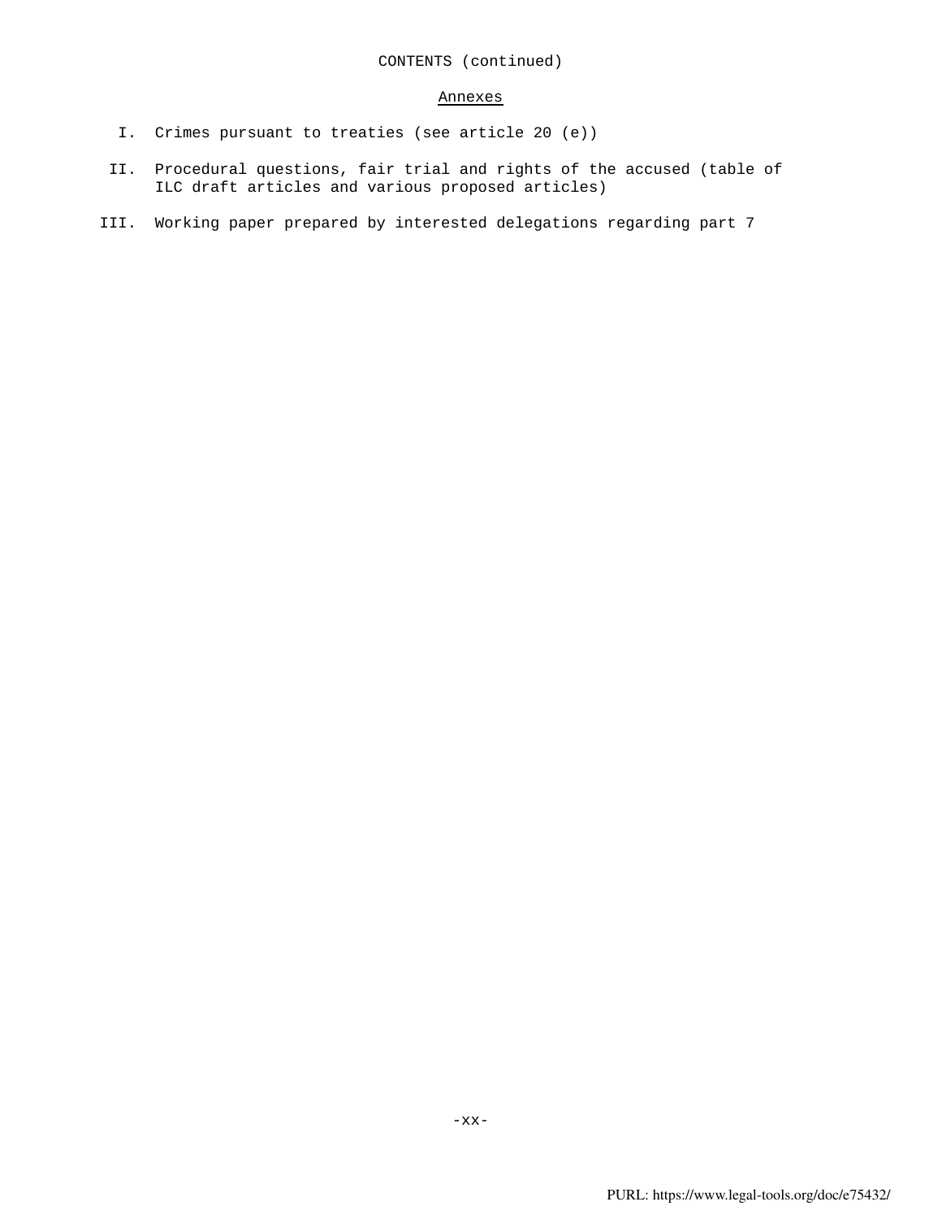CONTENTS (continued)

## Annexes

I. Crimes pursuant to treaties (see article 20 (e))

II. Procedural questions, fair trial and rights of the accused (table of ILC draft articles and various proposed articles)

III. Working paper prepared by interested delegations regarding part 7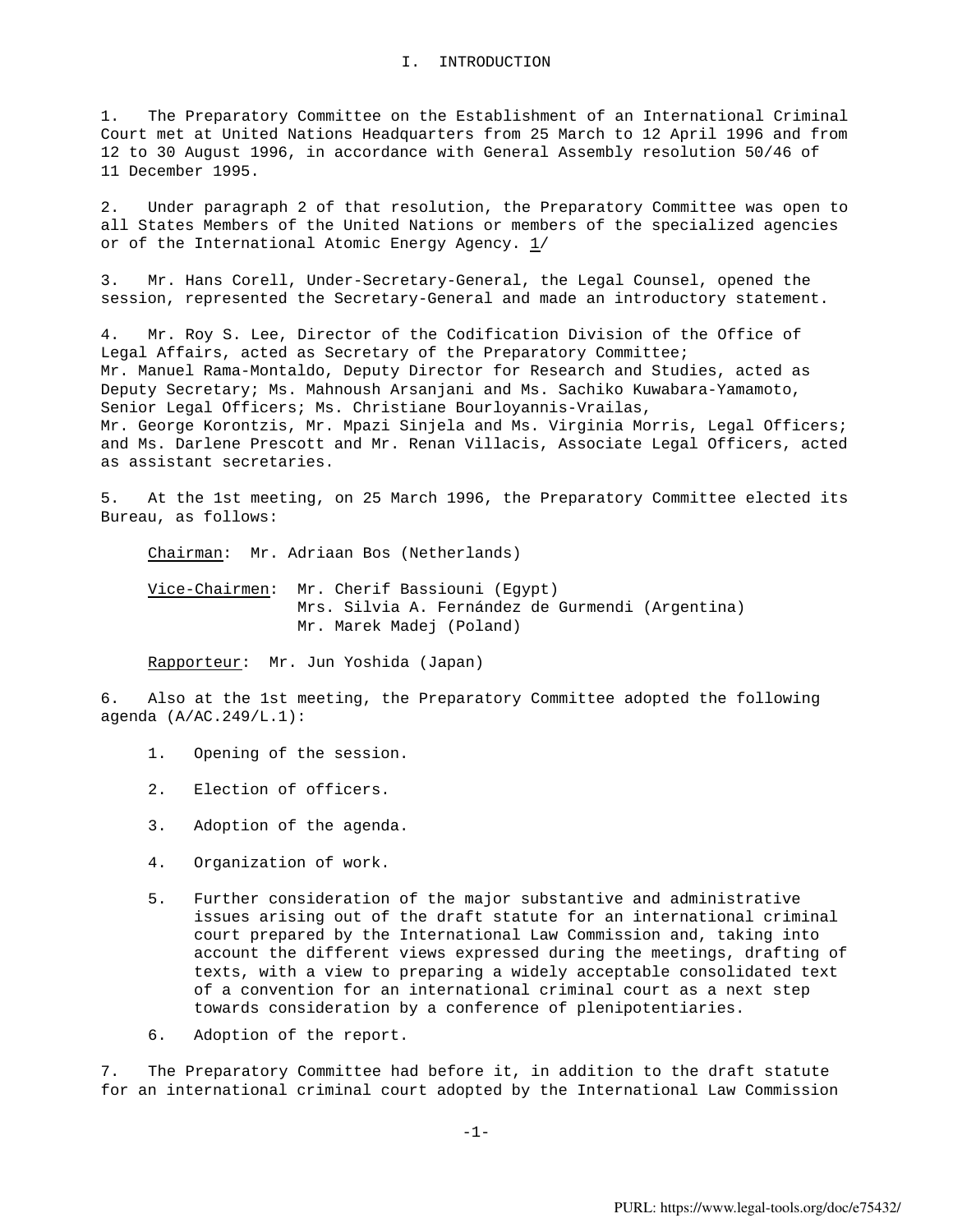# I. INTRODUCTION

1. The Preparatory Committee on the Establishment of an International Criminal Court met at United Nations Headquarters from 25 March to 12 April 1996 and from 12 to 30 August 1996, in accordance with General Assembly resolution 50/46 of 11 December 1995.

2. Under paragraph 2 of that resolution, the Preparatory Committee was open to all States Members of the United Nations or members of the specialized agencies or of the International Atomic Energy Agency. 1/

3. Mr. Hans Corell, Under-Secretary-General, the Legal Counsel, opened the session, represented the Secretary-General and made an introductory statement.

4. Mr. Roy S. Lee, Director of the Codification Division of the Office of Legal Affairs, acted as Secretary of the Preparatory Committee; Mr. Manuel Rama-Montaldo, Deputy Director for Research and Studies, acted as Deputy Secretary; Ms. Mahnoush Arsanjani and Ms. Sachiko Kuwabara-Yamamoto, Senior Legal Officers; Ms. Christiane Bourloyannis-Vrailas, Mr. George Korontzis, Mr. Mpazi Sinjela and Ms. Virginia Morris, Legal Officers; and Ms. Darlene Prescott and Mr. Renan Villacis, Associate Legal Officers, acted as assistant secretaries.

5. At the 1st meeting, on 25 March 1996, the Preparatory Committee elected its Bureau, as follows:

Chairman: Mr. Adriaan Bos (Netherlands)

Vice-Chairmen: Mr. Cherif Bassiouni (Egypt)
Mrs. Silvia A. Fernández de Gurmendi (Argentina)
Mr. Marek Madej (Poland)

Rapporteur: Mr. Jun Yoshida (Japan)

6. Also at the 1st meeting, the Preparatory Committee adopted the following agenda (A/AC.249/L.1):

1. Opening of the session.

2. Election of officers.

3. Adoption of the agenda.

4. Organization of work.

5. Further consideration of the major substantive and administrative issues arising out of the draft statute for an international criminal court prepared by the International Law Commission and, taking into account the different views expressed during the meetings, drafting of texts, with a view to preparing a widely acceptable consolidated text of a convention for an international criminal court as a next step towards consideration by a conference of plenipotentiaries.

6. Adoption of the report.

7. The Preparatory Committee had before it, in addition to the draft statute for an international criminal court adopted by the International Law Commission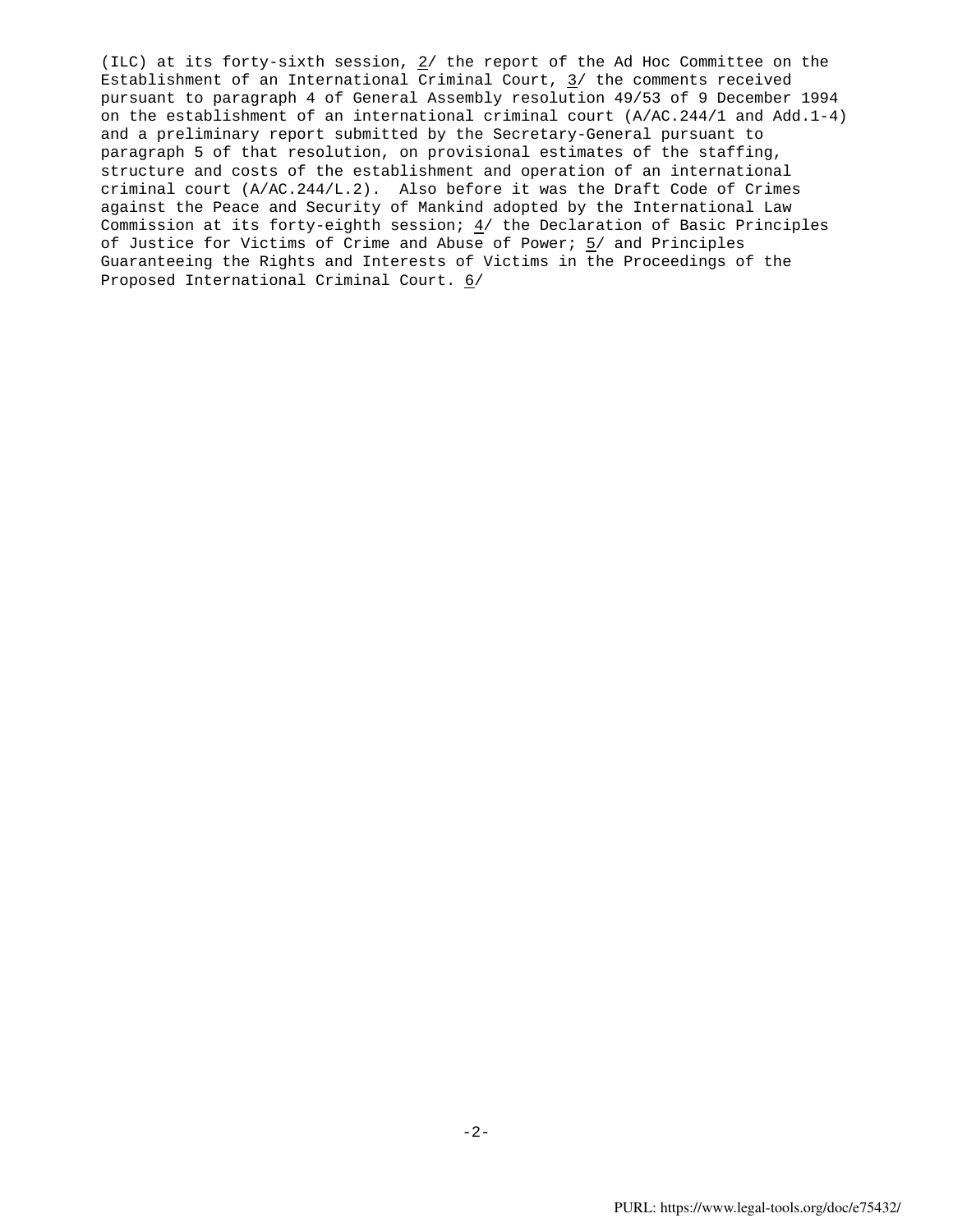(ILC) at its forty-sixth session, 2/ the report of the Ad Hoc Committee on the Establishment of an International Criminal Court, 3/ the comments received pursuant to paragraph 4 of General Assembly resolution 49/53 of 9 December 1994 on the establishment of an international criminal court (A/AC.244/1 and Add.1-4) and a preliminary report submitted by the Secretary-General pursuant to paragraph 5 of that resolution, on provisional estimates of the staffing, structure and costs of the establishment and operation of an international criminal court (A/AC.244/L.2). Also before it was the Draft Code of Crimes against the Peace and Security of Mankind adopted by the International Law Commission at its forty-eighth session; 4/ the Declaration of Basic Principles of Justice for Victims of Crime and Abuse of Power; 5/ and Principles Guaranteeing the Rights and Interests of Victims in the Proceedings of the Proposed International Criminal Court. 6/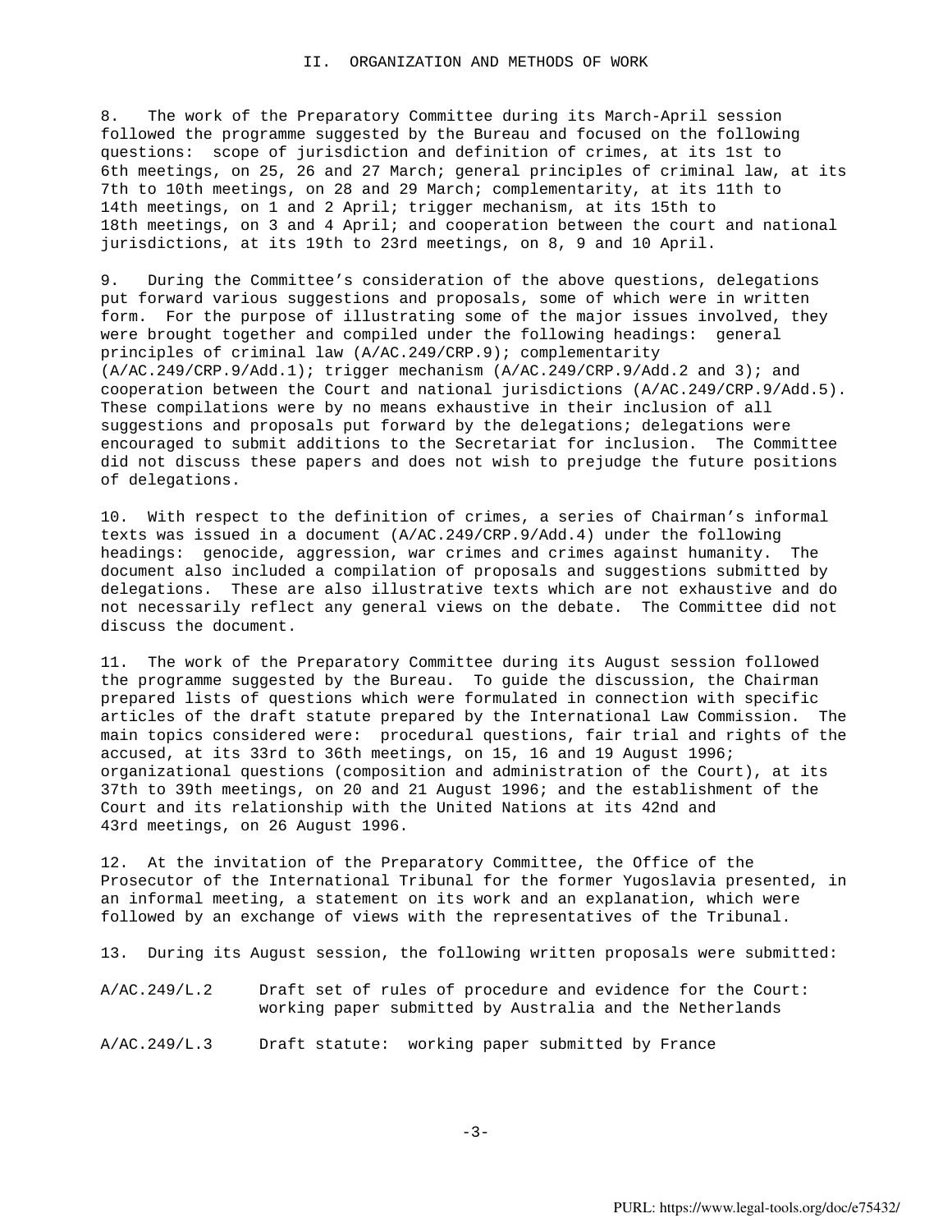## II. ORGANIZATION AND METHODS OF WORK

8. The work of the Preparatory Committee during its March-April session followed the programme suggested by the Bureau and focused on the following questions: scope of jurisdiction and definition of crimes, at its 1st to 6th meetings, on 25, 26 and 27 March; general principles of criminal law, at its 7th to 10th meetings, on 28 and 29 March; complementarity, at its 11th to 14th meetings, on 1 and 2 April; trigger mechanism, at its 15th to 18th meetings, on 3 and 4 April; and cooperation between the court and national jurisdictions, at its 19th to 23rd meetings, on 8, 9 and 10 April.

9. During the Committee's consideration of the above questions, delegations put forward various suggestions and proposals, some of which were in written form. For the purpose of illustrating some of the major issues involved, they were brought together and compiled under the following headings: general principles of criminal law (A/AC.249/CRP.9); complementarity (A/AC.249/CRP.9/Add.1); trigger mechanism (A/AC.249/CRP.9/Add.2 and 3); and cooperation between the Court and national jurisdictions (A/AC.249/CRP.9/Add.5). These compilations were by no means exhaustive in their inclusion of all suggestions and proposals put forward by the delegations; delegations were encouraged to submit additions to the Secretariat for inclusion. The Committee did not discuss these papers and does not wish to prejudge the future positions of delegations.

10. With respect to the definition of crimes, a series of Chairman's informal texts was issued in a document (A/AC.249/CRP.9/Add.4) under the following headings: genocide, aggression, war crimes and crimes against humanity. The document also included a compilation of proposals and suggestions submitted by delegations. These are also illustrative texts which are not exhaustive and do not necessarily reflect any general views on the debate. The Committee did not discuss the document.

11. The work of the Preparatory Committee during its August session followed the programme suggested by the Bureau. To guide the discussion, the Chairman prepared lists of questions which were formulated in connection with specific articles of the draft statute prepared by the International Law Commission. The main topics considered were: procedural questions, fair trial and rights of the accused, at its 33rd to 36th meetings, on 15, 16 and 19 August 1996; organizational questions (composition and administration of the Court), at its 37th to 39th meetings, on 20 and 21 August 1996; and the establishment of the Court and its relationship with the United Nations at its 42nd and 43rd meetings, on 26 August 1996.

12. At the invitation of the Preparatory Committee, the Office of the Prosecutor of the International Tribunal for the former Yugoslavia presented, in an informal meeting, a statement on its work and an explanation, which were followed by an exchange of views with the representatives of the Tribunal.

13. During its August session, the following written proposals were submitted:

A/AC.249/L.2 Draft set of rules of procedure and evidence for the Court: working paper submitted by Australia and the Netherlands

A/AC.249/L.3 Draft statute: working paper submitted by France

PURL: https://www.legal-tools.org/doc/e75432/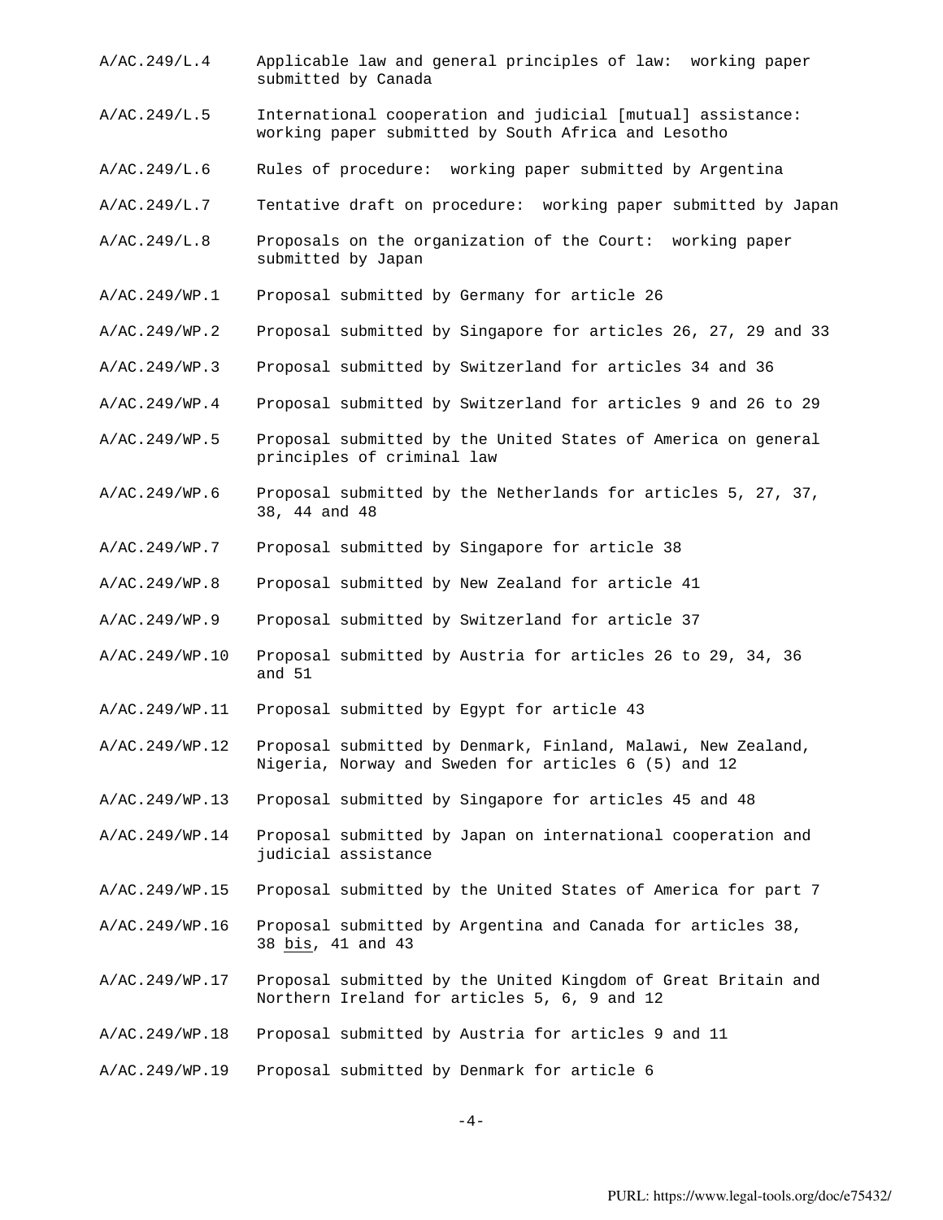A/AC.249/L.4 Applicable law and general principles of law: working paper submitted by Canada

A/AC.249/L.5 International cooperation and judicial [mutual] assistance: working paper submitted by South Africa and Lesotho

A/AC.249/L.6 Rules of procedure: working paper submitted by Argentina

A/AC.249/L.7 Tentative draft on procedure: working paper submitted by Japan

A/AC.249/L.8 Proposals on the organization of the Court: working paper submitted by Japan

A/AC.249/WP.1 Proposal submitted by Germany for article 26

A/AC.249/WP.2 Proposal submitted by Singapore for articles 26, 27, 29 and 33

A/AC.249/WP.3 Proposal submitted by Switzerland for articles 34 and 36

A/AC.249/WP.4 Proposal submitted by Switzerland for articles 9 and 26 to 29

A/AC.249/WP.5 Proposal submitted by the United States of America on general principles of criminal law

A/AC.249/WP.6 Proposal submitted by the Netherlands for articles 5, 27, 37, 38, 44 and 48

A/AC.249/WP.7 Proposal submitted by Singapore for article 38

A/AC.249/WP.8 Proposal submitted by New Zealand for article 41

A/AC.249/WP.9 Proposal submitted by Switzerland for article 37

A/AC.249/WP.10 Proposal submitted by Austria for articles 26 to 29, 34, 36 and 51

A/AC.249/WP.11 Proposal submitted by Egypt for article 43

A/AC.249/WP.12 Proposal submitted by Denmark, Finland, Malawi, New Zealand, Nigeria, Norway and Sweden for articles 6 (5) and 12

A/AC.249/WP.13 Proposal submitted by Singapore for articles 45 and 48

A/AC.249/WP.14 Proposal submitted by Japan on international cooperation and judicial assistance

A/AC.249/WP.15 Proposal submitted by the United States of America for part 7

A/AC.249/WP.16 Proposal submitted by Argentina and Canada for articles 38, 38 bis, 41 and 43

A/AC.249/WP.17 Proposal submitted by the United Kingdom of Great Britain and Northern Ireland for articles 5, 6, 9 and 12

A/AC.249/WP.18 Proposal submitted by Austria for articles 9 and 11

A/AC.249/WP.19 Proposal submitted by Denmark for article 6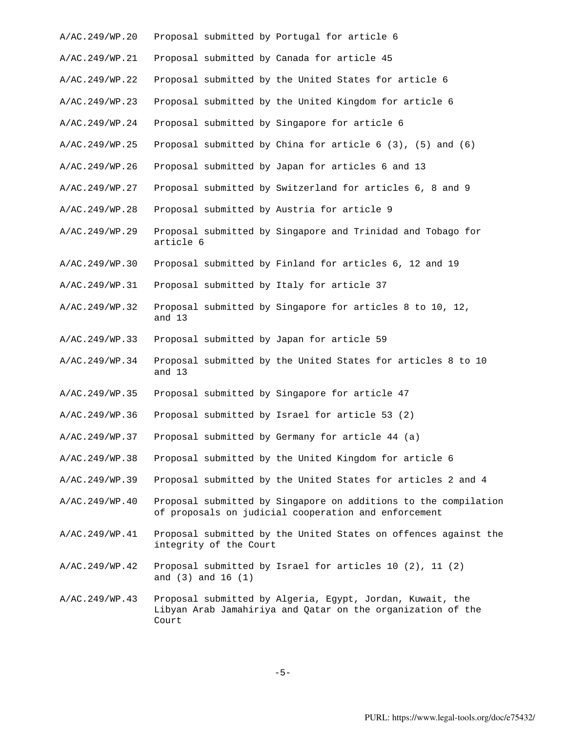| | |
|---|---|
| A/AC.249/WP.20 | Proposal submitted by Portugal for article 6 |
| A/AC.249/WP.21 | Proposal submitted by Canada for article 45 |
| A/AC.249/WP.22 | Proposal submitted by the United States for article 6 |
| A/AC.249/WP.23 | Proposal submitted by the United Kingdom for article 6 |
| A/AC.249/WP.24 | Proposal submitted by Singapore for article 6 |
| A/AC.249/WP.25 | Proposal submitted by China for article 6 (3), (5) and (6) |
| A/AC.249/WP.26 | Proposal submitted by Japan for articles 6 and 13 |
| A/AC.249/WP.27 | Proposal submitted by Switzerland for articles 6, 8 and 9 |
| A/AC.249/WP.28 | Proposal submitted by Austria for article 9 |
| A/AC.249/WP.29 | Proposal submitted by Singapore and Trinidad and Tobago for article 6 |
| A/AC.249/WP.30 | Proposal submitted by Finland for articles 6, 12 and 19 |
| A/AC.249/WP.31 | Proposal submitted by Italy for article 37 |
| A/AC.249/WP.32 | Proposal submitted by Singapore for articles 8 to 10, 12, and 13 |
| A/AC.249/WP.33 | Proposal submitted by Japan for article 59 |
| A/AC.249/WP.34 | Proposal submitted by the United States for articles 8 to 10 and 13 |
| A/AC.249/WP.35 | Proposal submitted by Singapore for article 47 |
| A/AC.249/WP.36 | Proposal submitted by Israel for article 53 (2) |
| A/AC.249/WP.37 | Proposal submitted by Germany for article 44 (a) |
| A/AC.249/WP.38 | Proposal submitted by the United Kingdom for article 6 |
| A/AC.249/WP.39 | Proposal submitted by the United States for articles 2 and 4 |
| A/AC.249/WP.40 | Proposal submitted by Singapore on additions to the compilation of proposals on judicial cooperation and enforcement |
| A/AC.249/WP.41 | Proposal submitted by the United States on offences against the integrity of the Court |
| A/AC.249/WP.42 | Proposal submitted by Israel for articles 10 (2), 11 (2) and (3) and 16 (1) |
| A/AC.249/WP.43 | Proposal submitted by Algeria, Egypt, Jordan, Kuwait, the Libyan Arab Jamahiriya and Qatar on the organization of the Court |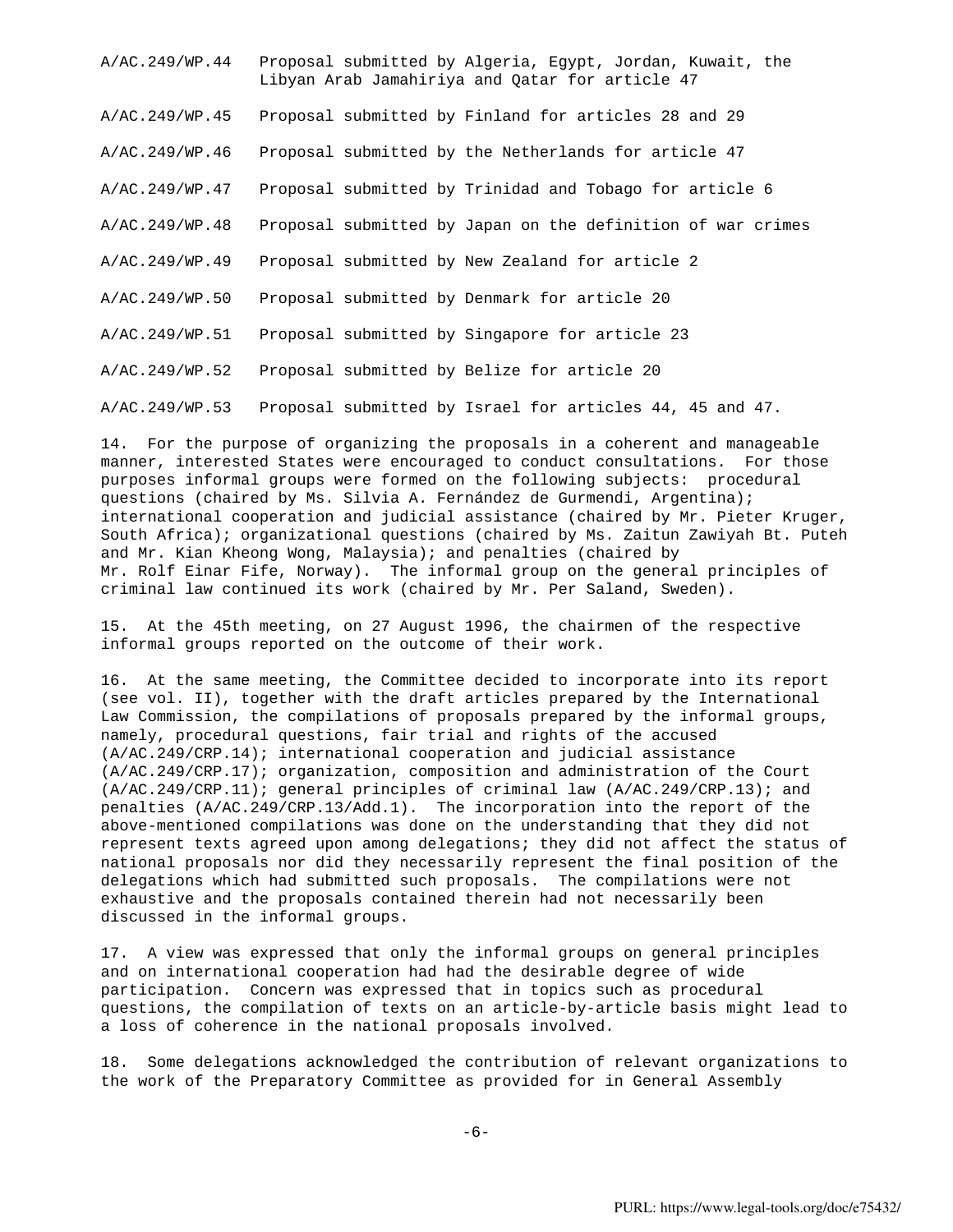| | |
|---|---|
| A/AC.249/WP.44 | Proposal submitted by Algeria, Egypt, Jordan, Kuwait, the Libyan Arab Jamahiriya and Qatar for article 47 |
| A/AC.249/WP.45 | Proposal submitted by Finland for articles 28 and 29 |
| A/AC.249/WP.46 | Proposal submitted by the Netherlands for article 47 |
| A/AC.249/WP.47 | Proposal submitted by Trinidad and Tobago for article 6 |
| A/AC.249/WP.48 | Proposal submitted by Japan on the definition of war crimes |
| A/AC.249/WP.49 | Proposal submitted by New Zealand for article 2 |
| A/AC.249/WP.50 | Proposal submitted by Denmark for article 20 |
| A/AC.249/WP.51 | Proposal submitted by Singapore for article 23 |
| A/AC.249/WP.52 | Proposal submitted by Belize for article 20 |
| A/AC.249/WP.53 | Proposal submitted by Israel for articles 44, 45 and 47. |

14. For the purpose of organizing the proposals in a coherent and manageable manner, interested States were encouraged to conduct consultations. For those purposes informal groups were formed on the following subjects: procedural questions (chaired by Ms. Silvia A. Fernández de Gurmendi, Argentina); international cooperation and judicial assistance (chaired by Mr. Pieter Kruger, South Africa); organizational questions (chaired by Ms. Zaitun Zawiyah Bt. Puteh and Mr. Kian Kheong Wong, Malaysia); and penalties (chaired by Mr. Rolf Einar Fife, Norway). The informal group on the general principles of criminal law continued its work (chaired by Mr. Per Saland, Sweden).

15. At the 45th meeting, on 27 August 1996, the chairmen of the respective informal groups reported on the outcome of their work.

16. At the same meeting, the Committee decided to incorporate into its report (see vol. II), together with the draft articles prepared by the International Law Commission, the compilations of proposals prepared by the informal groups, namely, procedural questions, fair trial and rights of the accused (A/AC.249/CRP.14); international cooperation and judicial assistance (A/AC.249/CRP.17); organization, composition and administration of the Court (A/AC.249/CRP.11); general principles of criminal law (A/AC.249/CRP.13); and penalties (A/AC.249/CRP.13/Add.1). The incorporation into the report of the above-mentioned compilations was done on the understanding that they did not represent texts agreed upon among delegations; they did not affect the status of national proposals nor did they necessarily represent the final position of the delegations which had submitted such proposals. The compilations were not exhaustive and the proposals contained therein had not necessarily been discussed in the informal groups.

17. A view was expressed that only the informal groups on general principles and on international cooperation had had the desirable degree of wide participation. Concern was expressed that in topics such as procedural questions, the compilation of texts on an article-by-article basis might lead to a loss of coherence in the national proposals involved.

18. Some delegations acknowledged the contribution of relevant organizations to the work of the Preparatory Committee as provided for in General Assembly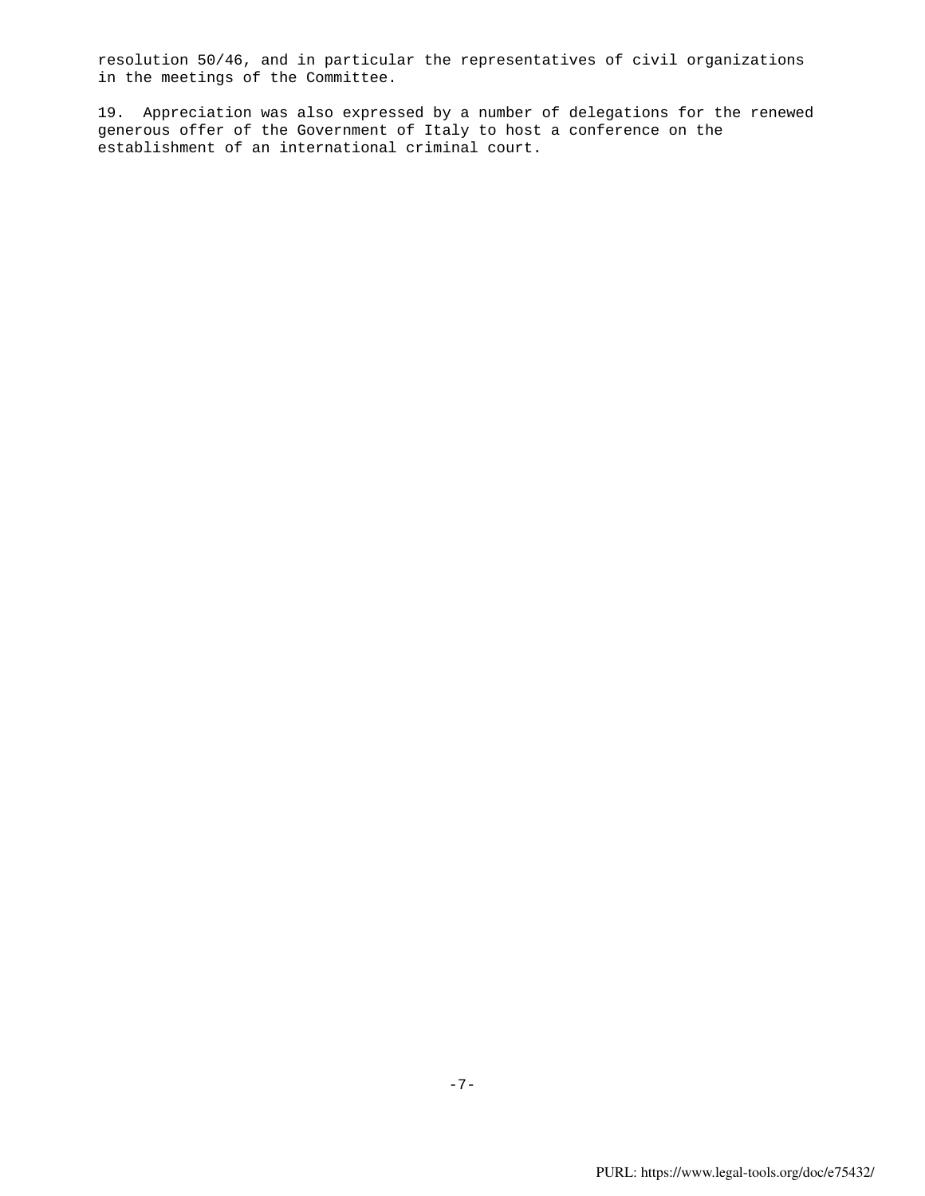resolution 50/46, and in particular the representatives of civil organizations in the meetings of the Committee.

19. Appreciation was also expressed by a number of delegations for the renewed generous offer of the Government of Italy to host a conference on the establishment of an international criminal court.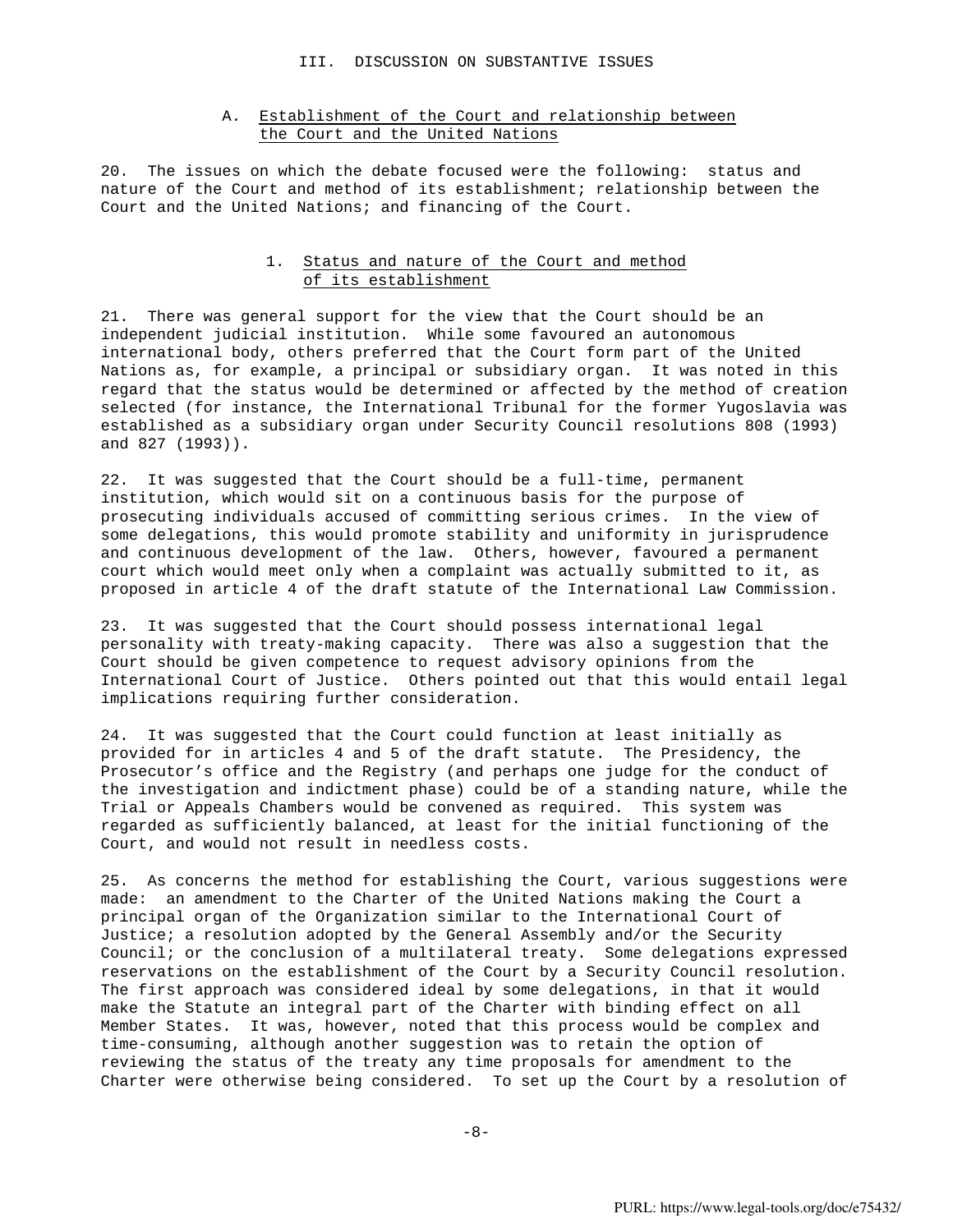## III. DISCUSSION ON SUBSTANTIVE ISSUES

### A. Establishment of the Court and relationship between the Court and the United Nations

20. The issues on which the debate focused were the following: status and nature of the Court and method of its establishment; relationship between the Court and the United Nations; and financing of the Court.

#### 1. Status and nature of the Court and method of its establishment

21. There was general support for the view that the Court should be an independent judicial institution. While some favoured an autonomous international body, others preferred that the Court form part of the United Nations as, for example, a principal or subsidiary organ. It was noted in this regard that the status would be determined or affected by the method of creation selected (for instance, the International Tribunal for the former Yugoslavia was established as a subsidiary organ under Security Council resolutions 808 (1993) and 827 (1993)).

22. It was suggested that the Court should be a full-time, permanent institution, which would sit on a continuous basis for the purpose of prosecuting individuals accused of committing serious crimes. In the view of some delegations, this would promote stability and uniformity in jurisprudence and continuous development of the law. Others, however, favoured a permanent court which would meet only when a complaint was actually submitted to it, as proposed in article 4 of the draft statute of the International Law Commission.

23. It was suggested that the Court should possess international legal personality with treaty-making capacity. There was also a suggestion that the Court should be given competence to request advisory opinions from the International Court of Justice. Others pointed out that this would entail legal implications requiring further consideration.

24. It was suggested that the Court could function at least initially as provided for in articles 4 and 5 of the draft statute. The Presidency, the Prosecutor's office and the Registry (and perhaps one judge for the conduct of the investigation and indictment phase) could be of a standing nature, while the Trial or Appeals Chambers would be convened as required. This system was regarded as sufficiently balanced, at least for the initial functioning of the Court, and would not result in needless costs.

25. As concerns the method for establishing the Court, various suggestions were made: an amendment to the Charter of the United Nations making the Court a principal organ of the Organization similar to the International Court of Justice; a resolution adopted by the General Assembly and/or the Security Council; or the conclusion of a multilateral treaty. Some delegations expressed reservations on the establishment of the Court by a Security Council resolution. The first approach was considered ideal by some delegations, in that it would make the Statute an integral part of the Charter with binding effect on all Member States. It was, however, noted that this process would be complex and time-consuming, although another suggestion was to retain the option of reviewing the status of the treaty any time proposals for amendment to the Charter were otherwise being considered. To set up the Court by a resolution of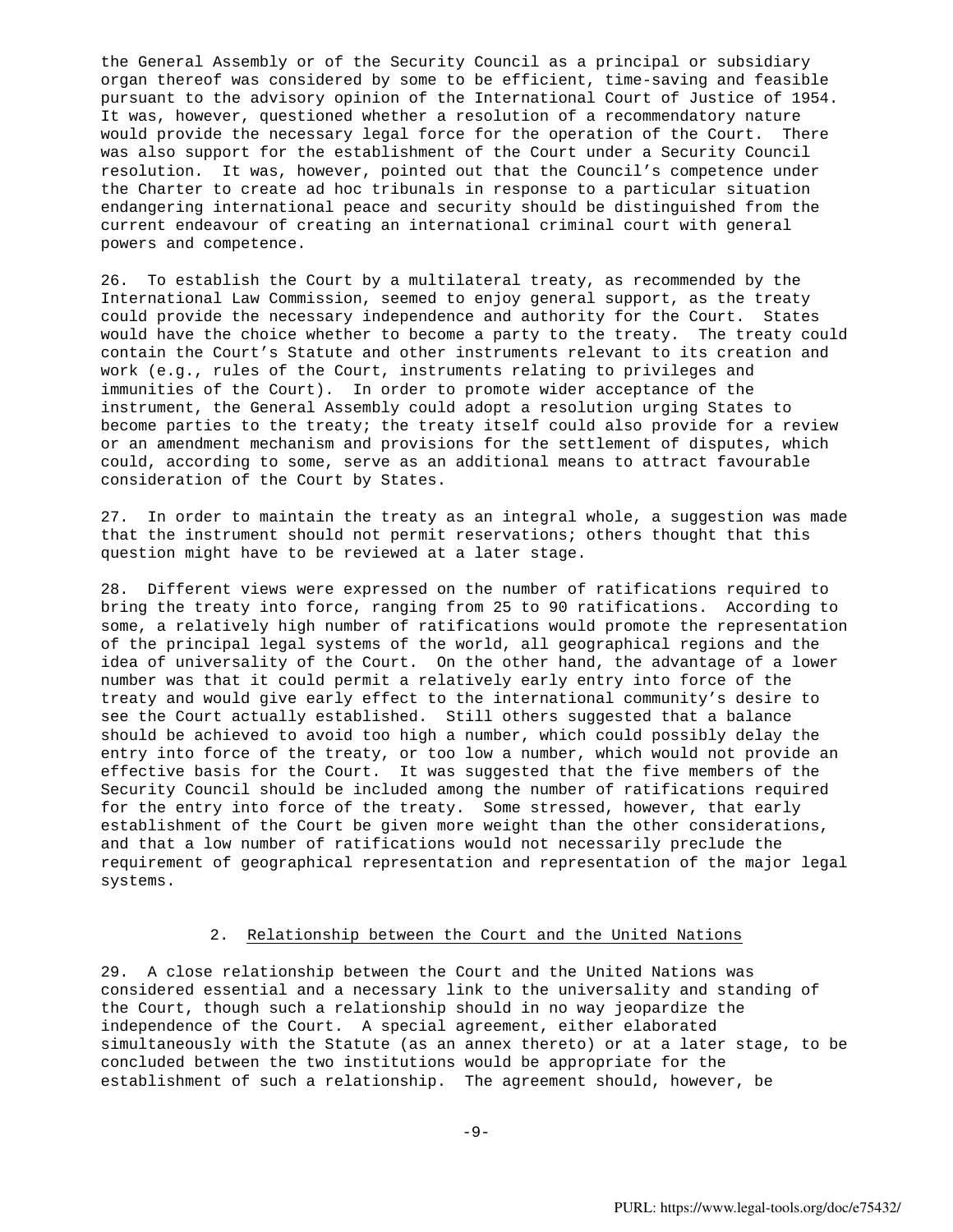the General Assembly or of the Security Council as a principal or subsidiary organ thereof was considered by some to be efficient, time-saving and feasible pursuant to the advisory opinion of the International Court of Justice of 1954. It was, however, questioned whether a resolution of a recommendatory nature would provide the necessary legal force for the operation of the Court. There was also support for the establishment of the Court under a Security Council resolution. It was, however, pointed out that the Council's competence under the Charter to create ad hoc tribunals in response to a particular situation endangering international peace and security should be distinguished from the current endeavour of creating an international criminal court with general powers and competence.

26. To establish the Court by a multilateral treaty, as recommended by the International Law Commission, seemed to enjoy general support, as the treaty could provide the necessary independence and authority for the Court. States would have the choice whether to become a party to the treaty. The treaty could contain the Court's Statute and other instruments relevant to its creation and work (e.g., rules of the Court, instruments relating to privileges and immunities of the Court). In order to promote wider acceptance of the instrument, the General Assembly could adopt a resolution urging States to become parties to the treaty; the treaty itself could also provide for a review or an amendment mechanism and provisions for the settlement of disputes, which could, according to some, serve as an additional means to attract favourable consideration of the Court by States.

27. In order to maintain the treaty as an integral whole, a suggestion was made that the instrument should not permit reservations; others thought that this question might have to be reviewed at a later stage.

28. Different views were expressed on the number of ratifications required to bring the treaty into force, ranging from 25 to 90 ratifications. According to some, a relatively high number of ratifications would promote the representation of the principal legal systems of the world, all geographical regions and the idea of universality of the Court. On the other hand, the advantage of a lower number was that it could permit a relatively early entry into force of the treaty and would give early effect to the international community's desire to see the Court actually established. Still others suggested that a balance should be achieved to avoid too high a number, which could possibly delay the entry into force of the treaty, or too low a number, which would not provide an effective basis for the Court. It was suggested that the five members of the Security Council should be included among the number of ratifications required for the entry into force of the treaty. Some stressed, however, that early establishment of the Court be given more weight than the other considerations, and that a low number of ratifications would not necessarily preclude the requirement of geographical representation and representation of the major legal systems.

### 2. Relationship between the Court and the United Nations

29. A close relationship between the Court and the United Nations was considered essential and a necessary link to the universality and standing of the Court, though such a relationship should in no way jeopardize the independence of the Court. A special agreement, either elaborated simultaneously with the Statute (as an annex thereto) or at a later stage, to be concluded between the two institutions would be appropriate for the establishment of such a relationship. The agreement should, however, be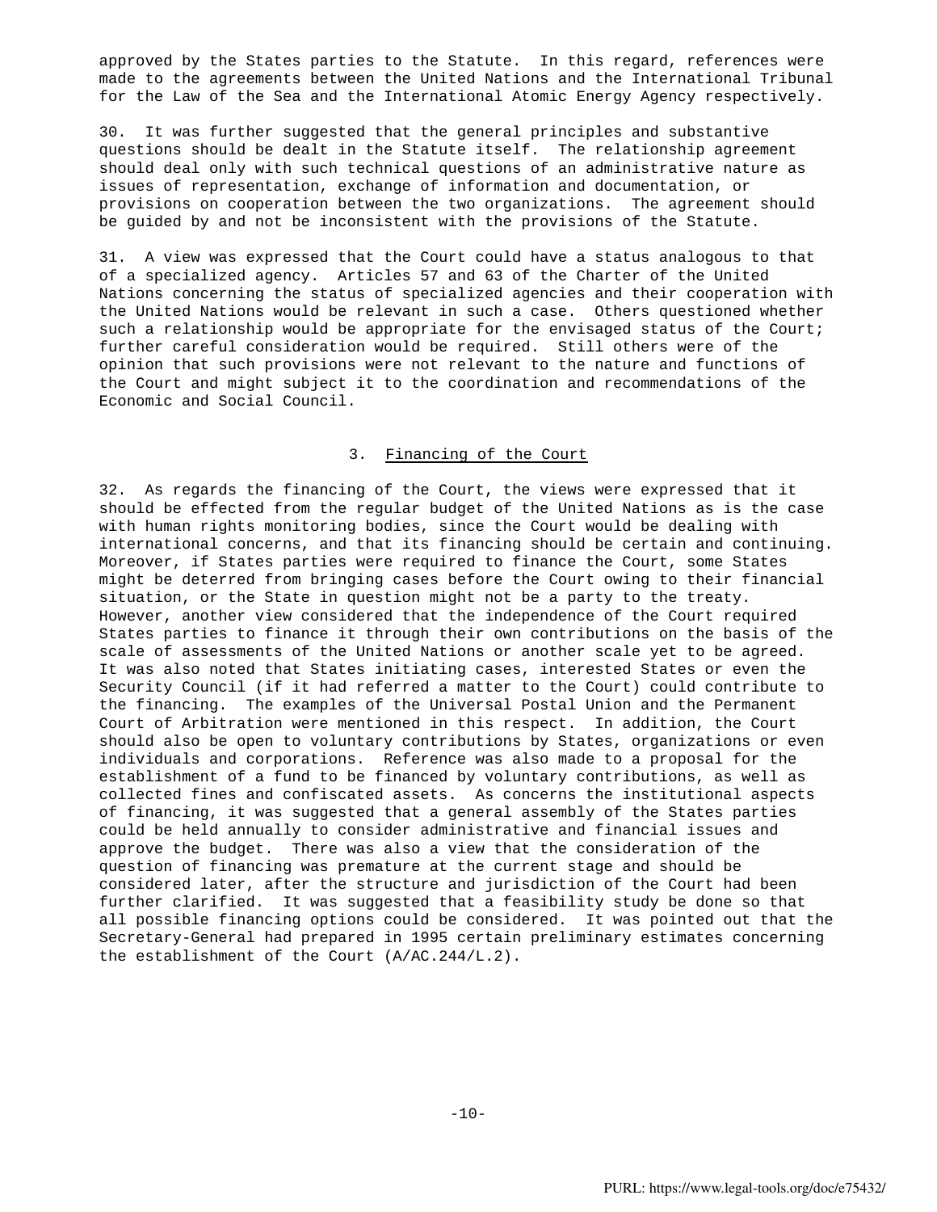approved by the States parties to the Statute. In this regard, references were made to the agreements between the United Nations and the International Tribunal for the Law of the Sea and the International Atomic Energy Agency respectively.

30. It was further suggested that the general principles and substantive questions should be dealt in the Statute itself. The relationship agreement should deal only with such technical questions of an administrative nature as issues of representation, exchange of information and documentation, or provisions on cooperation between the two organizations. The agreement should be guided by and not be inconsistent with the provisions of the Statute.

31. A view was expressed that the Court could have a status analogous to that of a specialized agency. Articles 57 and 63 of the Charter of the United Nations concerning the status of specialized agencies and their cooperation with the United Nations would be relevant in such a case. Others questioned whether such a relationship would be appropriate for the envisaged status of the Court; further careful consideration would be required. Still others were of the opinion that such provisions were not relevant to the nature and functions of the Court and might subject it to the coordination and recommendations of the Economic and Social Council.

### 3. Financing of the Court

32. As regards the financing of the Court, the views were expressed that it should be effected from the regular budget of the United Nations as is the case with human rights monitoring bodies, since the Court would be dealing with international concerns, and that its financing should be certain and continuing. Moreover, if States parties were required to finance the Court, some States might be deterred from bringing cases before the Court owing to their financial situation, or the State in question might not be a party to the treaty. However, another view considered that the independence of the Court required States parties to finance it through their own contributions on the basis of the scale of assessments of the United Nations or another scale yet to be agreed. It was also noted that States initiating cases, interested States or even the Security Council (if it had referred a matter to the Court) could contribute to the financing. The examples of the Universal Postal Union and the Permanent Court of Arbitration were mentioned in this respect. In addition, the Court should also be open to voluntary contributions by States, organizations or even individuals and corporations. Reference was also made to a proposal for the establishment of a fund to be financed by voluntary contributions, as well as collected fines and confiscated assets. As concerns the institutional aspects of financing, it was suggested that a general assembly of the States parties could be held annually to consider administrative and financial issues and approve the budget. There was also a view that the consideration of the question of financing was premature at the current stage and should be considered later, after the structure and jurisdiction of the Court had been further clarified. It was suggested that a feasibility study be done so that all possible financing options could be considered. It was pointed out that the Secretary-General had prepared in 1995 certain preliminary estimates concerning the establishment of the Court (A/AC.244/L.2).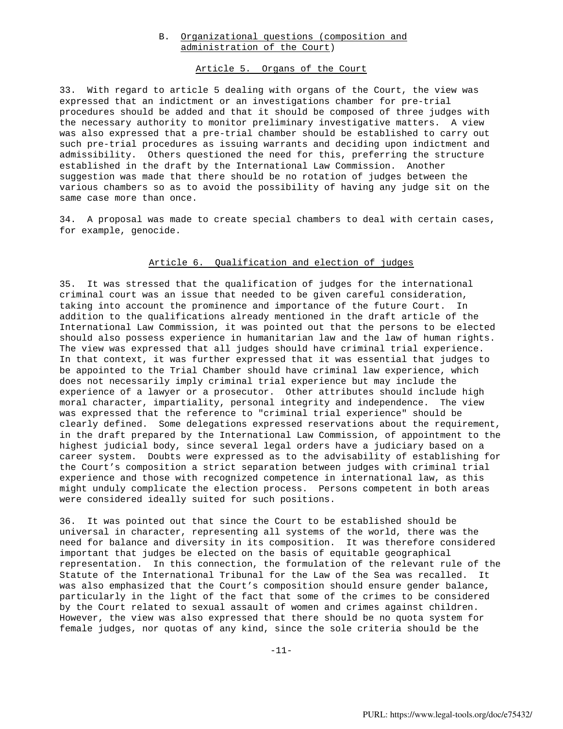## B. Organizational questions (composition and administration of the Court)

### Article 5. Organs of the Court

33. With regard to article 5 dealing with organs of the Court, the view was expressed that an indictment or an investigations chamber for pre-trial procedures should be added and that it should be composed of three judges with the necessary authority to monitor preliminary investigative matters. A view was also expressed that a pre-trial chamber should be established to carry out such pre-trial procedures as issuing warrants and deciding upon indictment and admissibility. Others questioned the need for this, preferring the structure established in the draft by the International Law Commission. Another suggestion was made that there should be no rotation of judges between the various chambers so as to avoid the possibility of having any judge sit on the same case more than once.

34. A proposal was made to create special chambers to deal with certain cases, for example, genocide.

### Article 6. Qualification and election of judges

35. It was stressed that the qualification of judges for the international criminal court was an issue that needed to be given careful consideration, taking into account the prominence and importance of the future Court. In addition to the qualifications already mentioned in the draft article of the International Law Commission, it was pointed out that the persons to be elected should also possess experience in humanitarian law and the law of human rights. The view was expressed that all judges should have criminal trial experience. In that context, it was further expressed that it was essential that judges to be appointed to the Trial Chamber should have criminal law experience, which does not necessarily imply criminal trial experience but may include the experience of a lawyer or a prosecutor. Other attributes should include high moral character, impartiality, personal integrity and independence. The view was expressed that the reference to "criminal trial experience" should be clearly defined. Some delegations expressed reservations about the requirement, in the draft prepared by the International Law Commission, of appointment to the highest judicial body, since several legal orders have a judiciary based on a career system. Doubts were expressed as to the advisability of establishing for the Court's composition a strict separation between judges with criminal trial experience and those with recognized competence in international law, as this might unduly complicate the election process. Persons competent in both areas were considered ideally suited for such positions.

36. It was pointed out that since the Court to be established should be universal in character, representing all systems of the world, there was the need for balance and diversity in its composition. It was therefore considered important that judges be elected on the basis of equitable geographical representation. In this connection, the formulation of the relevant rule of the Statute of the International Tribunal for the Law of the Sea was recalled. It was also emphasized that the Court's composition should ensure gender balance, particularly in the light of the fact that some of the crimes to be considered by the Court related to sexual assault of women and crimes against children. However, the view was also expressed that there should be no quota system for female judges, nor quotas of any kind, since the sole criteria should be the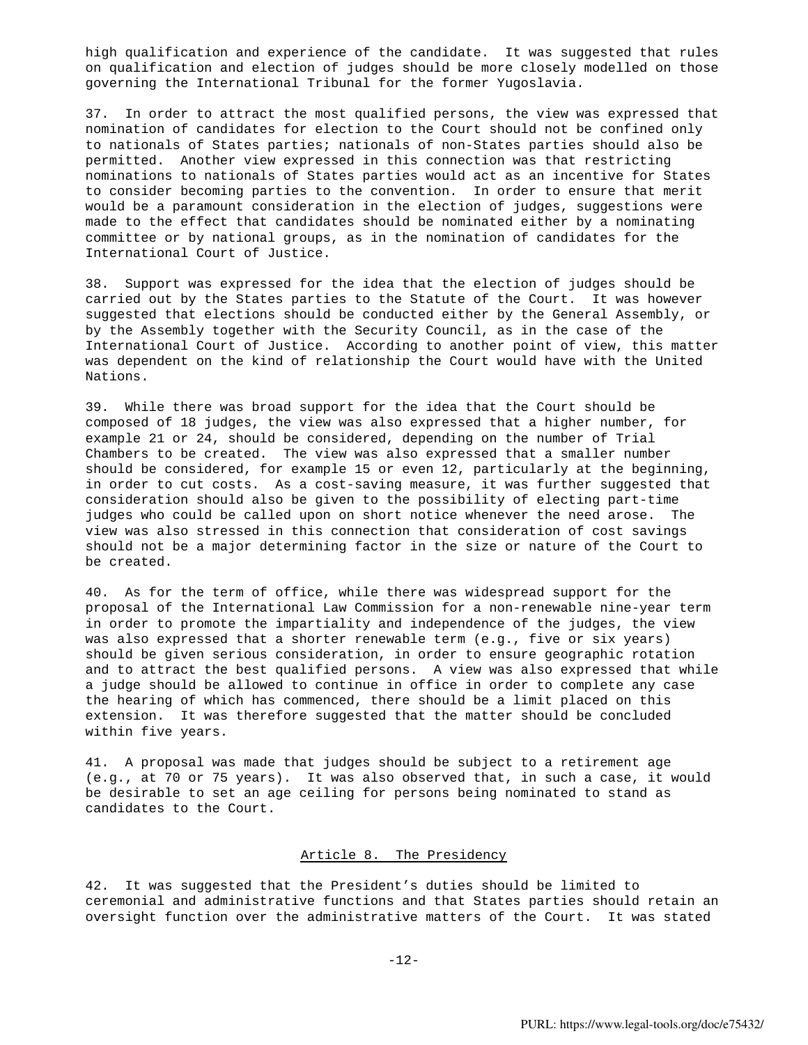high qualification and experience of the candidate. It was suggested that rules on qualification and election of judges should be more closely modelled on those governing the International Tribunal for the former Yugoslavia.

37. In order to attract the most qualified persons, the view was expressed that nomination of candidates for election to the Court should not be confined only to nationals of States parties; nationals of non-States parties should also be permitted. Another view expressed in this connection was that restricting nominations to nationals of States parties would act as an incentive for States to consider becoming parties to the convention. In order to ensure that merit would be a paramount consideration in the election of judges, suggestions were made to the effect that candidates should be nominated either by a nominating committee or by national groups, as in the nomination of candidates for the International Court of Justice.

38. Support was expressed for the idea that the election of judges should be carried out by the States parties to the Statute of the Court. It was however suggested that elections should be conducted either by the General Assembly, or by the Assembly together with the Security Council, as in the case of the International Court of Justice. According to another point of view, this matter was dependent on the kind of relationship the Court would have with the United Nations.

39. While there was broad support for the idea that the Court should be composed of 18 judges, the view was also expressed that a higher number, for example 21 or 24, should be considered, depending on the number of Trial Chambers to be created. The view was also expressed that a smaller number should be considered, for example 15 or even 12, particularly at the beginning, in order to cut costs. As a cost-saving measure, it was further suggested that consideration should also be given to the possibility of electing part-time judges who could be called upon on short notice whenever the need arose. The view was also stressed in this connection that consideration of cost savings should not be a major determining factor in the size or nature of the Court to be created.

40. As for the term of office, while there was widespread support for the proposal of the International Law Commission for a non-renewable nine-year term in order to promote the impartiality and independence of the judges, the view was also expressed that a shorter renewable term (e.g., five or six years) should be given serious consideration, in order to ensure geographic rotation and to attract the best qualified persons. A view was also expressed that while a judge should be allowed to continue in office in order to complete any case the hearing of which has commenced, there should be a limit placed on this extension. It was therefore suggested that the matter should be concluded within five years.

41. A proposal was made that judges should be subject to a retirement age (e.g., at 70 or 75 years). It was also observed that, in such a case, it would be desirable to set an age ceiling for persons being nominated to stand as candidates to the Court.

## Article 8. The Presidency

42. It was suggested that the President's duties should be limited to ceremonial and administrative functions and that States parties should retain an oversight function over the administrative matters of the Court. It was stated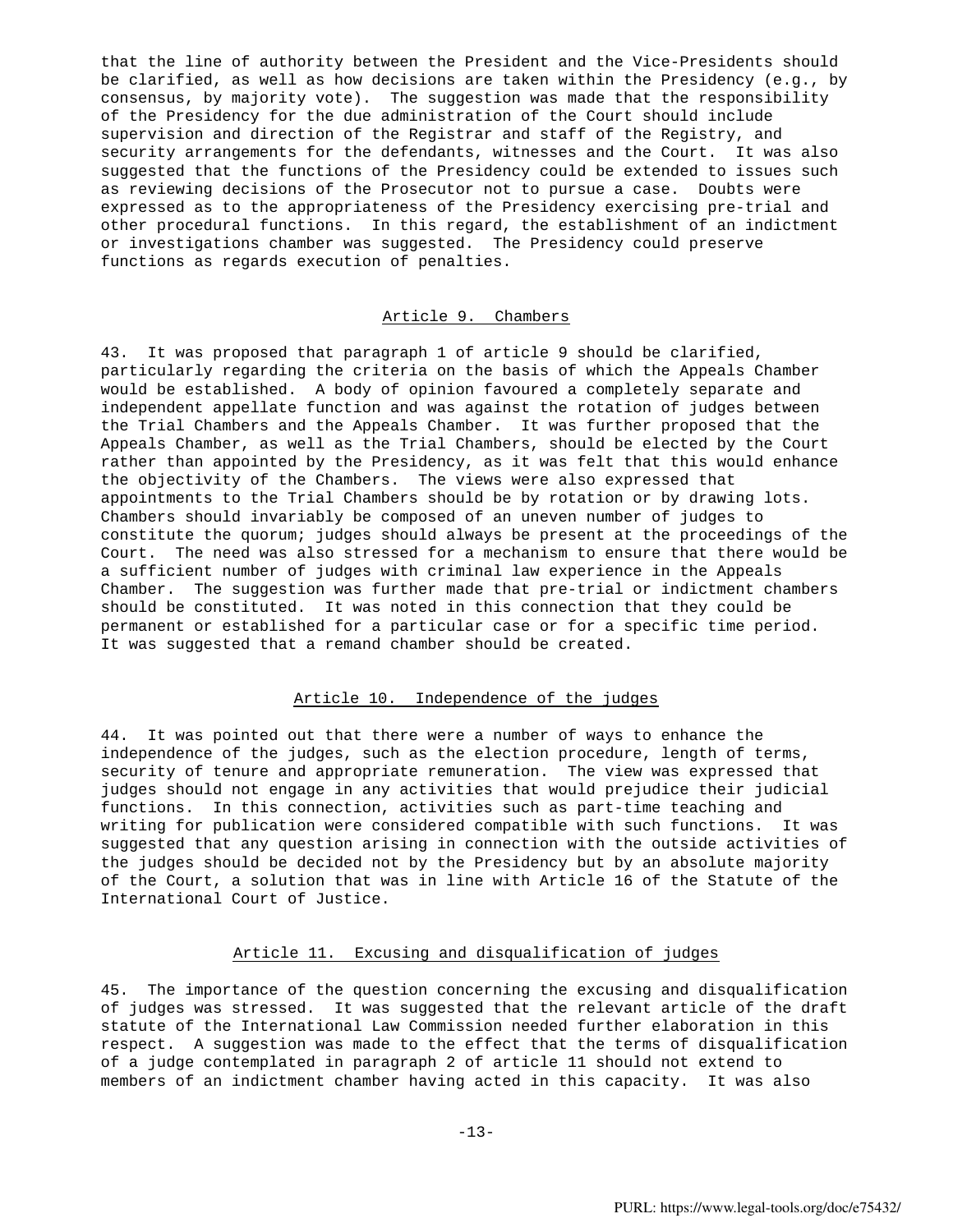that the line of authority between the President and the Vice-Presidents should be clarified, as well as how decisions are taken within the Presidency (e.g., by consensus, by majority vote). The suggestion was made that the responsibility of the Presidency for the due administration of the Court should include supervision and direction of the Registrar and staff of the Registry, and security arrangements for the defendants, witnesses and the Court. It was also suggested that the functions of the Presidency could be extended to issues such as reviewing decisions of the Prosecutor not to pursue a case. Doubts were expressed as to the appropriateness of the Presidency exercising pre-trial and other procedural functions. In this regard, the establishment of an indictment or investigations chamber was suggested. The Presidency could preserve functions as regards execution of penalties.

### Article 9. Chambers

43. It was proposed that paragraph 1 of article 9 should be clarified, particularly regarding the criteria on the basis of which the Appeals Chamber would be established. A body of opinion favoured a completely separate and independent appellate function and was against the rotation of judges between the Trial Chambers and the Appeals Chamber. It was further proposed that the Appeals Chamber, as well as the Trial Chambers, should be elected by the Court rather than appointed by the Presidency, as it was felt that this would enhance the objectivity of the Chambers. The views were also expressed that appointments to the Trial Chambers should be by rotation or by drawing lots. Chambers should invariably be composed of an uneven number of judges to constitute the quorum; judges should always be present at the proceedings of the Court. The need was also stressed for a mechanism to ensure that there would be a sufficient number of judges with criminal law experience in the Appeals Chamber. The suggestion was further made that pre-trial or indictment chambers should be constituted. It was noted in this connection that they could be permanent or established for a particular case or for a specific time period. It was suggested that a remand chamber should be created.

### Article 10. Independence of the judges

44. It was pointed out that there were a number of ways to enhance the independence of the judges, such as the election procedure, length of terms, security of tenure and appropriate remuneration. The view was expressed that judges should not engage in any activities that would prejudice their judicial functions. In this connection, activities such as part-time teaching and writing for publication were considered compatible with such functions. It was suggested that any question arising in connection with the outside activities of the judges should be decided not by the Presidency but by an absolute majority of the Court, a solution that was in line with Article 16 of the Statute of the International Court of Justice.

### Article 11. Excusing and disqualification of judges

45. The importance of the question concerning the excusing and disqualification of judges was stressed. It was suggested that the relevant article of the draft statute of the International Law Commission needed further elaboration in this respect. A suggestion was made to the effect that the terms of disqualification of a judge contemplated in paragraph 2 of article 11 should not extend to members of an indictment chamber having acted in this capacity. It was also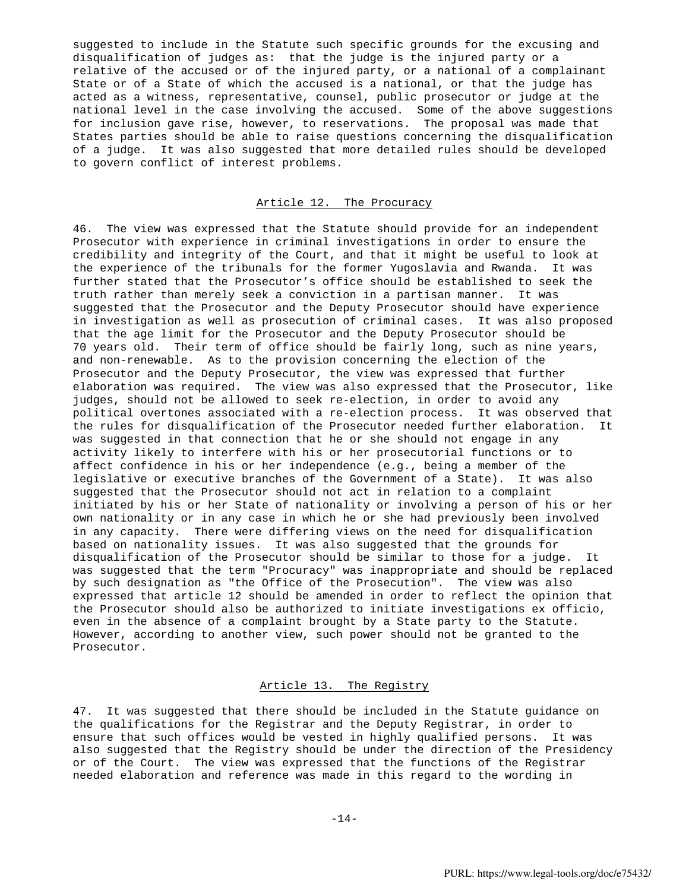suggested to include in the Statute such specific grounds for the excusing and disqualification of judges as: that the judge is the injured party or a relative of the accused or of the injured party, or a national of a complainant State or of a State of which the accused is a national, or that the judge has acted as a witness, representative, counsel, public prosecutor or judge at the national level in the case involving the accused. Some of the above suggestions for inclusion gave rise, however, to reservations. The proposal was made that States parties should be able to raise questions concerning the disqualification of a judge. It was also suggested that more detailed rules should be developed to govern conflict of interest problems.

### Article 12. The Procuracy

46. The view was expressed that the Statute should provide for an independent Prosecutor with experience in criminal investigations in order to ensure the credibility and integrity of the Court, and that it might be useful to look at the experience of the tribunals for the former Yugoslavia and Rwanda. It was further stated that the Prosecutor's office should be established to seek the truth rather than merely seek a conviction in a partisan manner. It was suggested that the Prosecutor and the Deputy Prosecutor should have experience in investigation as well as prosecution of criminal cases. It was also proposed that the age limit for the Prosecutor and the Deputy Prosecutor should be 70 years old. Their term of office should be fairly long, such as nine years, and non-renewable. As to the provision concerning the election of the Prosecutor and the Deputy Prosecutor, the view was expressed that further elaboration was required. The view was also expressed that the Prosecutor, like judges, should not be allowed to seek re-election, in order to avoid any political overtones associated with a re-election process. It was observed that the rules for disqualification of the Prosecutor needed further elaboration. It was suggested in that connection that he or she should not engage in any activity likely to interfere with his or her prosecutorial functions or to affect confidence in his or her independence (e.g., being a member of the legislative or executive branches of the Government of a State). It was also suggested that the Prosecutor should not act in relation to a complaint initiated by his or her State of nationality or involving a person of his or her own nationality or in any case in which he or she had previously been involved in any capacity. There were differing views on the need for disqualification based on nationality issues. It was also suggested that the grounds for disqualification of the Prosecutor should be similar to those for a judge. It was suggested that the term "Procuracy" was inappropriate and should be replaced by such designation as "the Office of the Prosecution". The view was also expressed that article 12 should be amended in order to reflect the opinion that the Prosecutor should also be authorized to initiate investigations ex officio, even in the absence of a complaint brought by a State party to the Statute. However, according to another view, such power should not be granted to the Prosecutor.

### Article 13. The Registry

47. It was suggested that there should be included in the Statute guidance on the qualifications for the Registrar and the Deputy Registrar, in order to ensure that such offices would be vested in highly qualified persons. It was also suggested that the Registry should be under the direction of the Presidency or of the Court. The view was expressed that the functions of the Registrar needed elaboration and reference was made in this regard to the wording in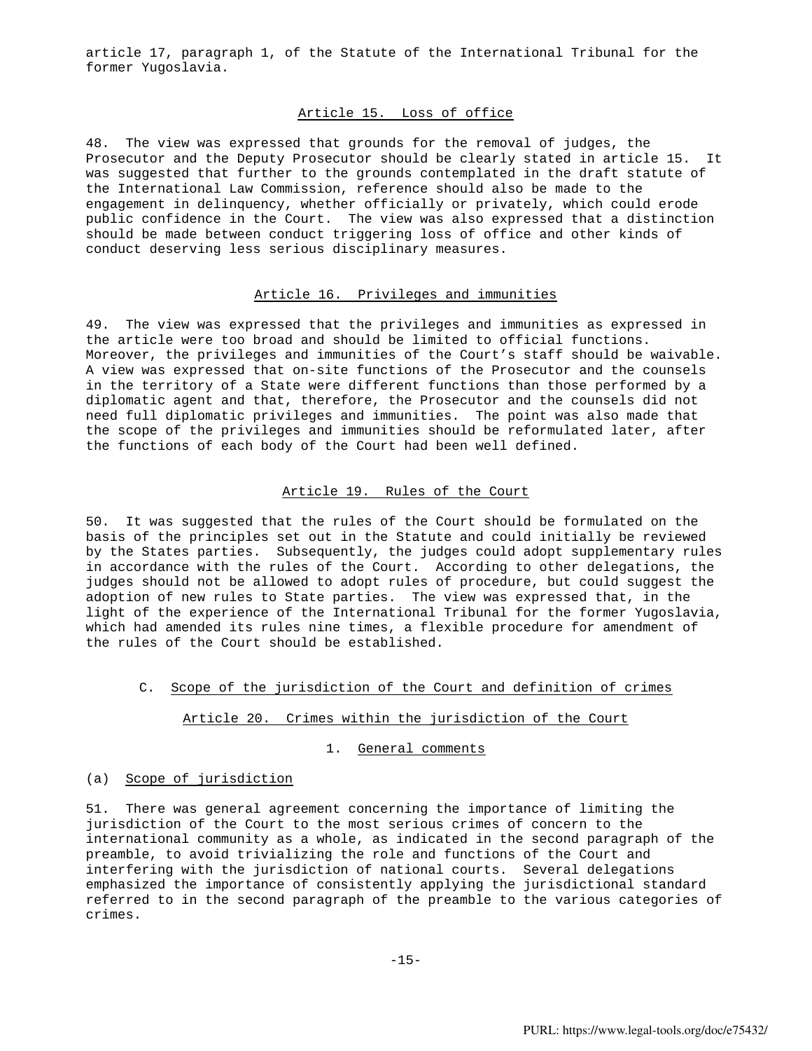article 17, paragraph 1, of the Statute of the International Tribunal for the former Yugoslavia.

### Article 15. Loss of office

48. The view was expressed that grounds for the removal of judges, the Prosecutor and the Deputy Prosecutor should be clearly stated in article 15. It was suggested that further to the grounds contemplated in the draft statute of the International Law Commission, reference should also be made to the engagement in delinquency, whether officially or privately, which could erode public confidence in the Court. The view was also expressed that a distinction should be made between conduct triggering loss of office and other kinds of conduct deserving less serious disciplinary measures.

### Article 16. Privileges and immunities

49. The view was expressed that the privileges and immunities as expressed in the article were too broad and should be limited to official functions. Moreover, the privileges and immunities of the Court's staff should be waivable. A view was expressed that on-site functions of the Prosecutor and the counsels in the territory of a State were different functions than those performed by a diplomatic agent and that, therefore, the Prosecutor and the counsels did not need full diplomatic privileges and immunities. The point was also made that the scope of the privileges and immunities should be reformulated later, after the functions of each body of the Court had been well defined.

### Article 19. Rules of the Court

50. It was suggested that the rules of the Court should be formulated on the basis of the principles set out in the Statute and could initially be reviewed by the States parties. Subsequently, the judges could adopt supplementary rules in accordance with the rules of the Court. According to other delegations, the judges should not be allowed to adopt rules of procedure, but could suggest the adoption of new rules to State parties. The view was expressed that, in the light of the experience of the International Tribunal for the former Yugoslavia, which had amended its rules nine times, a flexible procedure for amendment of the rules of the Court should be established.

## C. Scope of the jurisdiction of the Court and definition of crimes

### Article 20. Crimes within the jurisdiction of the Court

#### 1. General comments

##### (a) Scope of jurisdiction

51. There was general agreement concerning the importance of limiting the jurisdiction of the Court to the most serious crimes of concern to the international community as a whole, as indicated in the second paragraph of the preamble, to avoid trivializing the role and functions of the Court and interfering with the jurisdiction of national courts. Several delegations emphasized the importance of consistently applying the jurisdictional standard referred to in the second paragraph of the preamble to the various categories of crimes.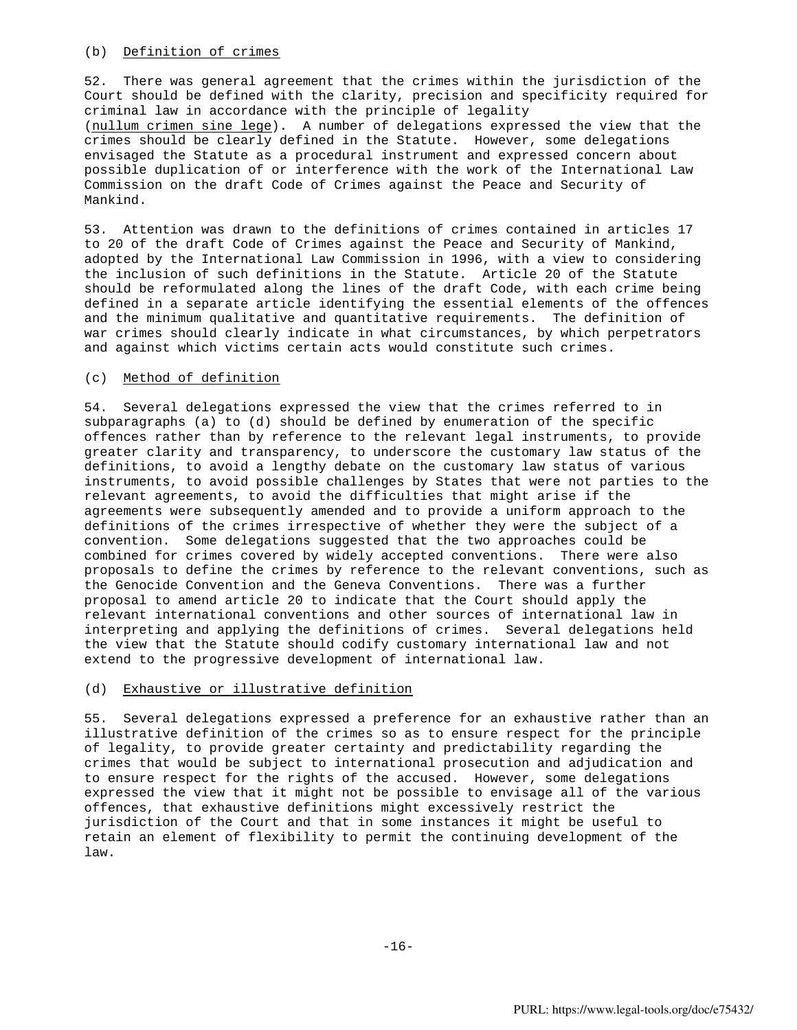(b) Definition of crimes

52. There was general agreement that the crimes within the jurisdiction of the Court should be defined with the clarity, precision and specificity required for criminal law in accordance with the principle of legality (*nullum crimen sine lege*). A number of delegations expressed the view that the crimes should be clearly defined in the Statute. However, some delegations envisaged the Statute as a procedural instrument and expressed concern about possible duplication of or interference with the work of the International Law Commission on the draft Code of Crimes against the Peace and Security of Mankind.

53. Attention was drawn to the definitions of crimes contained in articles 17 to 20 of the draft Code of Crimes against the Peace and Security of Mankind, adopted by the International Law Commission in 1996, with a view to considering the inclusion of such definitions in the Statute. Article 20 of the Statute should be reformulated along the lines of the draft Code, with each crime being defined in a separate article identifying the essential elements of the offences and the minimum qualitative and quantitative requirements. The definition of war crimes should clearly indicate in what circumstances, by which perpetrators and against which victims certain acts would constitute such crimes.

(c) Method of definition

54. Several delegations expressed the view that the crimes referred to in subparagraphs (a) to (d) should be defined by enumeration of the specific offences rather than by reference to the relevant legal instruments, to provide greater clarity and transparency, to underscore the customary law status of the definitions, to avoid a lengthy debate on the customary law status of various instruments, to avoid possible challenges by States that were not parties to the relevant agreements, to avoid the difficulties that might arise if the agreements were subsequently amended and to provide a uniform approach to the definitions of the crimes irrespective of whether they were the subject of a convention. Some delegations suggested that the two approaches could be combined for crimes covered by widely accepted conventions. There were also proposals to define the crimes by reference to the relevant conventions, such as the Genocide Convention and the Geneva Conventions. There was a further proposal to amend article 20 to indicate that the Court should apply the relevant international conventions and other sources of international law in interpreting and applying the definitions of crimes. Several delegations held the view that the Statute should codify customary international law and not extend to the progressive development of international law.

(d) Exhaustive or illustrative definition

55. Several delegations expressed a preference for an exhaustive rather than an illustrative definition of the crimes so as to ensure respect for the principle of legality, to provide greater certainty and predictability regarding the crimes that would be subject to international prosecution and adjudication and to ensure respect for the rights of the accused. However, some delegations expressed the view that it might not be possible to envisage all of the various offences, that exhaustive definitions might excessively restrict the jurisdiction of the Court and that in some instances it might be useful to retain an element of flexibility to permit the continuing development of the law.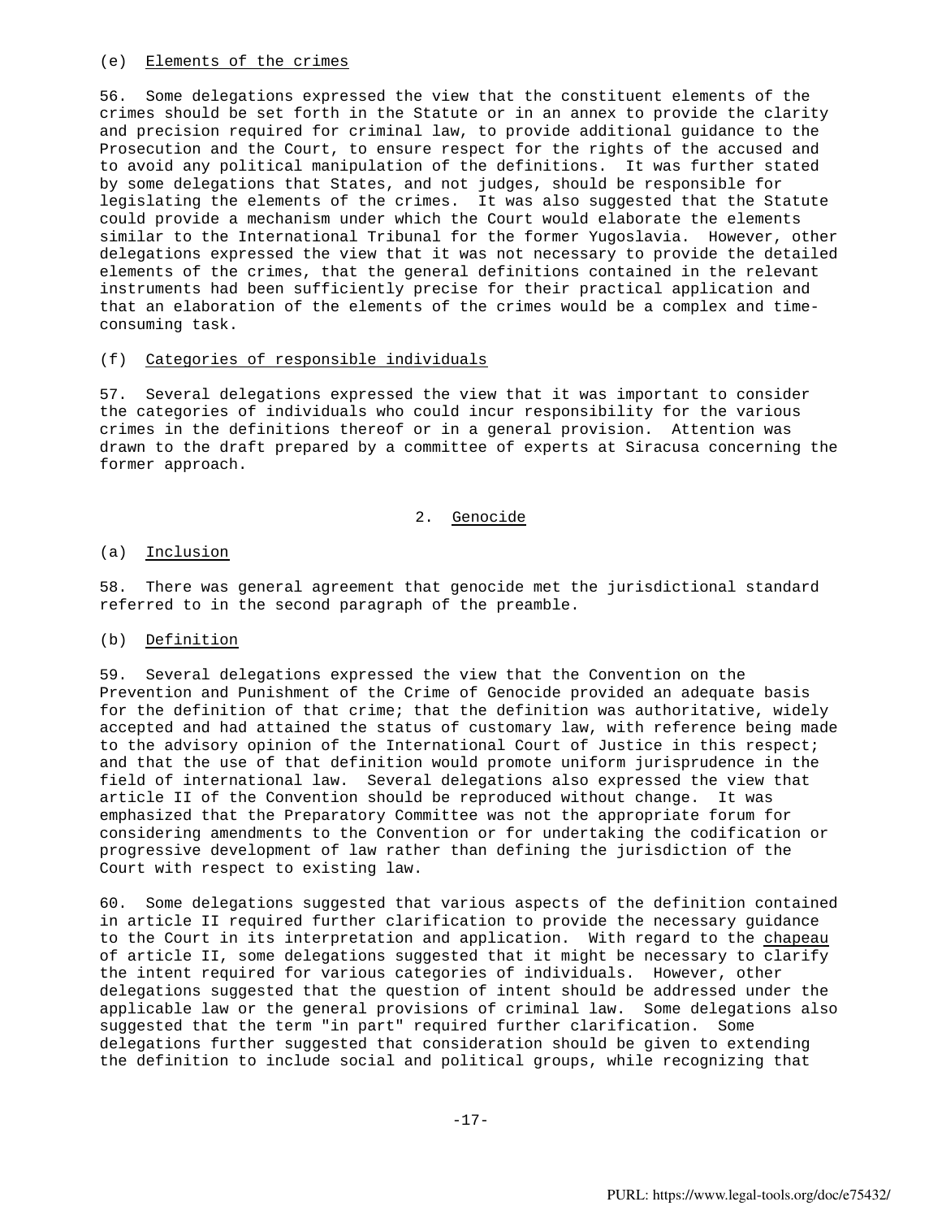(e) Elements of the crimes

56. Some delegations expressed the view that the constituent elements of the crimes should be set forth in the Statute or in an annex to provide the clarity and precision required for criminal law, to provide additional guidance to the Prosecution and the Court, to ensure respect for the rights of the accused and to avoid any political manipulation of the definitions. It was further stated by some delegations that States, and not judges, should be responsible for legislating the elements of the crimes. It was also suggested that the Statute could provide a mechanism under which the Court would elaborate the elements similar to the International Tribunal for the former Yugoslavia. However, other delegations expressed the view that it was not necessary to provide the detailed elements of the crimes, that the general definitions contained in the relevant instruments had been sufficiently precise for their practical application and that an elaboration of the elements of the crimes would be a complex and time-consuming task.

(f) Categories of responsible individuals

57. Several delegations expressed the view that it was important to consider the categories of individuals who could incur responsibility for the various crimes in the definitions thereof or in a general provision. Attention was drawn to the draft prepared by a committee of experts at Siracusa concerning the former approach.

## 2. Genocide

(a) Inclusion

58. There was general agreement that genocide met the jurisdictional standard referred to in the second paragraph of the preamble.

(b) Definition

59. Several delegations expressed the view that the Convention on the Prevention and Punishment of the Crime of Genocide provided an adequate basis for the definition of that crime; that the definition was authoritative, widely accepted and had attained the status of customary law, with reference being made to the advisory opinion of the International Court of Justice in this respect; and that the use of that definition would promote uniform jurisprudence in the field of international law. Several delegations also expressed the view that article II of the Convention should be reproduced without change. It was emphasized that the Preparatory Committee was not the appropriate forum for considering amendments to the Convention or for undertaking the codification or progressive development of law rather than defining the jurisdiction of the Court with respect to existing law.

60. Some delegations suggested that various aspects of the definition contained in article II required further clarification to provide the necessary guidance to the Court in its interpretation and application. With regard to the chapeau of article II, some delegations suggested that it might be necessary to clarify the intent required for various categories of individuals. However, other delegations suggested that the question of intent should be addressed under the applicable law or the general provisions of criminal law. Some delegations also suggested that the term "in part" required further clarification. Some delegations further suggested that consideration should be given to extending the definition to include social and political groups, while recognizing that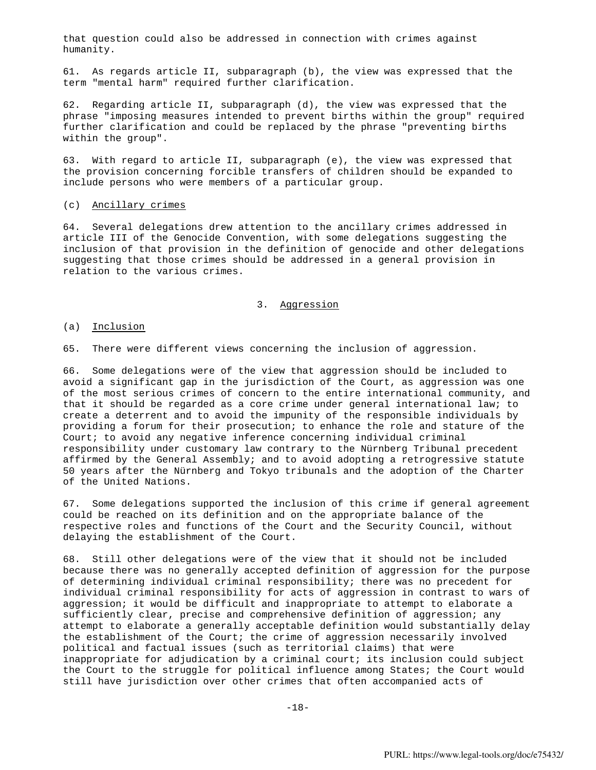that question could also be addressed in connection with crimes against humanity.

61. As regards article II, subparagraph (b), the view was expressed that the term "mental harm" required further clarification.

62. Regarding article II, subparagraph (d), the view was expressed that the phrase "imposing measures intended to prevent births within the group" required further clarification and could be replaced by the phrase "preventing births within the group".

63. With regard to article II, subparagraph (e), the view was expressed that the provision concerning forcible transfers of children should be expanded to include persons who were members of a particular group.

(c) Ancillary crimes

64. Several delegations drew attention to the ancillary crimes addressed in article III of the Genocide Convention, with some delegations suggesting the inclusion of that provision in the definition of genocide and other delegations suggesting that those crimes should be addressed in a general provision in relation to the various crimes.

### 3. Aggression

(a) Inclusion

65. There were different views concerning the inclusion of aggression.

66. Some delegations were of the view that aggression should be included to avoid a significant gap in the jurisdiction of the Court, as aggression was one of the most serious crimes of concern to the entire international community, and that it should be regarded as a core crime under general international law; to create a deterrent and to avoid the impunity of the responsible individuals by providing a forum for their prosecution; to enhance the role and stature of the Court; to avoid any negative inference concerning individual criminal responsibility under customary law contrary to the Nürnberg Tribunal precedent affirmed by the General Assembly; and to avoid adopting a retrogressive statute 50 years after the Nürnberg and Tokyo tribunals and the adoption of the Charter of the United Nations.

67. Some delegations supported the inclusion of this crime if general agreement could be reached on its definition and on the appropriate balance of the respective roles and functions of the Court and the Security Council, without delaying the establishment of the Court.

68. Still other delegations were of the view that it should not be included because there was no generally accepted definition of aggression for the purpose of determining individual criminal responsibility; there was no precedent for individual criminal responsibility for acts of aggression in contrast to wars of aggression; it would be difficult and inappropriate to attempt to elaborate a sufficiently clear, precise and comprehensive definition of aggression; any attempt to elaborate a generally acceptable definition would substantially delay the establishment of the Court; the crime of aggression necessarily involved political and factual issues (such as territorial claims) that were inappropriate for adjudication by a criminal court; its inclusion could subject the Court to the struggle for political influence among States; the Court would still have jurisdiction over other crimes that often accompanied acts of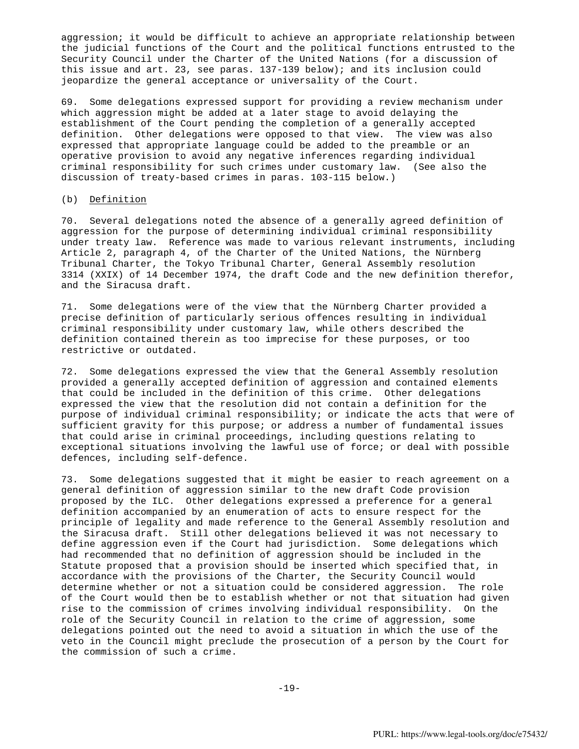aggression; it would be difficult to achieve an appropriate relationship between the judicial functions of the Court and the political functions entrusted to the Security Council under the Charter of the United Nations (for a discussion of this issue and art. 23, see paras. 137-139 below); and its inclusion could jeopardize the general acceptance or universality of the Court.

69. Some delegations expressed support for providing a review mechanism under which aggression might be added at a later stage to avoid delaying the establishment of the Court pending the completion of a generally accepted definition. Other delegations were opposed to that view. The view was also expressed that appropriate language could be added to the preamble or an operative provision to avoid any negative inferences regarding individual criminal responsibility for such crimes under customary law. (See also the discussion of treaty-based crimes in paras. 103-115 below.)

(b) Definition

70. Several delegations noted the absence of a generally agreed definition of aggression for the purpose of determining individual criminal responsibility under treaty law. Reference was made to various relevant instruments, including Article 2, paragraph 4, of the Charter of the United Nations, the Nürnberg Tribunal Charter, the Tokyo Tribunal Charter, General Assembly resolution 3314 (XXIX) of 14 December 1974, the draft Code and the new definition therefor, and the Siracusa draft.

71. Some delegations were of the view that the Nürnberg Charter provided a precise definition of particularly serious offences resulting in individual criminal responsibility under customary law, while others described the definition contained therein as too imprecise for these purposes, or too restrictive or outdated.

72. Some delegations expressed the view that the General Assembly resolution provided a generally accepted definition of aggression and contained elements that could be included in the definition of this crime. Other delegations expressed the view that the resolution did not contain a definition for the purpose of individual criminal responsibility; or indicate the acts that were of sufficient gravity for this purpose; or address a number of fundamental issues that could arise in criminal proceedings, including questions relating to exceptional situations involving the lawful use of force; or deal with possible defences, including self-defence.

73. Some delegations suggested that it might be easier to reach agreement on a general definition of aggression similar to the new draft Code provision proposed by the ILC. Other delegations expressed a preference for a general definition accompanied by an enumeration of acts to ensure respect for the principle of legality and made reference to the General Assembly resolution and the Siracusa draft. Still other delegations believed it was not necessary to define aggression even if the Court had jurisdiction. Some delegations which had recommended that no definition of aggression should be included in the Statute proposed that a provision should be inserted which specified that, in accordance with the provisions of the Charter, the Security Council would determine whether or not a situation could be considered aggression. The role of the Court would then be to establish whether or not that situation had given rise to the commission of crimes involving individual responsibility. On the role of the Security Council in relation to the crime of aggression, some delegations pointed out the need to avoid a situation in which the use of the veto in the Council might preclude the prosecution of a person by the Court for the commission of such a crime.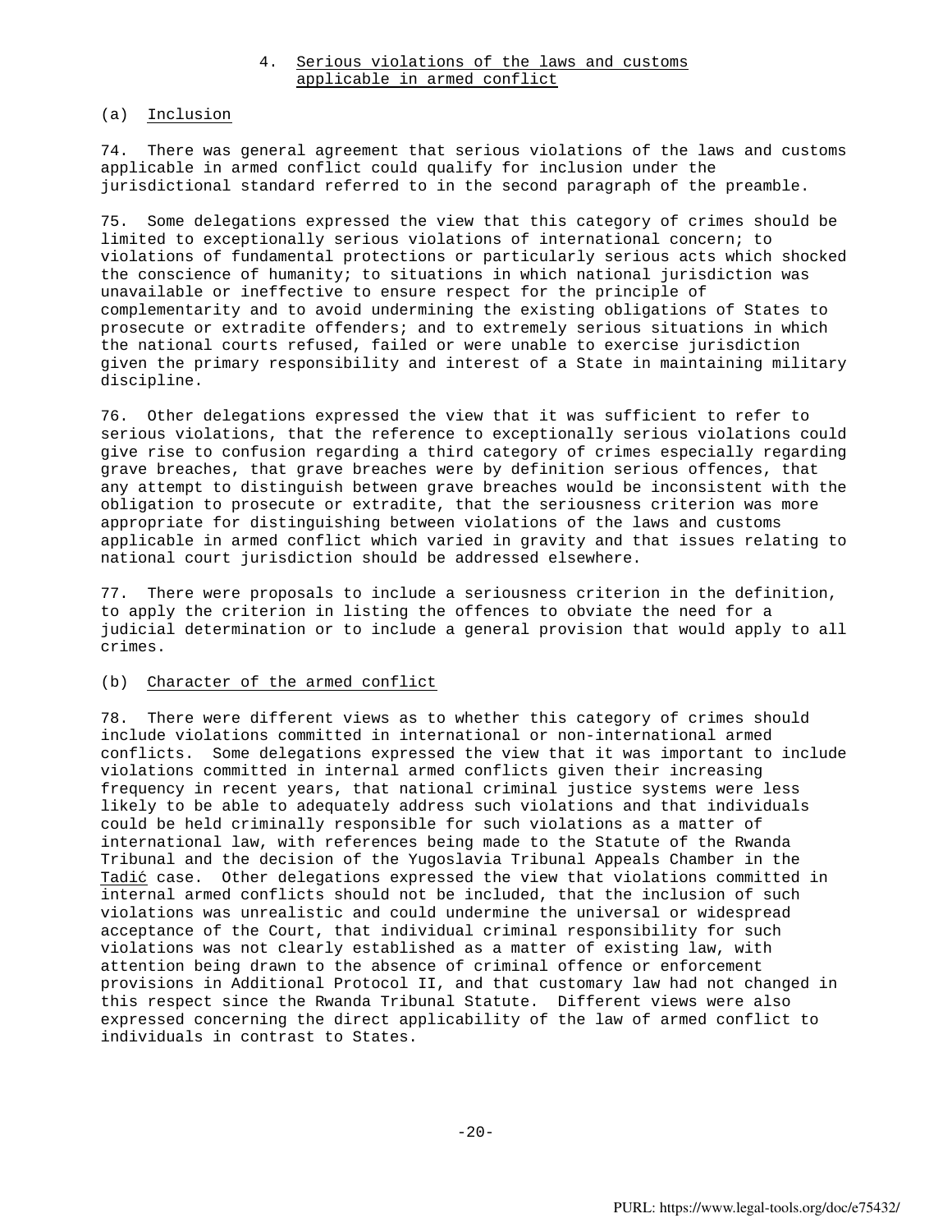### 4. Serious violations of the laws and customs applicable in armed conflict

#### (a) Inclusion

74. There was general agreement that serious violations of the laws and customs applicable in armed conflict could qualify for inclusion under the jurisdictional standard referred to in the second paragraph of the preamble.

75. Some delegations expressed the view that this category of crimes should be limited to exceptionally serious violations of international concern; to violations of fundamental protections or particularly serious acts which shocked the conscience of humanity; to situations in which national jurisdiction was unavailable or ineffective to ensure respect for the principle of complementarity and to avoid undermining the existing obligations of States to prosecute or extradite offenders; and to extremely serious situations in which the national courts refused, failed or were unable to exercise jurisdiction given the primary responsibility and interest of a State in maintaining military discipline.

76. Other delegations expressed the view that it was sufficient to refer to serious violations, that the reference to exceptionally serious violations could give rise to confusion regarding a third category of crimes especially regarding grave breaches, that grave breaches were by definition serious offences, that any attempt to distinguish between grave breaches would be inconsistent with the obligation to prosecute or extradite, that the seriousness criterion was more appropriate for distinguishing between violations of the laws and customs applicable in armed conflict which varied in gravity and that issues relating to national court jurisdiction should be addressed elsewhere.

77. There were proposals to include a seriousness criterion in the definition, to apply the criterion in listing the offences to obviate the need for a judicial determination or to include a general provision that would apply to all crimes.

#### (b) Character of the armed conflict

78. There were different views as to whether this category of crimes should include violations committed in international or non-international armed conflicts. Some delegations expressed the view that it was important to include violations committed in internal armed conflicts given their increasing frequency in recent years, that national criminal justice systems were less likely to be able to adequately address such violations and that individuals could be held criminally responsible for such violations as a matter of international law, with references being made to the Statute of the Rwanda Tribunal and the decision of the Yugoslavia Tribunal Appeals Chamber in the Tadić case. Other delegations expressed the view that violations committed in internal armed conflicts should not be included, that the inclusion of such violations was unrealistic and could undermine the universal or widespread acceptance of the Court, that individual criminal responsibility for such violations was not clearly established as a matter of existing law, with attention being drawn to the absence of criminal offence or enforcement provisions in Additional Protocol II, and that customary law had not changed in this respect since the Rwanda Tribunal Statute. Different views were also expressed concerning the direct applicability of the law of armed conflict to individuals in contrast to States.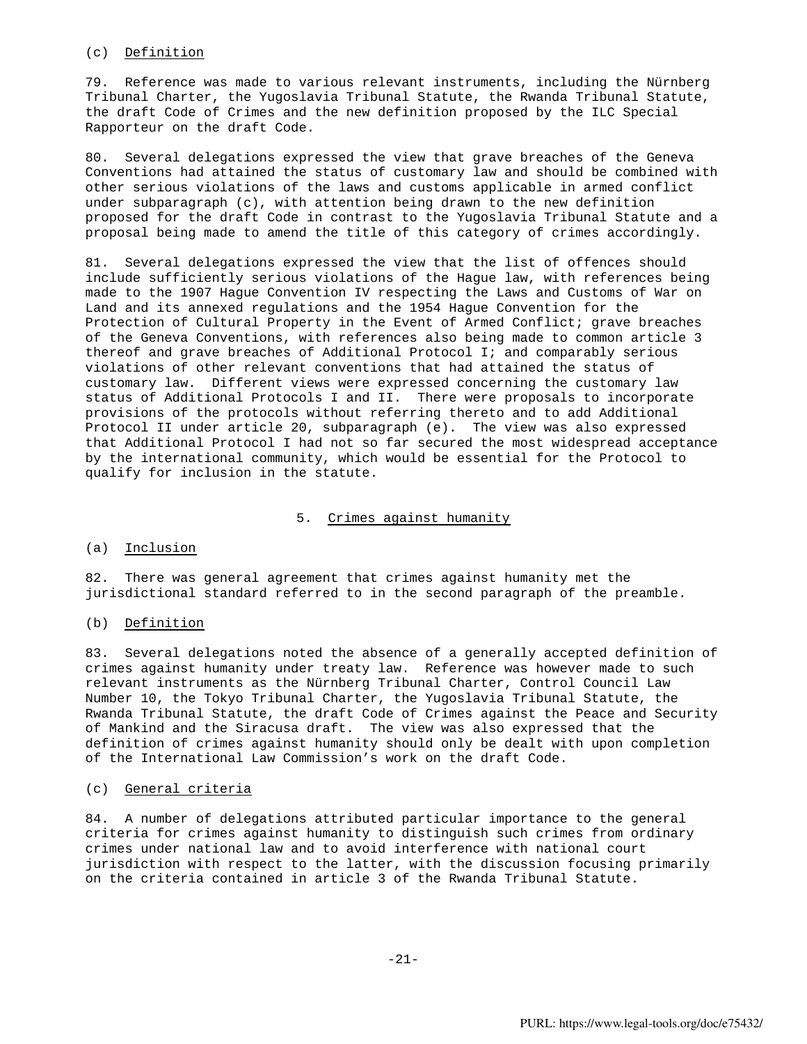(c) Definition

79. Reference was made to various relevant instruments, including the Nürnberg Tribunal Charter, the Yugoslavia Tribunal Statute, the Rwanda Tribunal Statute, the draft Code of Crimes and the new definition proposed by the ILC Special Rapporteur on the draft Code.

80. Several delegations expressed the view that grave breaches of the Geneva Conventions had attained the status of customary law and should be combined with other serious violations of the laws and customs applicable in armed conflict under subparagraph (c), with attention being drawn to the new definition proposed for the draft Code in contrast to the Yugoslavia Tribunal Statute and a proposal being made to amend the title of this category of crimes accordingly.

81. Several delegations expressed the view that the list of offences should include sufficiently serious violations of the Hague law, with references being made to the 1907 Hague Convention IV respecting the Laws and Customs of War on Land and its annexed regulations and the 1954 Hague Convention for the Protection of Cultural Property in the Event of Armed Conflict; grave breaches of the Geneva Conventions, with references also being made to common article 3 thereof and grave breaches of Additional Protocol I; and comparably serious violations of other relevant conventions that had attained the status of customary law. Different views were expressed concerning the customary law status of Additional Protocols I and II. There were proposals to incorporate provisions of the protocols without referring thereto and to add Additional Protocol II under article 20, subparagraph (e). The view was also expressed that Additional Protocol I had not so far secured the most widespread acceptance by the international community, which would be essential for the Protocol to qualify for inclusion in the statute.

## 5. Crimes against humanity

(a) Inclusion

82. There was general agreement that crimes against humanity met the jurisdictional standard referred to in the second paragraph of the preamble.

(b) Definition

83. Several delegations noted the absence of a generally accepted definition of crimes against humanity under treaty law. Reference was however made to such relevant instruments as the Nürnberg Tribunal Charter, Control Council Law Number 10, the Tokyo Tribunal Charter, the Yugoslavia Tribunal Statute, the Rwanda Tribunal Statute, the draft Code of Crimes against the Peace and Security of Mankind and the Siracusa draft. The view was also expressed that the definition of crimes against humanity should only be dealt with upon completion of the International Law Commission's work on the draft Code.

(c) General criteria

84. A number of delegations attributed particular importance to the general criteria for crimes against humanity to distinguish such crimes from ordinary crimes under national law and to avoid interference with national court jurisdiction with respect to the latter, with the discussion focusing primarily on the criteria contained in article 3 of the Rwanda Tribunal Statute.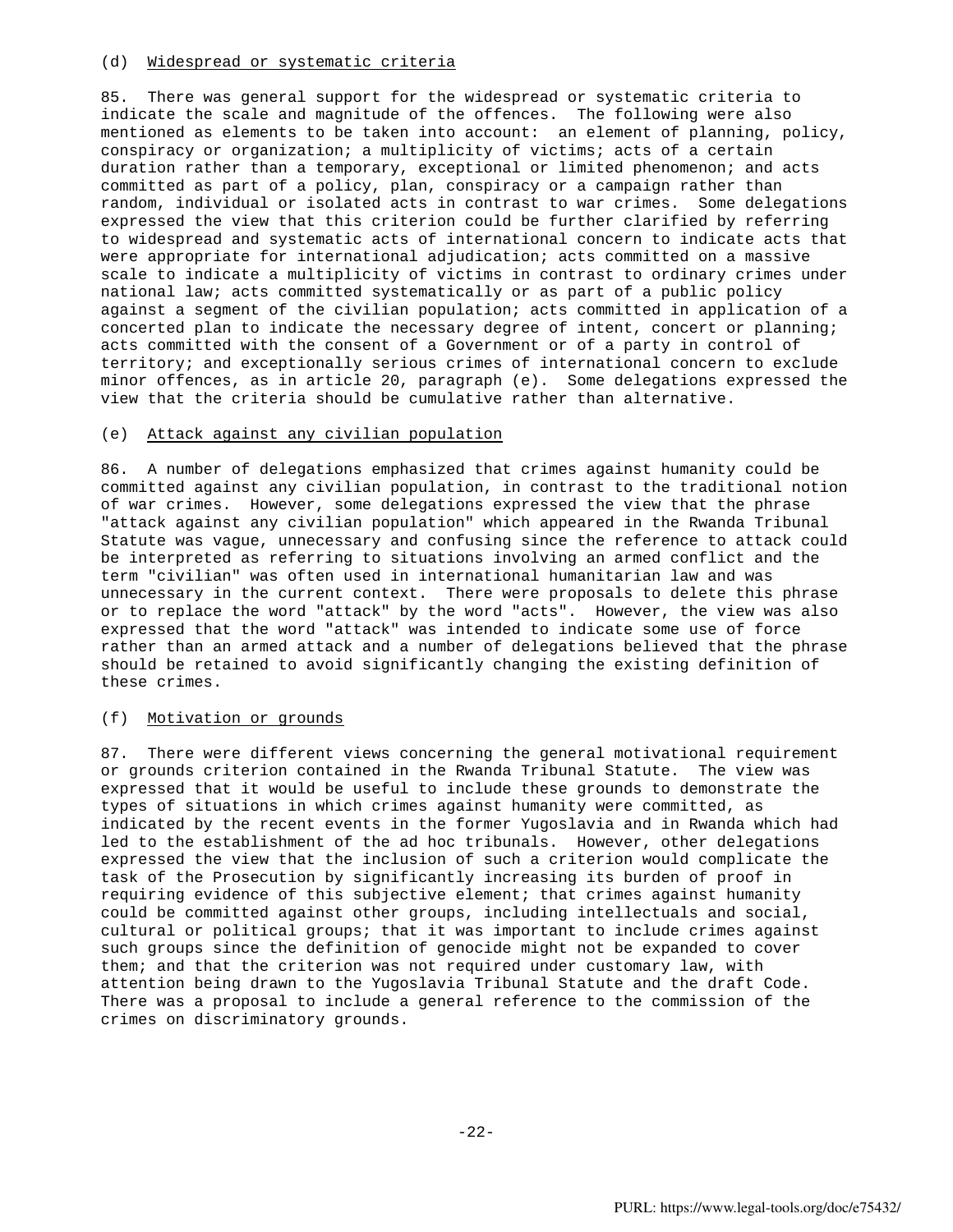(d) Widespread or systematic criteria

85. There was general support for the widespread or systematic criteria to indicate the scale and magnitude of the offences. The following were also mentioned as elements to be taken into account: an element of planning, policy, conspiracy or organization; a multiplicity of victims; acts of a certain duration rather than a temporary, exceptional or limited phenomenon; and acts committed as part of a policy, plan, conspiracy or a campaign rather than random, individual or isolated acts in contrast to war crimes. Some delegations expressed the view that this criterion could be further clarified by referring to widespread and systematic acts of international concern to indicate acts that were appropriate for international adjudication; acts committed on a massive scale to indicate a multiplicity of victims in contrast to ordinary crimes under national law; acts committed systematically or as part of a public policy against a segment of the civilian population; acts committed in application of a concerted plan to indicate the necessary degree of intent, concert or planning; acts committed with the consent of a Government or of a party in control of territory; and exceptionally serious crimes of international concern to exclude minor offences, as in article 20, paragraph (e). Some delegations expressed the view that the criteria should be cumulative rather than alternative.

(e) Attack against any civilian population

86. A number of delegations emphasized that crimes against humanity could be committed against any civilian population, in contrast to the traditional notion of war crimes. However, some delegations expressed the view that the phrase "attack against any civilian population" which appeared in the Rwanda Tribunal Statute was vague, unnecessary and confusing since the reference to attack could be interpreted as referring to situations involving an armed conflict and the term "civilian" was often used in international humanitarian law and was unnecessary in the current context. There were proposals to delete this phrase or to replace the word "attack" by the word "acts". However, the view was also expressed that the word "attack" was intended to indicate some use of force rather than an armed attack and a number of delegations believed that the phrase should be retained to avoid significantly changing the existing definition of these crimes.

(f) Motivation or grounds

87. There were different views concerning the general motivational requirement or grounds criterion contained in the Rwanda Tribunal Statute. The view was expressed that it would be useful to include these grounds to demonstrate the types of situations in which crimes against humanity were committed, as indicated by the recent events in the former Yugoslavia and in Rwanda which had led to the establishment of the ad hoc tribunals. However, other delegations expressed the view that the inclusion of such a criterion would complicate the task of the Prosecution by significantly increasing its burden of proof in requiring evidence of this subjective element; that crimes against humanity could be committed against other groups, including intellectuals and social, cultural or political groups; that it was important to include crimes against such groups since the definition of genocide might not be expanded to cover them; and that the criterion was not required under customary law, with attention being drawn to the Yugoslavia Tribunal Statute and the draft Code. There was a proposal to include a general reference to the commission of the crimes on discriminatory grounds.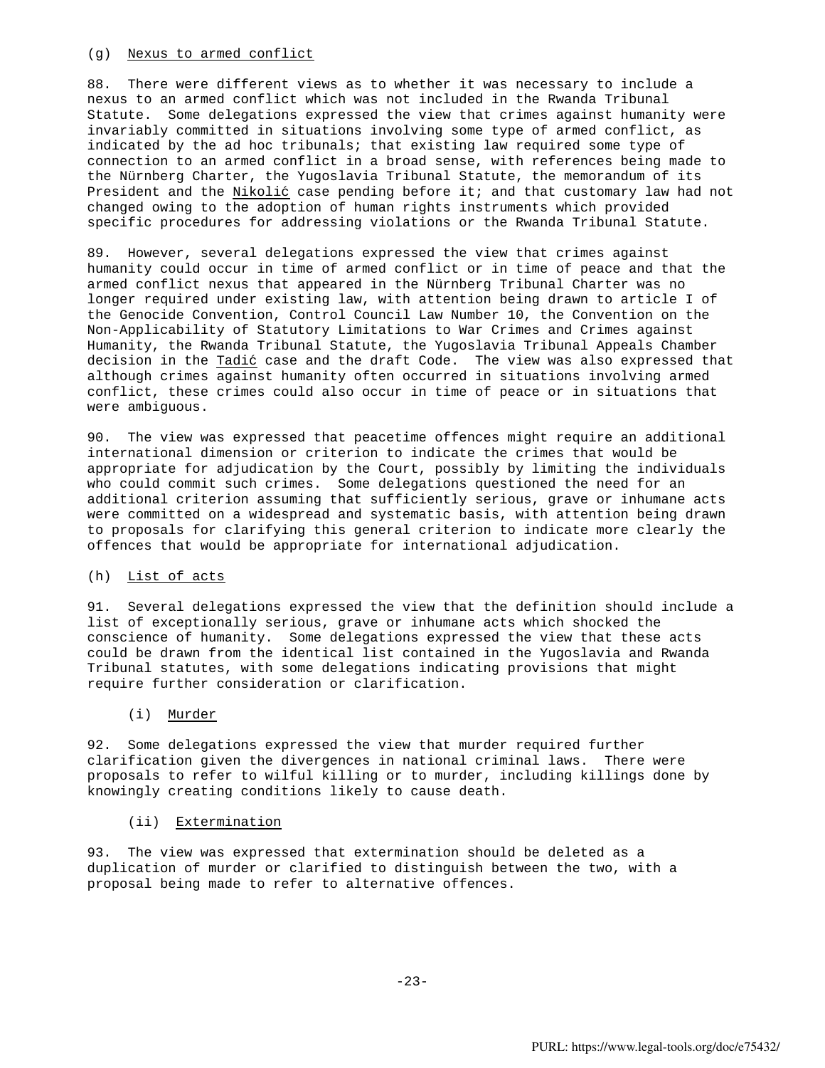(g) Nexus to armed conflict

88. There were different views as to whether it was necessary to include a nexus to an armed conflict which was not included in the Rwanda Tribunal Statute. Some delegations expressed the view that crimes against humanity were invariably committed in situations involving some type of armed conflict, as indicated by the ad hoc tribunals; that existing law required some type of connection to an armed conflict in a broad sense, with references being made to the Nürnberg Charter, the Yugoslavia Tribunal Statute, the memorandum of its President and the *Nikolić* case pending before it; and that customary law had not changed owing to the adoption of human rights instruments which provided specific procedures for addressing violations or the Rwanda Tribunal Statute.

89. However, several delegations expressed the view that crimes against humanity could occur in time of armed conflict or in time of peace and that the armed conflict nexus that appeared in the Nürnberg Tribunal Charter was no longer required under existing law, with attention being drawn to article I of the Genocide Convention, Control Council Law Number 10, the Convention on the Non-Applicability of Statutory Limitations to War Crimes and Crimes against Humanity, the Rwanda Tribunal Statute, the Yugoslavia Tribunal Appeals Chamber decision in the *Tadić* case and the draft Code. The view was also expressed that although crimes against humanity often occurred in situations involving armed conflict, these crimes could also occur in time of peace or in situations that were ambiguous.

90. The view was expressed that peacetime offences might require an additional international dimension or criterion to indicate the crimes that would be appropriate for adjudication by the Court, possibly by limiting the individuals who could commit such crimes. Some delegations questioned the need for an additional criterion assuming that sufficiently serious, grave or inhumane acts were committed on a widespread and systematic basis, with attention being drawn to proposals for clarifying this general criterion to indicate more clearly the offences that would be appropriate for international adjudication.

(h) List of acts

91. Several delegations expressed the view that the definition should include a list of exceptionally serious, grave or inhumane acts which shocked the conscience of humanity. Some delegations expressed the view that these acts could be drawn from the identical list contained in the Yugoslavia and Rwanda Tribunal statutes, with some delegations indicating provisions that might require further consideration or clarification.

(i) Murder

92. Some delegations expressed the view that murder required further clarification given the divergences in national criminal laws. There were proposals to refer to wilful killing or to murder, including killings done by knowingly creating conditions likely to cause death.

(ii) Extermination

93. The view was expressed that extermination should be deleted as a duplication of murder or clarified to distinguish between the two, with a proposal being made to refer to alternative offences.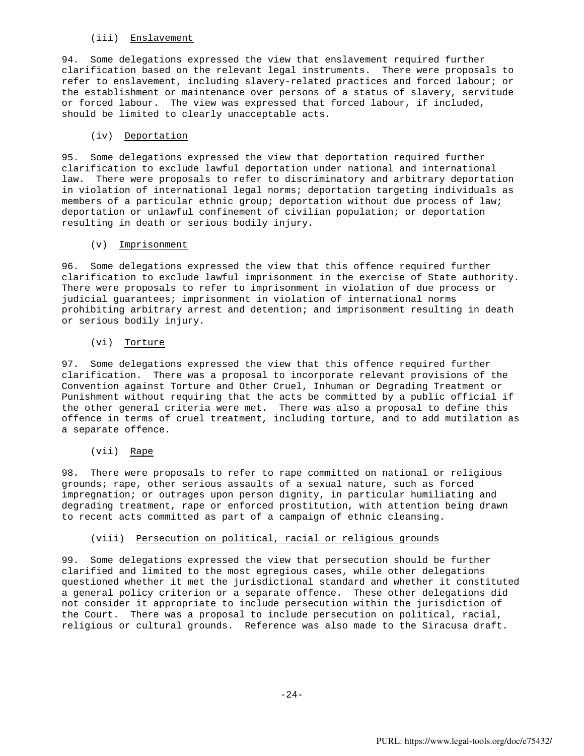### (iii) Enslavement

94. Some delegations expressed the view that enslavement required further clarification based on the relevant legal instruments. There were proposals to refer to enslavement, including slavery-related practices and forced labour; or the establishment or maintenance over persons of a status of slavery, servitude or forced labour. The view was expressed that forced labour, if included, should be limited to clearly unacceptable acts.

### (iv) Deportation

95. Some delegations expressed the view that deportation required further clarification to exclude lawful deportation under national and international law. There were proposals to refer to discriminatory and arbitrary deportation in violation of international legal norms; deportation targeting individuals as members of a particular ethnic group; deportation without due process of law; deportation or unlawful confinement of civilian population; or deportation resulting in death or serious bodily injury.

### (v) Imprisonment

96. Some delegations expressed the view that this offence required further clarification to exclude lawful imprisonment in the exercise of State authority. There were proposals to refer to imprisonment in violation of due process or judicial guarantees; imprisonment in violation of international norms prohibiting arbitrary arrest and detention; and imprisonment resulting in death or serious bodily injury.

### (vi) Torture

97. Some delegations expressed the view that this offence required further clarification. There was a proposal to incorporate relevant provisions of the Convention against Torture and Other Cruel, Inhuman or Degrading Treatment or Punishment without requiring that the acts be committed by a public official if the other general criteria were met. There was also a proposal to define this offence in terms of cruel treatment, including torture, and to add mutilation as a separate offence.

### (vii) Rape

98. There were proposals to refer to rape committed on national or religious grounds; rape, other serious assaults of a sexual nature, such as forced impregnation; or outrages upon person dignity, in particular humiliating and degrading treatment, rape or enforced prostitution, with attention being drawn to recent acts committed as part of a campaign of ethnic cleansing.

### (viii) Persecution on political, racial or religious grounds

99. Some delegations expressed the view that persecution should be further clarified and limited to the most egregious cases, while other delegations questioned whether it met the jurisdictional standard and whether it constituted a general policy criterion or a separate offence. These other delegations did not consider it appropriate to include persecution within the jurisdiction of the Court. There was a proposal to include persecution on political, racial, religious or cultural grounds. Reference was also made to the Siracusa draft.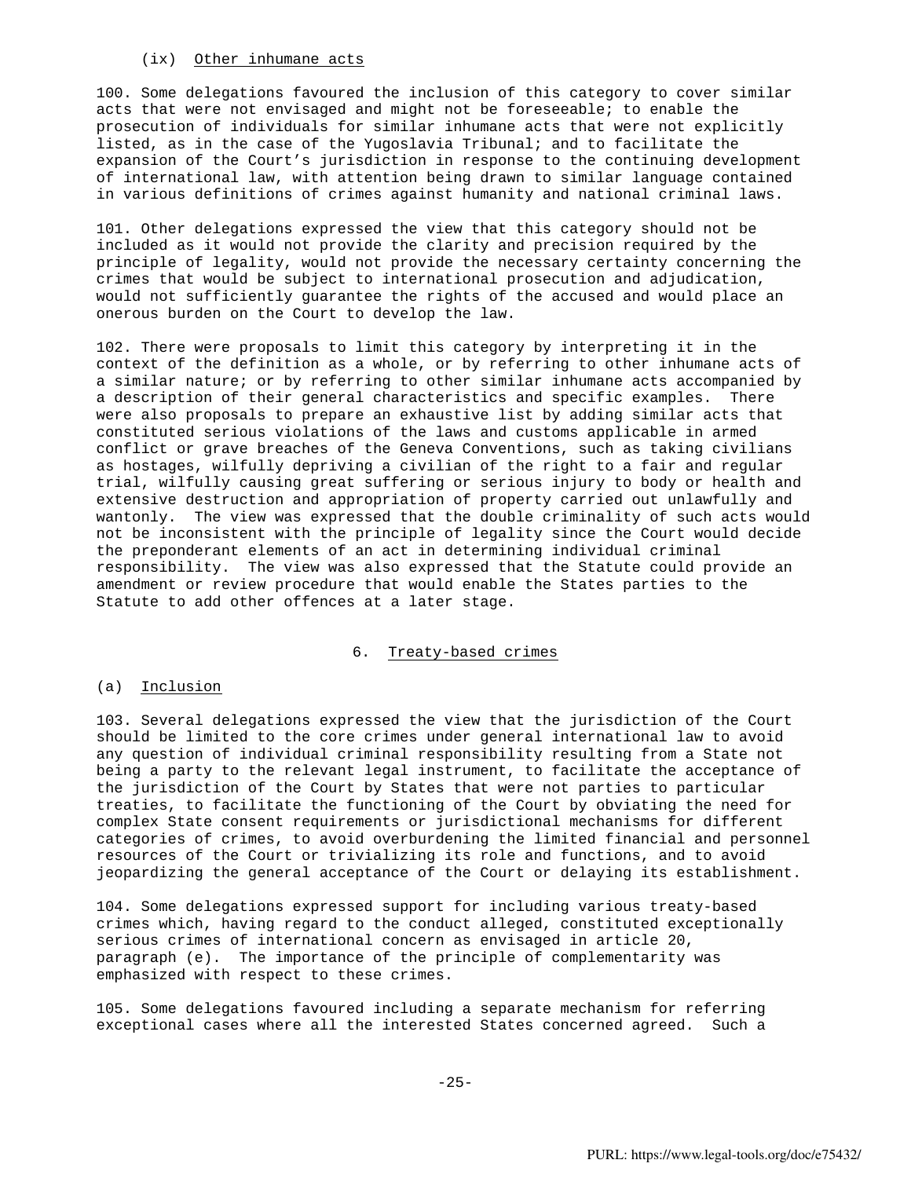(ix) Other inhumane acts

100. Some delegations favoured the inclusion of this category to cover similar acts that were not envisaged and might not be foreseeable; to enable the prosecution of individuals for similar inhumane acts that were not explicitly listed, as in the case of the Yugoslavia Tribunal; and to facilitate the expansion of the Court's jurisdiction in response to the continuing development of international law, with attention being drawn to similar language contained in various definitions of crimes against humanity and national criminal laws.

101. Other delegations expressed the view that this category should not be included as it would not provide the clarity and precision required by the principle of legality, would not provide the necessary certainty concerning the crimes that would be subject to international prosecution and adjudication, would not sufficiently guarantee the rights of the accused and would place an onerous burden on the Court to develop the law.

102. There were proposals to limit this category by interpreting it in the context of the definition as a whole, or by referring to other inhumane acts of a similar nature; or by referring to other similar inhumane acts accompanied by a description of their general characteristics and specific examples. There were also proposals to prepare an exhaustive list by adding similar acts that constituted serious violations of the laws and customs applicable in armed conflict or grave breaches of the Geneva Conventions, such as taking civilians as hostages, wilfully depriving a civilian of the right to a fair and regular trial, wilfully causing great suffering or serious injury to body or health and extensive destruction and appropriation of property carried out unlawfully and wantonly. The view was expressed that the double criminality of such acts would not be inconsistent with the principle of legality since the Court would decide the preponderant elements of an act in determining individual criminal responsibility. The view was also expressed that the Statute could provide an amendment or review procedure that would enable the States parties to the Statute to add other offences at a later stage.

## 6. Treaty-based crimes

### (a) Inclusion

103. Several delegations expressed the view that the jurisdiction of the Court should be limited to the core crimes under general international law to avoid any question of individual criminal responsibility resulting from a State not being a party to the relevant legal instrument, to facilitate the acceptance of the jurisdiction of the Court by States that were not parties to particular treaties, to facilitate the functioning of the Court by obviating the need for complex State consent requirements or jurisdictional mechanisms for different categories of crimes, to avoid overburdening the limited financial and personnel resources of the Court or trivializing its role and functions, and to avoid jeopardizing the general acceptance of the Court or delaying its establishment.

104. Some delegations expressed support for including various treaty-based crimes which, having regard to the conduct alleged, constituted exceptionally serious crimes of international concern as envisaged in article 20, paragraph (e). The importance of the principle of complementarity was emphasized with respect to these crimes.

105. Some delegations favoured including a separate mechanism for referring exceptional cases where all the interested States concerned agreed. Such a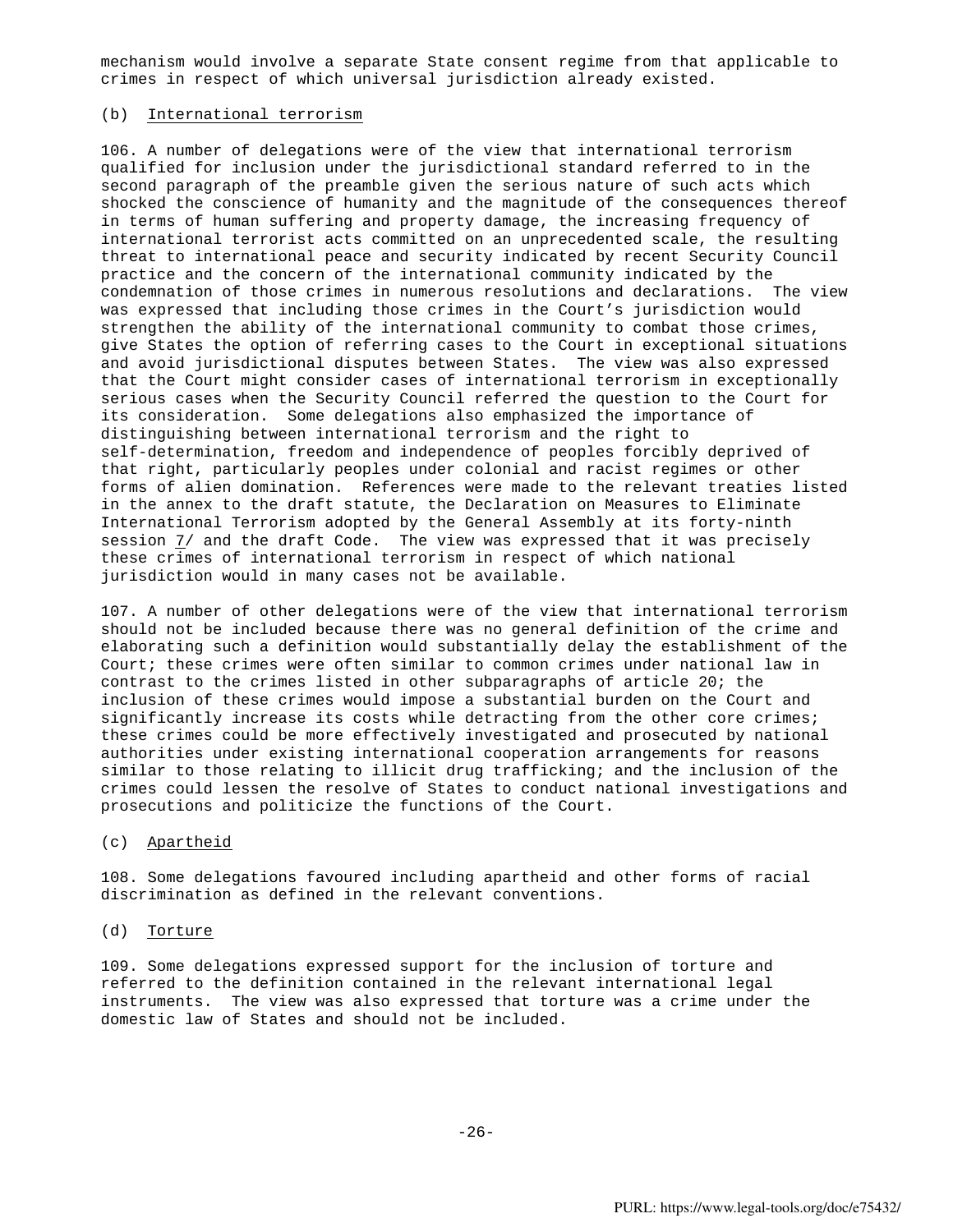mechanism would involve a separate State consent regime from that applicable to crimes in respect of which universal jurisdiction already existed.

(b) International terrorism

106. A number of delegations were of the view that international terrorism qualified for inclusion under the jurisdictional standard referred to in the second paragraph of the preamble given the serious nature of such acts which shocked the conscience of humanity and the magnitude of the consequences thereof in terms of human suffering and property damage, the increasing frequency of international terrorist acts committed on an unprecedented scale, the resulting threat to international peace and security indicated by recent Security Council practice and the concern of the international community indicated by the condemnation of those crimes in numerous resolutions and declarations. The view was expressed that including those crimes in the Court's jurisdiction would strengthen the ability of the international community to combat those crimes, give States the option of referring cases to the Court in exceptional situations and avoid jurisdictional disputes between States. The view was also expressed that the Court might consider cases of international terrorism in exceptionally serious cases when the Security Council referred the question to the Court for its consideration. Some delegations also emphasized the importance of distinguishing between international terrorism and the right to self-determination, freedom and independence of peoples forcibly deprived of that right, particularly peoples under colonial and racist regimes or other forms of alien domination. References were made to the relevant treaties listed in the annex to the draft statute, the Declaration on Measures to Eliminate International Terrorism adopted by the General Assembly at its forty-ninth session 7/ and the draft Code. The view was expressed that it was precisely these crimes of international terrorism in respect of which national jurisdiction would in many cases not be available.

107. A number of other delegations were of the view that international terrorism should not be included because there was no general definition of the crime and elaborating such a definition would substantially delay the establishment of the Court; these crimes were often similar to common crimes under national law in contrast to the crimes listed in other subparagraphs of article 20; the inclusion of these crimes would impose a substantial burden on the Court and significantly increase its costs while detracting from the other core crimes; these crimes could be more effectively investigated and prosecuted by national authorities under existing international cooperation arrangements for reasons similar to those relating to illicit drug trafficking; and the inclusion of the crimes could lessen the resolve of States to conduct national investigations and prosecutions and politicize the functions of the Court.

(c) Apartheid

108. Some delegations favoured including apartheid and other forms of racial discrimination as defined in the relevant conventions.

(d) Torture

109. Some delegations expressed support for the inclusion of torture and referred to the definition contained in the relevant international legal instruments. The view was also expressed that torture was a crime under the domestic law of States and should not be included.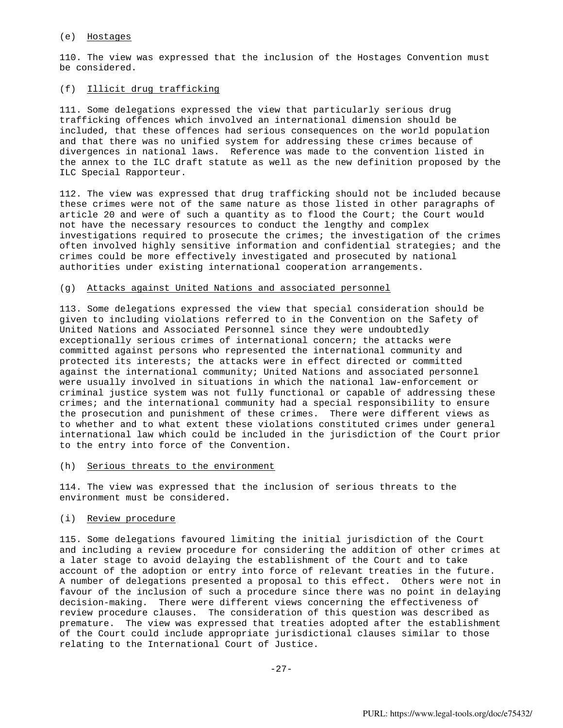(e) <u>Hostages</u>

110. The view was expressed that the inclusion of the Hostages Convention must be considered.

(f) <u>Illicit drug trafficking</u>

111. Some delegations expressed the view that particularly serious drug trafficking offences which involved an international dimension should be included, that these offences had serious consequences on the world population and that there was no unified system for addressing these crimes because of divergences in national laws. Reference was made to the convention listed in the annex to the ILC draft statute as well as the new definition proposed by the ILC Special Rapporteur.

112. The view was expressed that drug trafficking should not be included because these crimes were not of the same nature as those listed in other paragraphs of article 20 and were of such a quantity as to flood the Court; the Court would not have the necessary resources to conduct the lengthy and complex investigations required to prosecute the crimes; the investigation of the crimes often involved highly sensitive information and confidential strategies; and the crimes could be more effectively investigated and prosecuted by national authorities under existing international cooperation arrangements.

(g) <u>Attacks against United Nations and associated personnel</u>

113. Some delegations expressed the view that special consideration should be given to including violations referred to in the Convention on the Safety of United Nations and Associated Personnel since they were undoubtedly exceptionally serious crimes of international concern; the attacks were committed against persons who represented the international community and protected its interests; the attacks were in effect directed or committed against the international community; United Nations and associated personnel were usually involved in situations in which the national law-enforcement or criminal justice system was not fully functional or capable of addressing these crimes; and the international community had a special responsibility to ensure the prosecution and punishment of these crimes. There were different views as to whether and to what extent these violations constituted crimes under general international law which could be included in the jurisdiction of the Court prior to the entry into force of the Convention.

(h) <u>Serious threats to the environment</u>

114. The view was expressed that the inclusion of serious threats to the environment must be considered.

(i) <u>Review procedure</u>

115. Some delegations favoured limiting the initial jurisdiction of the Court and including a review procedure for considering the addition of other crimes at a later stage to avoid delaying the establishment of the Court and to take account of the adoption or entry into force of relevant treaties in the future. A number of delegations presented a proposal to this effect. Others were not in favour of the inclusion of such a procedure since there was no point in delaying decision-making. There were different views concerning the effectiveness of review procedure clauses. The consideration of this question was described as premature. The view was expressed that treaties adopted after the establishment of the Court could include appropriate jurisdictional clauses similar to those relating to the International Court of Justice.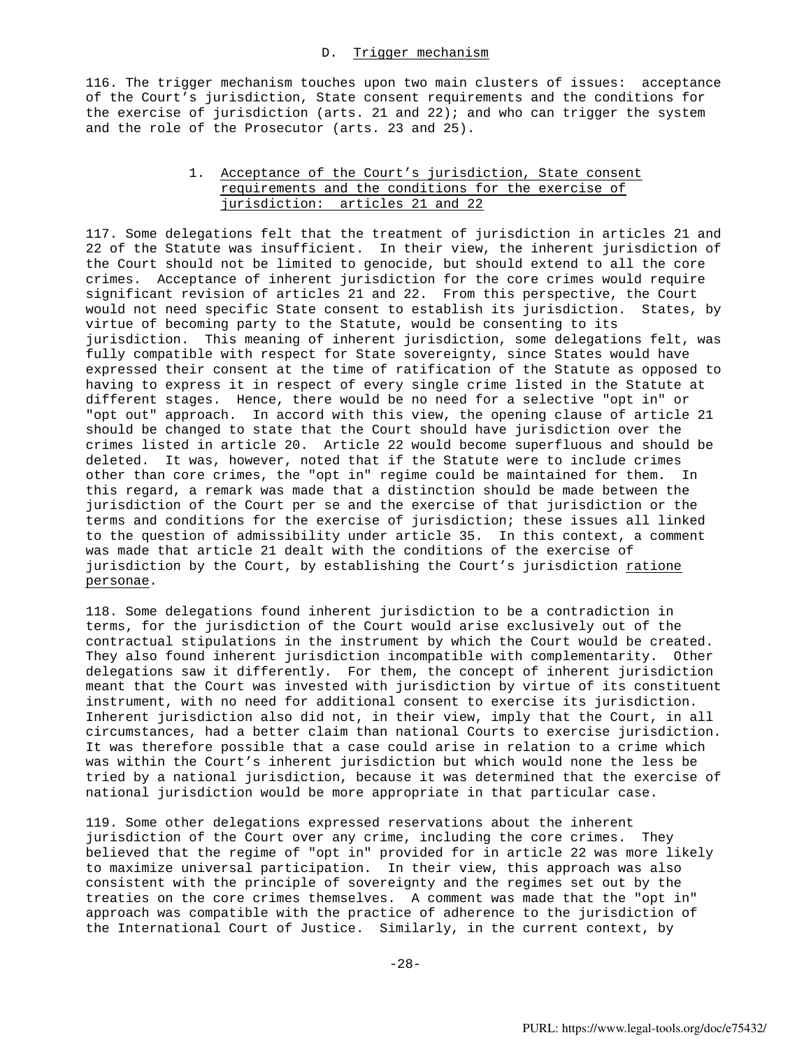### D. Trigger mechanism

116. The trigger mechanism touches upon two main clusters of issues: acceptance of the Court's jurisdiction, State consent requirements and the conditions for the exercise of jurisdiction (arts. 21 and 22); and who can trigger the system and the role of the Prosecutor (arts. 23 and 25).

#### 1. Acceptance of the Court's jurisdiction, State consent requirements and the conditions for the exercise of jurisdiction: articles 21 and 22

117. Some delegations felt that the treatment of jurisdiction in articles 21 and 22 of the Statute was insufficient. In their view, the inherent jurisdiction of the Court should not be limited to genocide, but should extend to all the core crimes. Acceptance of inherent jurisdiction for the core crimes would require significant revision of articles 21 and 22. From this perspective, the Court would not need specific State consent to establish its jurisdiction. States, by virtue of becoming party to the Statute, would be consenting to its jurisdiction. This meaning of inherent jurisdiction, some delegations felt, was fully compatible with respect for State sovereignty, since States would have expressed their consent at the time of ratification of the Statute as opposed to having to express it in respect of every single crime listed in the Statute at different stages. Hence, there would be no need for a selective "opt in" or "opt out" approach. In accord with this view, the opening clause of article 21 should be changed to state that the Court should have jurisdiction over the crimes listed in article 20. Article 22 would become superfluous and should be deleted. It was, however, noted that if the Statute were to include crimes other than core crimes, the "opt in" regime could be maintained for them. In this regard, a remark was made that a distinction should be made between the jurisdiction of the Court per se and the exercise of that jurisdiction or the terms and conditions for the exercise of jurisdiction; these issues all linked to the question of admissibility under article 35. In this context, a comment was made that article 21 dealt with the conditions of the exercise of jurisdiction by the Court, by establishing the Court's jurisdiction *ratione personae*.

118. Some delegations found inherent jurisdiction to be a contradiction in terms, for the jurisdiction of the Court would arise exclusively out of the contractual stipulations in the instrument by which the Court would be created. They also found inherent jurisdiction incompatible with complementarity. Other delegations saw it differently. For them, the concept of inherent jurisdiction meant that the Court was invested with jurisdiction by virtue of its constituent instrument, with no need for additional consent to exercise its jurisdiction. Inherent jurisdiction also did not, in their view, imply that the Court, in all circumstances, had a better claim than national Courts to exercise jurisdiction. It was therefore possible that a case could arise in relation to a crime which was within the Court's inherent jurisdiction but which would none the less be tried by a national jurisdiction, because it was determined that the exercise of national jurisdiction would be more appropriate in that particular case.

119. Some other delegations expressed reservations about the inherent jurisdiction of the Court over any crime, including the core crimes. They believed that the regime of "opt in" provided for in article 22 was more likely to maximize universal participation. In their view, this approach was also consistent with the principle of sovereignty and the regimes set out by the treaties on the core crimes themselves. A comment was made that the "opt in" approach was compatible with the practice of adherence to the jurisdiction of the International Court of Justice. Similarly, in the current context, by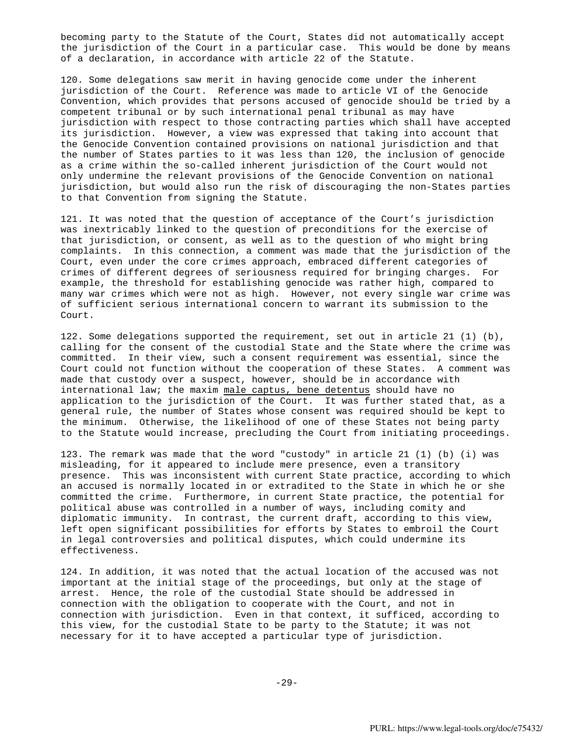becoming party to the Statute of the Court, States did not automatically accept the jurisdiction of the Court in a particular case. This would be done by means of a declaration, in accordance with article 22 of the Statute.

120. Some delegations saw merit in having genocide come under the inherent jurisdiction of the Court. Reference was made to article VI of the Genocide Convention, which provides that persons accused of genocide should be tried by a competent tribunal or by such international penal tribunal as may have jurisdiction with respect to those contracting parties which shall have accepted its jurisdiction. However, a view was expressed that taking into account that the Genocide Convention contained provisions on national jurisdiction and that the number of States parties to it was less than 120, the inclusion of genocide as a crime within the so-called inherent jurisdiction of the Court would not only undermine the relevant provisions of the Genocide Convention on national jurisdiction, but would also run the risk of discouraging the non-States parties to that Convention from signing the Statute.

121. It was noted that the question of acceptance of the Court's jurisdiction was inextricably linked to the question of preconditions for the exercise of that jurisdiction, or consent, as well as to the question of who might bring complaints. In this connection, a comment was made that the jurisdiction of the Court, even under the core crimes approach, embraced different categories of crimes of different degrees of seriousness required for bringing charges. For example, the threshold for establishing genocide was rather high, compared to many war crimes which were not as high. However, not every single war crime was of sufficient serious international concern to warrant its submission to the Court.

122. Some delegations supported the requirement, set out in article 21 (1) (b), calling for the consent of the custodial State and the State where the crime was committed. In their view, such a consent requirement was essential, since the Court could not function without the cooperation of these States. A comment was made that custody over a suspect, however, should be in accordance with international law; the maxim male captus, bene detentus should have no application to the jurisdiction of the Court. It was further stated that, as a general rule, the number of States whose consent was required should be kept to the minimum. Otherwise, the likelihood of one of these States not being party to the Statute would increase, precluding the Court from initiating proceedings.

123. The remark was made that the word "custody" in article 21 (1) (b) (i) was misleading, for it appeared to include mere presence, even a transitory presence. This was inconsistent with current State practice, according to which an accused is normally located in or extradited to the State in which he or she committed the crime. Furthermore, in current State practice, the potential for political abuse was controlled in a number of ways, including comity and diplomatic immunity. In contrast, the current draft, according to this view, left open significant possibilities for efforts by States to embroil the Court in legal controversies and political disputes, which could undermine its effectiveness.

124. In addition, it was noted that the actual location of the accused was not important at the initial stage of the proceedings, but only at the stage of arrest. Hence, the role of the custodial State should be addressed in connection with the obligation to cooperate with the Court, and not in connection with jurisdiction. Even in that context, it sufficed, according to this view, for the custodial State to be party to the Statute; it was not necessary for it to have accepted a particular type of jurisdiction.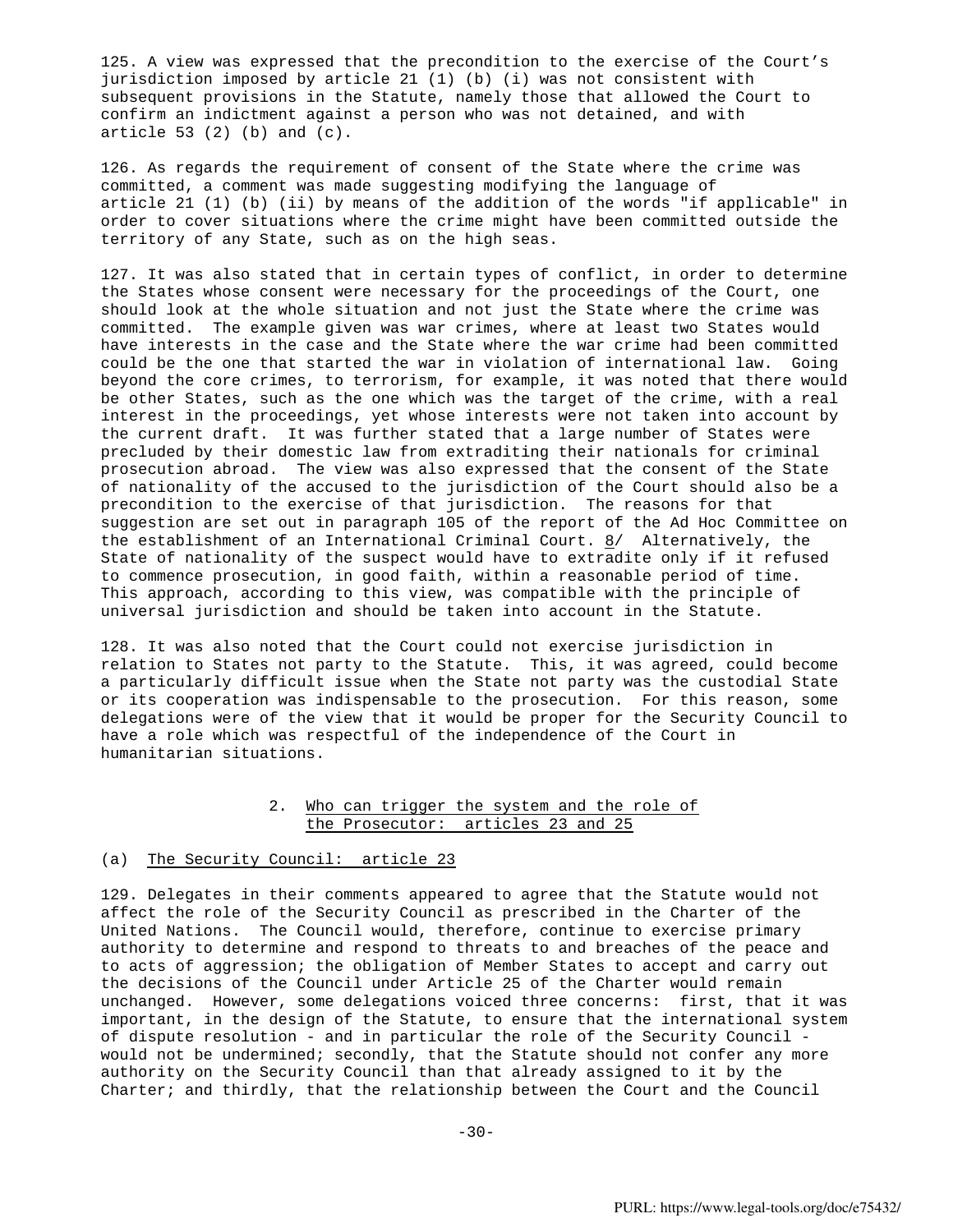125. A view was expressed that the precondition to the exercise of the Court's jurisdiction imposed by article 21 (1) (b) (i) was not consistent with subsequent provisions in the Statute, namely those that allowed the Court to confirm an indictment against a person who was not detained, and with article 53 (2) (b) and (c).

126. As regards the requirement of consent of the State where the crime was committed, a comment was made suggesting modifying the language of article 21 (1) (b) (ii) by means of the addition of the words "if applicable" in order to cover situations where the crime might have been committed outside the territory of any State, such as on the high seas.

127. It was also stated that in certain types of conflict, in order to determine the States whose consent were necessary for the proceedings of the Court, one should look at the whole situation and not just the State where the crime was committed. The example given was war crimes, where at least two States would have interests in the case and the State where the war crime had been committed could be the one that started the war in violation of international law. Going beyond the core crimes, to terrorism, for example, it was noted that there would be other States, such as the one which was the target of the crime, with a real interest in the proceedings, yet whose interests were not taken into account by the current draft. It was further stated that a large number of States were precluded by their domestic law from extraditing their nationals for criminal prosecution abroad. The view was also expressed that the consent of the State of nationality of the accused to the jurisdiction of the Court should also be a precondition to the exercise of that jurisdiction. The reasons for that suggestion are set out in paragraph 105 of the report of the Ad Hoc Committee on the establishment of an International Criminal Court. 8/ Alternatively, the State of nationality of the suspect would have to extradite only if it refused to commence prosecution, in good faith, within a reasonable period of time. This approach, according to this view, was compatible with the principle of universal jurisdiction and should be taken into account in the Statute.

128. It was also noted that the Court could not exercise jurisdiction in relation to States not party to the Statute. This, it was agreed, could become a particularly difficult issue when the State not party was the custodial State or its cooperation was indispensable to the prosecution. For this reason, some delegations were of the view that it would be proper for the Security Council to have a role which was respectful of the independence of the Court in humanitarian situations.

## 2. Who can trigger the system and the role of the Prosecutor: articles 23 and 25

### (a) The Security Council: article 23

129. Delegates in their comments appeared to agree that the Statute would not affect the role of the Security Council as prescribed in the Charter of the United Nations. The Council would, therefore, continue to exercise primary authority to determine and respond to threats to and breaches of the peace and to acts of aggression; the obligation of Member States to accept and carry out the decisions of the Council under Article 25 of the Charter would remain unchanged. However, some delegations voiced three concerns: first, that it was important, in the design of the Statute, to ensure that the international system of dispute resolution - and in particular the role of the Security Council - would not be undermined; secondly, that the Statute should not confer any more authority on the Security Council than that already assigned to it by the Charter; and thirdly, that the relationship between the Court and the Council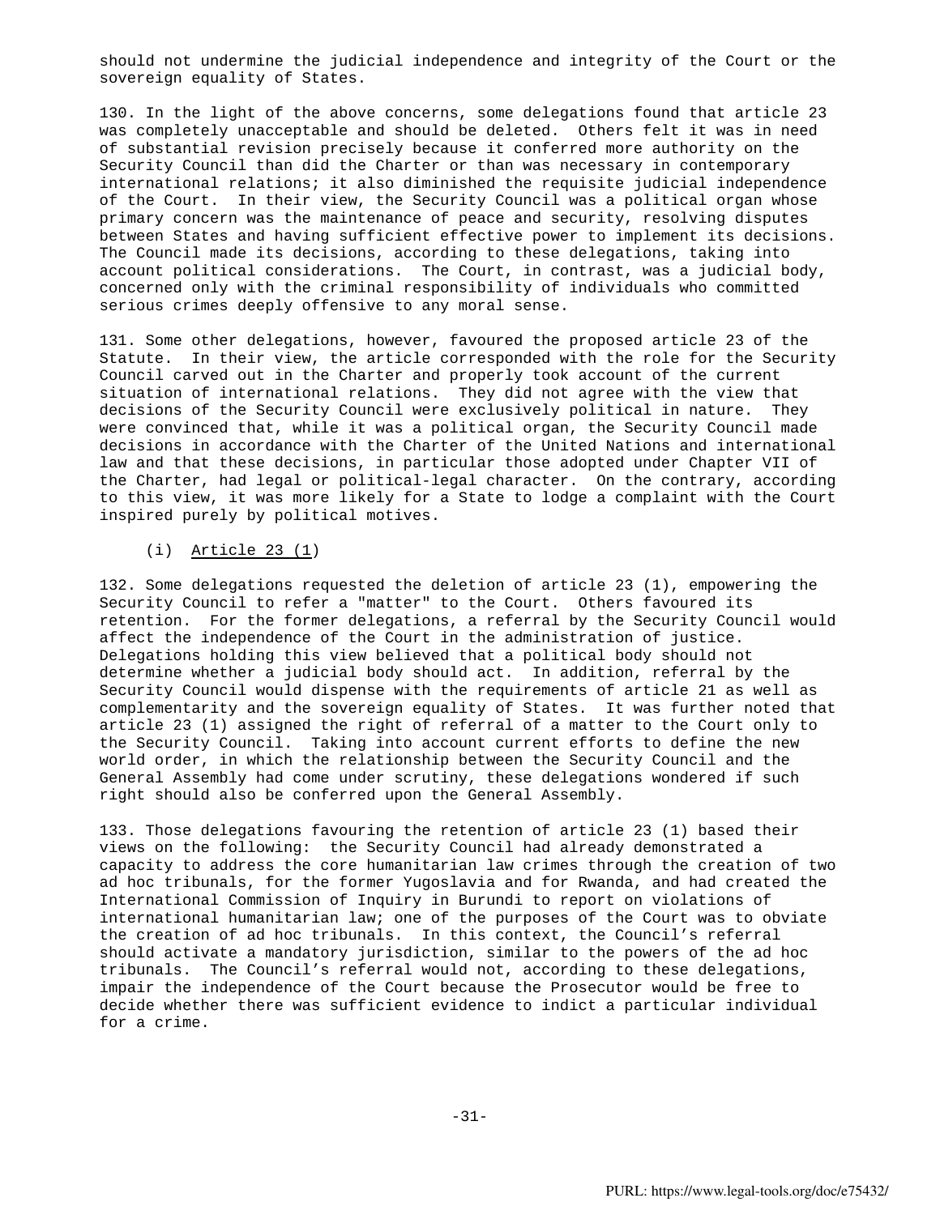should not undermine the judicial independence and integrity of the Court or the sovereign equality of States.

130. In the light of the above concerns, some delegations found that article 23 was completely unacceptable and should be deleted. Others felt it was in need of substantial revision precisely because it conferred more authority on the Security Council than did the Charter or than was necessary in contemporary international relations; it also diminished the requisite judicial independence of the Court. In their view, the Security Council was a political organ whose primary concern was the maintenance of peace and security, resolving disputes between States and having sufficient effective power to implement its decisions. The Council made its decisions, according to these delegations, taking into account political considerations. The Court, in contrast, was a judicial body, concerned only with the criminal responsibility of individuals who committed serious crimes deeply offensive to any moral sense.

131. Some other delegations, however, favoured the proposed article 23 of the Statute. In their view, the article corresponded with the role for the Security Council carved out in the Charter and properly took account of the current situation of international relations. They did not agree with the view that decisions of the Security Council were exclusively political in nature. They were convinced that, while it was a political organ, the Security Council made decisions in accordance with the Charter of the United Nations and international law and that these decisions, in particular those adopted under Chapter VII of the Charter, had legal or political-legal character. On the contrary, according to this view, it was more likely for a State to lodge a complaint with the Court inspired purely by political motives.

(i) Article 23 (1)

132. Some delegations requested the deletion of article 23 (1), empowering the Security Council to refer a "matter" to the Court. Others favoured its retention. For the former delegations, a referral by the Security Council would affect the independence of the Court in the administration of justice. Delegations holding this view believed that a political body should not determine whether a judicial body should act. In addition, referral by the Security Council would dispense with the requirements of article 21 as well as complementarity and the sovereign equality of States. It was further noted that article 23 (1) assigned the right of referral of a matter to the Court only to the Security Council. Taking into account current efforts to define the new world order, in which the relationship between the Security Council and the General Assembly had come under scrutiny, these delegations wondered if such right should also be conferred upon the General Assembly.

133. Those delegations favouring the retention of article 23 (1) based their views on the following: the Security Council had already demonstrated a capacity to address the core humanitarian law crimes through the creation of two ad hoc tribunals, for the former Yugoslavia and for Rwanda, and had created the International Commission of Inquiry in Burundi to report on violations of international humanitarian law; one of the purposes of the Court was to obviate the creation of ad hoc tribunals. In this context, the Council's referral should activate a mandatory jurisdiction, similar to the powers of the ad hoc tribunals. The Council's referral would not, according to these delegations, impair the independence of the Court because the Prosecutor would be free to decide whether there was sufficient evidence to indict a particular individual for a crime.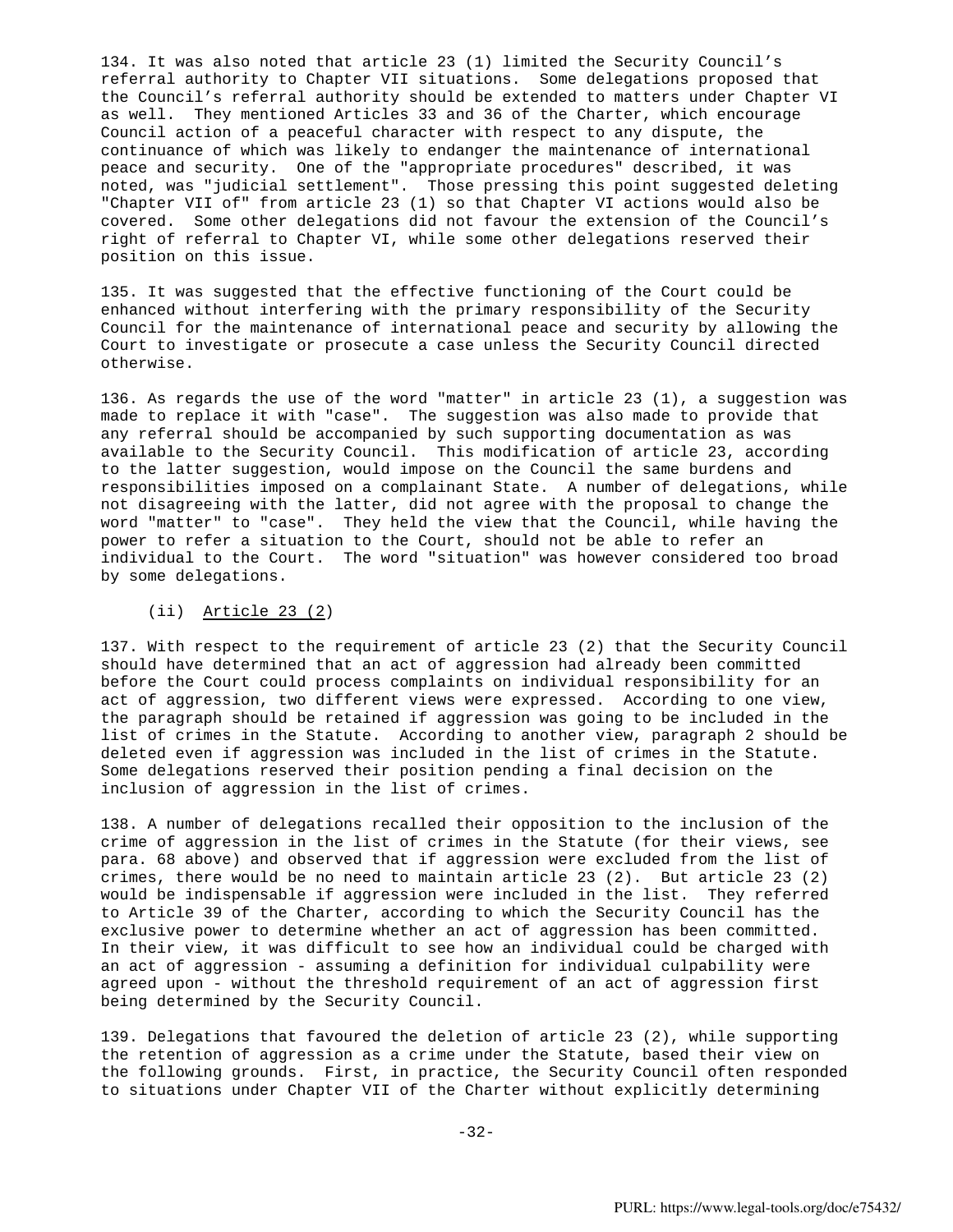134. It was also noted that article 23 (1) limited the Security Council's referral authority to Chapter VII situations. Some delegations proposed that the Council's referral authority should be extended to matters under Chapter VI as well. They mentioned Articles 33 and 36 of the Charter, which encourage Council action of a peaceful character with respect to any dispute, the continuance of which was likely to endanger the maintenance of international peace and security. One of the "appropriate procedures" described, it was noted, was "judicial settlement". Those pressing this point suggested deleting "Chapter VII of" from article 23 (1) so that Chapter VI actions would also be covered. Some other delegations did not favour the extension of the Council's right of referral to Chapter VI, while some other delegations reserved their position on this issue.

135. It was suggested that the effective functioning of the Court could be enhanced without interfering with the primary responsibility of the Security Council for the maintenance of international peace and security by allowing the Court to investigate or prosecute a case unless the Security Council directed otherwise.

136. As regards the use of the word "matter" in article 23 (1), a suggestion was made to replace it with "case". The suggestion was also made to provide that any referral should be accompanied by such supporting documentation as was available to the Security Council. This modification of article 23, according to the latter suggestion, would impose on the Council the same burdens and responsibilities imposed on a complainant State. A number of delegations, while not disagreeing with the latter, did not agree with the proposal to change the word "matter" to "case". They held the view that the Council, while having the power to refer a situation to the Court, should not be able to refer an individual to the Court. The word "situation" was however considered too broad by some delegations.

(ii) Article 23 (2)

137. With respect to the requirement of article 23 (2) that the Security Council should have determined that an act of aggression had already been committed before the Court could process complaints on individual responsibility for an act of aggression, two different views were expressed. According to one view, the paragraph should be retained if aggression was going to be included in the list of crimes in the Statute. According to another view, paragraph 2 should be deleted even if aggression was included in the list of crimes in the Statute. Some delegations reserved their position pending a final decision on the inclusion of aggression in the list of crimes.

138. A number of delegations recalled their opposition to the inclusion of the crime of aggression in the list of crimes in the Statute (for their views, see para. 68 above) and observed that if aggression were excluded from the list of crimes, there would be no need to maintain article 23 (2). But article 23 (2) would be indispensable if aggression were included in the list. They referred to Article 39 of the Charter, according to which the Security Council has the exclusive power to determine whether an act of aggression has been committed. In their view, it was difficult to see how an individual could be charged with an act of aggression - assuming a definition for individual culpability were agreed upon - without the threshold requirement of an act of aggression first being determined by the Security Council.

139. Delegations that favoured the deletion of article 23 (2), while supporting the retention of aggression as a crime under the Statute, based their view on the following grounds. First, in practice, the Security Council often responded to situations under Chapter VII of the Charter without explicitly determining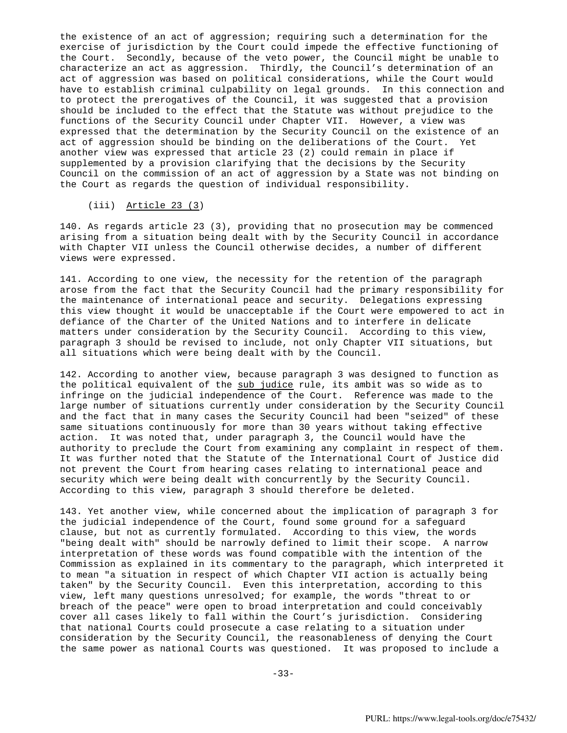the existence of an act of aggression; requiring such a determination for the exercise of jurisdiction by the Court could impede the effective functioning of the Court. Secondly, because of the veto power, the Council might be unable to characterize an act as aggression. Thirdly, the Council's determination of an act of aggression was based on political considerations, while the Court would have to establish criminal culpability on legal grounds. In this connection and to protect the prerogatives of the Council, it was suggested that a provision should be included to the effect that the Statute was without prejudice to the functions of the Security Council under Chapter VII. However, a view was expressed that the determination by the Security Council on the existence of an act of aggression should be binding on the deliberations of the Court. Yet another view was expressed that article 23 (2) could remain in place if supplemented by a provision clarifying that the decisions by the Security Council on the commission of an act of aggression by a State was not binding on the Court as regards the question of individual responsibility.

(iii) Article 23 (3)

140. As regards article 23 (3), providing that no prosecution may be commenced arising from a situation being dealt with by the Security Council in accordance with Chapter VII unless the Council otherwise decides, a number of different views were expressed.

141. According to one view, the necessity for the retention of the paragraph arose from the fact that the Security Council had the primary responsibility for the maintenance of international peace and security. Delegations expressing this view thought it would be unacceptable if the Court were empowered to act in defiance of the Charter of the United Nations and to interfere in delicate matters under consideration by the Security Council. According to this view, paragraph 3 should be revised to include, not only Chapter VII situations, but all situations which were being dealt with by the Council.

142. According to another view, because paragraph 3 was designed to function as the political equivalent of the sub judice rule, its ambit was so wide as to infringe on the judicial independence of the Court. Reference was made to the large number of situations currently under consideration by the Security Council and the fact that in many cases the Security Council had been "seized" of these same situations continuously for more than 30 years without taking effective action. It was noted that, under paragraph 3, the Council would have the authority to preclude the Court from examining any complaint in respect of them. It was further noted that the Statute of the International Court of Justice did not prevent the Court from hearing cases relating to international peace and security which were being dealt with concurrently by the Security Council. According to this view, paragraph 3 should therefore be deleted.

143. Yet another view, while concerned about the implication of paragraph 3 for the judicial independence of the Court, found some ground for a safeguard clause, but not as currently formulated. According to this view, the words "being dealt with" should be narrowly defined to limit their scope. A narrow interpretation of these words was found compatible with the intention of the Commission as explained in its commentary to the paragraph, which interpreted it to mean "a situation in respect of which Chapter VII action is actually being taken" by the Security Council. Even this interpretation, according to this view, left many questions unresolved; for example, the words "threat to or breach of the peace" were open to broad interpretation and could conceivably cover all cases likely to fall within the Court's jurisdiction. Considering that national Courts could prosecute a case relating to a situation under consideration by the Security Council, the reasonableness of denying the Court the same power as national Courts was questioned. It was proposed to include a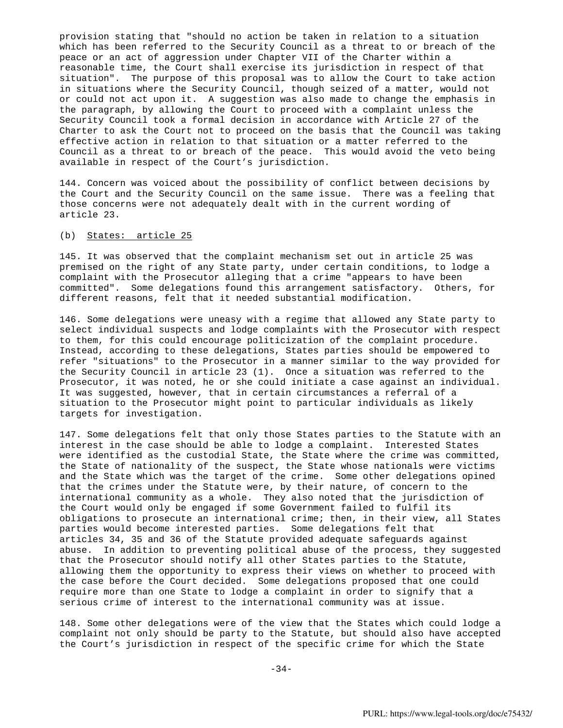provision stating that "should no action be taken in relation to a situation which has been referred to the Security Council as a threat to or breach of the peace or an act of aggression under Chapter VII of the Charter within a reasonable time, the Court shall exercise its jurisdiction in respect of that situation". The purpose of this proposal was to allow the Court to take action in situations where the Security Council, though seized of a matter, would not or could not act upon it. A suggestion was also made to change the emphasis in the paragraph, by allowing the Court to proceed with a complaint unless the Security Council took a formal decision in accordance with Article 27 of the Charter to ask the Court not to proceed on the basis that the Council was taking effective action in relation to that situation or a matter referred to the Council as a threat to or breach of the peace. This would avoid the veto being available in respect of the Court's jurisdiction.

144. Concern was voiced about the possibility of conflict between decisions by the Court and the Security Council on the same issue. There was a feeling that those concerns were not adequately dealt with in the current wording of article 23.

(b) States: article 25

145. It was observed that the complaint mechanism set out in article 25 was premised on the right of any State party, under certain conditions, to lodge a complaint with the Prosecutor alleging that a crime "appears to have been committed". Some delegations found this arrangement satisfactory. Others, for different reasons, felt that it needed substantial modification.

146. Some delegations were uneasy with a regime that allowed any State party to select individual suspects and lodge complaints with the Prosecutor with respect to them, for this could encourage politicization of the complaint procedure. Instead, according to these delegations, States parties should be empowered to refer "situations" to the Prosecutor in a manner similar to the way provided for the Security Council in article 23 (1). Once a situation was referred to the Prosecutor, it was noted, he or she could initiate a case against an individual. It was suggested, however, that in certain circumstances a referral of a situation to the Prosecutor might point to particular individuals as likely targets for investigation.

147. Some delegations felt that only those States parties to the Statute with an interest in the case should be able to lodge a complaint. Interested States were identified as the custodial State, the State where the crime was committed, the State of nationality of the suspect, the State whose nationals were victims and the State which was the target of the crime. Some other delegations opined that the crimes under the Statute were, by their nature, of concern to the international community as a whole. They also noted that the jurisdiction of the Court would only be engaged if some Government failed to fulfil its obligations to prosecute an international crime; then, in their view, all States parties would become interested parties. Some delegations felt that articles 34, 35 and 36 of the Statute provided adequate safeguards against abuse. In addition to preventing political abuse of the process, they suggested that the Prosecutor should notify all other States parties to the Statute, allowing them the opportunity to express their views on whether to proceed with the case before the Court decided. Some delegations proposed that one could require more than one State to lodge a complaint in order to signify that a serious crime of interest to the international community was at issue.

148. Some other delegations were of the view that the States which could lodge a complaint not only should be party to the Statute, but should also have accepted the Court's jurisdiction in respect of the specific crime for which the State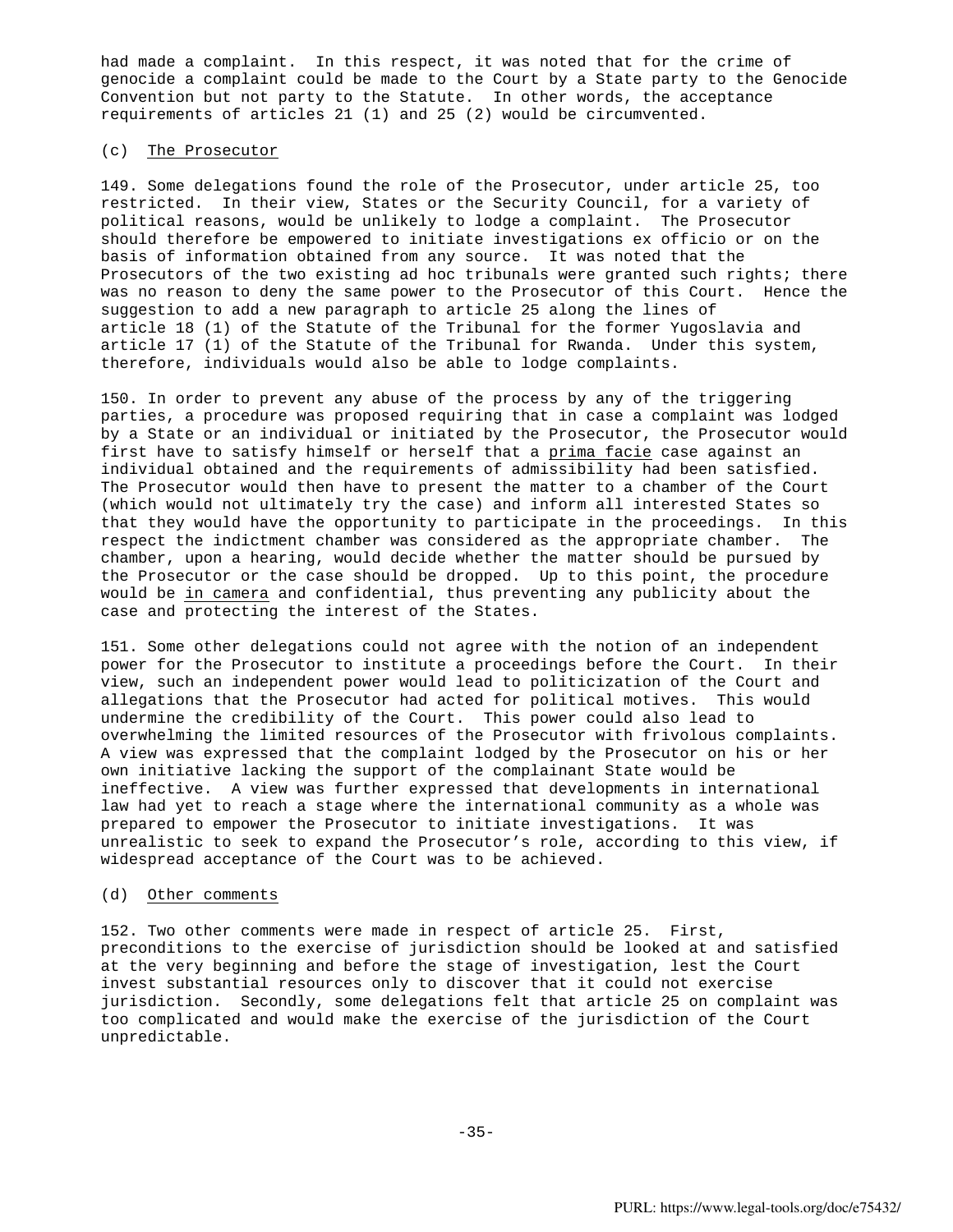had made a complaint. In this respect, it was noted that for the crime of genocide a complaint could be made to the Court by a State party to the Genocide Convention but not party to the Statute. In other words, the acceptance requirements of articles 21 (1) and 25 (2) would be circumvented.

(c) The Prosecutor

149. Some delegations found the role of the Prosecutor, under article 25, too restricted. In their view, States or the Security Council, for a variety of political reasons, would be unlikely to lodge a complaint. The Prosecutor should therefore be empowered to initiate investigations ex officio or on the basis of information obtained from any source. It was noted that the Prosecutors of the two existing ad hoc tribunals were granted such rights; there was no reason to deny the same power to the Prosecutor of this Court. Hence the suggestion to add a new paragraph to article 25 along the lines of article 18 (1) of the Statute of the Tribunal for the former Yugoslavia and article 17 (1) of the Statute of the Tribunal for Rwanda. Under this system, therefore, individuals would also be able to lodge complaints.

150. In order to prevent any abuse of the process by any of the triggering parties, a procedure was proposed requiring that in case a complaint was lodged by a State or an individual or initiated by the Prosecutor, the Prosecutor would first have to satisfy himself or herself that a prima facie case against an individual obtained and the requirements of admissibility had been satisfied. The Prosecutor would then have to present the matter to a chamber of the Court (which would not ultimately try the case) and inform all interested States so that they would have the opportunity to participate in the proceedings. In this respect the indictment chamber was considered as the appropriate chamber. The chamber, upon a hearing, would decide whether the matter should be pursued by the Prosecutor or the case should be dropped. Up to this point, the procedure would be in camera and confidential, thus preventing any publicity about the case and protecting the interest of the States.

151. Some other delegations could not agree with the notion of an independent power for the Prosecutor to institute a proceedings before the Court. In their view, such an independent power would lead to politicization of the Court and allegations that the Prosecutor had acted for political motives. This would undermine the credibility of the Court. This power could also lead to overwhelming the limited resources of the Prosecutor with frivolous complaints. A view was expressed that the complaint lodged by the Prosecutor on his or her own initiative lacking the support of the complainant State would be ineffective. A view was further expressed that developments in international law had yet to reach a stage where the international community as a whole was prepared to empower the Prosecutor to initiate investigations. It was unrealistic to seek to expand the Prosecutor's role, according to this view, if widespread acceptance of the Court was to be achieved.

(d) Other comments

152. Two other comments were made in respect of article 25. First, preconditions to the exercise of jurisdiction should be looked at and satisfied at the very beginning and before the stage of investigation, lest the Court invest substantial resources only to discover that it could not exercise jurisdiction. Secondly, some delegations felt that article 25 on complaint was too complicated and would make the exercise of the jurisdiction of the Court unpredictable.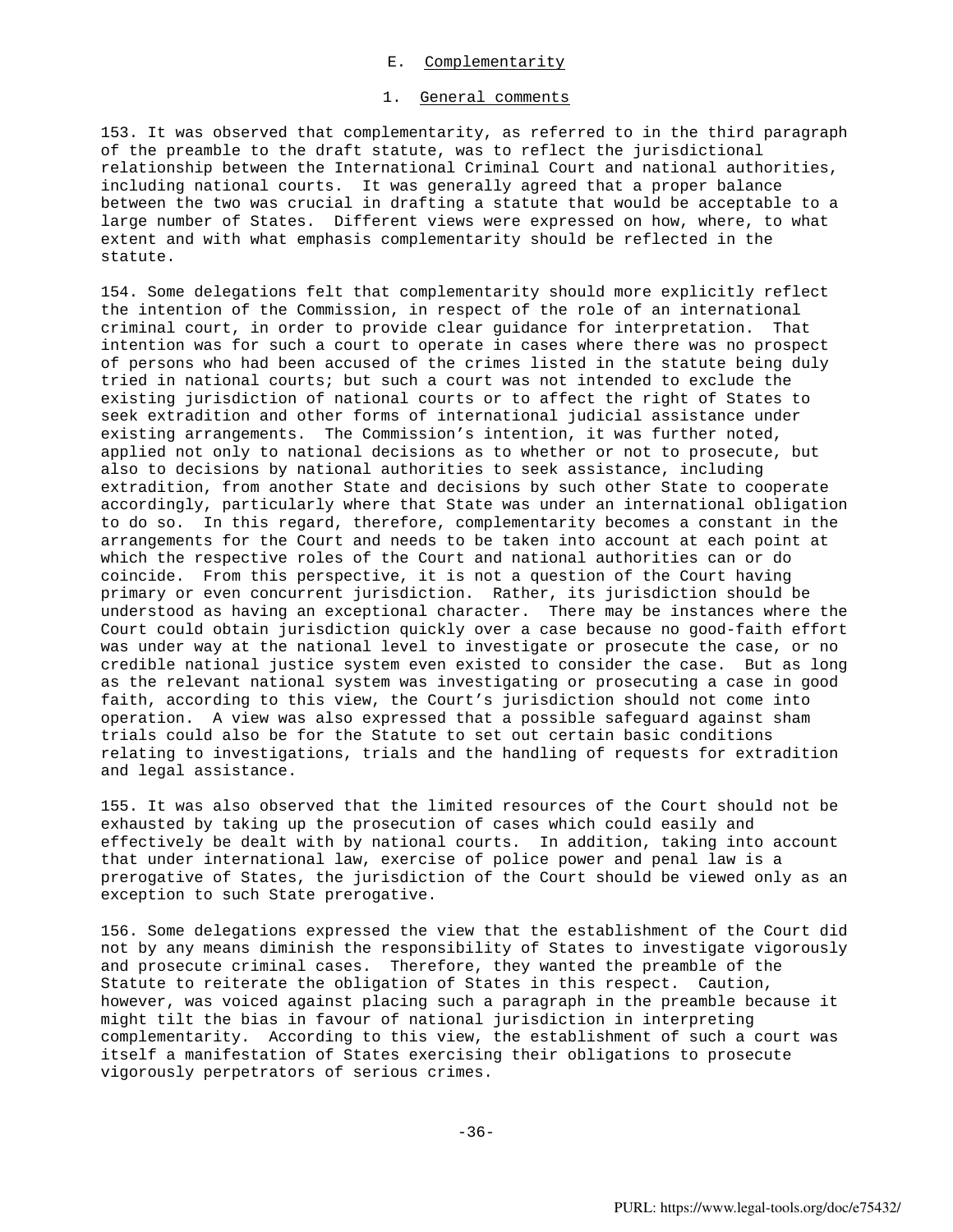## E. Complementarity

### 1. General comments

153. It was observed that complementarity, as referred to in the third paragraph of the preamble to the draft statute, was to reflect the jurisdictional relationship between the International Criminal Court and national authorities, including national courts. It was generally agreed that a proper balance between the two was crucial in drafting a statute that would be acceptable to a large number of States. Different views were expressed on how, where, to what extent and with what emphasis complementarity should be reflected in the statute.

154. Some delegations felt that complementarity should more explicitly reflect the intention of the Commission, in respect of the role of an international criminal court, in order to provide clear guidance for interpretation. That intention was for such a court to operate in cases where there was no prospect of persons who had been accused of the crimes listed in the statute being duly tried in national courts; but such a court was not intended to exclude the existing jurisdiction of national courts or to affect the right of States to seek extradition and other forms of international judicial assistance under existing arrangements. The Commission's intention, it was further noted, applied not only to national decisions as to whether or not to prosecute, but also to decisions by national authorities to seek assistance, including extradition, from another State and decisions by such other State to cooperate accordingly, particularly where that State was under an international obligation to do so. In this regard, therefore, complementarity becomes a constant in the arrangements for the Court and needs to be taken into account at each point at which the respective roles of the Court and national authorities can or do coincide. From this perspective, it is not a question of the Court having primary or even concurrent jurisdiction. Rather, its jurisdiction should be understood as having an exceptional character. There may be instances where the Court could obtain jurisdiction quickly over a case because no good-faith effort was under way at the national level to investigate or prosecute the case, or no credible national justice system even existed to consider the case. But as long as the relevant national system was investigating or prosecuting a case in good faith, according to this view, the Court's jurisdiction should not come into operation. A view was also expressed that a possible safeguard against sham trials could also be for the Statute to set out certain basic conditions relating to investigations, trials and the handling of requests for extradition and legal assistance.

155. It was also observed that the limited resources of the Court should not be exhausted by taking up the prosecution of cases which could easily and effectively be dealt with by national courts. In addition, taking into account that under international law, exercise of police power and penal law is a prerogative of States, the jurisdiction of the Court should be viewed only as an exception to such State prerogative.

156. Some delegations expressed the view that the establishment of the Court did not by any means diminish the responsibility of States to investigate vigorously and prosecute criminal cases. Therefore, they wanted the preamble of the Statute to reiterate the obligation of States in this respect. Caution, however, was voiced against placing such a paragraph in the preamble because it might tilt the bias in favour of national jurisdiction in interpreting complementarity. According to this view, the establishment of such a court was itself a manifestation of States exercising their obligations to prosecute vigorously perpetrators of serious crimes.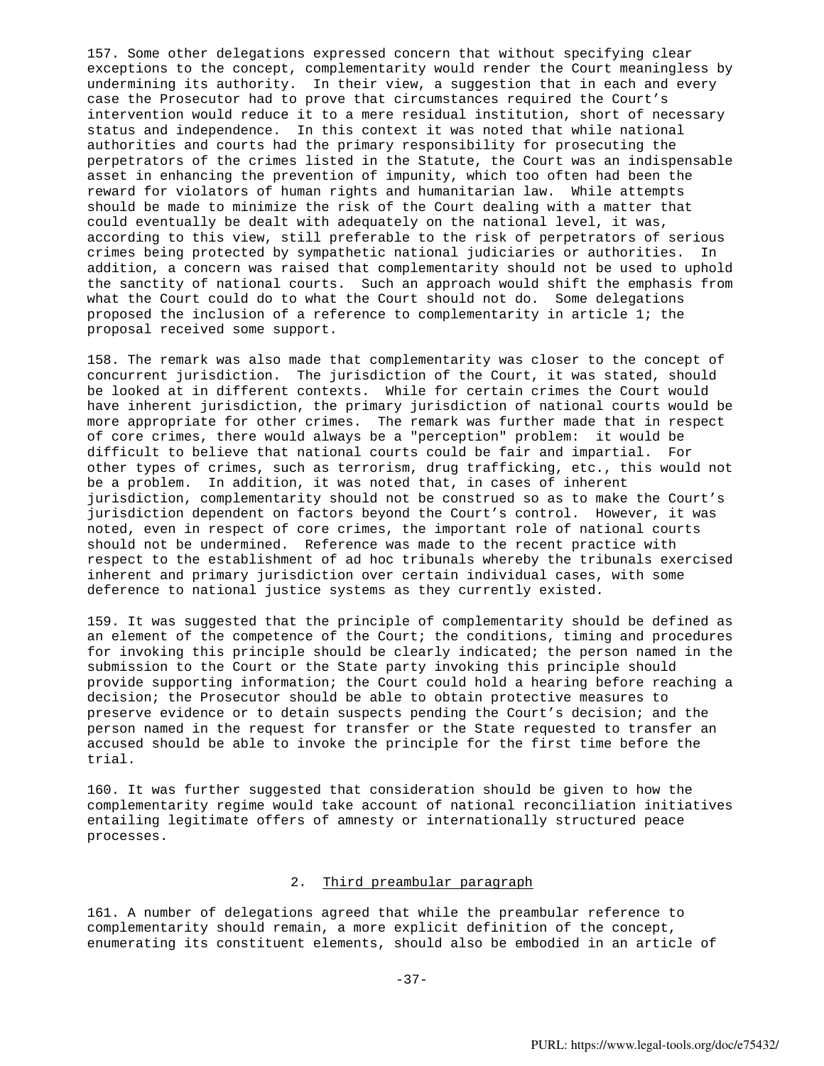157. Some other delegations expressed concern that without specifying clear exceptions to the concept, complementarity would render the Court meaningless by undermining its authority. In their view, a suggestion that in each and every case the Prosecutor had to prove that circumstances required the Court's intervention would reduce it to a mere residual institution, short of necessary status and independence. In this context it was noted that while national authorities and courts had the primary responsibility for prosecuting the perpetrators of the crimes listed in the Statute, the Court was an indispensable asset in enhancing the prevention of impunity, which too often had been the reward for violators of human rights and humanitarian law. While attempts should be made to minimize the risk of the Court dealing with a matter that could eventually be dealt with adequately on the national level, it was, according to this view, still preferable to the risk of perpetrators of serious crimes being protected by sympathetic national judiciaries or authorities. In addition, a concern was raised that complementarity should not be used to uphold the sanctity of national courts. Such an approach would shift the emphasis from what the Court could do to what the Court should not do. Some delegations proposed the inclusion of a reference to complementarity in article 1; the proposal received some support.

158. The remark was also made that complementarity was closer to the concept of concurrent jurisdiction. The jurisdiction of the Court, it was stated, should be looked at in different contexts. While for certain crimes the Court would have inherent jurisdiction, the primary jurisdiction of national courts would be more appropriate for other crimes. The remark was further made that in respect of core crimes, there would always be a "perception" problem: it would be difficult to believe that national courts could be fair and impartial. For other types of crimes, such as terrorism, drug trafficking, etc., this would not be a problem. In addition, it was noted that, in cases of inherent jurisdiction, complementarity should not be construed so as to make the Court's jurisdiction dependent on factors beyond the Court's control. However, it was noted, even in respect of core crimes, the important role of national courts should not be undermined. Reference was made to the recent practice with respect to the establishment of ad hoc tribunals whereby the tribunals exercised inherent and primary jurisdiction over certain individual cases, with some deference to national justice systems as they currently existed.

159. It was suggested that the principle of complementarity should be defined as an element of the competence of the Court; the conditions, timing and procedures for invoking this principle should be clearly indicated; the person named in the submission to the Court or the State party invoking this principle should provide supporting information; the Court could hold a hearing before reaching a decision; the Prosecutor should be able to obtain protective measures to preserve evidence or to detain suspects pending the Court's decision; and the person named in the request for transfer or the State requested to transfer an accused should be able to invoke the principle for the first time before the trial.

160. It was further suggested that consideration should be given to how the complementarity regime would take account of national reconciliation initiatives entailing legitimate offers of amnesty or internationally structured peace processes.

## 2. Third preambular paragraph

161. A number of delegations agreed that while the preambular reference to complementarity should remain, a more explicit definition of the concept, enumerating its constituent elements, should also be embodied in an article of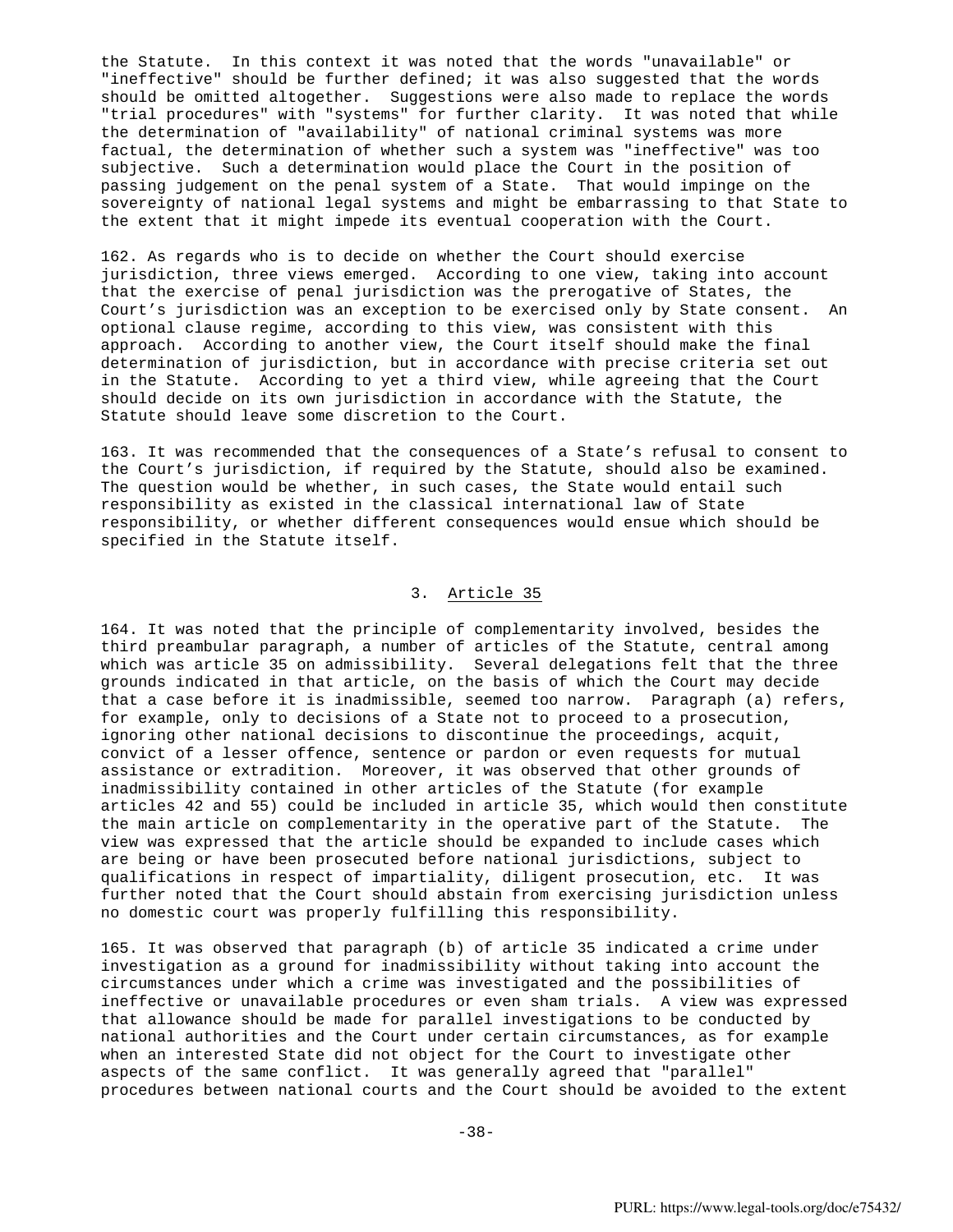the Statute. In this context it was noted that the words "unavailable" or "ineffective" should be further defined; it was also suggested that the words should be omitted altogether. Suggestions were also made to replace the words "trial procedures" with "systems" for further clarity. It was noted that while the determination of "availability" of national criminal systems was more factual, the determination of whether such a system was "ineffective" was too subjective. Such a determination would place the Court in the position of passing judgement on the penal system of a State. That would impinge on the sovereignty of national legal systems and might be embarrassing to that State to the extent that it might impede its eventual cooperation with the Court.

162. As regards who is to decide on whether the Court should exercise jurisdiction, three views emerged. According to one view, taking into account that the exercise of penal jurisdiction was the prerogative of States, the Court's jurisdiction was an exception to be exercised only by State consent. An optional clause regime, according to this view, was consistent with this approach. According to another view, the Court itself should make the final determination of jurisdiction, but in accordance with precise criteria set out in the Statute. According to yet a third view, while agreeing that the Court should decide on its own jurisdiction in accordance with the Statute, the Statute should leave some discretion to the Court.

163. It was recommended that the consequences of a State's refusal to consent to the Court's jurisdiction, if required by the Statute, should also be examined. The question would be whether, in such cases, the State would entail such responsibility as existed in the classical international law of State responsibility, or whether different consequences would ensue which should be specified in the Statute itself.

### 3. Article 35

164. It was noted that the principle of complementarity involved, besides the third preambular paragraph, a number of articles of the Statute, central among which was article 35 on admissibility. Several delegations felt that the three grounds indicated in that article, on the basis of which the Court may decide that a case before it is inadmissible, seemed too narrow. Paragraph (a) refers, for example, only to decisions of a State not to proceed to a prosecution, ignoring other national decisions to discontinue the proceedings, acquit, convict of a lesser offence, sentence or pardon or even requests for mutual assistance or extradition. Moreover, it was observed that other grounds of inadmissibility contained in other articles of the Statute (for example articles 42 and 55) could be included in article 35, which would then constitute the main article on complementarity in the operative part of the Statute. The view was expressed that the article should be expanded to include cases which are being or have been prosecuted before national jurisdictions, subject to qualifications in respect of impartiality, diligent prosecution, etc. It was further noted that the Court should abstain from exercising jurisdiction unless no domestic court was properly fulfilling this responsibility.

165. It was observed that paragraph (b) of article 35 indicated a crime under investigation as a ground for inadmissibility without taking into account the circumstances under which a crime was investigated and the possibilities of ineffective or unavailable procedures or even sham trials. A view was expressed that allowance should be made for parallel investigations to be conducted by national authorities and the Court under certain circumstances, as for example when an interested State did not object for the Court to investigate other aspects of the same conflict. It was generally agreed that "parallel" procedures between national courts and the Court should be avoided to the extent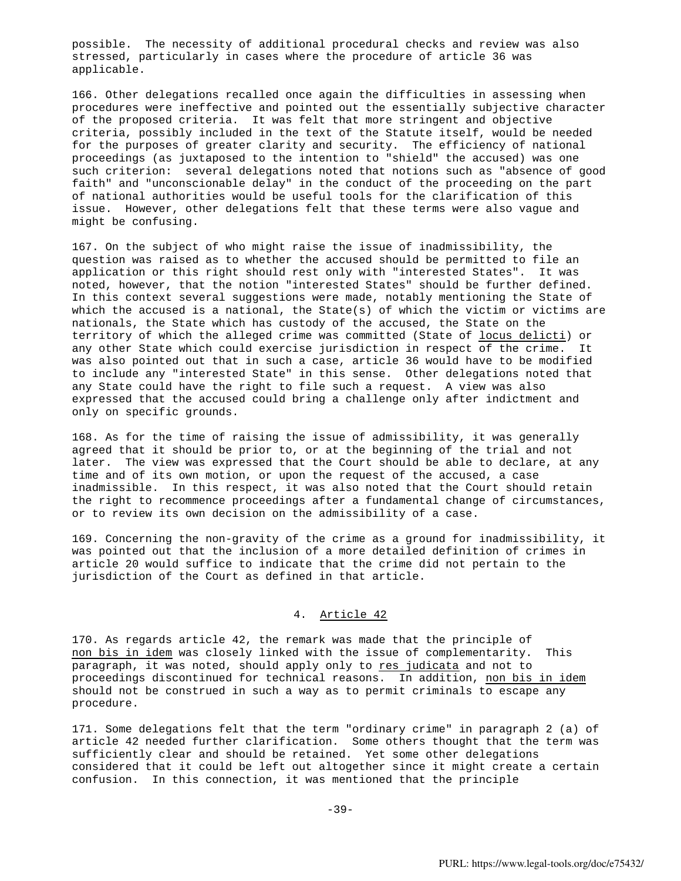possible. The necessity of additional procedural checks and review was also stressed, particularly in cases where the procedure of article 36 was applicable.

166. Other delegations recalled once again the difficulties in assessing when procedures were ineffective and pointed out the essentially subjective character of the proposed criteria. It was felt that more stringent and objective criteria, possibly included in the text of the Statute itself, would be needed for the purposes of greater clarity and security. The efficiency of national proceedings (as juxtaposed to the intention to "shield" the accused) was one such criterion: several delegations noted that notions such as "absence of good faith" and "unconscionable delay" in the conduct of the proceeding on the part of national authorities would be useful tools for the clarification of this issue. However, other delegations felt that these terms were also vague and might be confusing.

167. On the subject of who might raise the issue of inadmissibility, the question was raised as to whether the accused should be permitted to file an application or this right should rest only with "interested States". It was noted, however, that the notion "interested States" should be further defined. In this context several suggestions were made, notably mentioning the State of which the accused is a national, the State(s) of which the victim or victims are nationals, the State which has custody of the accused, the State on the territory of which the alleged crime was committed (State of _locus delicti_) or any other State which could exercise jurisdiction in respect of the crime. It was also pointed out that in such a case, article 36 would have to be modified to include any "interested State" in this sense. Other delegations noted that any State could have the right to file such a request. A view was also expressed that the accused could bring a challenge only after indictment and only on specific grounds.

168. As for the time of raising the issue of admissibility, it was generally agreed that it should be prior to, or at the beginning of the trial and not later. The view was expressed that the Court should be able to declare, at any time and of its own motion, or upon the request of the accused, a case inadmissible. In this respect, it was also noted that the Court should retain the right to recommence proceedings after a fundamental change of circumstances, or to review its own decision on the admissibility of a case.

169. Concerning the non-gravity of the crime as a ground for inadmissibility, it was pointed out that the inclusion of a more detailed definition of crimes in article 20 would suffice to indicate that the crime did not pertain to the jurisdiction of the Court as defined in that article.

### 4. Article 42

170. As regards article 42, the remark was made that the principle of _non bis in idem_ was closely linked with the issue of complementarity. This paragraph, it was noted, should apply only to _res judicata_ and not to proceedings discontinued for technical reasons. In addition, _non bis in idem_ should not be construed in such a way as to permit criminals to escape any procedure.

171. Some delegations felt that the term "ordinary crime" in paragraph 2 (a) of article 42 needed further clarification. Some others thought that the term was sufficiently clear and should be retained. Yet some other delegations considered that it could be left out altogether since it might create a certain confusion. In this connection, it was mentioned that the principle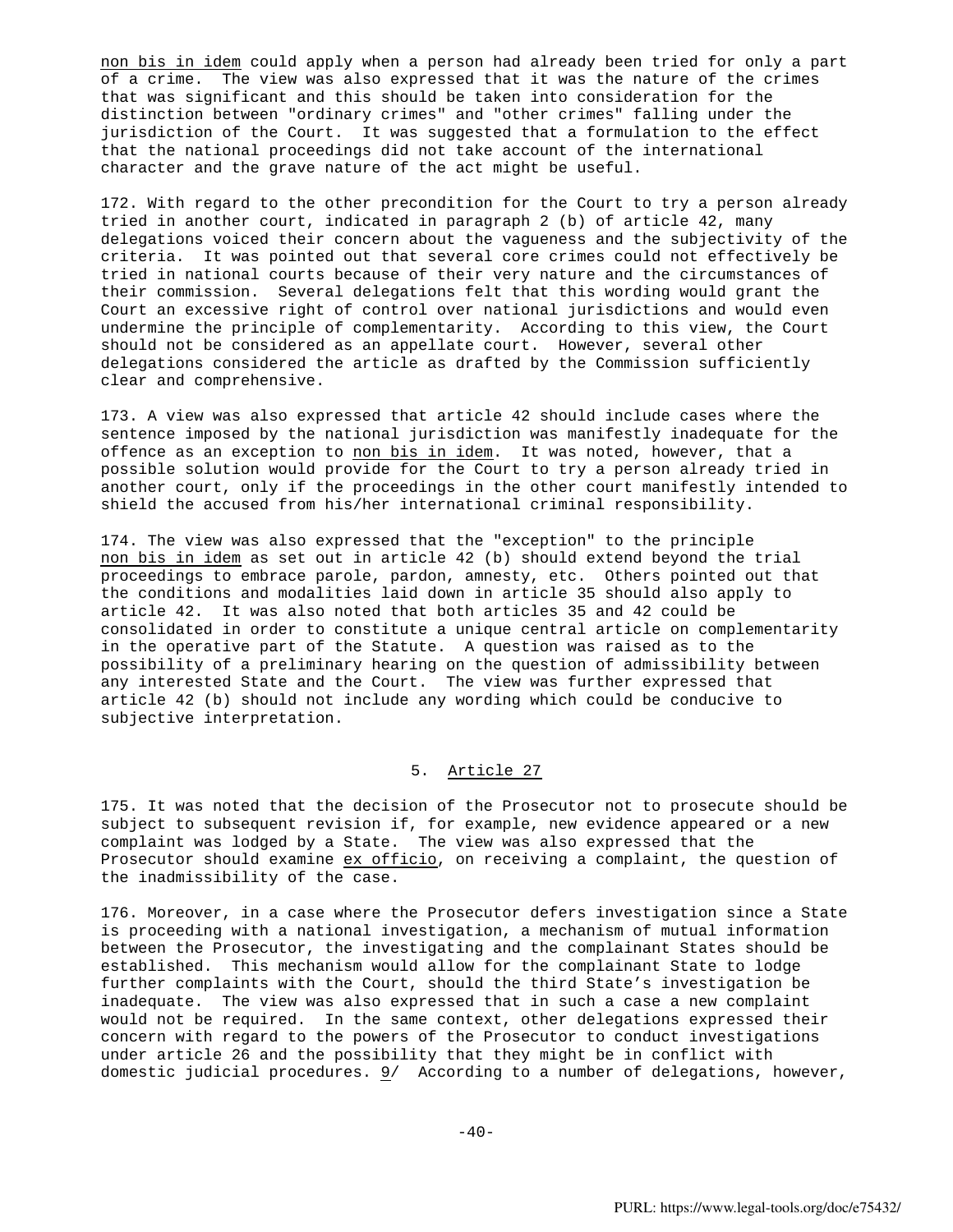non bis in idem could apply when a person had already been tried for only a part of a crime. The view was also expressed that it was the nature of the crimes that was significant and this should be taken into consideration for the distinction between "ordinary crimes" and "other crimes" falling under the jurisdiction of the Court. It was suggested that a formulation to the effect that the national proceedings did not take account of the international character and the grave nature of the act might be useful.

172. With regard to the other precondition for the Court to try a person already tried in another court, indicated in paragraph 2 (b) of article 42, many delegations voiced their concern about the vagueness and the subjectivity of the criteria. It was pointed out that several core crimes could not effectively be tried in national courts because of their very nature and the circumstances of their commission. Several delegations felt that this wording would grant the Court an excessive right of control over national jurisdictions and would even undermine the principle of complementarity. According to this view, the Court should not be considered as an appellate court. However, several other delegations considered the article as drafted by the Commission sufficiently clear and comprehensive.

173. A view was also expressed that article 42 should include cases where the sentence imposed by the national jurisdiction was manifestly inadequate for the offence as an exception to non bis in idem. It was noted, however, that a possible solution would provide for the Court to try a person already tried in another court, only if the proceedings in the other court manifestly intended to shield the accused from his/her international criminal responsibility.

174. The view was also expressed that the "exception" to the principle non bis in idem as set out in article 42 (b) should extend beyond the trial proceedings to embrace parole, pardon, amnesty, etc. Others pointed out that the conditions and modalities laid down in article 35 should also apply to article 42. It was also noted that both articles 35 and 42 could be consolidated in order to constitute a unique central article on complementarity in the operative part of the Statute. A question was raised as to the possibility of a preliminary hearing on the question of admissibility between any interested State and the Court. The view was further expressed that article 42 (b) should not include any wording which could be conducive to subjective interpretation.

### 5. Article 27

175. It was noted that the decision of the Prosecutor not to prosecute should be subject to subsequent revision if, for example, new evidence appeared or a new complaint was lodged by a State. The view was also expressed that the Prosecutor should examine ex officio, on receiving a complaint, the question of the inadmissibility of the case.

176. Moreover, in a case where the Prosecutor defers investigation since a State is proceeding with a national investigation, a mechanism of mutual information between the Prosecutor, the investigating and the complainant States should be established. This mechanism would allow for the complainant State to lodge further complaints with the Court, should the third State's investigation be inadequate. The view was also expressed that in such a case a new complaint would not be required. In the same context, other delegations expressed their concern with regard to the powers of the Prosecutor to conduct investigations under article 26 and the possibility that they might be in conflict with domestic judicial procedures. 9/ According to a number of delegations, however,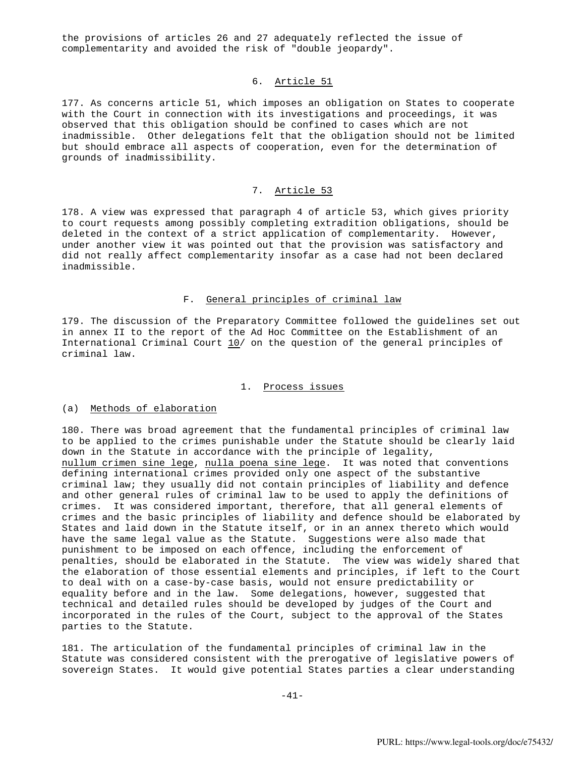the provisions of articles 26 and 27 adequately reflected the issue of complementarity and avoided the risk of "double jeopardy".

### 6. Article 51

177. As concerns article 51, which imposes an obligation on States to cooperate with the Court in connection with its investigations and proceedings, it was observed that this obligation should be confined to cases which are not inadmissible. Other delegations felt that the obligation should not be limited but should embrace all aspects of cooperation, even for the determination of grounds of inadmissibility.

### 7. Article 53

178. A view was expressed that paragraph 4 of article 53, which gives priority to court requests among possibly completing extradition obligations, should be deleted in the context of a strict application of complementarity. However, under another view it was pointed out that the provision was satisfactory and did not really affect complementarity insofar as a case had not been declared inadmissible.

## F. General principles of criminal law

179. The discussion of the Preparatory Committee followed the guidelines set out in annex II to the report of the Ad Hoc Committee on the Establishment of an International Criminal Court 10/ on the question of the general principles of criminal law.

### 1. Process issues

#### (a) Methods of elaboration

180. There was broad agreement that the fundamental principles of criminal law to be applied to the crimes punishable under the Statute should be clearly laid down in the Statute in accordance with the principle of legality, *nullum crimen sine lege*, *nulla poena sine lege*. It was noted that conventions defining international crimes provided only one aspect of the substantive criminal law; they usually did not contain principles of liability and defence and other general rules of criminal law to be used to apply the definitions of crimes. It was considered important, therefore, that all general elements of crimes and the basic principles of liability and defence should be elaborated by States and laid down in the Statute itself, or in an annex thereto which would have the same legal value as the Statute. Suggestions were also made that punishment to be imposed on each offence, including the enforcement of penalties, should be elaborated in the Statute. The view was widely shared that the elaboration of those essential elements and principles, if left to the Court to deal with on a case-by-case basis, would not ensure predictability or equality before and in the law. Some delegations, however, suggested that technical and detailed rules should be developed by judges of the Court and incorporated in the rules of the Court, subject to the approval of the States parties to the Statute.

181. The articulation of the fundamental principles of criminal law in the Statute was considered consistent with the prerogative of legislative powers of sovereign States. It would give potential States parties a clear understanding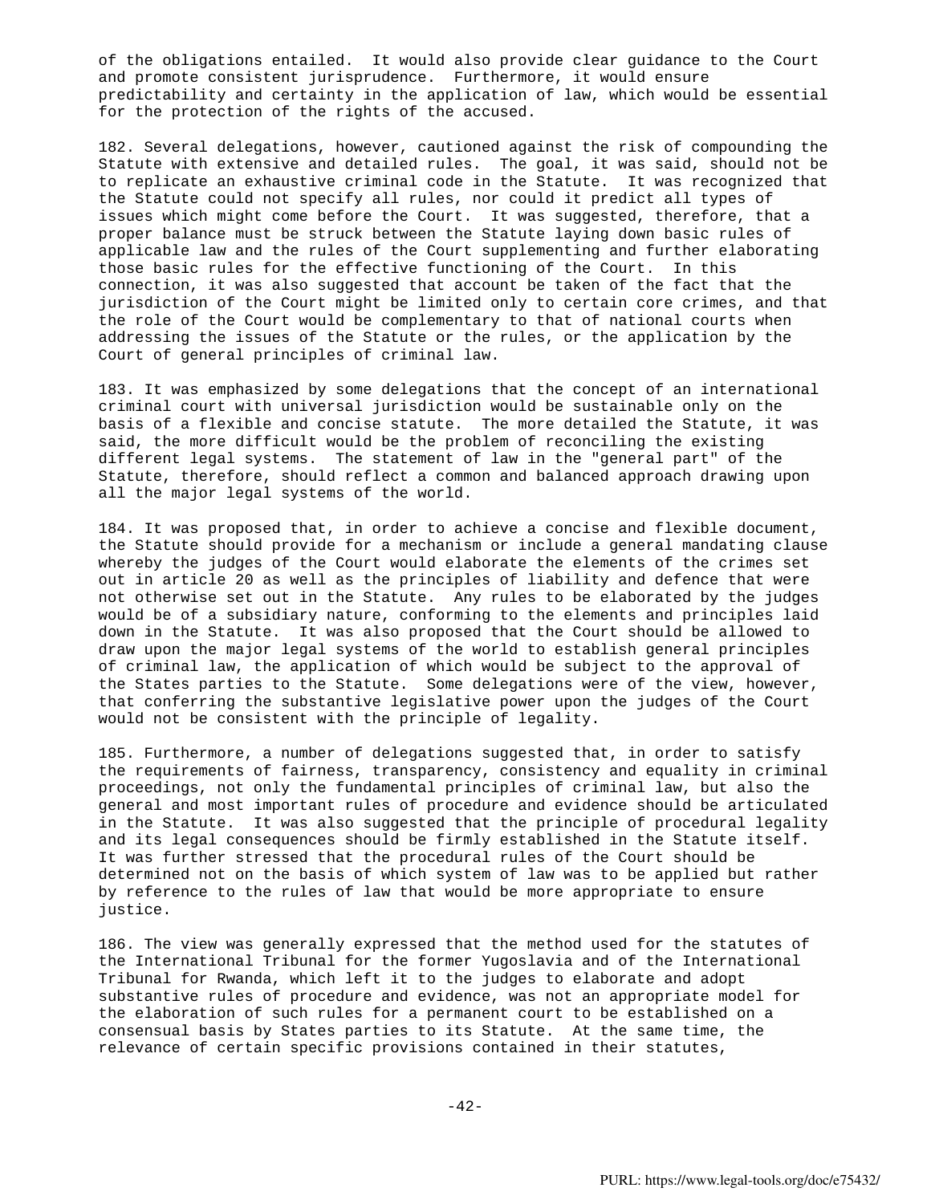of the obligations entailed. It would also provide clear guidance to the Court and promote consistent jurisprudence. Furthermore, it would ensure predictability and certainty in the application of law, which would be essential for the protection of the rights of the accused.

182. Several delegations, however, cautioned against the risk of compounding the Statute with extensive and detailed rules. The goal, it was said, should not be to replicate an exhaustive criminal code in the Statute. It was recognized that the Statute could not specify all rules, nor could it predict all types of issues which might come before the Court. It was suggested, therefore, that a proper balance must be struck between the Statute laying down basic rules of applicable law and the rules of the Court supplementing and further elaborating those basic rules for the effective functioning of the Court. In this connection, it was also suggested that account be taken of the fact that the jurisdiction of the Court might be limited only to certain core crimes, and that the role of the Court would be complementary to that of national courts when addressing the issues of the Statute or the rules, or the application by the Court of general principles of criminal law.

183. It was emphasized by some delegations that the concept of an international criminal court with universal jurisdiction would be sustainable only on the basis of a flexible and concise statute. The more detailed the Statute, it was said, the more difficult would be the problem of reconciling the existing different legal systems. The statement of law in the "general part" of the Statute, therefore, should reflect a common and balanced approach drawing upon all the major legal systems of the world.

184. It was proposed that, in order to achieve a concise and flexible document, the Statute should provide for a mechanism or include a general mandating clause whereby the judges of the Court would elaborate the elements of the crimes set out in article 20 as well as the principles of liability and defence that were not otherwise set out in the Statute. Any rules to be elaborated by the judges would be of a subsidiary nature, conforming to the elements and principles laid down in the Statute. It was also proposed that the Court should be allowed to draw upon the major legal systems of the world to establish general principles of criminal law, the application of which would be subject to the approval of the States parties to the Statute. Some delegations were of the view, however, that conferring the substantive legislative power upon the judges of the Court would not be consistent with the principle of legality.

185. Furthermore, a number of delegations suggested that, in order to satisfy the requirements of fairness, transparency, consistency and equality in criminal proceedings, not only the fundamental principles of criminal law, but also the general and most important rules of procedure and evidence should be articulated in the Statute. It was also suggested that the principle of procedural legality and its legal consequences should be firmly established in the Statute itself. It was further stressed that the procedural rules of the Court should be determined not on the basis of which system of law was to be applied but rather by reference to the rules of law that would be more appropriate to ensure justice.

186. The view was generally expressed that the method used for the statutes of the International Tribunal for the former Yugoslavia and of the International Tribunal for Rwanda, which left it to the judges to elaborate and adopt substantive rules of procedure and evidence, was not an appropriate model for the elaboration of such rules for a permanent court to be established on a consensual basis by States parties to its Statute. At the same time, the relevance of certain specific provisions contained in their statutes,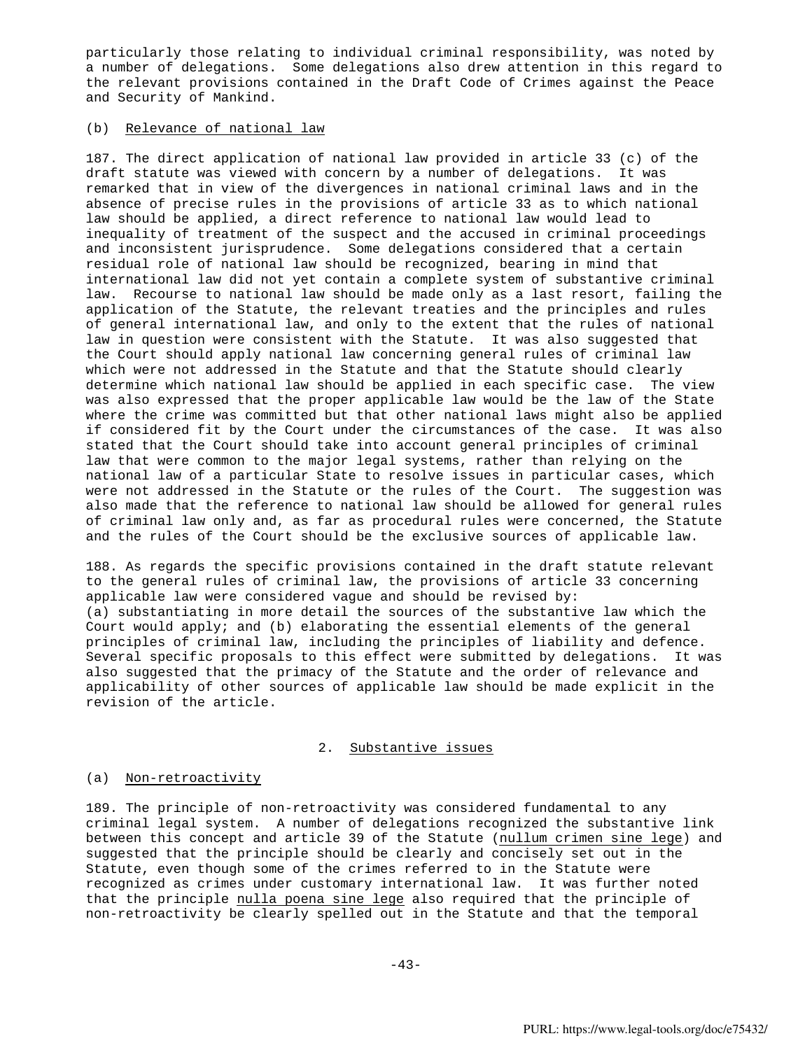particularly those relating to individual criminal responsibility, was noted by a number of delegations. Some delegations also drew attention in this regard to the relevant provisions contained in the Draft Code of Crimes against the Peace and Security of Mankind.

(b) Relevance of national law

187. The direct application of national law provided in article 33 (c) of the draft statute was viewed with concern by a number of delegations. It was remarked that in view of the divergences in national criminal laws and in the absence of precise rules in the provisions of article 33 as to which national law should be applied, a direct reference to national law would lead to inequality of treatment of the suspect and the accused in criminal proceedings and inconsistent jurisprudence. Some delegations considered that a certain residual role of national law should be recognized, bearing in mind that international law did not yet contain a complete system of substantive criminal law. Recourse to national law should be made only as a last resort, failing the application of the Statute, the relevant treaties and the principles and rules of general international law, and only to the extent that the rules of national law in question were consistent with the Statute. It was also suggested that the Court should apply national law concerning general rules of criminal law which were not addressed in the Statute and that the Statute should clearly determine which national law should be applied in each specific case. The view was also expressed that the proper applicable law would be the law of the State where the crime was committed but that other national laws might also be applied if considered fit by the Court under the circumstances of the case. It was also stated that the Court should take into account general principles of criminal law that were common to the major legal systems, rather than relying on the national law of a particular State to resolve issues in particular cases, which were not addressed in the Statute or the rules of the Court. The suggestion was also made that the reference to national law should be allowed for general rules of criminal law only and, as far as procedural rules were concerned, the Statute and the rules of the Court should be the exclusive sources of applicable law.

188. As regards the specific provisions contained in the draft statute relevant to the general rules of criminal law, the provisions of article 33 concerning applicable law were considered vague and should be revised by: (a) substantiating in more detail the sources of the substantive law which the Court would apply; and (b) elaborating the essential elements of the general principles of criminal law, including the principles of liability and defence. Several specific proposals to this effect were submitted by delegations. It was also suggested that the primacy of the Statute and the order of relevance and applicability of other sources of applicable law should be made explicit in the revision of the article.

## 2. Substantive issues

(a) Non-retroactivity

189. The principle of non-retroactivity was considered fundamental to any criminal legal system. A number of delegations recognized the substantive link between this concept and article 39 of the Statute (*nullum crimen sine lege*) and suggested that the principle should be clearly and concisely set out in the Statute, even though some of the crimes referred to in the Statute were recognized as crimes under customary international law. It was further noted that the principle *nulla poena sine lege* also required that the principle of non-retroactivity be clearly spelled out in the Statute and that the temporal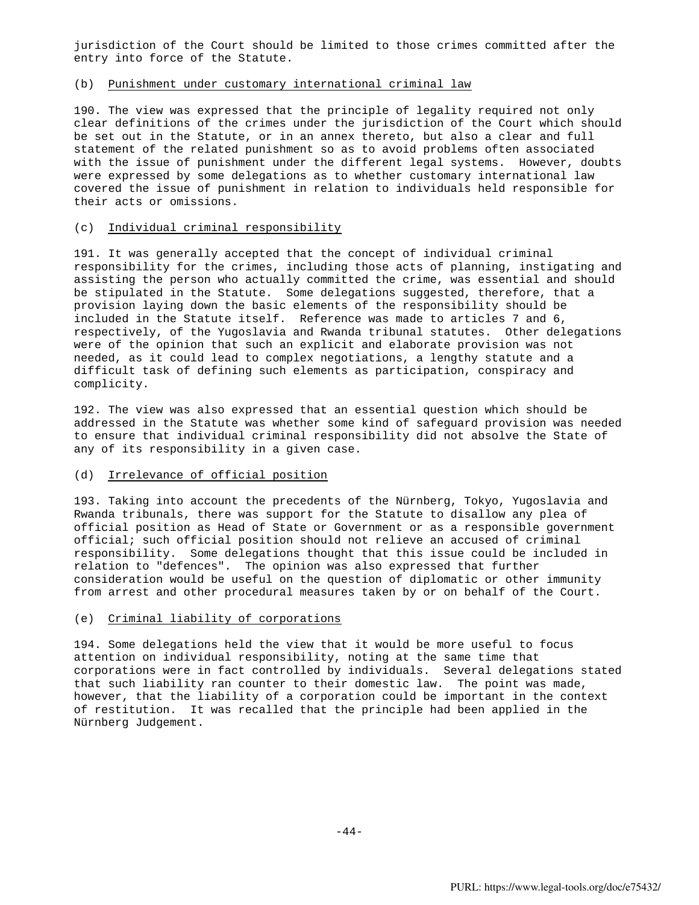jurisdiction of the Court should be limited to those crimes committed after the entry into force of the Statute.

(b) Punishment under customary international criminal law

190. The view was expressed that the principle of legality required not only clear definitions of the crimes under the jurisdiction of the Court which should be set out in the Statute, or in an annex thereto, but also a clear and full statement of the related punishment so as to avoid problems often associated with the issue of punishment under the different legal systems. However, doubts were expressed by some delegations as to whether customary international law covered the issue of punishment in relation to individuals held responsible for their acts or omissions.

(c) Individual criminal responsibility

191. It was generally accepted that the concept of individual criminal responsibility for the crimes, including those acts of planning, instigating and assisting the person who actually committed the crime, was essential and should be stipulated in the Statute. Some delegations suggested, therefore, that a provision laying down the basic elements of the responsibility should be included in the Statute itself. Reference was made to articles 7 and 6, respectively, of the Yugoslavia and Rwanda tribunal statutes. Other delegations were of the opinion that such an explicit and elaborate provision was not needed, as it could lead to complex negotiations, a lengthy statute and a difficult task of defining such elements as participation, conspiracy and complicity.

192. The view was also expressed that an essential question which should be addressed in the Statute was whether some kind of safeguard provision was needed to ensure that individual criminal responsibility did not absolve the State of any of its responsibility in a given case.

(d) Irrelevance of official position

193. Taking into account the precedents of the Nürnberg, Tokyo, Yugoslavia and Rwanda tribunals, there was support for the Statute to disallow any plea of official position as Head of State or Government or as a responsible government official; such official position should not relieve an accused of criminal responsibility. Some delegations thought that this issue could be included in relation to "defences". The opinion was also expressed that further consideration would be useful on the question of diplomatic or other immunity from arrest and other procedural measures taken by or on behalf of the Court.

(e) Criminal liability of corporations

194. Some delegations held the view that it would be more useful to focus attention on individual responsibility, noting at the same time that corporations were in fact controlled by individuals. Several delegations stated that such liability ran counter to their domestic law. The point was made, however, that the liability of a corporation could be important in the context of restitution. It was recalled that the principle had been applied in the Nürnberg Judgement.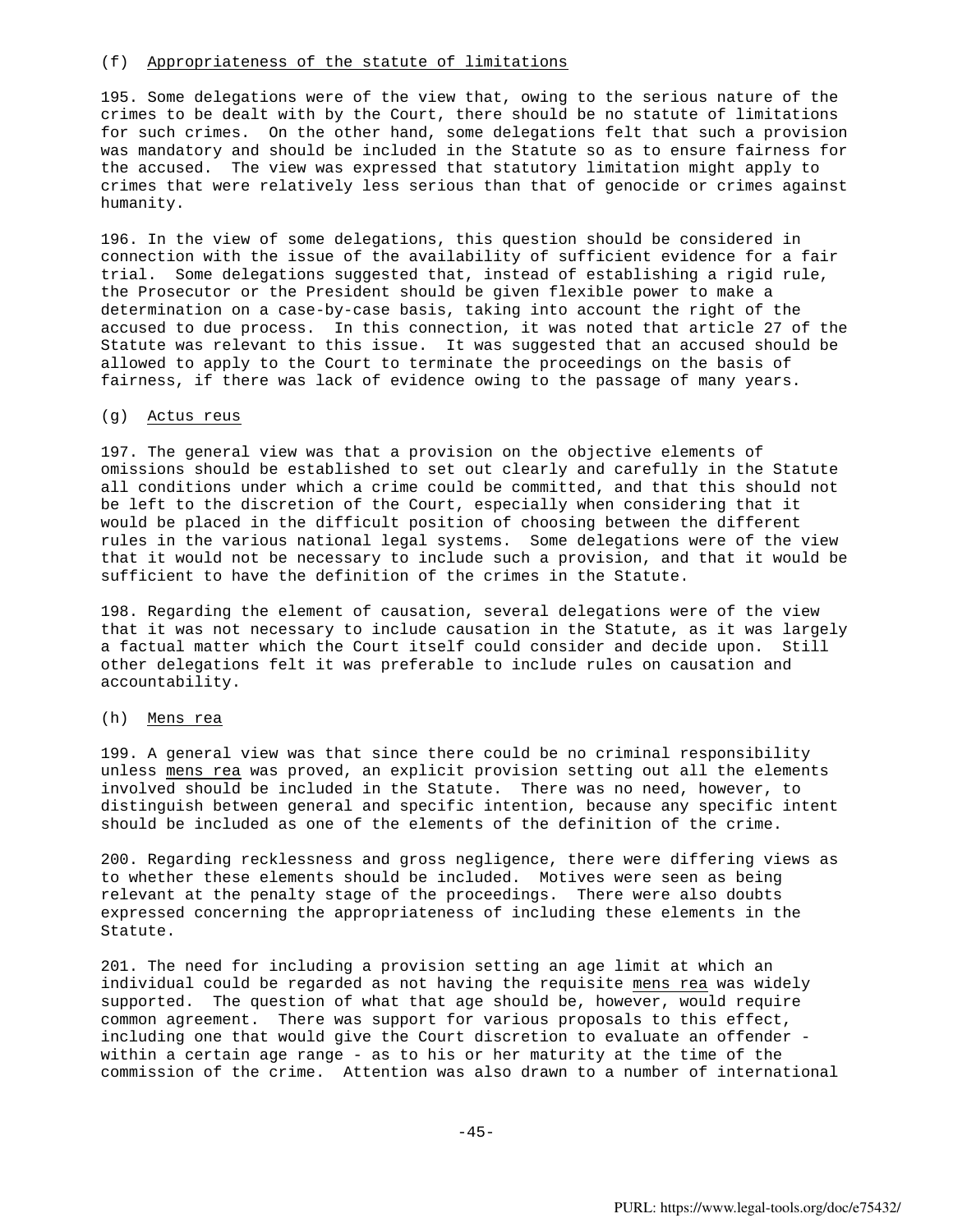(f) Appropriateness of the statute of limitations

195. Some delegations were of the view that, owing to the serious nature of the crimes to be dealt with by the Court, there should be no statute of limitations for such crimes. On the other hand, some delegations felt that such a provision was mandatory and should be included in the Statute so as to ensure fairness for the accused. The view was expressed that statutory limitation might apply to crimes that were relatively less serious than that of genocide or crimes against humanity.

196. In the view of some delegations, this question should be considered in connection with the issue of the availability of sufficient evidence for a fair trial. Some delegations suggested that, instead of establishing a rigid rule, the Prosecutor or the President should be given flexible power to make a determination on a case-by-case basis, taking into account the right of the accused to due process. In this connection, it was noted that article 27 of the Statute was relevant to this issue. It was suggested that an accused should be allowed to apply to the Court to terminate the proceedings on the basis of fairness, if there was lack of evidence owing to the passage of many years.

(g) Actus reus

197. The general view was that a provision on the objective elements of omissions should be established to set out clearly and carefully in the Statute all conditions under which a crime could be committed, and that this should not be left to the discretion of the Court, especially when considering that it would be placed in the difficult position of choosing between the different rules in the various national legal systems. Some delegations were of the view that it would not be necessary to include such a provision, and that it would be sufficient to have the definition of the crimes in the Statute.

198. Regarding the element of causation, several delegations were of the view that it was not necessary to include causation in the Statute, as it was largely a factual matter which the Court itself could consider and decide upon. Still other delegations felt it was preferable to include rules on causation and accountability.

(h) Mens rea

199. A general view was that since there could be no criminal responsibility unless mens rea was proved, an explicit provision setting out all the elements involved should be included in the Statute. There was no need, however, to distinguish between general and specific intention, because any specific intent should be included as one of the elements of the definition of the crime.

200. Regarding recklessness and gross negligence, there were differing views as to whether these elements should be included. Motives were seen as being relevant at the penalty stage of the proceedings. There were also doubts expressed concerning the appropriateness of including these elements in the Statute.

201. The need for including a provision setting an age limit at which an individual could be regarded as not having the requisite mens rea was widely supported. The question of what that age should be, however, would require common agreement. There was support for various proposals to this effect, including one that would give the Court discretion to evaluate an offender - within a certain age range - as to his or her maturity at the time of the commission of the crime. Attention was also drawn to a number of international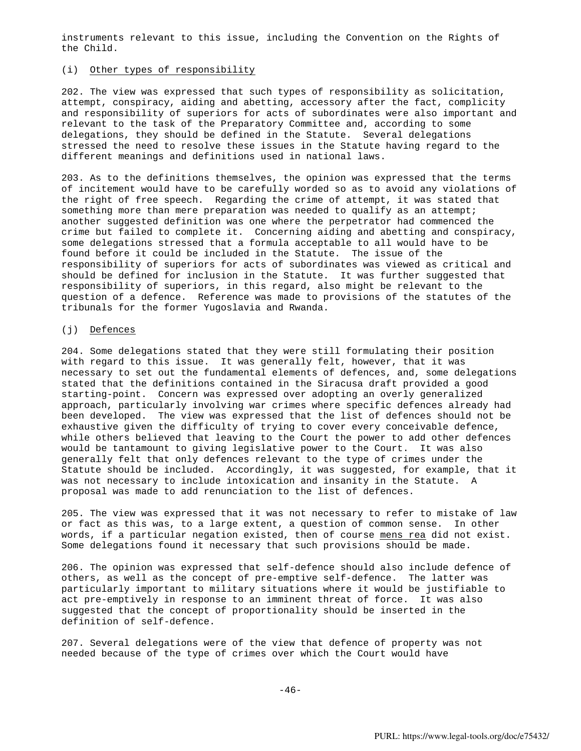instruments relevant to this issue, including the Convention on the Rights of the Child.

(i) Other types of responsibility

202. The view was expressed that such types of responsibility as solicitation, attempt, conspiracy, aiding and abetting, accessory after the fact, complicity and responsibility of superiors for acts of subordinates were also important and relevant to the task of the Preparatory Committee and, according to some delegations, they should be defined in the Statute. Several delegations stressed the need to resolve these issues in the Statute having regard to the different meanings and definitions used in national laws.

203. As to the definitions themselves, the opinion was expressed that the terms of incitement would have to be carefully worded so as to avoid any violations of the right of free speech. Regarding the crime of attempt, it was stated that something more than mere preparation was needed to qualify as an attempt; another suggested definition was one where the perpetrator had commenced the crime but failed to complete it. Concerning aiding and abetting and conspiracy, some delegations stressed that a formula acceptable to all would have to be found before it could be included in the Statute. The issue of the responsibility of superiors for acts of subordinates was viewed as critical and should be defined for inclusion in the Statute. It was further suggested that responsibility of superiors, in this regard, also might be relevant to the question of a defence. Reference was made to provisions of the statutes of the tribunals for the former Yugoslavia and Rwanda.

(j) Defences

204. Some delegations stated that they were still formulating their position with regard to this issue. It was generally felt, however, that it was necessary to set out the fundamental elements of defences, and, some delegations stated that the definitions contained in the Siracusa draft provided a good starting-point. Concern was expressed over adopting an overly generalized approach, particularly involving war crimes where specific defences already had been developed. The view was expressed that the list of defences should not be exhaustive given the difficulty of trying to cover every conceivable defence, while others believed that leaving to the Court the power to add other defences would be tantamount to giving legislative power to the Court. It was also generally felt that only defences relevant to the type of crimes under the Statute should be included. Accordingly, it was suggested, for example, that it was not necessary to include intoxication and insanity in the Statute. A proposal was made to add renunciation to the list of defences.

205. The view was expressed that it was not necessary to refer to mistake of law or fact as this was, to a large extent, a question of common sense. In other words, if a particular negation existed, then of course *mens rea* did not exist. Some delegations found it necessary that such provisions should be made.

206. The opinion was expressed that self-defence should also include defence of others, as well as the concept of pre-emptive self-defence. The latter was particularly important to military situations where it would be justifiable to act pre-emptively in response to an imminent threat of force. It was also suggested that the concept of proportionality should be inserted in the definition of self-defence.

207. Several delegations were of the view that defence of property was not needed because of the type of crimes over which the Court would have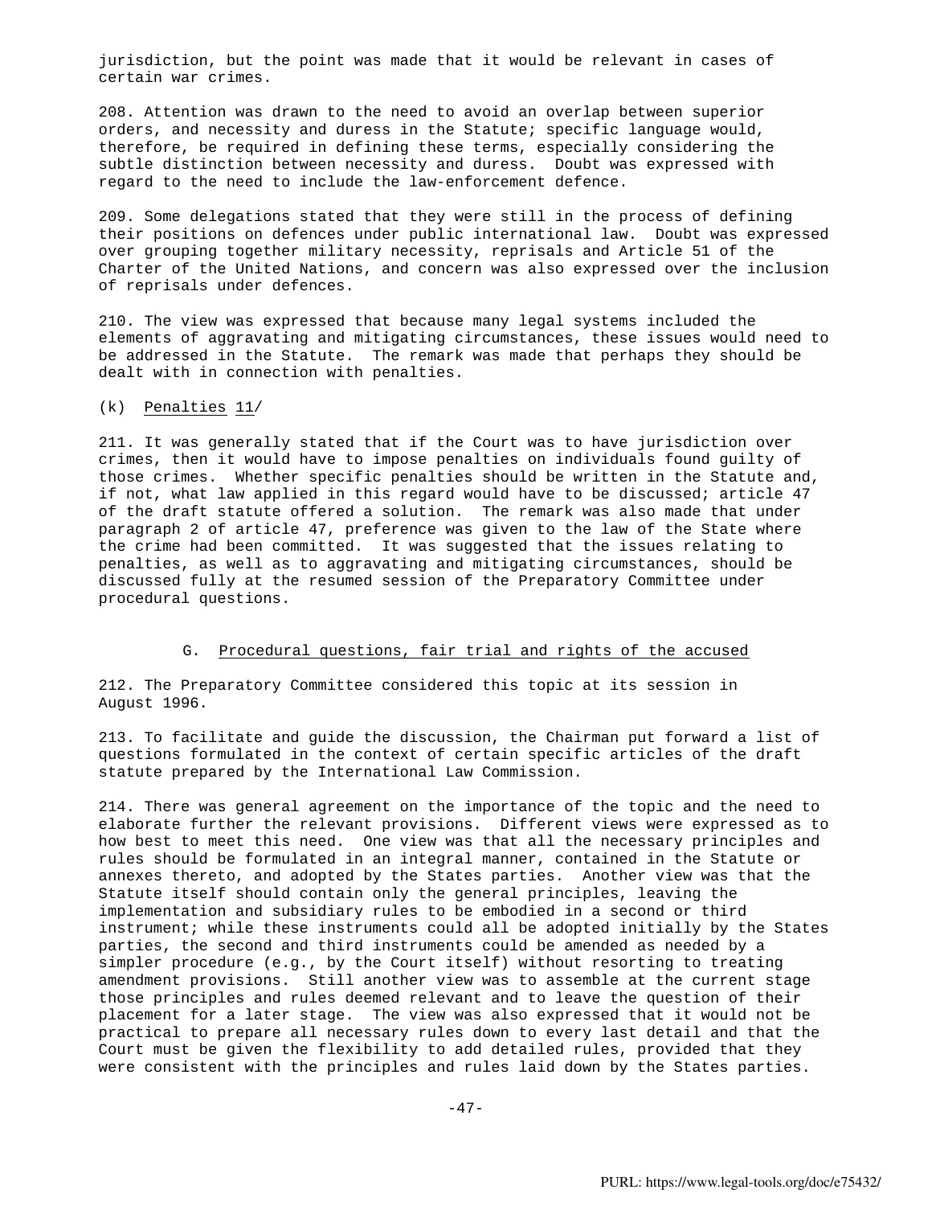jurisdiction, but the point was made that it would be relevant in cases of certain war crimes.

208. Attention was drawn to the need to avoid an overlap between superior orders, and necessity and duress in the Statute; specific language would, therefore, be required in defining these terms, especially considering the subtle distinction between necessity and duress. Doubt was expressed with regard to the need to include the law-enforcement defence.

209. Some delegations stated that they were still in the process of defining their positions on defences under public international law. Doubt was expressed over grouping together military necessity, reprisals and Article 51 of the Charter of the United Nations, and concern was also expressed over the inclusion of reprisals under defences.

210. The view was expressed that because many legal systems included the elements of aggravating and mitigating circumstances, these issues would need to be addressed in the Statute. The remark was made that perhaps they should be dealt with in connection with penalties.

(k) Penalties 11/

211. It was generally stated that if the Court was to have jurisdiction over crimes, then it would have to impose penalties on individuals found guilty of those crimes. Whether specific penalties should be written in the Statute and, if not, what law applied in this regard would have to be discussed; article 47 of the draft statute offered a solution. The remark was also made that under paragraph 2 of article 47, preference was given to the law of the State where the crime had been committed. It was suggested that the issues relating to penalties, as well as to aggravating and mitigating circumstances, should be discussed fully at the resumed session of the Preparatory Committee under procedural questions.

## G. Procedural questions, fair trial and rights of the accused

212. The Preparatory Committee considered this topic at its session in August 1996.

213. To facilitate and guide the discussion, the Chairman put forward a list of questions formulated in the context of certain specific articles of the draft statute prepared by the International Law Commission.

214. There was general agreement on the importance of the topic and the need to elaborate further the relevant provisions. Different views were expressed as to how best to meet this need. One view was that all the necessary principles and rules should be formulated in an integral manner, contained in the Statute or annexes thereto, and adopted by the States parties. Another view was that the Statute itself should contain only the general principles, leaving the implementation and subsidiary rules to be embodied in a second or third instrument; while these instruments could all be adopted initially by the States parties, the second and third instruments could be amended as needed by a simpler procedure (e.g., by the Court itself) without resorting to treating amendment provisions. Still another view was to assemble at the current stage those principles and rules deemed relevant and to leave the question of their placement for a later stage. The view was also expressed that it would not be practical to prepare all necessary rules down to every last detail and that the Court must be given the flexibility to add detailed rules, provided that they were consistent with the principles and rules laid down by the States parties.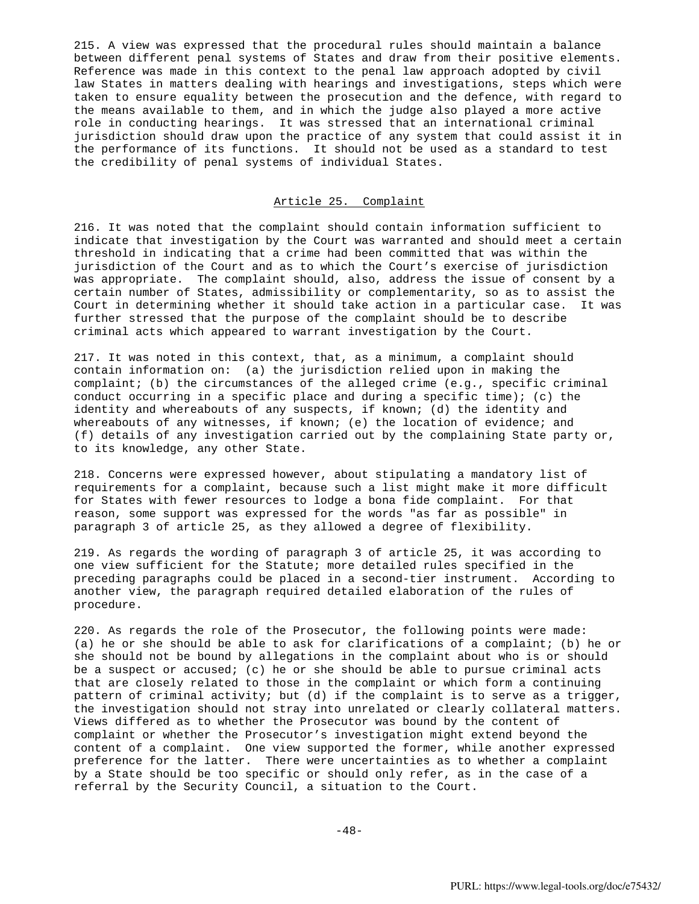215. A view was expressed that the procedural rules should maintain a balance between different penal systems of States and draw from their positive elements. Reference was made in this context to the penal law approach adopted by civil law States in matters dealing with hearings and investigations, steps which were taken to ensure equality between the prosecution and the defence, with regard to the means available to them, and in which the judge also played a more active role in conducting hearings. It was stressed that an international criminal jurisdiction should draw upon the practice of any system that could assist it in the performance of its functions. It should not be used as a standard to test the credibility of penal systems of individual States.

## Article 25. Complaint

216. It was noted that the complaint should contain information sufficient to indicate that investigation by the Court was warranted and should meet a certain threshold in indicating that a crime had been committed that was within the jurisdiction of the Court and as to which the Court's exercise of jurisdiction was appropriate. The complaint should, also, address the issue of consent by a certain number of States, admissibility or complementarity, so as to assist the Court in determining whether it should take action in a particular case. It was further stressed that the purpose of the complaint should be to describe criminal acts which appeared to warrant investigation by the Court.

217. It was noted in this context, that, as a minimum, a complaint should contain information on: (a) the jurisdiction relied upon in making the complaint; (b) the circumstances of the alleged crime (e.g., specific criminal conduct occurring in a specific place and during a specific time); (c) the identity and whereabouts of any suspects, if known; (d) the identity and whereabouts of any witnesses, if known; (e) the location of evidence; and (f) details of any investigation carried out by the complaining State party or, to its knowledge, any other State.

218. Concerns were expressed however, about stipulating a mandatory list of requirements for a complaint, because such a list might make it more difficult for States with fewer resources to lodge a bona fide complaint. For that reason, some support was expressed for the words "as far as possible" in paragraph 3 of article 25, as they allowed a degree of flexibility.

219. As regards the wording of paragraph 3 of article 25, it was according to one view sufficient for the Statute; more detailed rules specified in the preceding paragraphs could be placed in a second-tier instrument. According to another view, the paragraph required detailed elaboration of the rules of procedure.

220. As regards the role of the Prosecutor, the following points were made: (a) he or she should be able to ask for clarifications of a complaint; (b) he or she should not be bound by allegations in the complaint about who is or should be a suspect or accused; (c) he or she should be able to pursue criminal acts that are closely related to those in the complaint or which form a continuing pattern of criminal activity; but (d) if the complaint is to serve as a trigger, the investigation should not stray into unrelated or clearly collateral matters. Views differed as to whether the Prosecutor was bound by the content of complaint or whether the Prosecutor's investigation might extend beyond the content of a complaint. One view supported the former, while another expressed preference for the latter. There were uncertainties as to whether a complaint by a State should be too specific or should only refer, as in the case of a referral by the Security Council, a situation to the Court.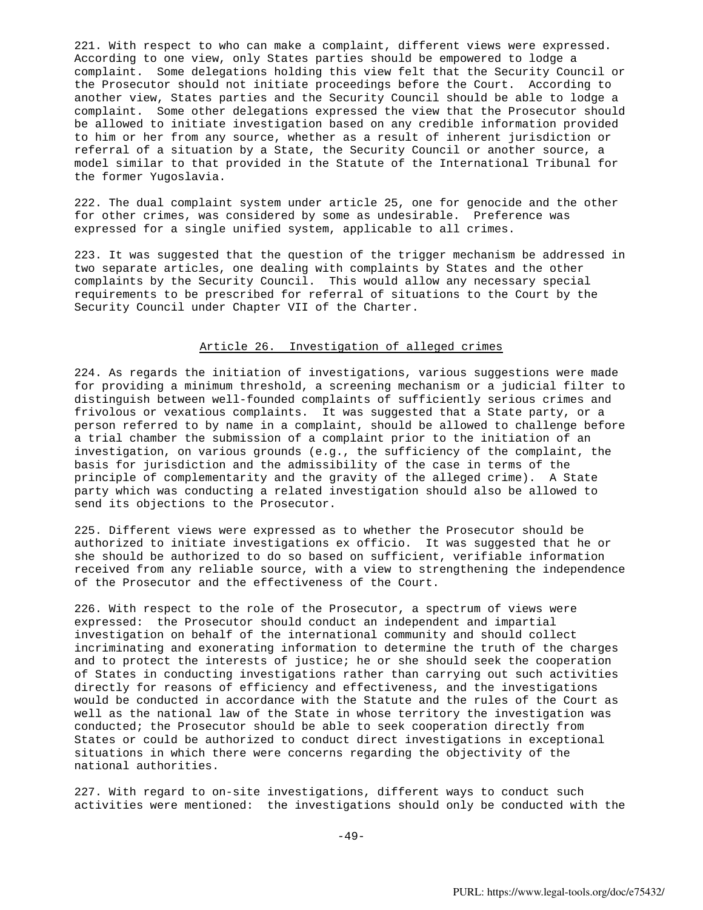221. With respect to who can make a complaint, different views were expressed. According to one view, only States parties should be empowered to lodge a complaint. Some delegations holding this view felt that the Security Council or the Prosecutor should not initiate proceedings before the Court. According to another view, States parties and the Security Council should be able to lodge a complaint. Some other delegations expressed the view that the Prosecutor should be allowed to initiate investigation based on any credible information provided to him or her from any source, whether as a result of inherent jurisdiction or referral of a situation by a State, the Security Council or another source, a model similar to that provided in the Statute of the International Tribunal for the former Yugoslavia.

222. The dual complaint system under article 25, one for genocide and the other for other crimes, was considered by some as undesirable. Preference was expressed for a single unified system, applicable to all crimes.

223. It was suggested that the question of the trigger mechanism be addressed in two separate articles, one dealing with complaints by States and the other complaints by the Security Council. This would allow any necessary special requirements to be prescribed for referral of situations to the Court by the Security Council under Chapter VII of the Charter.

## Article 26. Investigation of alleged crimes

224. As regards the initiation of investigations, various suggestions were made for providing a minimum threshold, a screening mechanism or a judicial filter to distinguish between well-founded complaints of sufficiently serious crimes and frivolous or vexatious complaints. It was suggested that a State party, or a person referred to by name in a complaint, should be allowed to challenge before a trial chamber the submission of a complaint prior to the initiation of an investigation, on various grounds (e.g., the sufficiency of the complaint, the basis for jurisdiction and the admissibility of the case in terms of the principle of complementarity and the gravity of the alleged crime). A State party which was conducting a related investigation should also be allowed to send its objections to the Prosecutor.

225. Different views were expressed as to whether the Prosecutor should be authorized to initiate investigations ex officio. It was suggested that he or she should be authorized to do so based on sufficient, verifiable information received from any reliable source, with a view to strengthening the independence of the Prosecutor and the effectiveness of the Court.

226. With respect to the role of the Prosecutor, a spectrum of views were expressed: the Prosecutor should conduct an independent and impartial investigation on behalf of the international community and should collect incriminating and exonerating information to determine the truth of the charges and to protect the interests of justice; he or she should seek the cooperation of States in conducting investigations rather than carrying out such activities directly for reasons of efficiency and effectiveness, and the investigations would be conducted in accordance with the Statute and the rules of the Court as well as the national law of the State in whose territory the investigation was conducted; the Prosecutor should be able to seek cooperation directly from States or could be authorized to conduct direct investigations in exceptional situations in which there were concerns regarding the objectivity of the national authorities.

227. With regard to on-site investigations, different ways to conduct such activities were mentioned: the investigations should only be conducted with the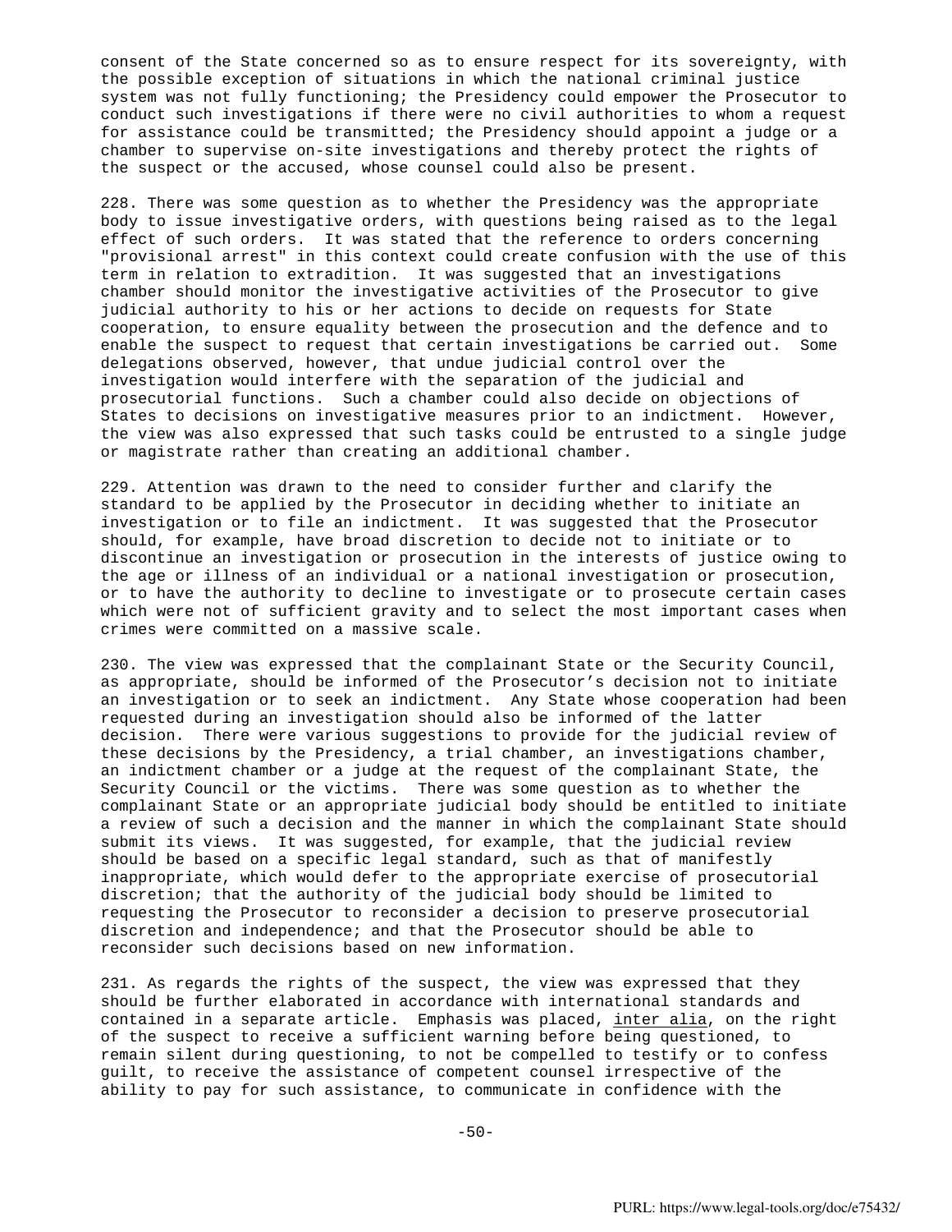consent of the State concerned so as to ensure respect for its sovereignty, with the possible exception of situations in which the national criminal justice system was not fully functioning; the Presidency could empower the Prosecutor to conduct such investigations if there were no civil authorities to whom a request for assistance could be transmitted; the Presidency should appoint a judge or a chamber to supervise on-site investigations and thereby protect the rights of the suspect or the accused, whose counsel could also be present.

228. There was some question as to whether the Presidency was the appropriate body to issue investigative orders, with questions being raised as to the legal effect of such orders. It was stated that the reference to orders concerning "provisional arrest" in this context could create confusion with the use of this term in relation to extradition. It was suggested that an investigations chamber should monitor the investigative activities of the Prosecutor to give judicial authority to his or her actions to decide on requests for State cooperation, to ensure equality between the prosecution and the defence and to enable the suspect to request that certain investigations be carried out. Some delegations observed, however, that undue judicial control over the investigation would interfere with the separation of the judicial and prosecutorial functions. Such a chamber could also decide on objections of States to decisions on investigative measures prior to an indictment. However, the view was also expressed that such tasks could be entrusted to a single judge or magistrate rather than creating an additional chamber.

229. Attention was drawn to the need to consider further and clarify the standard to be applied by the Prosecutor in deciding whether to initiate an investigation or to file an indictment. It was suggested that the Prosecutor should, for example, have broad discretion to decide not to initiate or to discontinue an investigation or prosecution in the interests of justice owing to the age or illness of an individual or a national investigation or prosecution, or to have the authority to decline to investigate or to prosecute certain cases which were not of sufficient gravity and to select the most important cases when crimes were committed on a massive scale.

230. The view was expressed that the complainant State or the Security Council, as appropriate, should be informed of the Prosecutor's decision not to initiate an investigation or to seek an indictment. Any State whose cooperation had been requested during an investigation should also be informed of the latter decision. There were various suggestions to provide for the judicial review of these decisions by the Presidency, a trial chamber, an investigations chamber, an indictment chamber or a judge at the request of the complainant State, the Security Council or the victims. There was some question as to whether the complainant State or an appropriate judicial body should be entitled to initiate a review of such a decision and the manner in which the complainant State should submit its views. It was suggested, for example, that the judicial review should be based on a specific legal standard, such as that of manifestly inappropriate, which would defer to the appropriate exercise of prosecutorial discretion; that the authority of the judicial body should be limited to requesting the Prosecutor to reconsider a decision to preserve prosecutorial discretion and independence; and that the Prosecutor should be able to reconsider such decisions based on new information.

231. As regards the rights of the suspect, the view was expressed that they should be further elaborated in accordance with international standards and contained in a separate article. Emphasis was placed, *inter alia*, on the right of the suspect to receive a sufficient warning before being questioned, to remain silent during questioning, to not be compelled to testify or to confess guilt, to receive the assistance of competent counsel irrespective of the ability to pay for such assistance, to communicate in confidence with the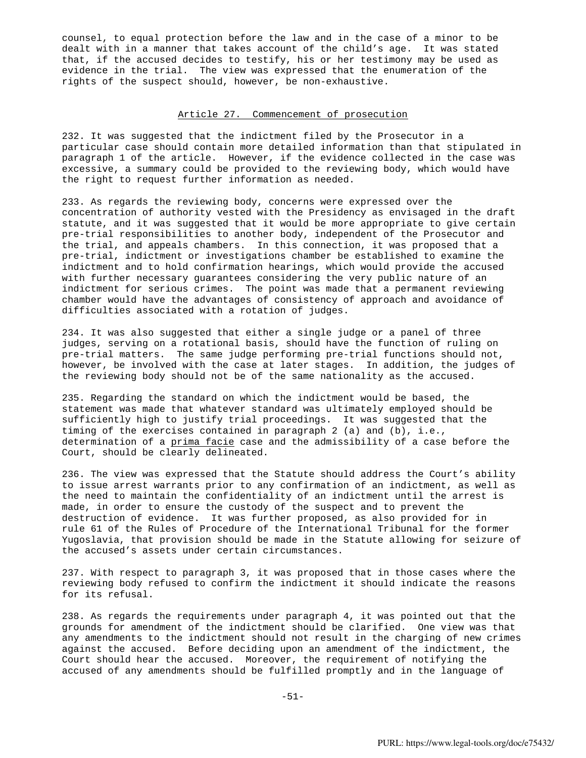counsel, to equal protection before the law and in the case of a minor to be dealt with in a manner that takes account of the child's age. It was stated that, if the accused decides to testify, his or her testimony may be used as evidence in the trial. The view was expressed that the enumeration of the rights of the suspect should, however, be non-exhaustive.

## Article 27. Commencement of prosecution

232. It was suggested that the indictment filed by the Prosecutor in a particular case should contain more detailed information than that stipulated in paragraph 1 of the article. However, if the evidence collected in the case was excessive, a summary could be provided to the reviewing body, which would have the right to request further information as needed.

233. As regards the reviewing body, concerns were expressed over the concentration of authority vested with the Presidency as envisaged in the draft statute, and it was suggested that it would be more appropriate to give certain pre-trial responsibilities to another body, independent of the Prosecutor and the trial, and appeals chambers. In this connection, it was proposed that a pre-trial, indictment or investigations chamber be established to examine the indictment and to hold confirmation hearings, which would provide the accused with further necessary guarantees considering the very public nature of an indictment for serious crimes. The point was made that a permanent reviewing chamber would have the advantages of consistency of approach and avoidance of difficulties associated with a rotation of judges.

234. It was also suggested that either a single judge or a panel of three judges, serving on a rotational basis, should have the function of ruling on pre-trial matters. The same judge performing pre-trial functions should not, however, be involved with the case at later stages. In addition, the judges of the reviewing body should not be of the same nationality as the accused.

235. Regarding the standard on which the indictment would be based, the statement was made that whatever standard was ultimately employed should be sufficiently high to justify trial proceedings. It was suggested that the timing of the exercises contained in paragraph 2 (a) and (b), i.e., determination of a *prima facie* case and the admissibility of a case before the Court, should be clearly delineated.

236. The view was expressed that the Statute should address the Court's ability to issue arrest warrants prior to any confirmation of an indictment, as well as the need to maintain the confidentiality of an indictment until the arrest is made, in order to ensure the custody of the suspect and to prevent the destruction of evidence. It was further proposed, as also provided for in rule 61 of the Rules of Procedure of the International Tribunal for the former Yugoslavia, that provision should be made in the Statute allowing for seizure of the accused's assets under certain circumstances.

237. With respect to paragraph 3, it was proposed that in those cases where the reviewing body refused to confirm the indictment it should indicate the reasons for its refusal.

238. As regards the requirements under paragraph 4, it was pointed out that the grounds for amendment of the indictment should be clarified. One view was that any amendments to the indictment should not result in the charging of new crimes against the accused. Before deciding upon an amendment of the indictment, the Court should hear the accused. Moreover, the requirement of notifying the accused of any amendments should be fulfilled promptly and in the language of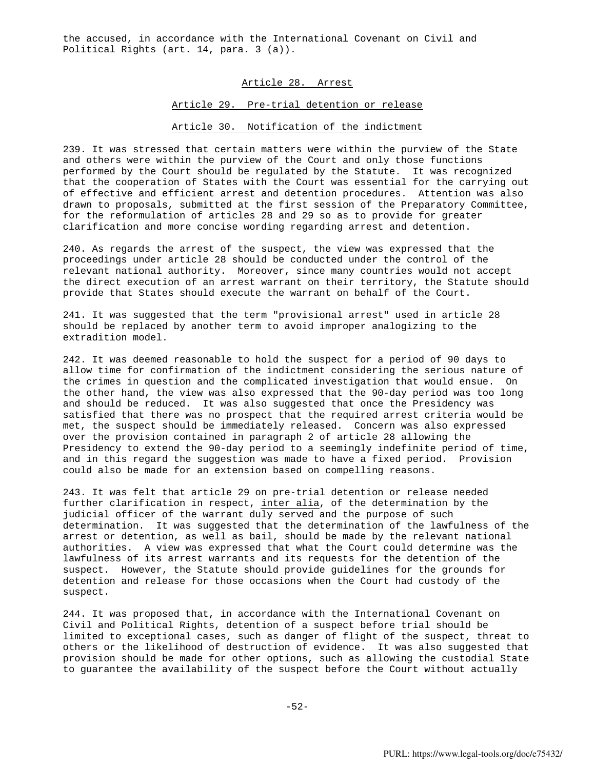the accused, in accordance with the International Covenant on Civil and Political Rights (art. 14, para. 3 (a)).

## Article 28. Arrest

## Article 29. Pre-trial detention or release

## Article 30. Notification of the indictment

239. It was stressed that certain matters were within the purview of the State and others were within the purview of the Court and only those functions performed by the Court should be regulated by the Statute. It was recognized that the cooperation of States with the Court was essential for the carrying out of effective and efficient arrest and detention procedures. Attention was also drawn to proposals, submitted at the first session of the Preparatory Committee, for the reformulation of articles 28 and 29 so as to provide for greater clarification and more concise wording regarding arrest and detention.

240. As regards the arrest of the suspect, the view was expressed that the proceedings under article 28 should be conducted under the control of the relevant national authority. Moreover, since many countries would not accept the direct execution of an arrest warrant on their territory, the Statute should provide that States should execute the warrant on behalf of the Court.

241. It was suggested that the term "provisional arrest" used in article 28 should be replaced by another term to avoid improper analogizing to the extradition model.

242. It was deemed reasonable to hold the suspect for a period of 90 days to allow time for confirmation of the indictment considering the serious nature of the crimes in question and the complicated investigation that would ensue. On the other hand, the view was also expressed that the 90-day period was too long and should be reduced. It was also suggested that once the Presidency was satisfied that there was no prospect that the required arrest criteria would be met, the suspect should be immediately released. Concern was also expressed over the provision contained in paragraph 2 of article 28 allowing the Presidency to extend the 90-day period to a seemingly indefinite period of time, and in this regard the suggestion was made to have a fixed period. Provision could also be made for an extension based on compelling reasons.

243. It was felt that article 29 on pre-trial detention or release needed further clarification in respect, *inter alia*, of the determination by the judicial officer of the warrant duly served and the purpose of such determination. It was suggested that the determination of the lawfulness of the arrest or detention, as well as bail, should be made by the relevant national authorities. A view was expressed that what the Court could determine was the lawfulness of its arrest warrants and its requests for the detention of the suspect. However, the Statute should provide guidelines for the grounds for detention and release for those occasions when the Court had custody of the suspect.

244. It was proposed that, in accordance with the International Covenant on Civil and Political Rights, detention of a suspect before trial should be limited to exceptional cases, such as danger of flight of the suspect, threat to others or the likelihood of destruction of evidence. It was also suggested that provision should be made for other options, such as allowing the custodial State to guarantee the availability of the suspect before the Court without actually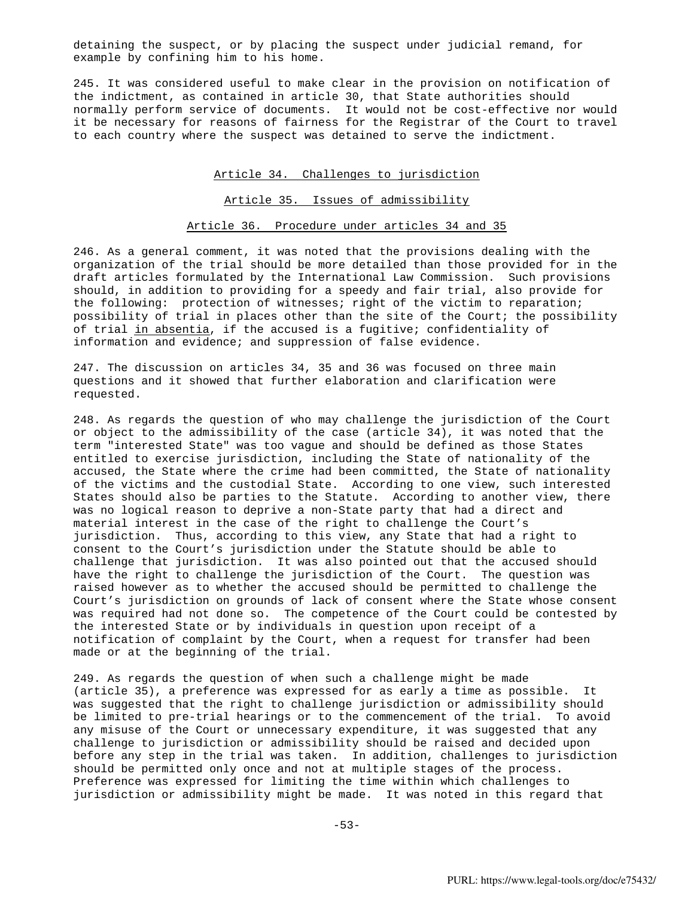detaining the suspect, or by placing the suspect under judicial remand, for example by confining him to his home.

245. It was considered useful to make clear in the provision on notification of the indictment, as contained in article 30, that State authorities should normally perform service of documents. It would not be cost-effective nor would it be necessary for reasons of fairness for the Registrar of the Court to travel to each country where the suspect was detained to serve the indictment.

### Article 34. Challenges to jurisdiction

### Article 35. Issues of admissibility

### Article 36. Procedure under articles 34 and 35

246. As a general comment, it was noted that the provisions dealing with the organization of the trial should be more detailed than those provided for in the draft articles formulated by the International Law Commission. Such provisions should, in addition to providing for a speedy and fair trial, also provide for the following: protection of witnesses; right of the victim to reparation; possibility of trial in places other than the site of the Court; the possibility of trial *in absentia*, if the accused is a fugitive; confidentiality of information and evidence; and suppression of false evidence.

247. The discussion on articles 34, 35 and 36 was focused on three main questions and it showed that further elaboration and clarification were requested.

248. As regards the question of who may challenge the jurisdiction of the Court or object to the admissibility of the case (article 34), it was noted that the term "interested State" was too vague and should be defined as those States entitled to exercise jurisdiction, including the State of nationality of the accused, the State where the crime had been committed, the State of nationality of the victims and the custodial State. According to one view, such interested States should also be parties to the Statute. According to another view, there was no logical reason to deprive a non-State party that had a direct and material interest in the case of the right to challenge the Court's jurisdiction. Thus, according to this view, any State that had a right to consent to the Court's jurisdiction under the Statute should be able to challenge that jurisdiction. It was also pointed out that the accused should have the right to challenge the jurisdiction of the Court. The question was raised however as to whether the accused should be permitted to challenge the Court's jurisdiction on grounds of lack of consent where the State whose consent was required had not done so. The competence of the Court could be contested by the interested State or by individuals in question upon receipt of a notification of complaint by the Court, when a request for transfer had been made or at the beginning of the trial.

249. As regards the question of when such a challenge might be made (article 35), a preference was expressed for as early a time as possible. It was suggested that the right to challenge jurisdiction or admissibility should be limited to pre-trial hearings or to the commencement of the trial. To avoid any misuse of the Court or unnecessary expenditure, it was suggested that any challenge to jurisdiction or admissibility should be raised and decided upon before any step in the trial was taken. In addition, challenges to jurisdiction should be permitted only once and not at multiple stages of the process. Preference was expressed for limiting the time within which challenges to jurisdiction or admissibility might be made. It was noted in this regard that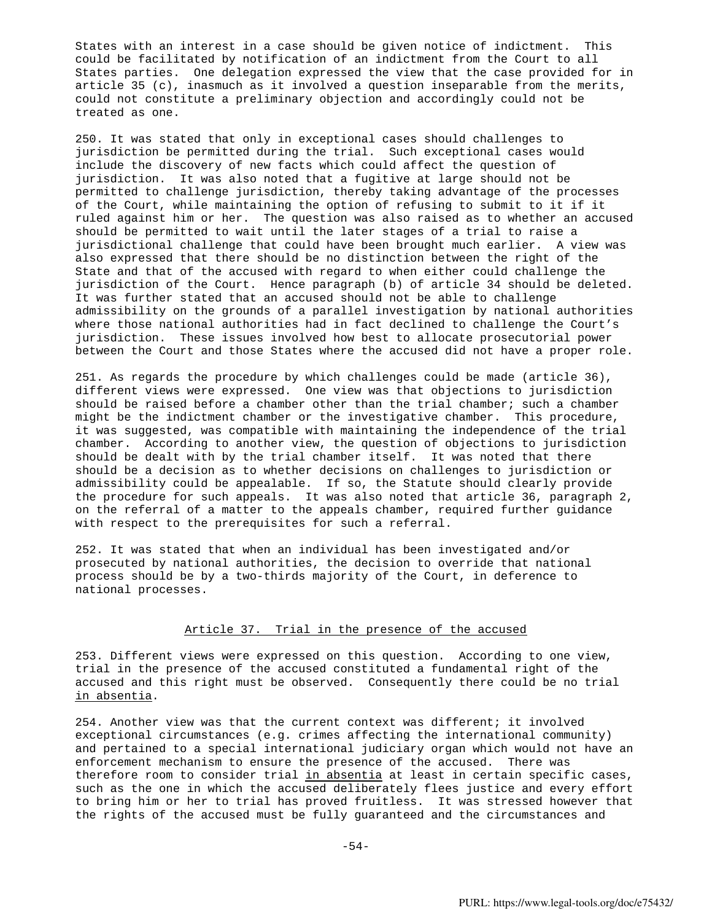States with an interest in a case should be given notice of indictment. This could be facilitated by notification of an indictment from the Court to all States parties. One delegation expressed the view that the case provided for in article 35 (c), inasmuch as it involved a question inseparable from the merits, could not constitute a preliminary objection and accordingly could not be treated as one.

250. It was stated that only in exceptional cases should challenges to jurisdiction be permitted during the trial. Such exceptional cases would include the discovery of new facts which could affect the question of jurisdiction. It was also noted that a fugitive at large should not be permitted to challenge jurisdiction, thereby taking advantage of the processes of the Court, while maintaining the option of refusing to submit to it if it ruled against him or her. The question was also raised as to whether an accused should be permitted to wait until the later stages of a trial to raise a jurisdictional challenge that could have been brought much earlier. A view was also expressed that there should be no distinction between the right of the State and that of the accused with regard to when either could challenge the jurisdiction of the Court. Hence paragraph (b) of article 34 should be deleted. It was further stated that an accused should not be able to challenge admissibility on the grounds of a parallel investigation by national authorities where those national authorities had in fact declined to challenge the Court's jurisdiction. These issues involved how best to allocate prosecutorial power between the Court and those States where the accused did not have a proper role.

251. As regards the procedure by which challenges could be made (article 36), different views were expressed. One view was that objections to jurisdiction should be raised before a chamber other than the trial chamber; such a chamber might be the indictment chamber or the investigative chamber. This procedure, it was suggested, was compatible with maintaining the independence of the trial chamber. According to another view, the question of objections to jurisdiction should be dealt with by the trial chamber itself. It was noted that there should be a decision as to whether decisions on challenges to jurisdiction or admissibility could be appealable. If so, the Statute should clearly provide the procedure for such appeals. It was also noted that article 36, paragraph 2, on the referral of a matter to the appeals chamber, required further guidance with respect to the prerequisites for such a referral.

252. It was stated that when an individual has been investigated and/or prosecuted by national authorities, the decision to override that national process should be by a two-thirds majority of the Court, in deference to national processes.

## Article 37. Trial in the presence of the accused

253. Different views were expressed on this question. According to one view, trial in the presence of the accused constituted a fundamental right of the accused and this right must be observed. Consequently there could be no trial *in absentia*.

254. Another view was that the current context was different; it involved exceptional circumstances (e.g. crimes affecting the international community) and pertained to a special international judiciary organ which would not have an enforcement mechanism to ensure the presence of the accused. There was therefore room to consider trial *in absentia* at least in certain specific cases, such as the one in which the accused deliberately flees justice and every effort to bring him or her to trial has proved fruitless. It was stressed however that the rights of the accused must be fully guaranteed and the circumstances and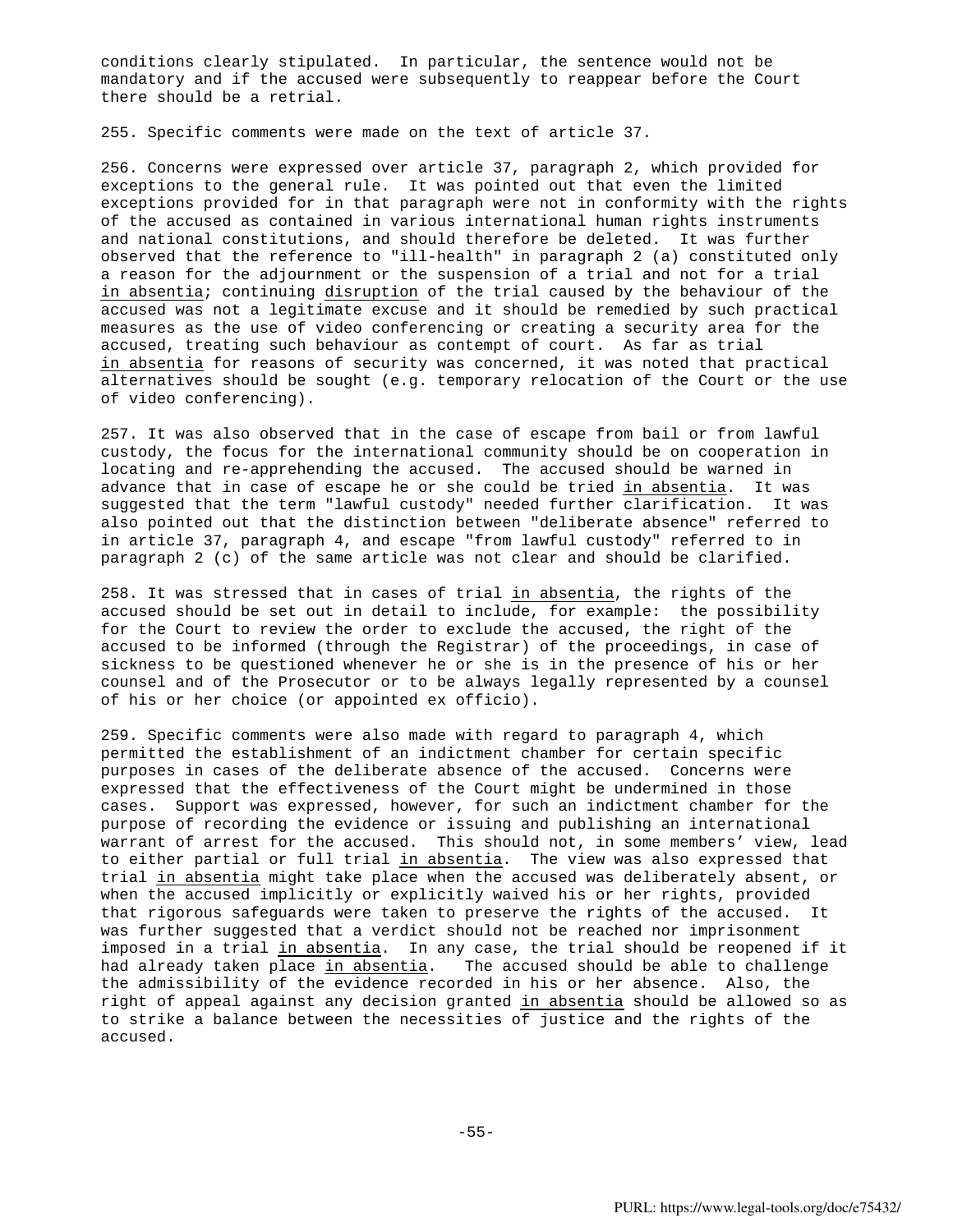conditions clearly stipulated. In particular, the sentence would not be mandatory and if the accused were subsequently to reappear before the Court there should be a retrial.

255. Specific comments were made on the text of article 37.

256. Concerns were expressed over article 37, paragraph 2, which provided for exceptions to the general rule. It was pointed out that even the limited exceptions provided for in that paragraph were not in conformity with the rights of the accused as contained in various international human rights instruments and national constitutions, and should therefore be deleted. It was further observed that the reference to "ill-health" in paragraph 2 (a) constituted only a reason for the adjournment or the suspension of a trial and not for a trial _in absentia_; continuing _disruption_ of the trial caused by the behaviour of the accused was not a legitimate excuse and it should be remedied by such practical measures as the use of video conferencing or creating a security area for the accused, treating such behaviour as contempt of court. As far as trial _in absentia_ for reasons of security was concerned, it was noted that practical alternatives should be sought (e.g. temporary relocation of the Court or the use of video conferencing).

257. It was also observed that in the case of escape from bail or from lawful custody, the focus for the international community should be on cooperation in locating and re-apprehending the accused. The accused should be warned in advance that in case of escape he or she could be tried _in absentia_. It was suggested that the term "lawful custody" needed further clarification. It was also pointed out that the distinction between "deliberate absence" referred to in article 37, paragraph 4, and escape "from lawful custody" referred to in paragraph 2 (c) of the same article was not clear and should be clarified.

258. It was stressed that in cases of trial _in absentia_, the rights of the accused should be set out in detail to include, for example: the possibility for the Court to review the order to exclude the accused, the right of the accused to be informed (through the Registrar) of the proceedings, in case of sickness to be questioned whenever he or she is in the presence of his or her counsel and of the Prosecutor or to be always legally represented by a counsel of his or her choice (or appointed ex officio).

259. Specific comments were also made with regard to paragraph 4, which permitted the establishment of an indictment chamber for certain specific purposes in cases of the deliberate absence of the accused. Concerns were expressed that the effectiveness of the Court might be undermined in those cases. Support was expressed, however, for such an indictment chamber for the purpose of recording the evidence or issuing and publishing an international warrant of arrest for the accused. This should not, in some members' view, lead to either partial or full trial _in absentia_. The view was also expressed that trial _in absentia_ might take place when the accused was deliberately absent, or when the accused implicitly or explicitly waived his or her rights, provided that rigorous safeguards were taken to preserve the rights of the accused. It was further suggested that a verdict should not be reached nor imprisonment imposed in a trial _in absentia_. In any case, the trial should be reopened if it had already taken place _in absentia_. The accused should be able to challenge the admissibility of the evidence recorded in his or her absence. Also, the right of appeal against any decision granted _in absentia_ should be allowed so as to strike a balance between the necessities of justice and the rights of the accused.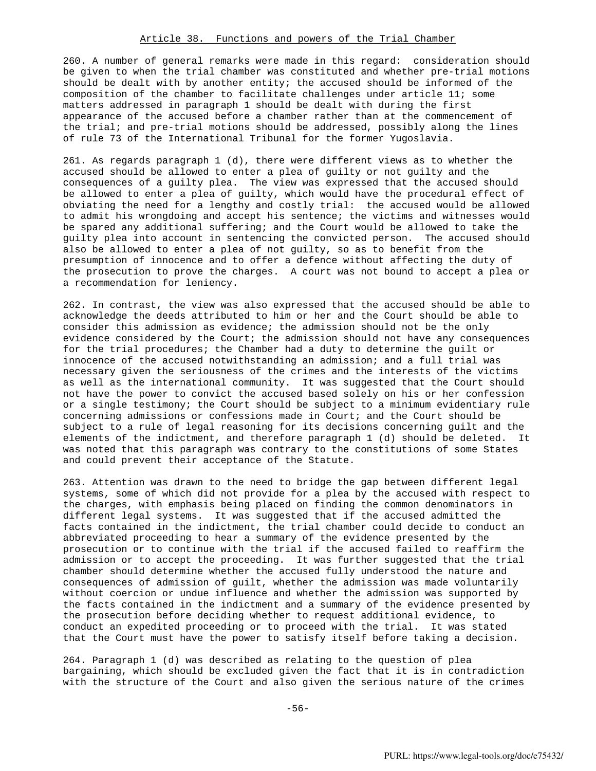## Article 38. Functions and powers of the Trial Chamber

260. A number of general remarks were made in this regard: consideration should be given to when the trial chamber was constituted and whether pre-trial motions should be dealt with by another entity; the accused should be informed of the composition of the chamber to facilitate challenges under article 11; some matters addressed in paragraph 1 should be dealt with during the first appearance of the accused before a chamber rather than at the commencement of the trial; and pre-trial motions should be addressed, possibly along the lines of rule 73 of the International Tribunal for the former Yugoslavia.

261. As regards paragraph 1 (d), there were different views as to whether the accused should be allowed to enter a plea of guilty or not guilty and the consequences of a guilty plea. The view was expressed that the accused should be allowed to enter a plea of guilty, which would have the procedural effect of obviating the need for a lengthy and costly trial: the accused would be allowed to admit his wrongdoing and accept his sentence; the victims and witnesses would be spared any additional suffering; and the Court would be allowed to take the guilty plea into account in sentencing the convicted person. The accused should also be allowed to enter a plea of not guilty, so as to benefit from the presumption of innocence and to offer a defence without affecting the duty of the prosecution to prove the charges. A court was not bound to accept a plea or a recommendation for leniency.

262. In contrast, the view was also expressed that the accused should be able to acknowledge the deeds attributed to him or her and the Court should be able to consider this admission as evidence; the admission should not be the only evidence considered by the Court; the admission should not have any consequences for the trial procedures; the Chamber had a duty to determine the guilt or innocence of the accused notwithstanding an admission; and a full trial was necessary given the seriousness of the crimes and the interests of the victims as well as the international community. It was suggested that the Court should not have the power to convict the accused based solely on his or her confession or a single testimony; the Court should be subject to a minimum evidentiary rule concerning admissions or confessions made in Court; and the Court should be subject to a rule of legal reasoning for its decisions concerning guilt and the elements of the indictment, and therefore paragraph 1 (d) should be deleted. It was noted that this paragraph was contrary to the constitutions of some States and could prevent their acceptance of the Statute.

263. Attention was drawn to the need to bridge the gap between different legal systems, some of which did not provide for a plea by the accused with respect to the charges, with emphasis being placed on finding the common denominators in different legal systems. It was suggested that if the accused admitted the facts contained in the indictment, the trial chamber could decide to conduct an abbreviated proceeding to hear a summary of the evidence presented by the prosecution or to continue with the trial if the accused failed to reaffirm the admission or to accept the proceeding. It was further suggested that the trial chamber should determine whether the accused fully understood the nature and consequences of admission of guilt, whether the admission was made voluntarily without coercion or undue influence and whether the admission was supported by the facts contained in the indictment and a summary of the evidence presented by the prosecution before deciding whether to request additional evidence, to conduct an expedited proceeding or to proceed with the trial. It was stated that the Court must have the power to satisfy itself before taking a decision.

264. Paragraph 1 (d) was described as relating to the question of plea bargaining, which should be excluded given the fact that it is in contradiction with the structure of the Court and also given the serious nature of the crimes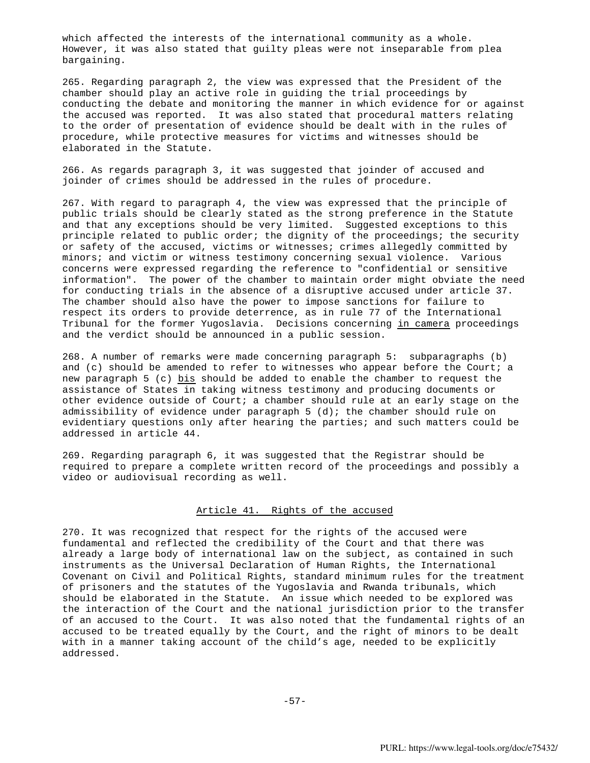which affected the interests of the international community as a whole. However, it was also stated that guilty pleas were not inseparable from plea bargaining.

265. Regarding paragraph 2, the view was expressed that the President of the chamber should play an active role in guiding the trial proceedings by conducting the debate and monitoring the manner in which evidence for or against the accused was reported. It was also stated that procedural matters relating to the order of presentation of evidence should be dealt with in the rules of procedure, while protective measures for victims and witnesses should be elaborated in the Statute.

266. As regards paragraph 3, it was suggested that joinder of accused and joinder of crimes should be addressed in the rules of procedure.

267. With regard to paragraph 4, the view was expressed that the principle of public trials should be clearly stated as the strong preference in the Statute and that any exceptions should be very limited. Suggested exceptions to this principle related to public order; the dignity of the proceedings; the security or safety of the accused, victims or witnesses; crimes allegedly committed by minors; and victim or witness testimony concerning sexual violence. Various concerns were expressed regarding the reference to "confidential or sensitive information". The power of the chamber to maintain order might obviate the need for conducting trials in the absence of a disruptive accused under article 37. The chamber should also have the power to impose sanctions for failure to respect its orders to provide deterrence, as in rule 77 of the International Tribunal for the former Yugoslavia. Decisions concerning in camera proceedings and the verdict should be announced in a public session.

268. A number of remarks were made concerning paragraph 5: subparagraphs (b) and (c) should be amended to refer to witnesses who appear before the Court; a new paragraph 5 (c) bis should be added to enable the chamber to request the assistance of States in taking witness testimony and producing documents or other evidence outside of Court; a chamber should rule at an early stage on the admissibility of evidence under paragraph 5 (d); the chamber should rule on evidentiary questions only after hearing the parties; and such matters could be addressed in article 44.

269. Regarding paragraph 6, it was suggested that the Registrar should be required to prepare a complete written record of the proceedings and possibly a video or audiovisual recording as well.

## Article 41. Rights of the accused

270. It was recognized that respect for the rights of the accused were fundamental and reflected the credibility of the Court and that there was already a large body of international law on the subject, as contained in such instruments as the Universal Declaration of Human Rights, the International Covenant on Civil and Political Rights, standard minimum rules for the treatment of prisoners and the statutes of the Yugoslavia and Rwanda tribunals, which should be elaborated in the Statute. An issue which needed to be explored was the interaction of the Court and the national jurisdiction prior to the transfer of an accused to the Court. It was also noted that the fundamental rights of an accused to be treated equally by the Court, and the right of minors to be dealt with in a manner taking account of the child's age, needed to be explicitly addressed.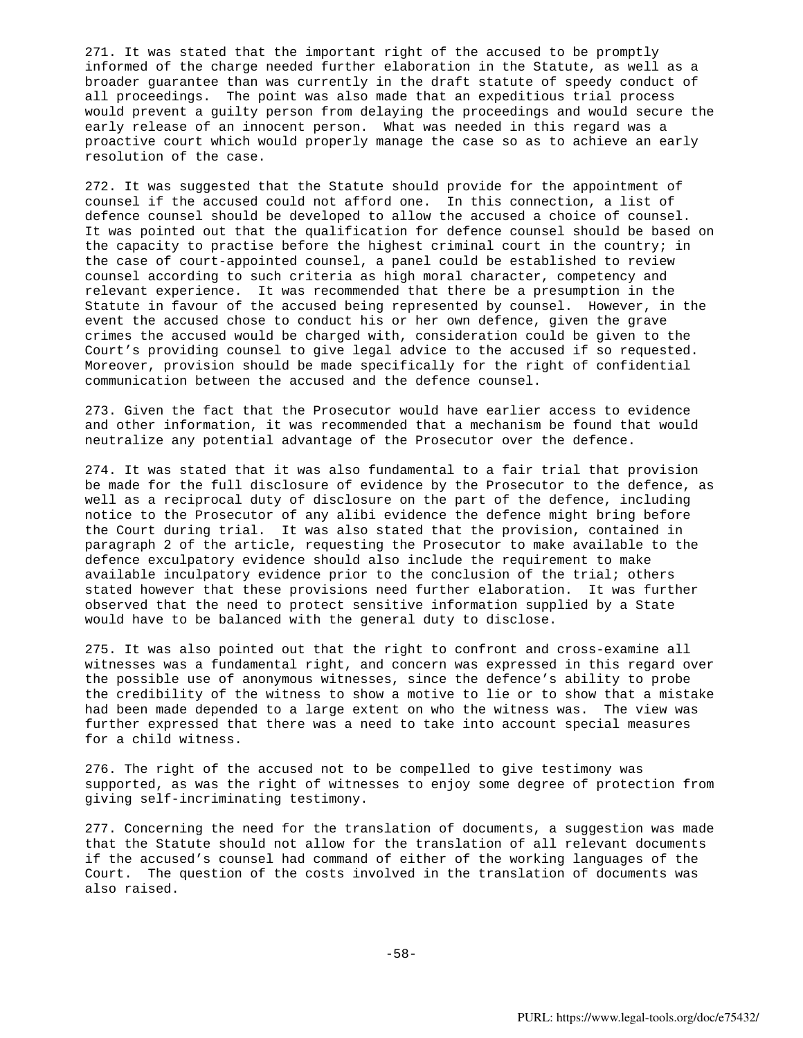271. It was stated that the important right of the accused to be promptly informed of the charge needed further elaboration in the Statute, as well as a broader guarantee than was currently in the draft statute of speedy conduct of all proceedings. The point was also made that an expeditious trial process would prevent a guilty person from delaying the proceedings and would secure the early release of an innocent person. What was needed in this regard was a proactive court which would properly manage the case so as to achieve an early resolution of the case.

272. It was suggested that the Statute should provide for the appointment of counsel if the accused could not afford one. In this connection, a list of defence counsel should be developed to allow the accused a choice of counsel. It was pointed out that the qualification for defence counsel should be based on the capacity to practise before the highest criminal court in the country; in the case of court-appointed counsel, a panel could be established to review counsel according to such criteria as high moral character, competency and relevant experience. It was recommended that there be a presumption in the Statute in favour of the accused being represented by counsel. However, in the event the accused chose to conduct his or her own defence, given the grave crimes the accused would be charged with, consideration could be given to the Court's providing counsel to give legal advice to the accused if so requested. Moreover, provision should be made specifically for the right of confidential communication between the accused and the defence counsel.

273. Given the fact that the Prosecutor would have earlier access to evidence and other information, it was recommended that a mechanism be found that would neutralize any potential advantage of the Prosecutor over the defence.

274. It was stated that it was also fundamental to a fair trial that provision be made for the full disclosure of evidence by the Prosecutor to the defence, as well as a reciprocal duty of disclosure on the part of the defence, including notice to the Prosecutor of any alibi evidence the defence might bring before the Court during trial. It was also stated that the provision, contained in paragraph 2 of the article, requesting the Prosecutor to make available to the defence exculpatory evidence should also include the requirement to make available inculpatory evidence prior to the conclusion of the trial; others stated however that these provisions need further elaboration. It was further observed that the need to protect sensitive information supplied by a State would have to be balanced with the general duty to disclose.

275. It was also pointed out that the right to confront and cross-examine all witnesses was a fundamental right, and concern was expressed in this regard over the possible use of anonymous witnesses, since the defence's ability to probe the credibility of the witness to show a motive to lie or to show that a mistake had been made depended to a large extent on who the witness was. The view was further expressed that there was a need to take into account special measures for a child witness.

276. The right of the accused not to be compelled to give testimony was supported, as was the right of witnesses to enjoy some degree of protection from giving self-incriminating testimony.

277. Concerning the need for the translation of documents, a suggestion was made that the Statute should not allow for the translation of all relevant documents if the accused's counsel had command of either of the working languages of the Court. The question of the costs involved in the translation of documents was also raised.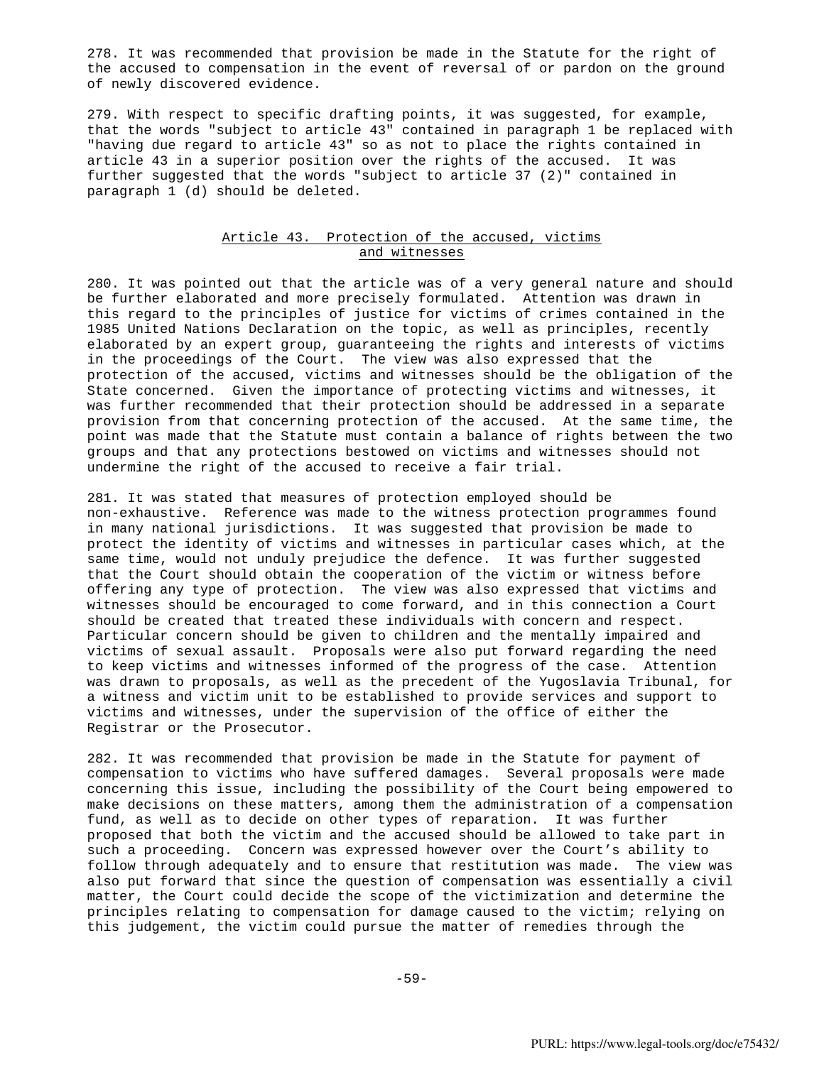278. It was recommended that provision be made in the Statute for the right of the accused to compensation in the event of reversal of or pardon on the ground of newly discovered evidence.

279. With respect to specific drafting points, it was suggested, for example, that the words "subject to article 43" contained in paragraph 1 be replaced with "having due regard to article 43" so as not to place the rights contained in article 43 in a superior position over the rights of the accused. It was further suggested that the words "subject to article 37 (2)" contained in paragraph 1 (d) should be deleted.

## Article 43. Protection of the accused, victims and witnesses

280. It was pointed out that the article was of a very general nature and should be further elaborated and more precisely formulated. Attention was drawn in this regard to the principles of justice for victims of crimes contained in the 1985 United Nations Declaration on the topic, as well as principles, recently elaborated by an expert group, guaranteeing the rights and interests of victims in the proceedings of the Court. The view was also expressed that the protection of the accused, victims and witnesses should be the obligation of the State concerned. Given the importance of protecting victims and witnesses, it was further recommended that their protection should be addressed in a separate provision from that concerning protection of the accused. At the same time, the point was made that the Statute must contain a balance of rights between the two groups and that any protections bestowed on victims and witnesses should not undermine the right of the accused to receive a fair trial.

281. It was stated that measures of protection employed should be non-exhaustive. Reference was made to the witness protection programmes found in many national jurisdictions. It was suggested that provision be made to protect the identity of victims and witnesses in particular cases which, at the same time, would not unduly prejudice the defence. It was further suggested that the Court should obtain the cooperation of the victim or witness before offering any type of protection. The view was also expressed that victims and witnesses should be encouraged to come forward, and in this connection a Court should be created that treated these individuals with concern and respect. Particular concern should be given to children and the mentally impaired and victims of sexual assault. Proposals were also put forward regarding the need to keep victims and witnesses informed of the progress of the case. Attention was drawn to proposals, as well as the precedent of the Yugoslavia Tribunal, for a witness and victim unit to be established to provide services and support to victims and witnesses, under the supervision of the office of either the Registrar or the Prosecutor.

282. It was recommended that provision be made in the Statute for payment of compensation to victims who have suffered damages. Several proposals were made concerning this issue, including the possibility of the Court being empowered to make decisions on these matters, among them the administration of a compensation fund, as well as to decide on other types of reparation. It was further proposed that both the victim and the accused should be allowed to take part in such a proceeding. Concern was expressed however over the Court's ability to follow through adequately and to ensure that restitution was made. The view was also put forward that since the question of compensation was essentially a civil matter, the Court could decide the scope of the victimization and determine the principles relating to compensation for damage caused to the victim; relying on this judgement, the victim could pursue the matter of remedies through the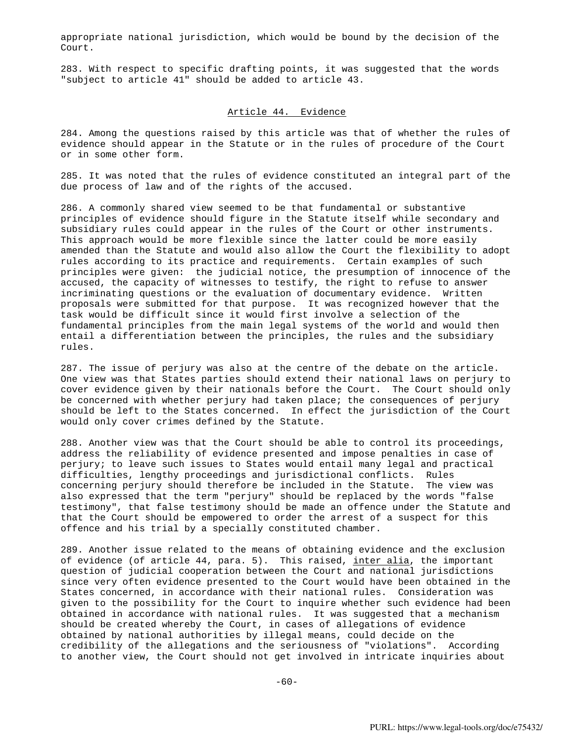appropriate national jurisdiction, which would be bound by the decision of the Court.

283. With respect to specific drafting points, it was suggested that the words "subject to article 41" should be added to article 43.

## Article 44. Evidence

284. Among the questions raised by this article was that of whether the rules of evidence should appear in the Statute or in the rules of procedure of the Court or in some other form.

285. It was noted that the rules of evidence constituted an integral part of the due process of law and of the rights of the accused.

286. A commonly shared view seemed to be that fundamental or substantive principles of evidence should figure in the Statute itself while secondary and subsidiary rules could appear in the rules of the Court or other instruments. This approach would be more flexible since the latter could be more easily amended than the Statute and would also allow the Court the flexibility to adopt rules according to its practice and requirements. Certain examples of such principles were given: the judicial notice, the presumption of innocence of the accused, the capacity of witnesses to testify, the right to refuse to answer incriminating questions or the evaluation of documentary evidence. Written proposals were submitted for that purpose. It was recognized however that the task would be difficult since it would first involve a selection of the fundamental principles from the main legal systems of the world and would then entail a differentiation between the principles, the rules and the subsidiary rules.

287. The issue of perjury was also at the centre of the debate on the article. One view was that States parties should extend their national laws on perjury to cover evidence given by their nationals before the Court. The Court should only be concerned with whether perjury had taken place; the consequences of perjury should be left to the States concerned. In effect the jurisdiction of the Court would only cover crimes defined by the Statute.

288. Another view was that the Court should be able to control its proceedings, address the reliability of evidence presented and impose penalties in case of perjury; to leave such issues to States would entail many legal and practical difficulties, lengthy proceedings and jurisdictional conflicts. Rules concerning perjury should therefore be included in the Statute. The view was also expressed that the term "perjury" should be replaced by the words "false testimony", that false testimony should be made an offence under the Statute and that the Court should be empowered to order the arrest of a suspect for this offence and his trial by a specially constituted chamber.

289. Another issue related to the means of obtaining evidence and the exclusion of evidence (of article 44, para. 5). This raised, inter alia, the important question of judicial cooperation between the Court and national jurisdictions since very often evidence presented to the Court would have been obtained in the States concerned, in accordance with their national rules. Consideration was given to the possibility for the Court to inquire whether such evidence had been obtained in accordance with national rules. It was suggested that a mechanism should be created whereby the Court, in cases of allegations of evidence obtained by national authorities by illegal means, could decide on the credibility of the allegations and the seriousness of "violations". According to another view, the Court should not get involved in intricate inquiries about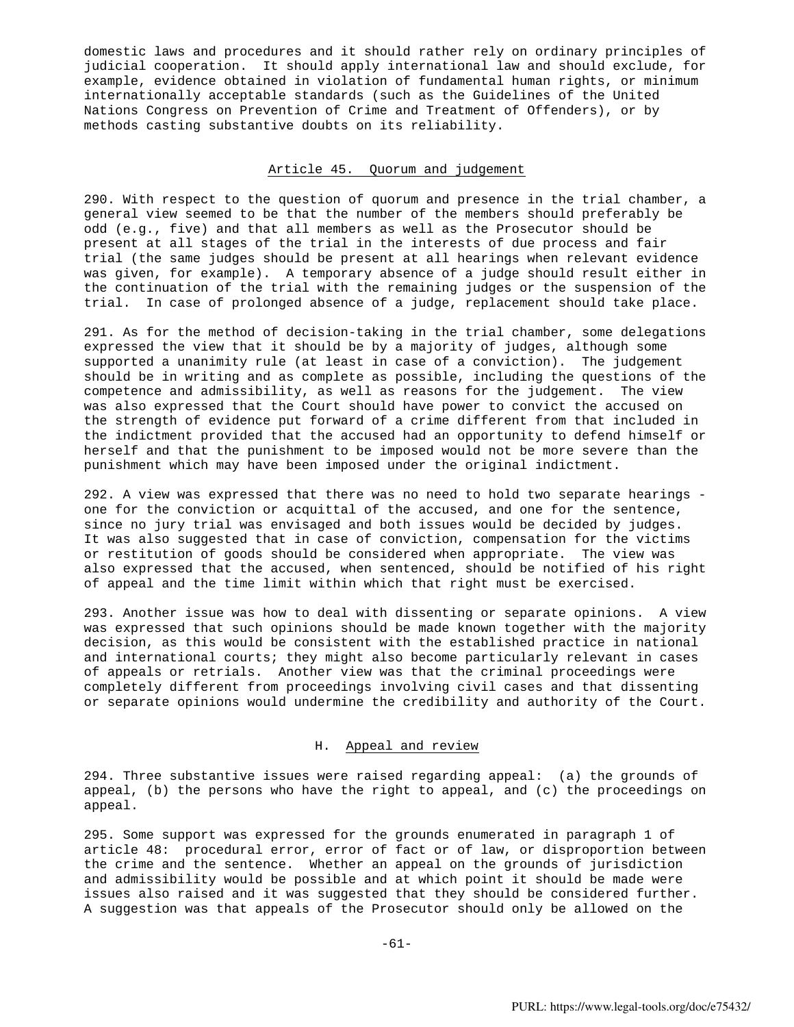domestic laws and procedures and it should rather rely on ordinary principles of judicial cooperation. It should apply international law and should exclude, for example, evidence obtained in violation of fundamental human rights, or minimum internationally acceptable standards (such as the Guidelines of the United Nations Congress on Prevention of Crime and Treatment of Offenders), or by methods casting substantive doubts on its reliability.

### Article 45. Quorum and judgement

290. With respect to the question of quorum and presence in the trial chamber, a general view seemed to be that the number of the members should preferably be odd (e.g., five) and that all members as well as the Prosecutor should be present at all stages of the trial in the interests of due process and fair trial (the same judges should be present at all hearings when relevant evidence was given, for example). A temporary absence of a judge should result either in the continuation of the trial with the remaining judges or the suspension of the trial. In case of prolonged absence of a judge, replacement should take place.

291. As for the method of decision-taking in the trial chamber, some delegations expressed the view that it should be by a majority of judges, although some supported a unanimity rule (at least in case of a conviction). The judgement should be in writing and as complete as possible, including the questions of the competence and admissibility, as well as reasons for the judgement. The view was also expressed that the Court should have power to convict the accused on the strength of evidence put forward of a crime different from that included in the indictment provided that the accused had an opportunity to defend himself or herself and that the punishment to be imposed would not be more severe than the punishment which may have been imposed under the original indictment.

292. A view was expressed that there was no need to hold two separate hearings - one for the conviction or acquittal of the accused, and one for the sentence, since no jury trial was envisaged and both issues would be decided by judges. It was also suggested that in case of conviction, compensation for the victims or restitution of goods should be considered when appropriate. The view was also expressed that the accused, when sentenced, should be notified of his right of appeal and the time limit within which that right must be exercised.

293. Another issue was how to deal with dissenting or separate opinions. A view was expressed that such opinions should be made known together with the majority decision, as this would be consistent with the established practice in national and international courts; they might also become particularly relevant in cases of appeals or retrials. Another view was that the criminal proceedings were completely different from proceedings involving civil cases and that dissenting or separate opinions would undermine the credibility and authority of the Court.

## H. Appeal and review

294. Three substantive issues were raised regarding appeal: (a) the grounds of appeal, (b) the persons who have the right to appeal, and (c) the proceedings on appeal.

295. Some support was expressed for the grounds enumerated in paragraph 1 of article 48: procedural error, error of fact or of law, or disproportion between the crime and the sentence. Whether an appeal on the grounds of jurisdiction and admissibility would be possible and at which point it should be made were issues also raised and it was suggested that they should be considered further. A suggestion was that appeals of the Prosecutor should only be allowed on the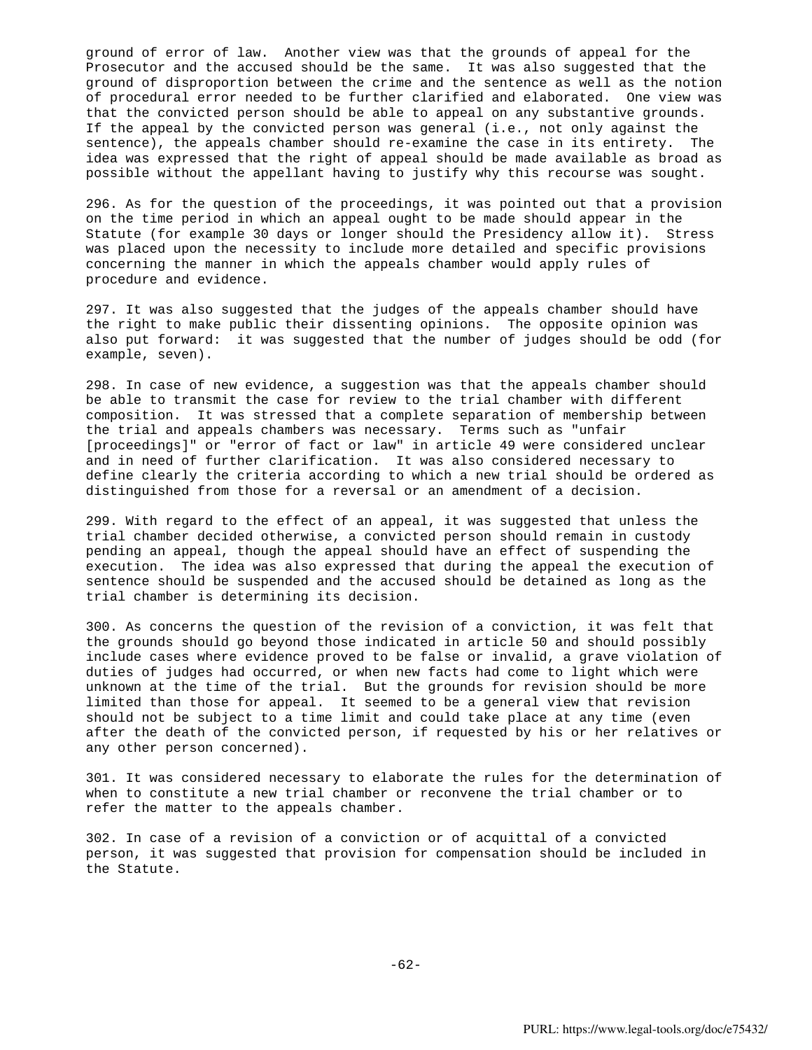ground of error of law. Another view was that the grounds of appeal for the Prosecutor and the accused should be the same. It was also suggested that the ground of disproportion between the crime and the sentence as well as the notion of procedural error needed to be further clarified and elaborated. One view was that the convicted person should be able to appeal on any substantive grounds. If the appeal by the convicted person was general (i.e., not only against the sentence), the appeals chamber should re-examine the case in its entirety. The idea was expressed that the right of appeal should be made available as broad as possible without the appellant having to justify why this recourse was sought.

296. As for the question of the proceedings, it was pointed out that a provision on the time period in which an appeal ought to be made should appear in the Statute (for example 30 days or longer should the Presidency allow it). Stress was placed upon the necessity to include more detailed and specific provisions concerning the manner in which the appeals chamber would apply rules of procedure and evidence.

297. It was also suggested that the judges of the appeals chamber should have the right to make public their dissenting opinions. The opposite opinion was also put forward: it was suggested that the number of judges should be odd (for example, seven).

298. In case of new evidence, a suggestion was that the appeals chamber should be able to transmit the case for review to the trial chamber with different composition. It was stressed that a complete separation of membership between the trial and appeals chambers was necessary. Terms such as "unfair [proceedings]" or "error of fact or law" in article 49 were considered unclear and in need of further clarification. It was also considered necessary to define clearly the criteria according to which a new trial should be ordered as distinguished from those for a reversal or an amendment of a decision.

299. With regard to the effect of an appeal, it was suggested that unless the trial chamber decided otherwise, a convicted person should remain in custody pending an appeal, though the appeal should have an effect of suspending the execution. The idea was also expressed that during the appeal the execution of sentence should be suspended and the accused should be detained as long as the trial chamber is determining its decision.

300. As concerns the question of the revision of a conviction, it was felt that the grounds should go beyond those indicated in article 50 and should possibly include cases where evidence proved to be false or invalid, a grave violation of duties of judges had occurred, or when new facts had come to light which were unknown at the time of the trial. But the grounds for revision should be more limited than those for appeal. It seemed to be a general view that revision should not be subject to a time limit and could take place at any time (even after the death of the convicted person, if requested by his or her relatives or any other person concerned).

301. It was considered necessary to elaborate the rules for the determination of when to constitute a new trial chamber or reconvene the trial chamber or to refer the matter to the appeals chamber.

302. In case of a revision of a conviction or of acquittal of a convicted person, it was suggested that provision for compensation should be included in the Statute.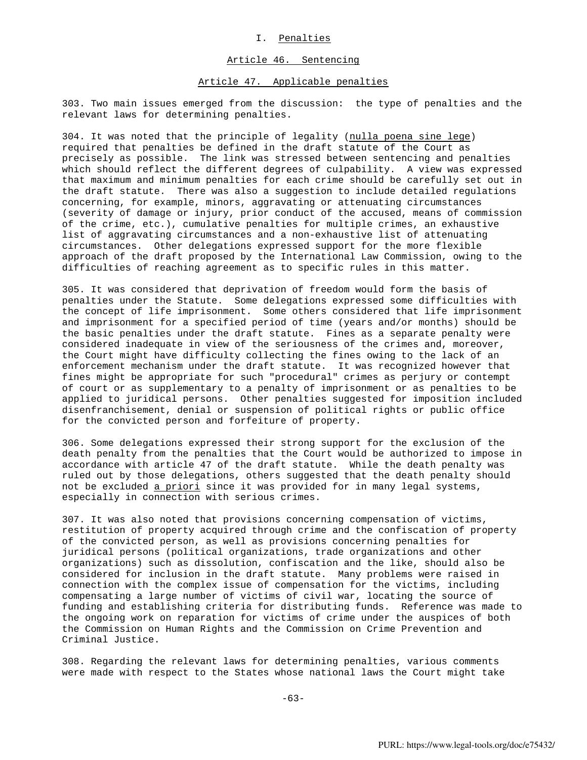## I. Penalties

### Article 46. Sentencing

### Article 47. Applicable penalties

303. Two main issues emerged from the discussion: the type of penalties and the relevant laws for determining penalties.

304. It was noted that the principle of legality (*nulla poena sine lege*) required that penalties be defined in the draft statute of the Court as precisely as possible. The link was stressed between sentencing and penalties which should reflect the different degrees of culpability. A view was expressed that maximum and minimum penalties for each crime should be carefully set out in the draft statute. There was also a suggestion to include detailed regulations concerning, for example, minors, aggravating or attenuating circumstances (severity of damage or injury, prior conduct of the accused, means of commission of the crime, etc.), cumulative penalties for multiple crimes, an exhaustive list of aggravating circumstances and a non-exhaustive list of attenuating circumstances. Other delegations expressed support for the more flexible approach of the draft proposed by the International Law Commission, owing to the difficulties of reaching agreement as to specific rules in this matter.

305. It was considered that deprivation of freedom would form the basis of penalties under the Statute. Some delegations expressed some difficulties with the concept of life imprisonment. Some others considered that life imprisonment and imprisonment for a specified period of time (years and/or months) should be the basic penalties under the draft statute. Fines as a separate penalty were considered inadequate in view of the seriousness of the crimes and, moreover, the Court might have difficulty collecting the fines owing to the lack of an enforcement mechanism under the draft statute. It was recognized however that fines might be appropriate for such "procedural" crimes as perjury or contempt of court or as supplementary to a penalty of imprisonment or as penalties to be applied to juridical persons. Other penalties suggested for imposition included disenfranchisement, denial or suspension of political rights or public office for the convicted person and forfeiture of property.

306. Some delegations expressed their strong support for the exclusion of the death penalty from the penalties that the Court would be authorized to impose in accordance with article 47 of the draft statute. While the death penalty was ruled out by those delegations, others suggested that the death penalty should not be excluded *a priori* since it was provided for in many legal systems, especially in connection with serious crimes.

307. It was also noted that provisions concerning compensation of victims, restitution of property acquired through crime and the confiscation of property of the convicted person, as well as provisions concerning penalties for juridical persons (political organizations, trade organizations and other organizations) such as dissolution, confiscation and the like, should also be considered for inclusion in the draft statute. Many problems were raised in connection with the complex issue of compensation for the victims, including compensating a large number of victims of civil war, locating the source of funding and establishing criteria for distributing funds. Reference was made to the ongoing work on reparation for victims of crime under the auspices of both the Commission on Human Rights and the Commission on Crime Prevention and Criminal Justice.

308. Regarding the relevant laws for determining penalties, various comments were made with respect to the States whose national laws the Court might take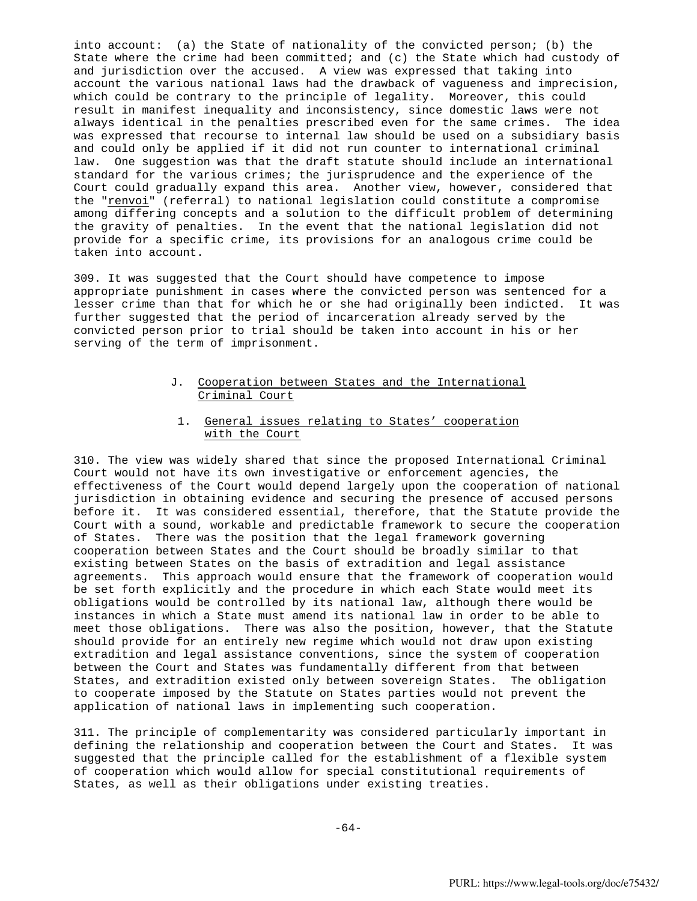into account: (a) the State of nationality of the convicted person; (b) the State where the crime had been committed; and (c) the State which had custody of and jurisdiction over the accused. A view was expressed that taking into account the various national laws had the drawback of vagueness and imprecision, which could be contrary to the principle of legality. Moreover, this could result in manifest inequality and inconsistency, since domestic laws were not always identical in the penalties prescribed even for the same crimes. The idea was expressed that recourse to internal law should be used on a subsidiary basis and could only be applied if it did not run counter to international criminal law. One suggestion was that the draft statute should include an international standard for the various crimes; the jurisprudence and the experience of the Court could gradually expand this area. Another view, however, considered that the "renvoi" (referral) to national legislation could constitute a compromise among differing concepts and a solution to the difficult problem of determining the gravity of penalties. In the event that the national legislation did not provide for a specific crime, its provisions for an analogous crime could be taken into account.

309. It was suggested that the Court should have competence to impose appropriate punishment in cases where the convicted person was sentenced for a lesser crime than that for which he or she had originally been indicted. It was further suggested that the period of incarceration already served by the convicted person prior to trial should be taken into account in his or her serving of the term of imprisonment.

## J. Cooperation between States and the International Criminal Court

### 1. General issues relating to States' cooperation with the Court

310. The view was widely shared that since the proposed International Criminal Court would not have its own investigative or enforcement agencies, the effectiveness of the Court would depend largely upon the cooperation of national jurisdiction in obtaining evidence and securing the presence of accused persons before it. It was considered essential, therefore, that the Statute provide the Court with a sound, workable and predictable framework to secure the cooperation of States. There was the position that the legal framework governing cooperation between States and the Court should be broadly similar to that existing between States on the basis of extradition and legal assistance agreements. This approach would ensure that the framework of cooperation would be set forth explicitly and the procedure in which each State would meet its obligations would be controlled by its national law, although there would be instances in which a State must amend its national law in order to be able to meet those obligations. There was also the position, however, that the Statute should provide for an entirely new regime which would not draw upon existing extradition and legal assistance conventions, since the system of cooperation between the Court and States was fundamentally different from that between States, and extradition existed only between sovereign States. The obligation to cooperate imposed by the Statute on States parties would not prevent the application of national laws in implementing such cooperation.

311. The principle of complementarity was considered particularly important in defining the relationship and cooperation between the Court and States. It was suggested that the principle called for the establishment of a flexible system of cooperation which would allow for special constitutional requirements of States, as well as their obligations under existing treaties.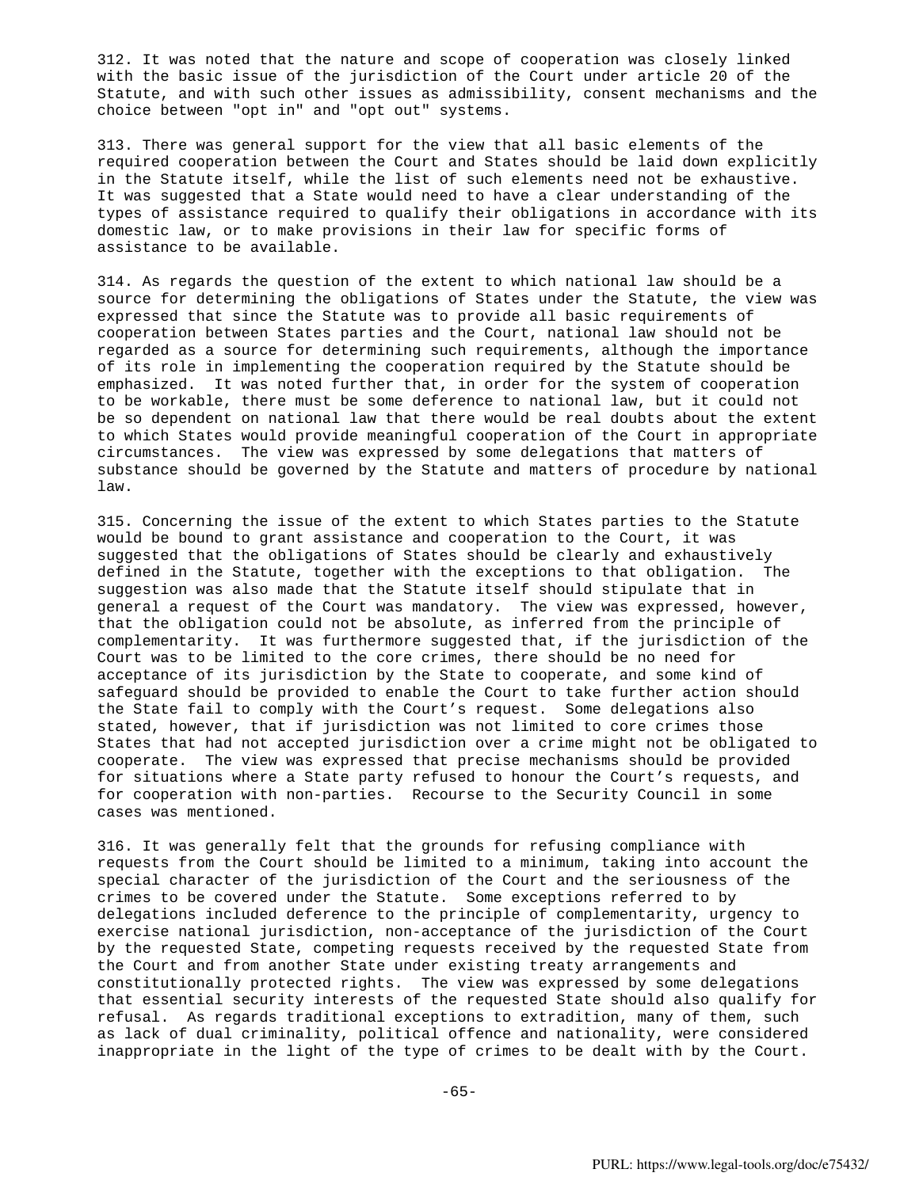312. It was noted that the nature and scope of cooperation was closely linked with the basic issue of the jurisdiction of the Court under article 20 of the Statute, and with such other issues as admissibility, consent mechanisms and the choice between "opt in" and "opt out" systems.

313. There was general support for the view that all basic elements of the required cooperation between the Court and States should be laid down explicitly in the Statute itself, while the list of such elements need not be exhaustive. It was suggested that a State would need to have a clear understanding of the types of assistance required to qualify their obligations in accordance with its domestic law, or to make provisions in their law for specific forms of assistance to be available.

314. As regards the question of the extent to which national law should be a source for determining the obligations of States under the Statute, the view was expressed that since the Statute was to provide all basic requirements of cooperation between States parties and the Court, national law should not be regarded as a source for determining such requirements, although the importance of its role in implementing the cooperation required by the Statute should be emphasized. It was noted further that, in order for the system of cooperation to be workable, there must be some deference to national law, but it could not be so dependent on national law that there would be real doubts about the extent to which States would provide meaningful cooperation of the Court in appropriate circumstances. The view was expressed by some delegations that matters of substance should be governed by the Statute and matters of procedure by national law.

315. Concerning the issue of the extent to which States parties to the Statute would be bound to grant assistance and cooperation to the Court, it was suggested that the obligations of States should be clearly and exhaustively defined in the Statute, together with the exceptions to that obligation. The suggestion was also made that the Statute itself should stipulate that in general a request of the Court was mandatory. The view was expressed, however, that the obligation could not be absolute, as inferred from the principle of complementarity. It was furthermore suggested that, if the jurisdiction of the Court was to be limited to the core crimes, there should be no need for acceptance of its jurisdiction by the State to cooperate, and some kind of safeguard should be provided to enable the Court to take further action should the State fail to comply with the Court's request. Some delegations also stated, however, that if jurisdiction was not limited to core crimes those States that had not accepted jurisdiction over a crime might not be obligated to cooperate. The view was expressed that precise mechanisms should be provided for situations where a State party refused to honour the Court's requests, and for cooperation with non-parties. Recourse to the Security Council in some cases was mentioned.

316. It was generally felt that the grounds for refusing compliance with requests from the Court should be limited to a minimum, taking into account the special character of the jurisdiction of the Court and the seriousness of the crimes to be covered under the Statute. Some exceptions referred to by delegations included deference to the principle of complementarity, urgency to exercise national jurisdiction, non-acceptance of the jurisdiction of the Court by the requested State, competing requests received by the requested State from the Court and from another State under existing treaty arrangements and constitutionally protected rights. The view was expressed by some delegations that essential security interests of the requested State should also qualify for refusal. As regards traditional exceptions to extradition, many of them, such as lack of dual criminality, political offence and nationality, were considered inappropriate in the light of the type of crimes to be dealt with by the Court.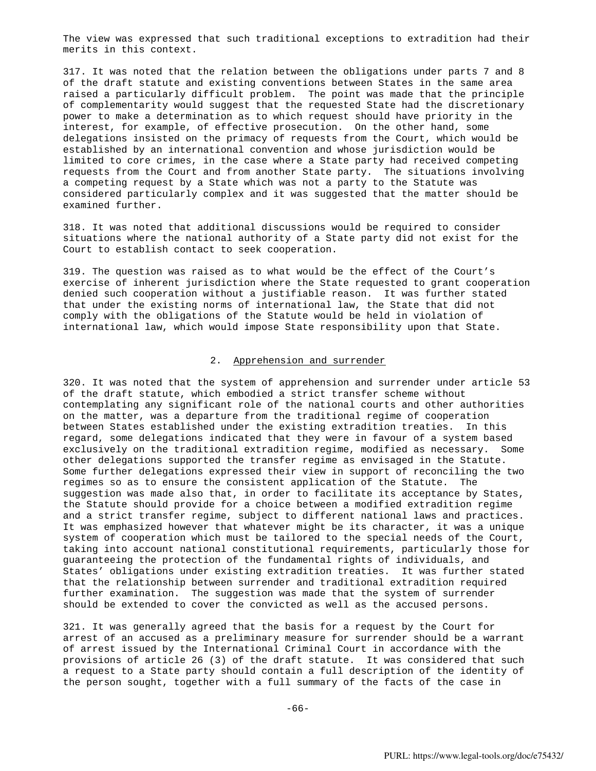The view was expressed that such traditional exceptions to extradition had their merits in this context.

317. It was noted that the relation between the obligations under parts 7 and 8 of the draft statute and existing conventions between States in the same area raised a particularly difficult problem. The point was made that the principle of complementarity would suggest that the requested State had the discretionary power to make a determination as to which request should have priority in the interest, for example, of effective prosecution. On the other hand, some delegations insisted on the primacy of requests from the Court, which would be established by an international convention and whose jurisdiction would be limited to core crimes, in the case where a State party had received competing requests from the Court and from another State party. The situations involving a competing request by a State which was not a party to the Statute was considered particularly complex and it was suggested that the matter should be examined further.

318. It was noted that additional discussions would be required to consider situations where the national authority of a State party did not exist for the Court to establish contact to seek cooperation.

319. The question was raised as to what would be the effect of the Court's exercise of inherent jurisdiction where the State requested to grant cooperation denied such cooperation without a justifiable reason. It was further stated that under the existing norms of international law, the State that did not comply with the obligations of the Statute would be held in violation of international law, which would impose State responsibility upon that State.

## 2. Apprehension and surrender

320. It was noted that the system of apprehension and surrender under article 53 of the draft statute, which embodied a strict transfer scheme without contemplating any significant role of the national courts and other authorities on the matter, was a departure from the traditional regime of cooperation between States established under the existing extradition treaties. In this regard, some delegations indicated that they were in favour of a system based exclusively on the traditional extradition regime, modified as necessary. Some other delegations supported the transfer regime as envisaged in the Statute. Some further delegations expressed their view in support of reconciling the two regimes so as to ensure the consistent application of the Statute. The suggestion was made also that, in order to facilitate its acceptance by States, the Statute should provide for a choice between a modified extradition regime and a strict transfer regime, subject to different national laws and practices. It was emphasized however that whatever might be its character, it was a unique system of cooperation which must be tailored to the special needs of the Court, taking into account national constitutional requirements, particularly those for guaranteeing the protection of the fundamental rights of individuals, and States' obligations under existing extradition treaties. It was further stated that the relationship between surrender and traditional extradition required further examination. The suggestion was made that the system of surrender should be extended to cover the convicted as well as the accused persons.

321. It was generally agreed that the basis for a request by the Court for arrest of an accused as a preliminary measure for surrender should be a warrant of arrest issued by the International Criminal Court in accordance with the provisions of article 26 (3) of the draft statute. It was considered that such a request to a State party should contain a full description of the identity of the person sought, together with a full summary of the facts of the case in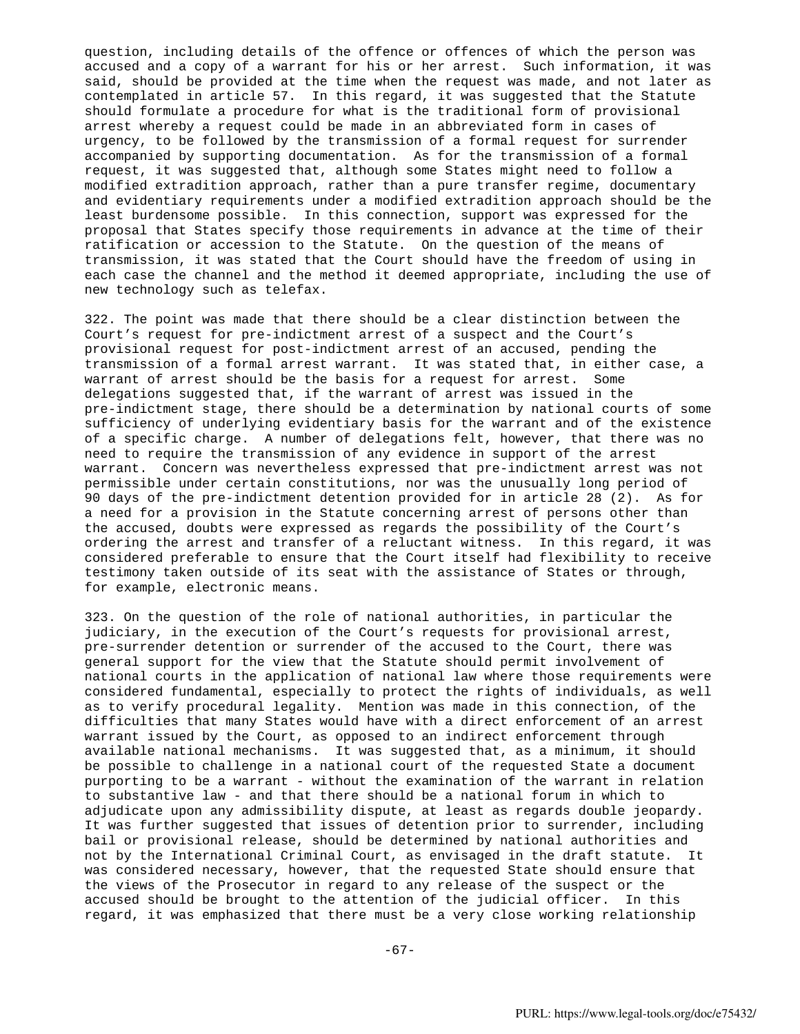question, including details of the offence or offences of which the person was accused and a copy of a warrant for his or her arrest. Such information, it was said, should be provided at the time when the request was made, and not later as contemplated in article 57. In this regard, it was suggested that the Statute should formulate a procedure for what is the traditional form of provisional arrest whereby a request could be made in an abbreviated form in cases of urgency, to be followed by the transmission of a formal request for surrender accompanied by supporting documentation. As for the transmission of a formal request, it was suggested that, although some States might need to follow a modified extradition approach, rather than a pure transfer regime, documentary and evidentiary requirements under a modified extradition approach should be the least burdensome possible. In this connection, support was expressed for the proposal that States specify those requirements in advance at the time of their ratification or accession to the Statute. On the question of the means of transmission, it was stated that the Court should have the freedom of using in each case the channel and the method it deemed appropriate, including the use of new technology such as telefax.

322. The point was made that there should be a clear distinction between the Court's request for pre-indictment arrest of a suspect and the Court's provisional request for post-indictment arrest of an accused, pending the transmission of a formal arrest warrant. It was stated that, in either case, a warrant of arrest should be the basis for a request for arrest. Some delegations suggested that, if the warrant of arrest was issued in the pre-indictment stage, there should be a determination by national courts of some sufficiency of underlying evidentiary basis for the warrant and of the existence of a specific charge. A number of delegations felt, however, that there was no need to require the transmission of any evidence in support of the arrest warrant. Concern was nevertheless expressed that pre-indictment arrest was not permissible under certain constitutions, nor was the unusually long period of 90 days of the pre-indictment detention provided for in article 28 (2). As for a need for a provision in the Statute concerning arrest of persons other than the accused, doubts were expressed as regards the possibility of the Court's ordering the arrest and transfer of a reluctant witness. In this regard, it was considered preferable to ensure that the Court itself had flexibility to receive testimony taken outside of its seat with the assistance of States or through, for example, electronic means.

323. On the question of the role of national authorities, in particular the judiciary, in the execution of the Court's requests for provisional arrest, pre-surrender detention or surrender of the accused to the Court, there was general support for the view that the Statute should permit involvement of national courts in the application of national law where those requirements were considered fundamental, especially to protect the rights of individuals, as well as to verify procedural legality. Mention was made in this connection, of the difficulties that many States would have with a direct enforcement of an arrest warrant issued by the Court, as opposed to an indirect enforcement through available national mechanisms. It was suggested that, as a minimum, it should be possible to challenge in a national court of the requested State a document purporting to be a warrant - without the examination of the warrant in relation to substantive law - and that there should be a national forum in which to adjudicate upon any admissibility dispute, at least as regards double jeopardy. It was further suggested that issues of detention prior to surrender, including bail or provisional release, should be determined by national authorities and not by the International Criminal Court, as envisaged in the draft statute. It was considered necessary, however, that the requested State should ensure that the views of the Prosecutor in regard to any release of the suspect or the accused should be brought to the attention of the judicial officer. In this regard, it was emphasized that there must be a very close working relationship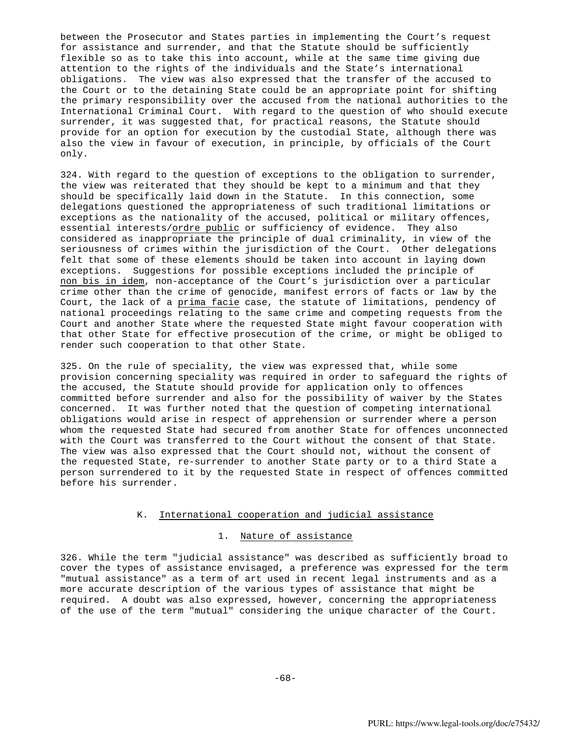between the Prosecutor and States parties in implementing the Court's request for assistance and surrender, and that the Statute should be sufficiently flexible so as to take this into account, while at the same time giving due attention to the rights of the individuals and the State's international obligations. The view was also expressed that the transfer of the accused to the Court or to the detaining State could be an appropriate point for shifting the primary responsibility over the accused from the national authorities to the International Criminal Court. With regard to the question of who should execute surrender, it was suggested that, for practical reasons, the Statute should provide for an option for execution by the custodial State, although there was also the view in favour of execution, in principle, by officials of the Court only.

324. With regard to the question of exceptions to the obligation to surrender, the view was reiterated that they should be kept to a minimum and that they should be specifically laid down in the Statute. In this connection, some delegations questioned the appropriateness of such traditional limitations or exceptions as the nationality of the accused, political or military offences, essential interests/*ordre public* or sufficiency of evidence. They also considered as inappropriate the principle of dual criminality, in view of the seriousness of crimes within the jurisdiction of the Court. Other delegations felt that some of these elements should be taken into account in laying down exceptions. Suggestions for possible exceptions included the principle of *non bis in idem*, non-acceptance of the Court's jurisdiction over a particular crime other than the crime of genocide, manifest errors of facts or law by the Court, the lack of a *prima facie* case, the statute of limitations, pendency of national proceedings relating to the same crime and competing requests from the Court and another State where the requested State might favour cooperation with that other State for effective prosecution of the crime, or might be obliged to render such cooperation to that other State.

325. On the rule of speciality, the view was expressed that, while some provision concerning speciality was required in order to safeguard the rights of the accused, the Statute should provide for application only to offences committed before surrender and also for the possibility of waiver by the States concerned. It was further noted that the question of competing international obligations would arise in respect of apprehension or surrender where a person whom the requested State had secured from another State for offences unconnected with the Court was transferred to the Court without the consent of that State. The view was also expressed that the Court should not, without the consent of the requested State, re-surrender to another State party or to a third State a person surrendered to it by the requested State in respect of offences committed before his surrender.

## K. International cooperation and judicial assistance

### 1. Nature of assistance

326. While the term "judicial assistance" was described as sufficiently broad to cover the types of assistance envisaged, a preference was expressed for the term "mutual assistance" as a term of art used in recent legal instruments and as a more accurate description of the various types of assistance that might be required. A doubt was also expressed, however, concerning the appropriateness of the use of the term "mutual" considering the unique character of the Court.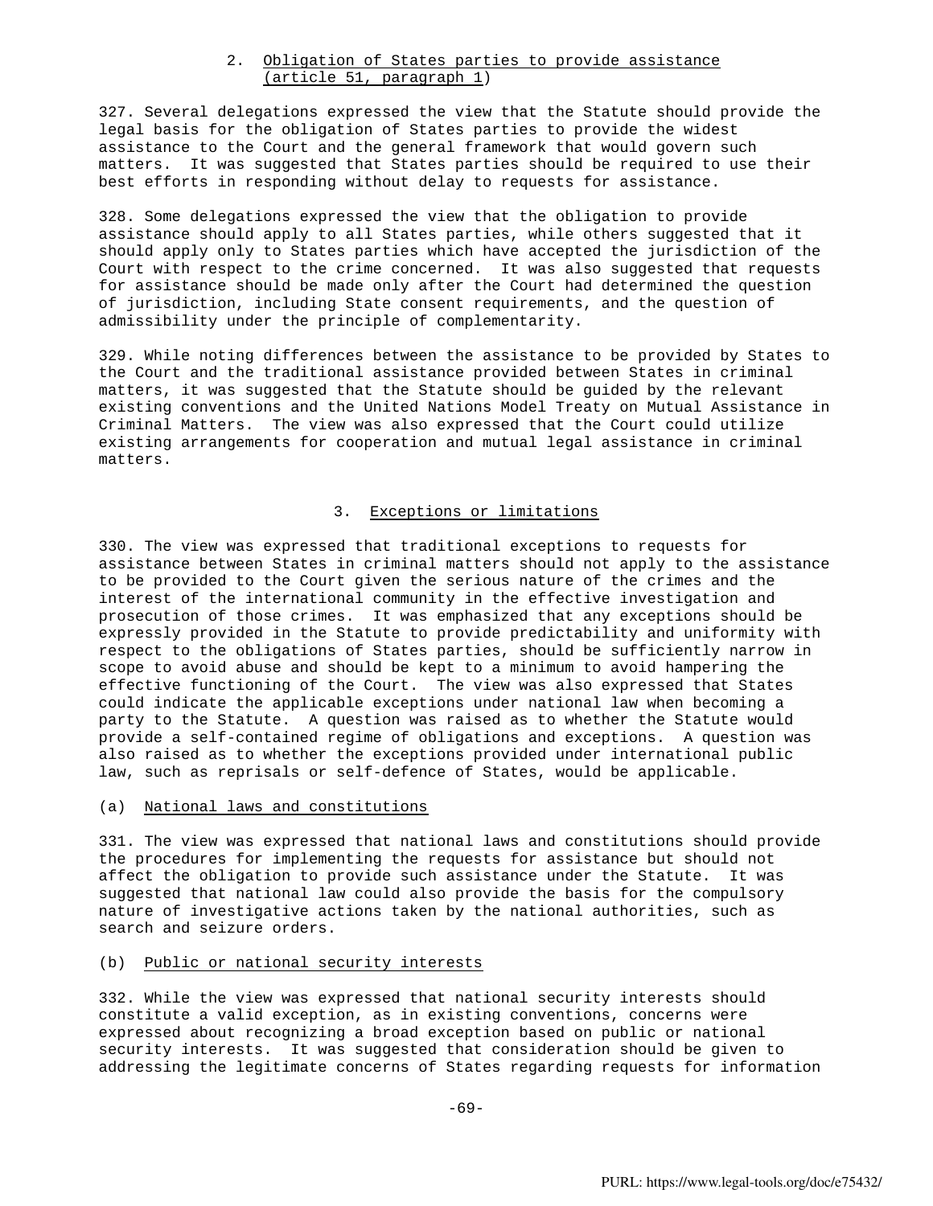### 2. Obligation of States parties to provide assistance (article 51, paragraph 1)

327. Several delegations expressed the view that the Statute should provide the legal basis for the obligation of States parties to provide the widest assistance to the Court and the general framework that would govern such matters. It was suggested that States parties should be required to use their best efforts in responding without delay to requests for assistance.

328. Some delegations expressed the view that the obligation to provide assistance should apply to all States parties, while others suggested that it should apply only to States parties which have accepted the jurisdiction of the Court with respect to the crime concerned. It was also suggested that requests for assistance should be made only after the Court had determined the question of jurisdiction, including State consent requirements, and the question of admissibility under the principle of complementarity.

329. While noting differences between the assistance to be provided by States to the Court and the traditional assistance provided between States in criminal matters, it was suggested that the Statute should be guided by the relevant existing conventions and the United Nations Model Treaty on Mutual Assistance in Criminal Matters. The view was also expressed that the Court could utilize existing arrangements for cooperation and mutual legal assistance in criminal matters.

### 3. Exceptions or limitations

330. The view was expressed that traditional exceptions to requests for assistance between States in criminal matters should not apply to the assistance to be provided to the Court given the serious nature of the crimes and the interest of the international community in the effective investigation and prosecution of those crimes. It was emphasized that any exceptions should be expressly provided in the Statute to provide predictability and uniformity with respect to the obligations of States parties, should be sufficiently narrow in scope to avoid abuse and should be kept to a minimum to avoid hampering the effective functioning of the Court. The view was also expressed that States could indicate the applicable exceptions under national law when becoming a party to the Statute. A question was raised as to whether the Statute would provide a self-contained regime of obligations and exceptions. A question was also raised as to whether the exceptions provided under international public law, such as reprisals or self-defence of States, would be applicable.

#### (a) National laws and constitutions

331. The view was expressed that national laws and constitutions should provide the procedures for implementing the requests for assistance but should not affect the obligation to provide such assistance under the Statute. It was suggested that national law could also provide the basis for the compulsory nature of investigative actions taken by the national authorities, such as search and seizure orders.

#### (b) Public or national security interests

332. While the view was expressed that national security interests should constitute a valid exception, as in existing conventions, concerns were expressed about recognizing a broad exception based on public or national security interests. It was suggested that consideration should be given to addressing the legitimate concerns of States regarding requests for information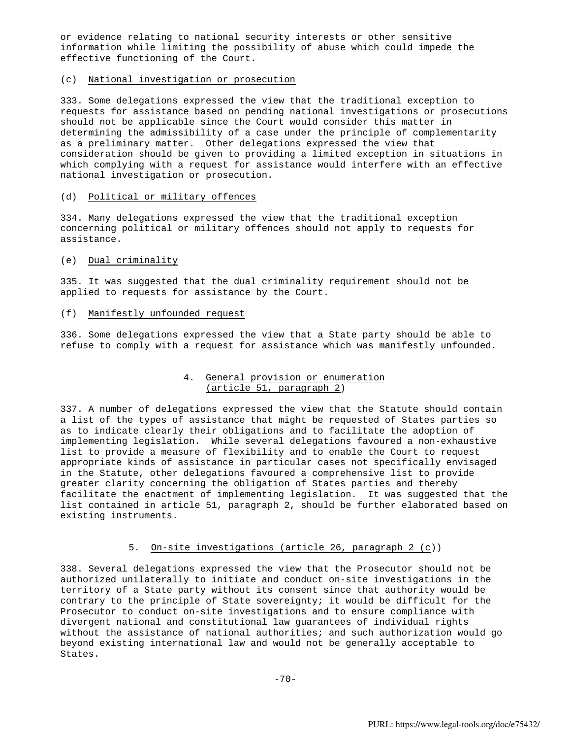or evidence relating to national security interests or other sensitive information while limiting the possibility of abuse which could impede the effective functioning of the Court.

(c) National investigation or prosecution

333. Some delegations expressed the view that the traditional exception to requests for assistance based on pending national investigations or prosecutions should not be applicable since the Court would consider this matter in determining the admissibility of a case under the principle of complementarity as a preliminary matter. Other delegations expressed the view that consideration should be given to providing a limited exception in situations in which complying with a request for assistance would interfere with an effective national investigation or prosecution.

(d) Political or military offences

334. Many delegations expressed the view that the traditional exception concerning political or military offences should not apply to requests for assistance.

(e) Dual criminality

335. It was suggested that the dual criminality requirement should not be applied to requests for assistance by the Court.

(f) Manifestly unfounded request

336. Some delegations expressed the view that a State party should be able to refuse to comply with a request for assistance which was manifestly unfounded.

### 4. General provision or enumeration (article 51, paragraph 2)

337. A number of delegations expressed the view that the Statute should contain a list of the types of assistance that might be requested of States parties so as to indicate clearly their obligations and to facilitate the adoption of implementing legislation. While several delegations favoured a non-exhaustive list to provide a measure of flexibility and to enable the Court to request appropriate kinds of assistance in particular cases not specifically envisaged in the Statute, other delegations favoured a comprehensive list to provide greater clarity concerning the obligation of States parties and thereby facilitate the enactment of implementing legislation. It was suggested that the list contained in article 51, paragraph 2, should be further elaborated based on existing instruments.

### 5. On-site investigations (article 26, paragraph 2 (c))

338. Several delegations expressed the view that the Prosecutor should not be authorized unilaterally to initiate and conduct on-site investigations in the territory of a State party without its consent since that authority would be contrary to the principle of State sovereignty; it would be difficult for the Prosecutor to conduct on-site investigations and to ensure compliance with divergent national and constitutional law guarantees of individual rights without the assistance of national authorities; and such authorization would go beyond existing international law and would not be generally acceptable to States.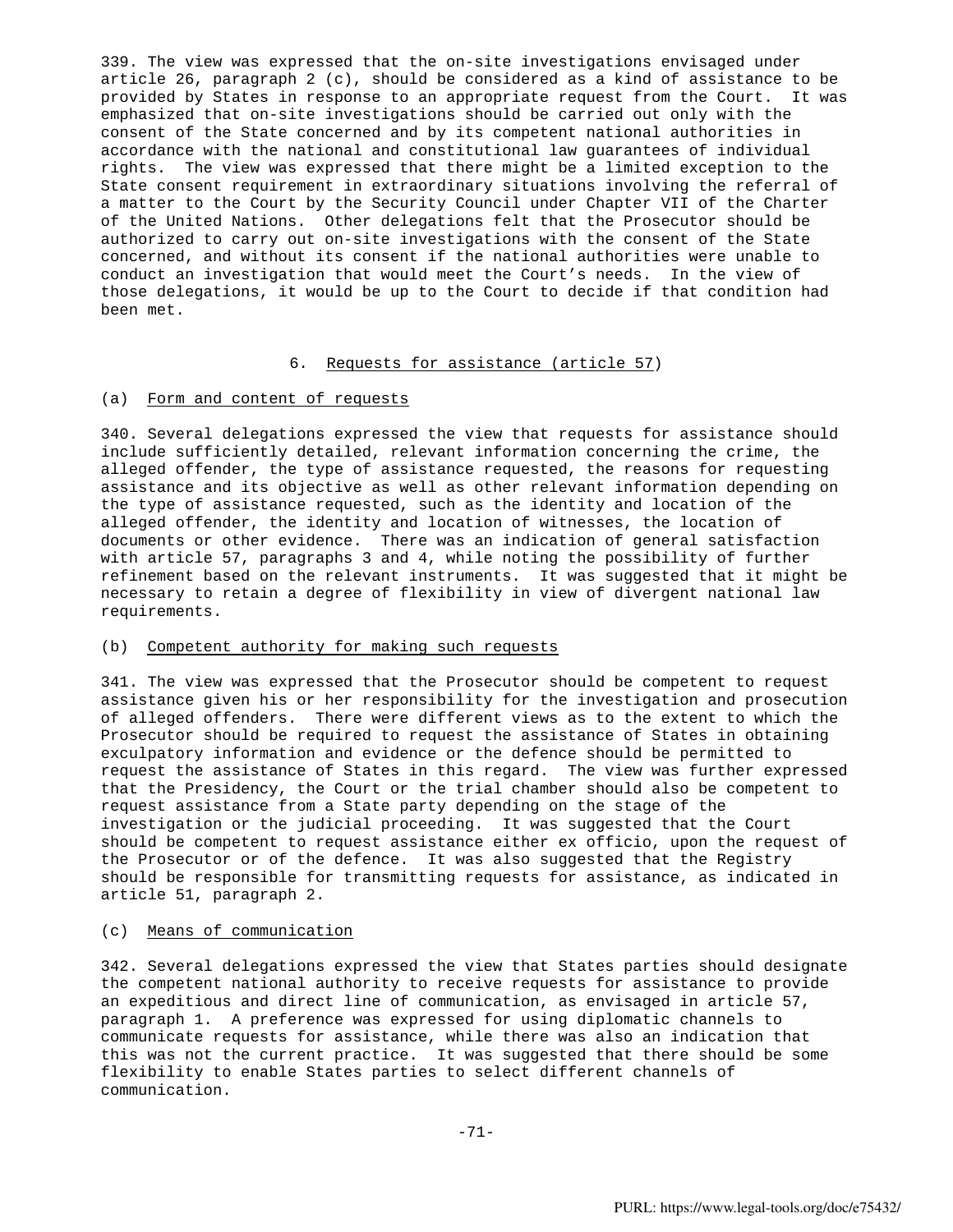339. The view was expressed that the on-site investigations envisaged under article 26, paragraph 2 (c), should be considered as a kind of assistance to be provided by States in response to an appropriate request from the Court. It was emphasized that on-site investigations should be carried out only with the consent of the State concerned and by its competent national authorities in accordance with the national and constitutional law guarantees of individual rights. The view was expressed that there might be a limited exception to the State consent requirement in extraordinary situations involving the referral of a matter to the Court by the Security Council under Chapter VII of the Charter of the United Nations. Other delegations felt that the Prosecutor should be authorized to carry out on-site investigations with the consent of the State concerned, and without its consent if the national authorities were unable to conduct an investigation that would meet the Court's needs. In the view of those delegations, it would be up to the Court to decide if that condition had been met.

### 6. Requests for assistance (article 57)

#### (a) Form and content of requests

340. Several delegations expressed the view that requests for assistance should include sufficiently detailed, relevant information concerning the crime, the alleged offender, the type of assistance requested, the reasons for requesting assistance and its objective as well as other relevant information depending on the type of assistance requested, such as the identity and location of the alleged offender, the identity and location of witnesses, the location of documents or other evidence. There was an indication of general satisfaction with article 57, paragraphs 3 and 4, while noting the possibility of further refinement based on the relevant instruments. It was suggested that it might be necessary to retain a degree of flexibility in view of divergent national law requirements.

#### (b) Competent authority for making such requests

341. The view was expressed that the Prosecutor should be competent to request assistance given his or her responsibility for the investigation and prosecution of alleged offenders. There were different views as to the extent to which the Prosecutor should be required to request the assistance of States in obtaining exculpatory information and evidence or the defence should be permitted to request the assistance of States in this regard. The view was further expressed that the Presidency, the Court or the trial chamber should also be competent to request assistance from a State party depending on the stage of the investigation or the judicial proceeding. It was suggested that the Court should be competent to request assistance either ex officio, upon the request of the Prosecutor or of the defence. It was also suggested that the Registry should be responsible for transmitting requests for assistance, as indicated in article 51, paragraph 2.

#### (c) Means of communication

342. Several delegations expressed the view that States parties should designate the competent national authority to receive requests for assistance to provide an expeditious and direct line of communication, as envisaged in article 57, paragraph 1. A preference was expressed for using diplomatic channels to communicate requests for assistance, while there was also an indication that this was not the current practice. It was suggested that there should be some flexibility to enable States parties to select different channels of communication.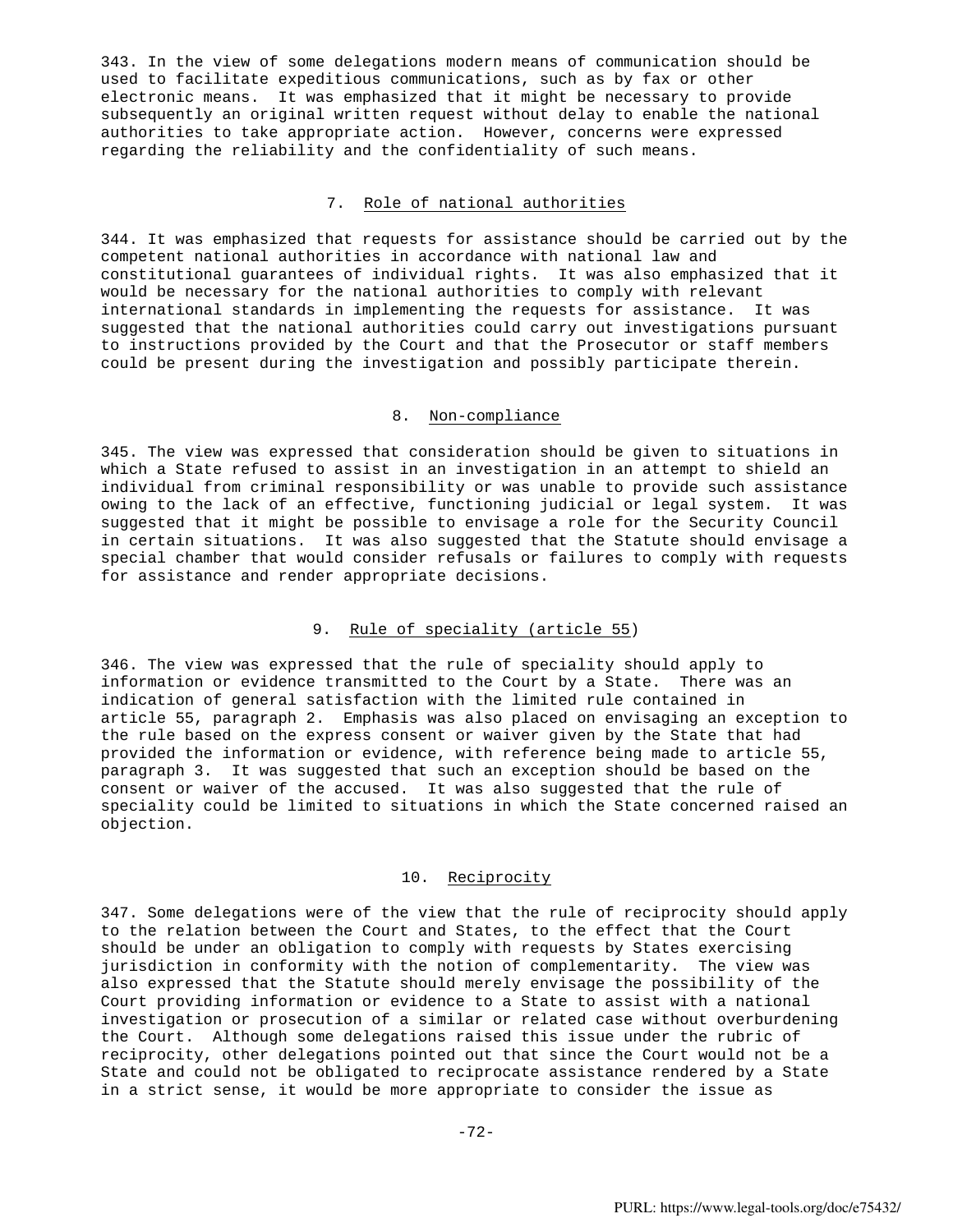343. In the view of some delegations modern means of communication should be used to facilitate expeditious communications, such as by fax or other electronic means. It was emphasized that it might be necessary to provide subsequently an original written request without delay to enable the national authorities to take appropriate action. However, concerns were expressed regarding the reliability and the confidentiality of such means.

### 7. Role of national authorities

344. It was emphasized that requests for assistance should be carried out by the competent national authorities in accordance with national law and constitutional guarantees of individual rights. It was also emphasized that it would be necessary for the national authorities to comply with relevant international standards in implementing the requests for assistance. It was suggested that the national authorities could carry out investigations pursuant to instructions provided by the Court and that the Prosecutor or staff members could be present during the investigation and possibly participate therein.

### 8. Non-compliance

345. The view was expressed that consideration should be given to situations in which a State refused to assist in an investigation in an attempt to shield an individual from criminal responsibility or was unable to provide such assistance owing to the lack of an effective, functioning judicial or legal system. It was suggested that it might be possible to envisage a role for the Security Council in certain situations. It was also suggested that the Statute should envisage a special chamber that would consider refusals or failures to comply with requests for assistance and render appropriate decisions.

### 9. Rule of speciality (article 55)

346. The view was expressed that the rule of speciality should apply to information or evidence transmitted to the Court by a State. There was an indication of general satisfaction with the limited rule contained in article 55, paragraph 2. Emphasis was also placed on envisaging an exception to the rule based on the express consent or waiver given by the State that had provided the information or evidence, with reference being made to article 55, paragraph 3. It was suggested that such an exception should be based on the consent or waiver of the accused. It was also suggested that the rule of speciality could be limited to situations in which the State concerned raised an objection.

### 10. Reciprocity

347. Some delegations were of the view that the rule of reciprocity should apply to the relation between the Court and States, to the effect that the Court should be under an obligation to comply with requests by States exercising jurisdiction in conformity with the notion of complementarity. The view was also expressed that the Statute should merely envisage the possibility of the Court providing information or evidence to a State to assist with a national investigation or prosecution of a similar or related case without overburdening the Court. Although some delegations raised this issue under the rubric of reciprocity, other delegations pointed out that since the Court would not be a State and could not be obligated to reciprocate assistance rendered by a State in a strict sense, it would be more appropriate to consider the issue as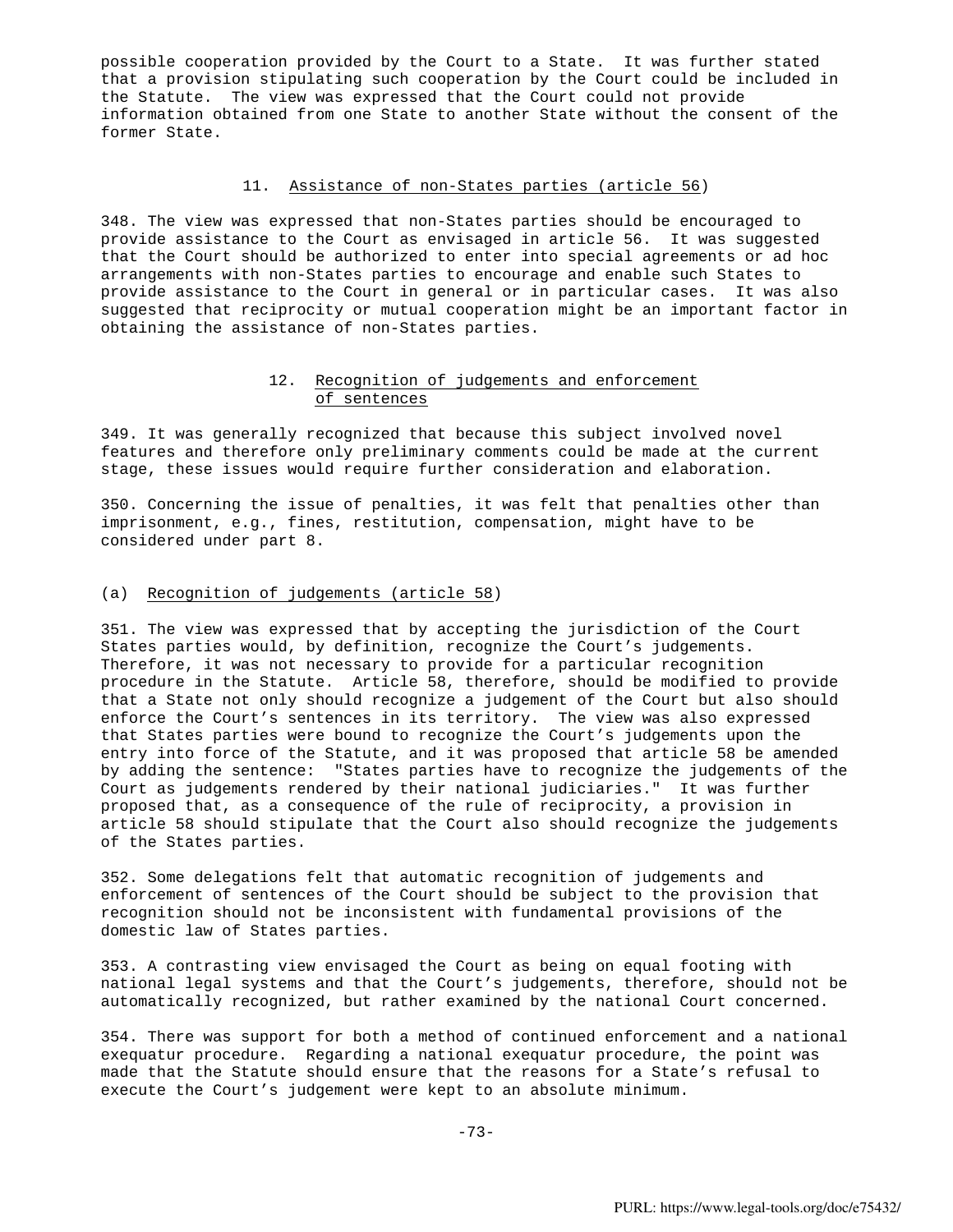possible cooperation provided by the Court to a State. It was further stated that a provision stipulating such cooperation by the Court could be included in the Statute. The view was expressed that the Court could not provide information obtained from one State to another State without the consent of the former State.

### 11. Assistance of non-States parties (article 56)

348. The view was expressed that non-States parties should be encouraged to provide assistance to the Court as envisaged in article 56. It was suggested that the Court should be authorized to enter into special agreements or ad hoc arrangements with non-States parties to encourage and enable such States to provide assistance to the Court in general or in particular cases. It was also suggested that reciprocity or mutual cooperation might be an important factor in obtaining the assistance of non-States parties.

### 12. Recognition of judgements and enforcement of sentences

349. It was generally recognized that because this subject involved novel features and therefore only preliminary comments could be made at the current stage, these issues would require further consideration and elaboration.

350. Concerning the issue of penalties, it was felt that penalties other than imprisonment, e.g., fines, restitution, compensation, might have to be considered under part 8.

#### (a) Recognition of judgements (article 58)

351. The view was expressed that by accepting the jurisdiction of the Court States parties would, by definition, recognize the Court's judgements. Therefore, it was not necessary to provide for a particular recognition procedure in the Statute. Article 58, therefore, should be modified to provide that a State not only should recognize a judgement of the Court but also should enforce the Court's sentences in its territory. The view was also expressed that States parties were bound to recognize the Court's judgements upon the entry into force of the Statute, and it was proposed that article 58 be amended by adding the sentence: "States parties have to recognize the judgements of the Court as judgements rendered by their national judiciaries." It was further proposed that, as a consequence of the rule of reciprocity, a provision in article 58 should stipulate that the Court also should recognize the judgements of the States parties.

352. Some delegations felt that automatic recognition of judgements and enforcement of sentences of the Court should be subject to the provision that recognition should not be inconsistent with fundamental provisions of the domestic law of States parties.

353. A contrasting view envisaged the Court as being on equal footing with national legal systems and that the Court's judgements, therefore, should not be automatically recognized, but rather examined by the national Court concerned.

354. There was support for both a method of continued enforcement and a national exequatur procedure. Regarding a national exequatur procedure, the point was made that the Statute should ensure that the reasons for a State's refusal to execute the Court's judgement were kept to an absolute minimum.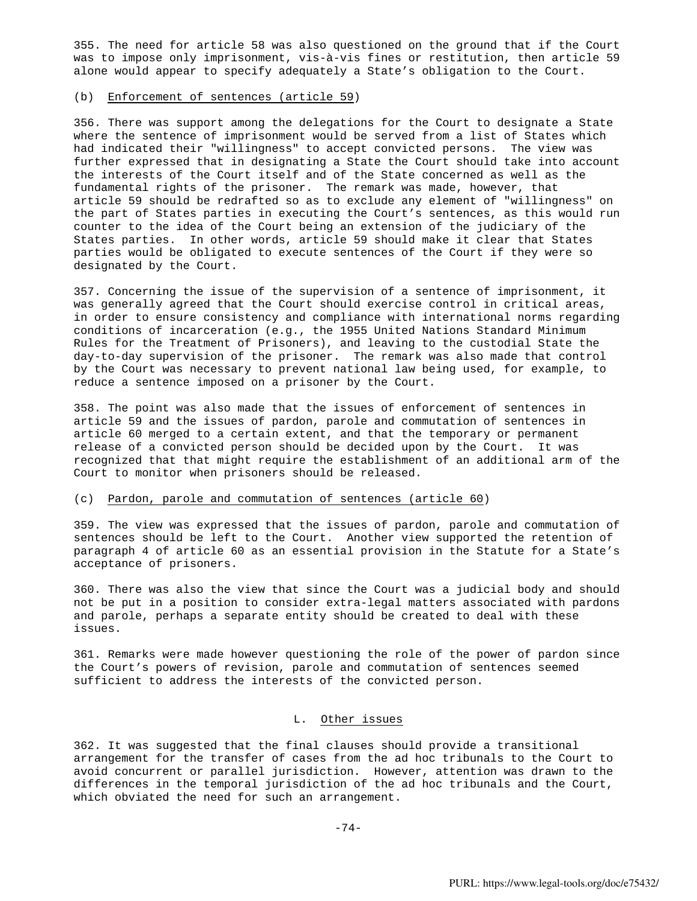355. The need for article 58 was also questioned on the ground that if the Court was to impose only imprisonment, vis-à-vis fines or restitution, then article 59 alone would appear to specify adequately a State's obligation to the Court.

(b) Enforcement of sentences (article 59)

356. There was support among the delegations for the Court to designate a State where the sentence of imprisonment would be served from a list of States which had indicated their "willingness" to accept convicted persons. The view was further expressed that in designating a State the Court should take into account the interests of the Court itself and of the State concerned as well as the fundamental rights of the prisoner. The remark was made, however, that article 59 should be redrafted so as to exclude any element of "willingness" on the part of States parties in executing the Court's sentences, as this would run counter to the idea of the Court being an extension of the judiciary of the States parties. In other words, article 59 should make it clear that States parties would be obligated to execute sentences of the Court if they were so designated by the Court.

357. Concerning the issue of the supervision of a sentence of imprisonment, it was generally agreed that the Court should exercise control in critical areas, in order to ensure consistency and compliance with international norms regarding conditions of incarceration (e.g., the 1955 United Nations Standard Minimum Rules for the Treatment of Prisoners), and leaving to the custodial State the day-to-day supervision of the prisoner. The remark was also made that control by the Court was necessary to prevent national law being used, for example, to reduce a sentence imposed on a prisoner by the Court.

358. The point was also made that the issues of enforcement of sentences in article 59 and the issues of pardon, parole and commutation of sentences in article 60 merged to a certain extent, and that the temporary or permanent release of a convicted person should be decided upon by the Court. It was recognized that that might require the establishment of an additional arm of the Court to monitor when prisoners should be released.

(c) Pardon, parole and commutation of sentences (article 60)

359. The view was expressed that the issues of pardon, parole and commutation of sentences should be left to the Court. Another view supported the retention of paragraph 4 of article 60 as an essential provision in the Statute for a State's acceptance of prisoners.

360. There was also the view that since the Court was a judicial body and should not be put in a position to consider extra-legal matters associated with pardons and parole, perhaps a separate entity should be created to deal with these issues.

361. Remarks were made however questioning the role of the power of pardon since the Court's powers of revision, parole and commutation of sentences seemed sufficient to address the interests of the convicted person.

## L. Other issues

362. It was suggested that the final clauses should provide a transitional arrangement for the transfer of cases from the ad hoc tribunals to the Court to avoid concurrent or parallel jurisdiction. However, attention was drawn to the differences in the temporal jurisdiction of the ad hoc tribunals and the Court, which obviated the need for such an arrangement.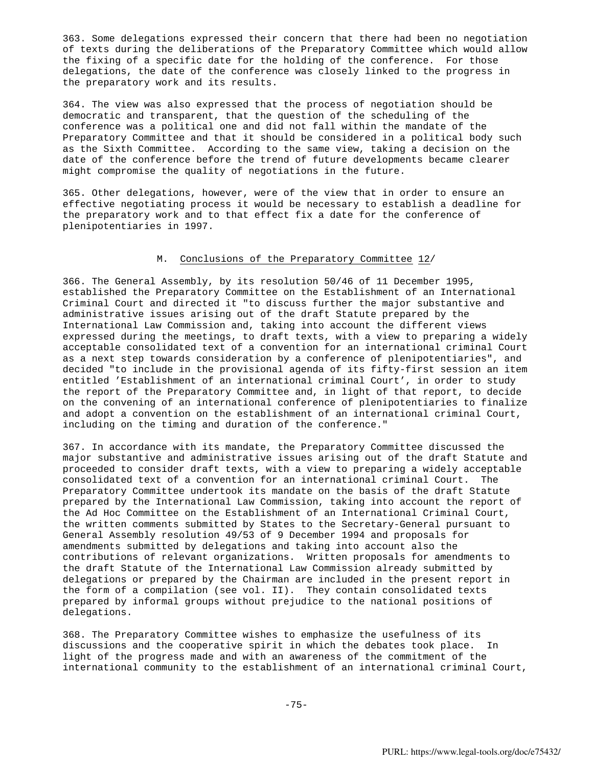363. Some delegations expressed their concern that there had been no negotiation of texts during the deliberations of the Preparatory Committee which would allow the fixing of a specific date for the holding of the conference. For those delegations, the date of the conference was closely linked to the progress in the preparatory work and its results.

364. The view was also expressed that the process of negotiation should be democratic and transparent, that the question of the scheduling of the conference was a political one and did not fall within the mandate of the Preparatory Committee and that it should be considered in a political body such as the Sixth Committee. According to the same view, taking a decision on the date of the conference before the trend of future developments became clearer might compromise the quality of negotiations in the future.

365. Other delegations, however, were of the view that in order to ensure an effective negotiating process it would be necessary to establish a deadline for the preparatory work and to that effect fix a date for the conference of plenipotentiaries in 1997.

## M. Conclusions of the Preparatory Committee 12/

366. The General Assembly, by its resolution 50/46 of 11 December 1995, established the Preparatory Committee on the Establishment of an International Criminal Court and directed it "to discuss further the major substantive and administrative issues arising out of the draft Statute prepared by the International Law Commission and, taking into account the different views expressed during the meetings, to draft texts, with a view to preparing a widely acceptable consolidated text of a convention for an international criminal Court as a next step towards consideration by a conference of plenipotentiaries", and decided "to include in the provisional agenda of its fifty-first session an item entitled 'Establishment of an international criminal Court', in order to study the report of the Preparatory Committee and, in light of that report, to decide on the convening of an international conference of plenipotentiaries to finalize and adopt a convention on the establishment of an international criminal Court, including on the timing and duration of the conference."

367. In accordance with its mandate, the Preparatory Committee discussed the major substantive and administrative issues arising out of the draft Statute and proceeded to consider draft texts, with a view to preparing a widely acceptable consolidated text of a convention for an international criminal Court. The Preparatory Committee undertook its mandate on the basis of the draft Statute prepared by the International Law Commission, taking into account the report of the Ad Hoc Committee on the Establishment of an International Criminal Court, the written comments submitted by States to the Secretary-General pursuant to General Assembly resolution 49/53 of 9 December 1994 and proposals for amendments submitted by delegations and taking into account also the contributions of relevant organizations. Written proposals for amendments to the draft Statute of the International Law Commission already submitted by delegations or prepared by the Chairman are included in the present report in the form of a compilation (see vol. II). They contain consolidated texts prepared by informal groups without prejudice to the national positions of delegations.

368. The Preparatory Committee wishes to emphasize the usefulness of its discussions and the cooperative spirit in which the debates took place. In light of the progress made and with an awareness of the commitment of the international community to the establishment of an international criminal Court,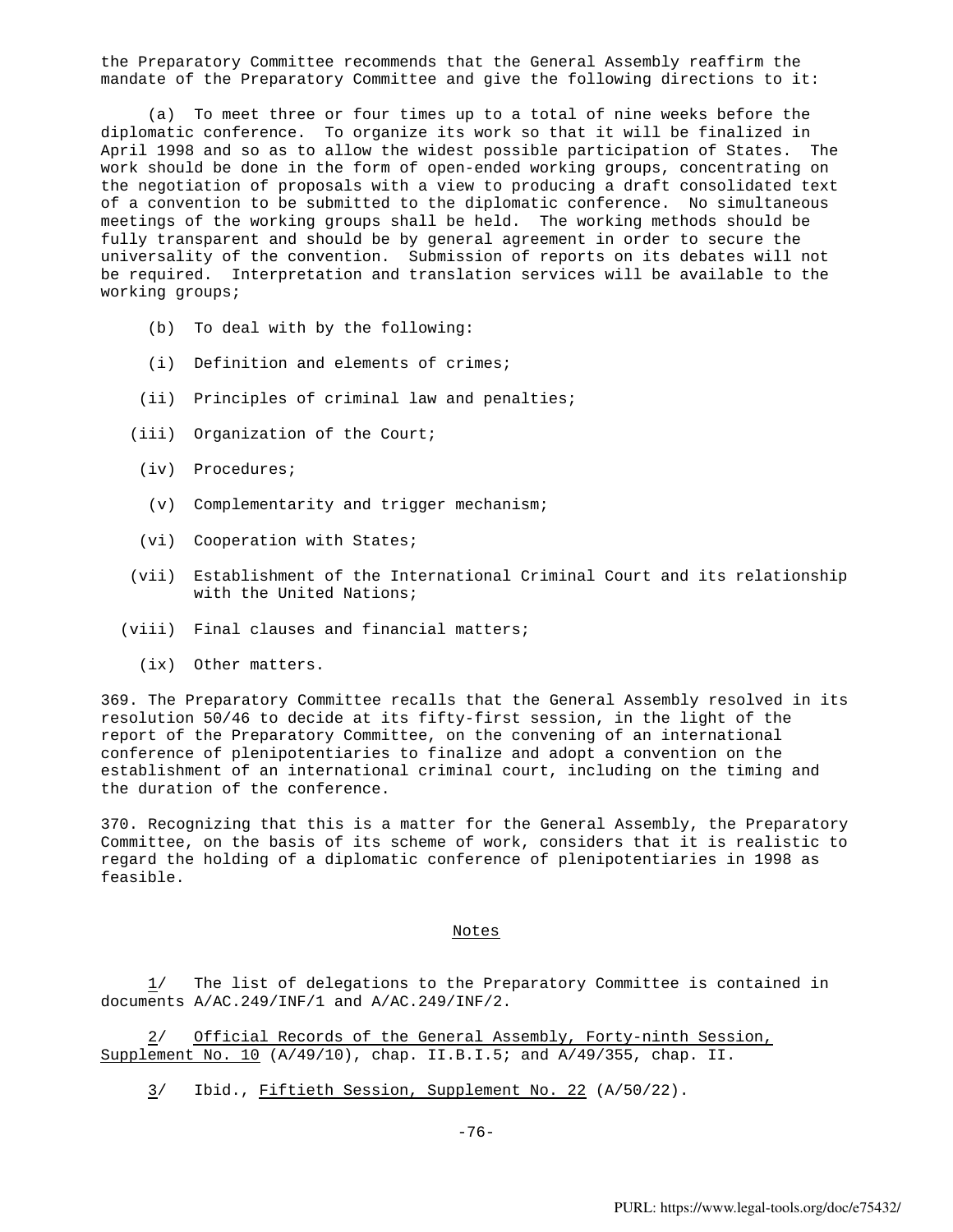the Preparatory Committee recommends that the General Assembly reaffirm the mandate of the Preparatory Committee and give the following directions to it:

(a) To meet three or four times up to a total of nine weeks before the diplomatic conference. To organize its work so that it will be finalized in April 1998 and so as to allow the widest possible participation of States. The work should be done in the form of open-ended working groups, concentrating on the negotiation of proposals with a view to producing a draft consolidated text of a convention to be submitted to the diplomatic conference. No simultaneous meetings of the working groups shall be held. The working methods should be fully transparent and should be by general agreement in order to secure the universality of the convention. Submission of reports on its debates will not be required. Interpretation and translation services will be available to the working groups;

(b) To deal with by the following:

(i) Definition and elements of crimes;

(ii) Principles of criminal law and penalties;

(iii) Organization of the Court;

(iv) Procedures;

(v) Complementarity and trigger mechanism;

(vi) Cooperation with States;

(vii) Establishment of the International Criminal Court and its relationship with the United Nations;

(viii) Final clauses and financial matters;

(ix) Other matters.

369. The Preparatory Committee recalls that the General Assembly resolved in its resolution 50/46 to decide at its fifty-first session, in the light of the report of the Preparatory Committee, on the convening of an international conference of plenipotentiaries to finalize and adopt a convention on the establishment of an international criminal court, including on the timing and the duration of the conference.

370. Recognizing that this is a matter for the General Assembly, the Preparatory Committee, on the basis of its scheme of work, considers that it is realistic to regard the holding of a diplomatic conference of plenipotentiaries in 1998 as feasible.

## Notes

1/ The list of delegations to the Preparatory Committee is contained in documents A/AC.249/INF/1 and A/AC.249/INF/2.

2/ Official Records of the General Assembly, Forty-ninth Session, Supplement No. 10 (A/49/10), chap. II.B.I.5; and A/49/355, chap. II.

3/ Ibid., Fiftieth Session, Supplement No. 22 (A/50/22).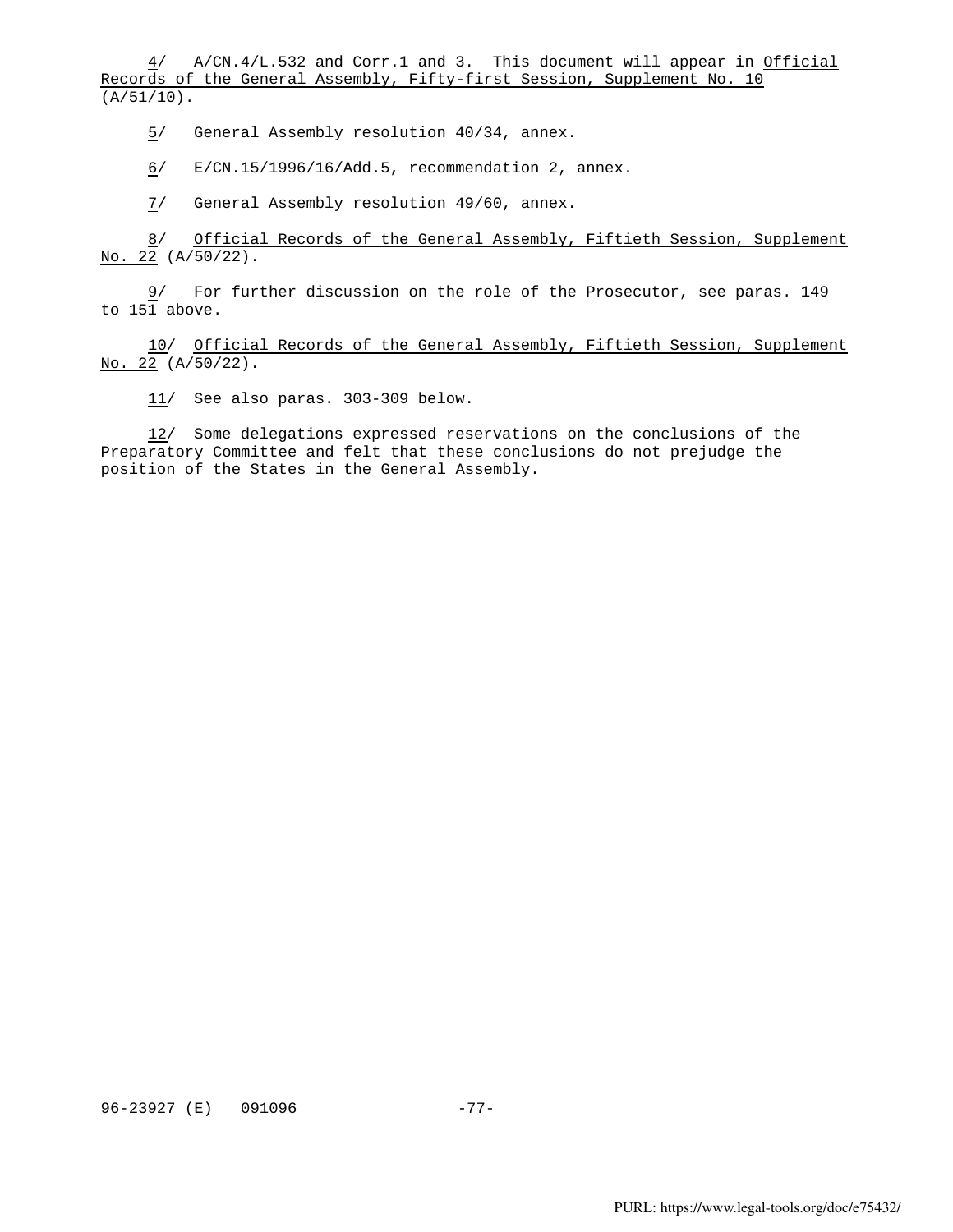4/ A/CN.4/L.532 and Corr.1 and 3. This document will appear in _Official Records of the General Assembly, Fifty-first Session, Supplement No. 10_ (A/51/10).

5/ General Assembly resolution 40/34, annex.

6/ E/CN.15/1996/16/Add.5, recommendation 2, annex.

7/ General Assembly resolution 49/60, annex.

8/ _Official Records of the General Assembly, Fiftieth Session, Supplement No. 22_ (A/50/22).

9/ For further discussion on the role of the Prosecutor, see paras. 149 to 151 above.

10/ _Official Records of the General Assembly, Fiftieth Session, Supplement No. 22_ (A/50/22).

11/ See also paras. 303-309 below.

12/ Some delegations expressed reservations on the conclusions of the Preparatory Committee and felt that these conclusions do not prejudge the position of the States in the General Assembly.